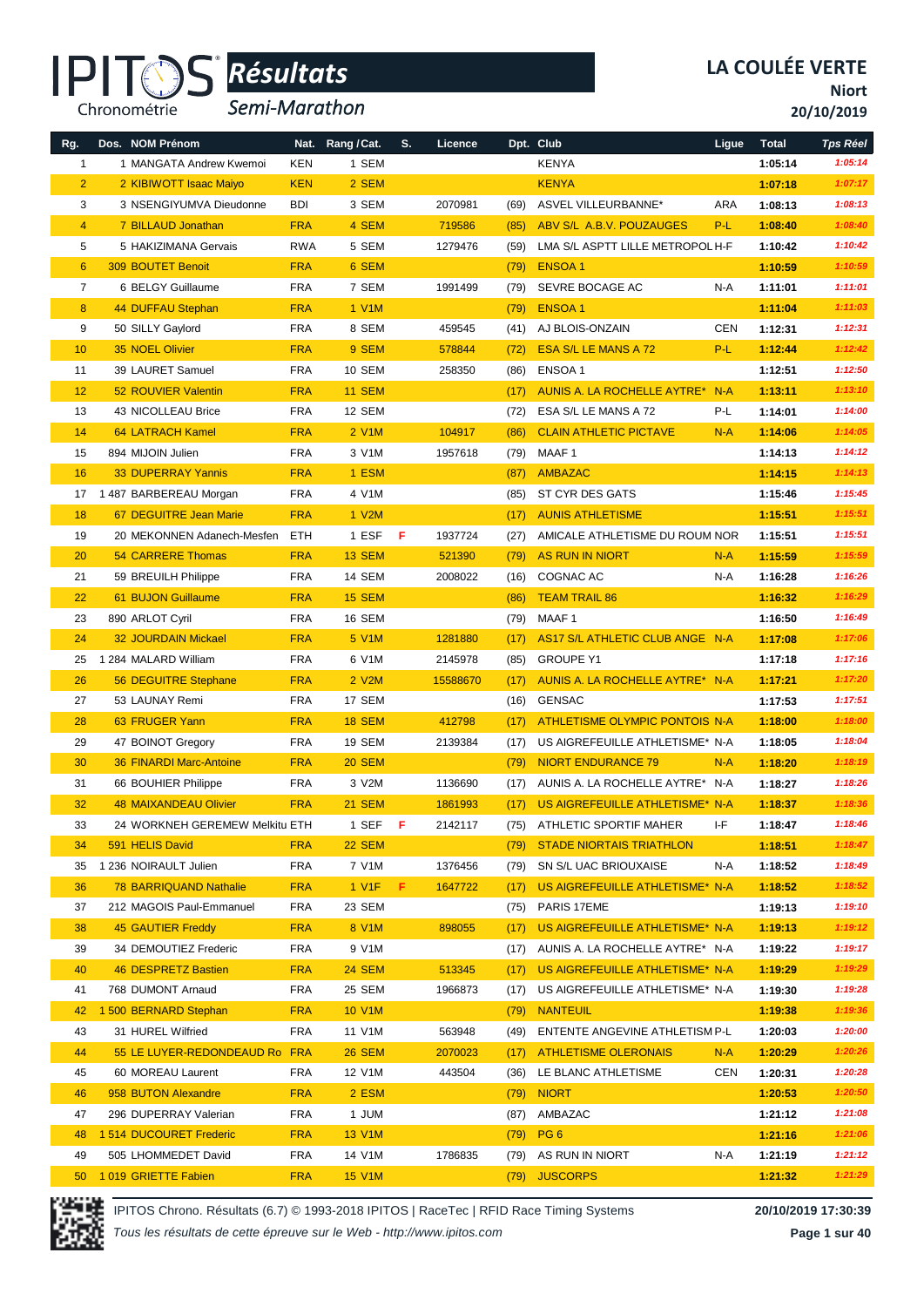# IPITOS Résultats

## Semi-Marathon

**LA COULÉE VERTE**
**Niort**
**20/10/2019**

| Rg. | Dos. | NOM Prénom | Nat. | Rang / Cat. | S. | Licence | Dpt. | Club | Ligue | Total | Tps Réel |
|---|---|---|---|---|---|---|---|---|---|---|---|
| 1 | 1 | MANGATA Andrew Kwemoi | KEN | 1 SEM | | | | KENYA | | 1:05:14 | 1:05:14 |
| 2 | 2 | KIBIWOTT Isaac Maiyo | KEN | 2 SEM | | | | KENYA | | 1:07:18 | 1:07:17 |
| 3 | 3 | NSENGIYUMVA Dieudonne | BDI | 3 SEM | | 2070981 | (69) | ASVEL VILLEURBANNE* | ARA | 1:08:13 | 1:08:13 |
| 4 | 7 | BILLAUD Jonathan | FRA | 4 SEM | | 719586 | (85) | ABV S/L A.B.V. POUZAUGES | P-L | 1:08:40 | 1:08:40 |
| 5 | 5 | HAKIZIMANA Gervais | RWA | 5 SEM | | 1279476 | (59) | LMA S/L ASPTT LILLE METROPOL | H-F | 1:10:42 | 1:10:42 |
| 6 | 309 | BOUTET Benoit | FRA | 6 SEM | | | (79) | ENSOA 1 | | 1:10:59 | 1:10:59 |
| 7 | 6 | BELGY Guillaume | FRA | 7 SEM | | 1991499 | (79) | SEVRE BOCAGE AC | N-A | 1:11:01 | 1:11:01 |
| 8 | 44 | DUFFAU Stephan | FRA | 1 V1M | | | (79) | ENSOA 1 | | 1:11:04 | 1:11:03 |
| 9 | 50 | SILLY Gaylord | FRA | 8 SEM | | 459545 | (41) | AJ BLOIS-ONZAIN | CEN | 1:12:31 | 1:12:31 |
| 10 | 35 | NOEL Olivier | FRA | 9 SEM | | 578844 | (72) | ESA S/L LE MANS A 72 | P-L | 1:12:44 | 1:12:42 |
| 11 | 39 | LAURET Samuel | FRA | 10 SEM | | 258350 | (86) | ENSOA 1 | | 1:12:51 | 1:12:50 |
| 12 | 52 | ROUVIER Valentin | FRA | 11 SEM | | | (17) | AUNIS A. LA ROCHELLE AYTRE* | N-A | 1:13:11 | 1:13:10 |
| 13 | 43 | NICOLLEAU Brice | FRA | 12 SEM | | | (72) | ESA S/L LE MANS A 72 | P-L | 1:14:01 | 1:14:00 |
| 14 | 64 | LATRACH Kamel | FRA | 2 V1M | | 104917 | (86) | CLAIN ATHLETIC PICTAVE | N-A | 1:14:06 | 1:14:05 |
| 15 | 894 | MIJOIN Julien | FRA | 3 V1M | | 1957618 | (79) | MAAF 1 | | 1:14:13 | 1:14:12 |
| 16 | 33 | DUPERRAY Yannis | FRA | 1 ESM | | | (87) | AMBAZAC | | 1:14:15 | 1:14:13 |
| 17 | 1 487 | BARBEREAU Morgan | FRA | 4 V1M | | | (85) | ST CYR DES GATS | | 1:15:46 | 1:15:45 |
| 18 | 67 | DEGUITRE Jean Marie | FRA | 1 V2M | | | (17) | AUNIS ATHLETISME | | 1:15:51 | 1:15:51 |
| 19 | 20 | MEKONNEN Adanech-Mesfen | ETH | 1 ESF | F | 1937724 | (27) | AMICALE ATHLETISME DU ROUM | NOR | 1:15:51 | 1:15:51 |
| 20 | 54 | CARRERE Thomas | FRA | 13 SEM | | 521390 | (79) | AS RUN IN NIORT | N-A | 1:15:59 | 1:15:59 |
| 21 | 59 | BREUILH Philippe | FRA | 14 SEM | | 2008022 | (16) | COGNAC AC | N-A | 1:16:28 | 1:16:26 |
| 22 | 61 | BUJON Guillaume | FRA | 15 SEM | | | (86) | TEAM TRAIL 86 | | 1:16:32 | 1:16:29 |
| 23 | 890 | ARLOT Cyril | FRA | 16 SEM | | | (79) | MAAF 1 | | 1:16:50 | 1:16:49 |
| 24 | 32 | JOURDAIN Mickael | FRA | 5 V1M | | 1281880 | (17) | AS17 S/L ATHLETIC CLUB ANGE | N-A | 1:17:08 | 1:17:06 |
| 25 | 1 284 | MALARD William | FRA | 6 V1M | | 2145978 | (85) | GROUPE Y1 | | 1:17:18 | 1:17:16 |
| 26 | 56 | DEGUITRE Stephane | FRA | 2 V2M | | 15588670 | (17) | AUNIS A. LA ROCHELLE AYTRE* | N-A | 1:17:21 | 1:17:20 |
| 27 | 53 | LAUNAY Remi | FRA | 17 SEM | | | (16) | GENSAC | | 1:17:53 | 1:17:51 |
| 28 | 63 | FRUGER Yann | FRA | 18 SEM | | 412798 | (17) | ATHLETISME OLYMPIC PONTOIS | N-A | 1:18:00 | 1:18:00 |
| 29 | 47 | BOINOT Gregory | FRA | 19 SEM | | 2139384 | (17) | US AIGREFEUILLE ATHLETISME* | N-A | 1:18:05 | 1:18:04 |
| 30 | 36 | FINARDI Marc-Antoine | FRA | 20 SEM | | | (79) | NIORT ENDURANCE 79 | N-A | 1:18:20 | 1:18:19 |
| 31 | 66 | BOUHIER Philippe | FRA | 3 V2M | | 1136690 | (17) | AUNIS A. LA ROCHELLE AYTRE* | N-A | 1:18:27 | 1:18:26 |
| 32 | 48 | MAIXANDEAU Olivier | FRA | 21 SEM | | 1861993 | (17) | US AIGREFEUILLE ATHLETISME* | N-A | 1:18:37 | 1:18:36 |
| 33 | 24 | WORKNEH GEREMEW Melkitu | ETH | 1 SEF | F | 2142117 | (75) | ATHLETIC SPORTIF MAHER | I-F | 1:18:47 | 1:18:46 |
| 34 | 591 | HELIS David | FRA | 22 SEM | | | (79) | STADE NIORTAIS TRIATHLON | | 1:18:51 | 1:18:47 |
| 35 | 1 236 | NOIRAULT Julien | FRA | 7 V1M | | 1376456 | (79) | SN S/L UAC BRIOUXAISE | N-A | 1:18:52 | 1:18:49 |
| 36 | 78 | BARRIQUAND Nathalie | FRA | 1 V1F | F | 1647722 | (17) | US AIGREFEUILLE ATHLETISME* | N-A | 1:18:52 | 1:18:52 |
| 37 | 212 | MAGOIS Paul-Emmanuel | FRA | 23 SEM | | | (75) | PARIS 17EME | | 1:19:13 | 1:19:10 |
| 38 | 45 | GAUTIER Freddy | FRA | 8 V1M | | 898055 | (17) | US AIGREFEUILLE ATHLETISME* | N-A | 1:19:13 | 1:19:12 |
| 39 | 34 | DEMOUTIEZ Frederic | FRA | 9 V1M | | | (17) | AUNIS A. LA ROCHELLE AYTRE* | N-A | 1:19:22 | 1:19:17 |
| 40 | 46 | DESPRETZ Bastien | FRA | 24 SEM | | 513345 | (17) | US AIGREFEUILLE ATHLETISME* | N-A | 1:19:29 | 1:19:29 |
| 41 | 768 | DUMONT Arnaud | FRA | 25 SEM | | 1966873 | (17) | US AIGREFEUILLE ATHLETISME* | N-A | 1:19:30 | 1:19:28 |
| 42 | 1 500 | BERNARD Stephan | FRA | 10 V1M | | | (79) | NANTEUIL | | 1:19:38 | 1:19:36 |
| 43 | 31 | HUREL Wilfried | FRA | 11 V1M | | 563948 | (49) | ENTENTE ANGEVINE ATHLETISM | P-L | 1:20:03 | 1:20:00 |
| 44 | 55 | LE LUYER-REDONDEAUD Ro | FRA | 26 SEM | | 2070023 | (17) | ATHLETISME OLERONAIS | N-A | 1:20:29 | 1:20:26 |
| 45 | 60 | MOREAU Laurent | FRA | 12 V1M | | 443504 | (36) | LE BLANC ATHLETISME | CEN | 1:20:31 | 1:20:28 |
| 46 | 958 | BUTON Alexandre | FRA | 2 ESM | | | (79) | NIORT | | 1:20:53 | 1:20:50 |
| 47 | 296 | DUPERRAY Valerian | FRA | 1 JUM | | | (87) | AMBAZAC | | 1:21:12 | 1:21:08 |
| 48 | 1 514 | DUCOURET Frederic | FRA | 13 V1M | | | (79) | PG 6 | | 1:21:16 | 1:21:06 |
| 49 | 505 | LHOMMEDET David | FRA | 14 V1M | | 1786835 | (79) | AS RUN IN NIORT | N-A | 1:21:19 | 1:21:12 |
| 50 | 1 019 | GRIETTE Fabien | FRA | 15 V1M | | | (79) | JUSCORPS | | 1:21:32 | 1:21:29 |

IPITOS Chrono. Résultats (6.7) © 1993-2018 IPITOS | RaceTec | RFID Race Timing Systems — 20/10/2019 17:30:39

*Tous les résultats de cette épreuve sur le Web - http://www.ipitos.com*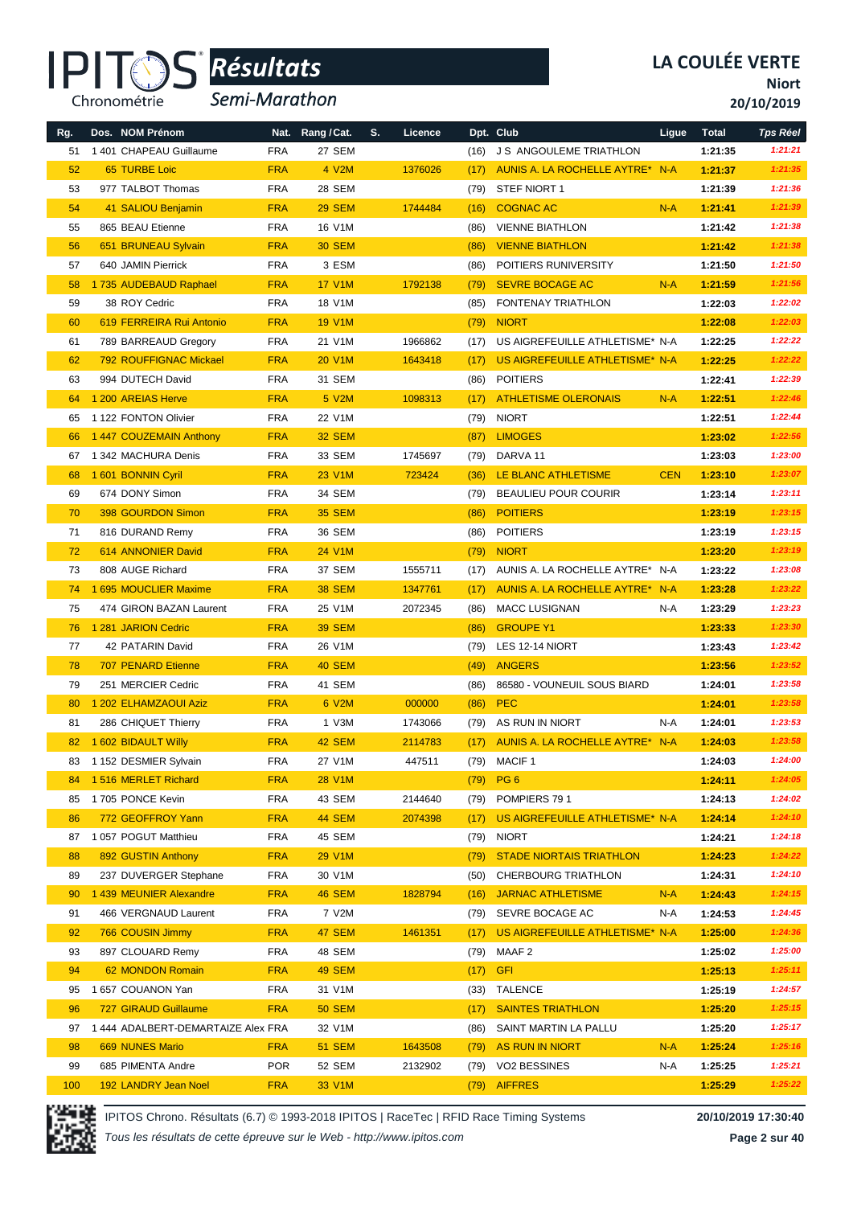# LA COULÉE VERTE

**Niort**

**20/10/2019**

*Résultats* *Semi-Marathon*

| Rg. | Dos. | NOM Prénom | Nat. | Rang / Cat. | S. | Licence | Dpt. | Club | Ligue | Total | Tps Réel |
|---|---|---|---|---|---|---|---|---|---|---|---|
| 51 | 1 401 | CHAPEAU Guillaume | FRA | 27 SEM | | | (16) | J S ANGOULEME TRIATHLON | | 1:21:35 | 1:21:21 |
| 52 | 65 | TURBE Loic | FRA | 4 V2M | | 1376026 | (17) | AUNIS A. LA ROCHELLE AYTRE* | N-A | 1:21:37 | 1:21:35 |
| 53 | 977 | TALBOT Thomas | FRA | 28 SEM | | | (79) | STEF NIORT 1 | | 1:21:39 | 1:21:36 |
| 54 | 41 | SALIOU Benjamin | FRA | 29 SEM | | 1744484 | (16) | COGNAC AC | N-A | 1:21:41 | 1:21:39 |
| 55 | 865 | BEAU Etienne | FRA | 16 V1M | | | (86) | VIENNE BIATHLON | | 1:21:42 | 1:21:38 |
| 56 | 651 | BRUNEAU Sylvain | FRA | 30 SEM | | | (86) | VIENNE BIATHLON | | 1:21:42 | 1:21:38 |
| 57 | 640 | JAMIN Pierrick | FRA | 3 ESM | | | (86) | POITIERS RUNIVERSITY | | 1:21:50 | 1:21:50 |
| 58 | 1 735 | AUDEBAUD Raphael | FRA | 17 V1M | | 1792138 | (79) | SEVRE BOCAGE AC | N-A | 1:21:59 | 1:21:56 |
| 59 | 38 | ROY Cedric | FRA | 18 V1M | | | (85) | FONTENAY TRIATHLON | | 1:22:03 | 1:22:02 |
| 60 | 619 | FERREIRA Rui Antonio | FRA | 19 V1M | | | (79) | NIORT | | 1:22:08 | 1:22:03 |
| 61 | 789 | BARREAUD Gregory | FRA | 21 V1M | | 1966862 | (17) | US AIGREFEUILLE ATHLETISME* | N-A | 1:22:25 | 1:22:22 |
| 62 | 792 | ROUFFIGNAC Mickael | FRA | 20 V1M | | 1643418 | (17) | US AIGREFEUILLE ATHLETISME* | N-A | 1:22:25 | 1:22:22 |
| 63 | 994 | DUTECH David | FRA | 31 SEM | | | (86) | POITIERS | | 1:22:41 | 1:22:39 |
| 64 | 1 200 | AREIAS Herve | FRA | 5 V2M | | 1098313 | (17) | ATHLETISME OLERONAIS | N-A | 1:22:51 | 1:22:46 |
| 65 | 1 122 | FONTON Olivier | FRA | 22 V1M | | | (79) | NIORT | | 1:22:51 | 1:22:44 |
| 66 | 1 447 | COUZEMAIN Anthony | FRA | 32 SEM | | | (87) | LIMOGES | | 1:23:02 | 1:22:56 |
| 67 | 1 342 | MACHURA Denis | FRA | 33 SEM | | 1745697 | (79) | DARVA 11 | | 1:23:03 | 1:23:00 |
| 68 | 1 601 | BONNIN Cyril | FRA | 23 V1M | | 723424 | (36) | LE BLANC ATHLETISME | CEN | 1:23:10 | 1:23:07 |
| 69 | 674 | DONY Simon | FRA | 34 SEM | | | (79) | BEAULIEU POUR COURIR | | 1:23:14 | 1:23:11 |
| 70 | 398 | GOURDON Simon | FRA | 35 SEM | | | (86) | POITIERS | | 1:23:19 | 1:23:15 |
| 71 | 816 | DURAND Remy | FRA | 36 SEM | | | (86) | POITIERS | | 1:23:19 | 1:23:15 |
| 72 | 614 | ANNONIER David | FRA | 24 V1M | | | (79) | NIORT | | 1:23:20 | 1:23:19 |
| 73 | 808 | AUGE Richard | FRA | 37 SEM | | 1555711 | (17) | AUNIS A. LA ROCHELLE AYTRE* | N-A | 1:23:22 | 1:23:08 |
| 74 | 1 695 | MOUCLIER Maxime | FRA | 38 SEM | | 1347761 | (17) | AUNIS A. LA ROCHELLE AYTRE* | N-A | 1:23:28 | 1:23:22 |
| 75 | 474 | GIRON BAZAN Laurent | FRA | 25 V1M | | 2072345 | (86) | MACC LUSIGNAN | N-A | 1:23:29 | 1:23:23 |
| 76 | 1 281 | JARION Cedric | FRA | 39 SEM | | | (86) | GROUPE Y1 | | 1:23:33 | 1:23:30 |
| 77 | 42 | PATARIN David | FRA | 26 V1M | | | (79) | LES 12-14 NIORT | | 1:23:43 | 1:23:42 |
| 78 | 707 | PENARD Etienne | FRA | 40 SEM | | | (49) | ANGERS | | 1:23:56 | 1:23:52 |
| 79 | 251 | MERCIER Cedric | FRA | 41 SEM | | | (86) | 86580 - VOUNEUIL SOUS BIARD | | 1:24:01 | 1:23:58 |
| 80 | 1 202 | ELHAMZAOUI Aziz | FRA | 6 V2M | | 000000 | (86) | PEC | | 1:24:01 | 1:23:58 |
| 81 | 286 | CHIQUET Thierry | FRA | 1 V3M | | 1743066 | (79) | AS RUN IN NIORT | N-A | 1:24:01 | 1:23:53 |
| 82 | 1 602 | BIDAULT Willy | FRA | 42 SEM | | 2114783 | (17) | AUNIS A. LA ROCHELLE AYTRE* | N-A | 1:24:03 | 1:23:58 |
| 83 | 1 152 | DESMIER Sylvain | FRA | 27 V1M | | 447511 | (79) | MACIF 1 | | 1:24:03 | 1:24:00 |
| 84 | 1 516 | MERLET Richard | FRA | 28 V1M | | | (79) | PG 6 | | 1:24:11 | 1:24:05 |
| 85 | 1 705 | PONCE Kevin | FRA | 43 SEM | | 2144640 | (79) | POMPIERS 79 1 | | 1:24:13 | 1:24:02 |
| 86 | 772 | GEOFFROY Yann | FRA | 44 SEM | | 2074398 | (17) | US AIGREFEUILLE ATHLETISME* | N-A | 1:24:14 | 1:24:10 |
| 87 | 1 057 | POGUT Matthieu | FRA | 45 SEM | | | (79) | NIORT | | 1:24:21 | 1:24:18 |
| 88 | 892 | GUSTIN Anthony | FRA | 29 V1M | | | (79) | STADE NIORTAIS TRIATHLON | | 1:24:23 | 1:24:22 |
| 89 | 237 | DUVERGER Stephane | FRA | 30 V1M | | | (50) | CHERBOURG TRIATHLON | | 1:24:31 | 1:24:10 |
| 90 | 1 439 | MEUNIER Alexandre | FRA | 46 SEM | | 1828794 | (16) | JARNAC ATHLETISME | N-A | 1:24:43 | 1:24:15 |
| 91 | 466 | VERGNAUD Laurent | FRA | 7 V2M | | | (79) | SEVRE BOCAGE AC | N-A | 1:24:53 | 1:24:45 |
| 92 | 766 | COUSIN Jimmy | FRA | 47 SEM | | 1461351 | (17) | US AIGREFEUILLE ATHLETISME* | N-A | 1:25:00 | 1:24:36 |
| 93 | 897 | CLOUARD Remy | FRA | 48 SEM | | | (79) | MAAF 2 | | 1:25:02 | 1:25:00 |
| 94 | 62 | MONDON Romain | FRA | 49 SEM | | | (17) | GFI | | 1:25:13 | 1:25:11 |
| 95 | 1 657 | COUANON Yan | FRA | 31 V1M | | | (33) | TALENCE | | 1:25:19 | 1:24:57 |
| 96 | 727 | GIRAUD Guillaume | FRA | 50 SEM | | | (17) | SAINTES TRIATHLON | | 1:25:20 | 1:25:15 |
| 97 | 1 444 | ADALBERT-DEMARTAIZE Alex | FRA | 32 V1M | | | (86) | SAINT MARTIN LA PALLU | | 1:25:20 | 1:25:17 |
| 98 | 669 | NUNES Mario | FRA | 51 SEM | | 1643508 | (79) | AS RUN IN NIORT | N-A | 1:25:24 | 1:25:16 |
| 99 | 685 | PIMENTA Andre | POR | 52 SEM | | 2132902 | (79) | VO2 BESSINES | N-A | 1:25:25 | 1:25:21 |
| 100 | 192 | LANDRY Jean Noel | FRA | 33 V1M | | | (79) | AIFFRES | | 1:25:29 | 1:25:22 |

IPITOS Chrono. Résultats (6.7) © 1993-2018 IPITOS | RaceTec | RFID Race Timing Systems — 20/10/2019 17:30:40

*Tous les résultats de cette épreuve sur le Web - http://www.ipitos.com*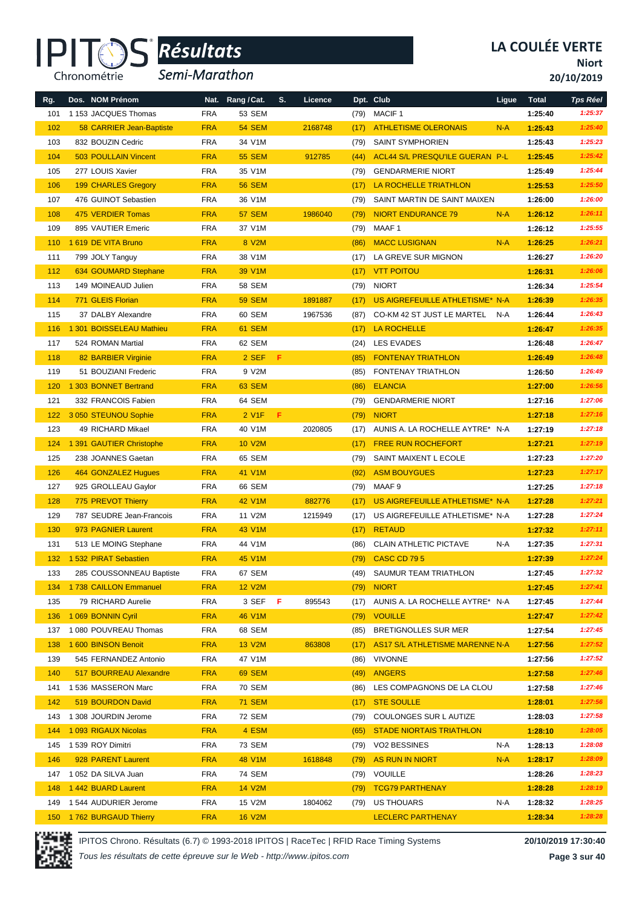# LA COULÉE VERTE

**Niort**

**20/10/2019**

*Résultats* *Semi-Marathon*

| Rg. | Dos. | NOM Prénom | Nat. | Rang / Cat. | S. | Licence | Dpt. | Club | Ligue | Total | Tps Réel |
|---|---|---|---|---|---|---|---|---|---|---|---|
| 101 | 1 153 | JACQUES Thomas | FRA | 53 SEM | | | (79) | MACIF 1 | | 1:25:40 | 1:25:37 |
| 102 | 58 | CARRIER Jean-Baptiste | FRA | 54 SEM | | 2168748 | (17) | ATHLETISME OLERONAIS | N-A | 1:25:43 | 1:25:40 |
| 103 | 832 | BOUZIN Cedric | FRA | 34 V1M | | | (79) | SAINT SYMPHORIEN | | 1:25:43 | 1:25:23 |
| 104 | 503 | POULLAIN Vincent | FRA | 55 SEM | | 912785 | (44) | ACL44 S/L PRESQU'ILE GUERAN | P-L | 1:25:45 | 1:25:42 |
| 105 | 277 | LOUIS Xavier | FRA | 35 V1M | | | (79) | GENDARMERIE NIORT | | 1:25:49 | 1:25:44 |
| 106 | 199 | CHARLES Gregory | FRA | 56 SEM | | | (17) | LA ROCHELLE TRIATHLON | | 1:25:53 | 1:25:50 |
| 107 | 476 | GUINOT Sebastien | FRA | 36 V1M | | | (79) | SAINT MARTIN DE SAINT MAIXEN | | 1:26:00 | 1:26:00 |
| 108 | 475 | VERDIER Tomas | FRA | 57 SEM | | 1986040 | (79) | NIORT ENDURANCE 79 | N-A | 1:26:12 | 1:26:11 |
| 109 | 895 | VAUTIER Emeric | FRA | 37 V1M | | | (79) | MAAF 1 | | 1:26:12 | 1:25:55 |
| 110 | 1 619 | DE VITA Bruno | FRA | 8 V2M | | | (86) | MACC LUSIGNAN | N-A | 1:26:25 | 1:26:21 |
| 111 | 799 | JOLY Tanguy | FRA | 38 V1M | | | (17) | LA GREVE SUR MIGNON | | 1:26:27 | 1:26:20 |
| 112 | 634 | GOUMARD Stephane | FRA | 39 V1M | | | (17) | VTT POITOU | | 1:26:31 | 1:26:06 |
| 113 | 149 | MOINEAUD Julien | FRA | 58 SEM | | | (79) | NIORT | | 1:26:34 | 1:25:54 |
| 114 | 771 | GLEIS Florian | FRA | 59 SEM | | 1891887 | (17) | US AIGREFEUILLE ATHLETISME* | N-A | 1:26:39 | 1:26:35 |
| 115 | 37 | DALBY Alexandre | FRA | 60 SEM | | 1967536 | (87) | CO-KM 42 ST JUST LE MARTEL | N-A | 1:26:44 | 1:26:43 |
| 116 | 1 301 | BOISSELEAU Mathieu | FRA | 61 SEM | | | (17) | LA ROCHELLE | | 1:26:47 | 1:26:35 |
| 117 | 524 | ROMAN Martial | FRA | 62 SEM | | | (24) | LES EVADES | | 1:26:48 | 1:26:47 |
| 118 | 82 | BARBIER Virginie | FRA | 2 SEF | F | | (85) | FONTENAY TRIATHLON | | 1:26:49 | 1:26:48 |
| 119 | 51 | BOUZIANI Frederic | FRA | 9 V2M | | | (85) | FONTENAY TRIATHLON | | 1:26:50 | 1:26:49 |
| 120 | 1 303 | BONNET Bertrand | FRA | 63 SEM | | | (86) | ELANCIA | | 1:27:00 | 1:26:56 |
| 121 | 332 | FRANCOIS Fabien | FRA | 64 SEM | | | (79) | GENDARMERIE NIORT | | 1:27:16 | 1:27:06 |
| 122 | 3 050 | STEUNOU Sophie | FRA | 2 V1F | F | | (79) | NIORT | | 1:27:18 | 1:27:16 |
| 123 | 49 | RICHARD Mikael | FRA | 40 V1M | | 2020805 | (17) | AUNIS A. LA ROCHELLE AYTRE* | N-A | 1:27:19 | 1:27:18 |
| 124 | 1 391 | GAUTIER Christophe | FRA | 10 V2M | | | (17) | FREE RUN ROCHEFORT | | 1:27:21 | 1:27:19 |
| 125 | 238 | JOANNES Gaetan | FRA | 65 SEM | | | (79) | SAINT MAIXENT L ECOLE | | 1:27:23 | 1:27:20 |
| 126 | 464 | GONZALEZ Hugues | FRA | 41 V1M | | | (92) | ASM BOUYGUES | | 1:27:23 | 1:27:17 |
| 127 | 925 | GROLLEAU Gaylor | FRA | 66 SEM | | | (79) | MAAF 9 | | 1:27:25 | 1:27:18 |
| 128 | 775 | PREVOT Thierry | FRA | 42 V1M | | 882776 | (17) | US AIGREFEUILLE ATHLETISME* | N-A | 1:27:28 | 1:27:21 |
| 129 | 787 | SEUDRE Jean-Francois | FRA | 11 V2M | | 1215949 | (17) | US AIGREFEUILLE ATHLETISME* | N-A | 1:27:28 | 1:27:24 |
| 130 | 973 | PAGNIER Laurent | FRA | 43 V1M | | | (17) | RETAUD | | 1:27:32 | 1:27:11 |
| 131 | 513 | LE MOING Stephane | FRA | 44 V1M | | | (86) | CLAIN ATHLETIC PICTAVE | N-A | 1:27:35 | 1:27:31 |
| 132 | 1 532 | PIRAT Sebastien | FRA | 45 V1M | | | (79) | CASC CD 79 5 | | 1:27:39 | 1:27:24 |
| 133 | 285 | COUSSONNEAU Baptiste | FRA | 67 SEM | | | (49) | SAUMUR TEAM TRIATHLON | | 1:27:45 | 1:27:32 |
| 134 | 1 738 | CAILLON Emmanuel | FRA | 12 V2M | | | (79) | NIORT | | 1:27:45 | 1:27:41 |
| 135 | 79 | RICHARD Aurelie | FRA | 3 SEF | F | 895543 | (17) | AUNIS A. LA ROCHELLE AYTRE* | N-A | 1:27:45 | 1:27:44 |
| 136 | 1 069 | BONNIN Cyril | FRA | 46 V1M | | | (79) | VOUILLE | | 1:27:47 | 1:27:42 |
| 137 | 1 080 | POUVREAU Thomas | FRA | 68 SEM | | | (85) | BRETIGNOLLES SUR MER | | 1:27:54 | 1:27:45 |
| 138 | 1 600 | BINSON Benoit | FRA | 13 V2M | | 863808 | (17) | AS17 S/L ATHLETISME MARENNE | N-A | 1:27:56 | 1:27:52 |
| 139 | 545 | FERNANDEZ Antonio | FRA | 47 V1M | | | (86) | VIVONNE | | 1:27:56 | 1:27:52 |
| 140 | 517 | BOURREAU Alexandre | FRA | 69 SEM | | | (49) | ANGERS | | 1:27:58 | 1:27:46 |
| 141 | 1 536 | MASSERON Marc | FRA | 70 SEM | | | (86) | LES COMPAGNONS DE LA CLOU | | 1:27:58 | 1:27:46 |
| 142 | 519 | BOURDON David | FRA | 71 SEM | | | (17) | STE SOULLE | | 1:28:01 | 1:27:56 |
| 143 | 1 308 | JOURDIN Jerome | FRA | 72 SEM | | | (79) | COULONGES SUR L AUTIZE | | 1:28:03 | 1:27:58 |
| 144 | 1 093 | RIGAUX Nicolas | FRA | 4 ESM | | | (65) | STADE NIORTAIS TRIATHLON | | 1:28:10 | 1:28:05 |
| 145 | 1 539 | ROY Dimitri | FRA | 73 SEM | | | (79) | VO2 BESSINES | N-A | 1:28:13 | 1:28:08 |
| 146 | 928 | PARENT Laurent | FRA | 48 V1M | | 1618848 | (79) | AS RUN IN NIORT | N-A | 1:28:17 | 1:28:09 |
| 147 | 1 052 | DA SILVA Juan | FRA | 74 SEM | | | (79) | VOUILLE | | 1:28:26 | 1:28:23 |
| 148 | 1 442 | BUARD Laurent | FRA | 14 V2M | | | (79) | TCG79 PARTHENAY | | 1:28:28 | 1:28:19 |
| 149 | 1 544 | AUDURIER Jerome | FRA | 15 V2M | | 1804062 | (79) | US THOUARS | N-A | 1:28:32 | 1:28:25 |
| 150 | 1 762 | BURGAUD Thierry | FRA | 16 V2M | | | | LECLERC PARTHENAY | | 1:28:34 | 1:28:28 |

IPITOS Chrono. Résultats (6.7) © 1993-2018 IPITOS | RaceTec | RFID Race Timing Systems — 20/10/2019 17:30:40

*Tous les résultats de cette épreuve sur le Web - http://www.ipitos.com*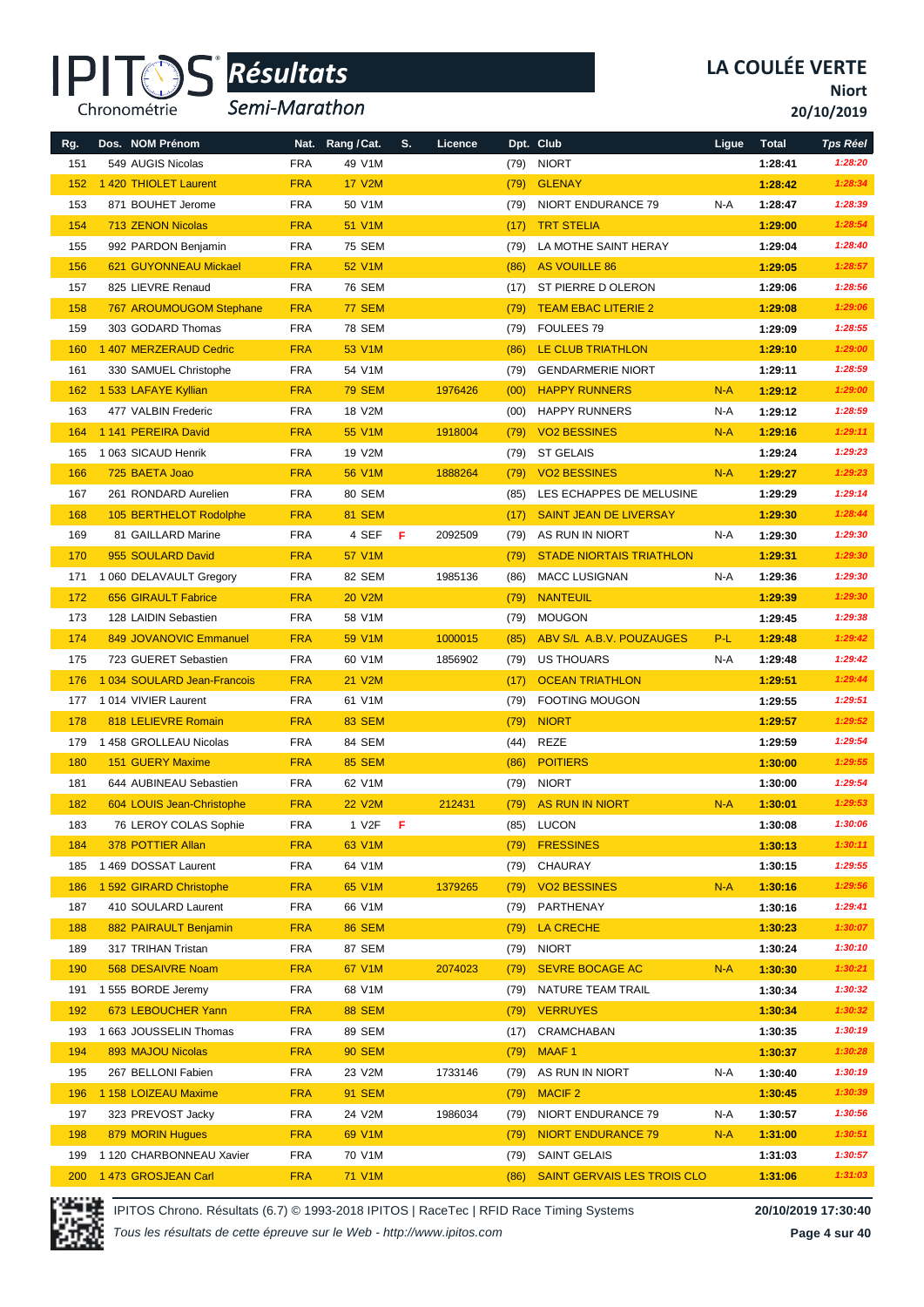# LA COULÉE VERTE

**Niort**

**20/10/2019**

*Résultats* *Semi-Marathon*

| Rg. | Dos. | NOM Prénom | Nat. | Rang / Cat. | S. | Licence | Dpt. | Club | Ligue | Total | Tps Réel |
|---|---|---|---|---|---|---|---|---|---|---|---|
| 151 | 549 | AUGIS Nicolas | FRA | 49 V1M | | | (79) | NIORT | | 1:28:41 | 1:28:20 |
| 152 | 1 420 | THIOLET Laurent | FRA | 17 V2M | | | (79) | GLENAY | | 1:28:42 | 1:28:34 |
| 153 | 871 | BOUHET Jerome | FRA | 50 V1M | | | (79) | NIORT ENDURANCE 79 | N-A | 1:28:47 | 1:28:39 |
| 154 | 713 | ZENON Nicolas | FRA | 51 V1M | | | (17) | TRT STELIA | | 1:29:00 | 1:28:54 |
| 155 | 992 | PARDON Benjamin | FRA | 75 SEM | | | (79) | LA MOTHE SAINT HERAY | | 1:29:04 | 1:28:40 |
| 156 | 621 | GUYONNEAU Mickael | FRA | 52 V1M | | | (86) | AS VOUILLE 86 | | 1:29:05 | 1:28:57 |
| 157 | 825 | LIEVRE Renaud | FRA | 76 SEM | | | (17) | ST PIERRE D OLERON | | 1:29:06 | 1:28:56 |
| 158 | 767 | AROUMOUGOM Stephane | FRA | 77 SEM | | | (79) | TEAM EBAC LITERIE 2 | | 1:29:08 | 1:29:06 |
| 159 | 303 | GODARD Thomas | FRA | 78 SEM | | | (79) | FOULEES 79 | | 1:29:09 | 1:28:55 |
| 160 | 1 407 | MERZERAUD Cedric | FRA | 53 V1M | | | (86) | LE CLUB TRIATHLON | | 1:29:10 | 1:29:00 |
| 161 | 330 | SAMUEL Christophe | FRA | 54 V1M | | | (79) | GENDARMERIE NIORT | | 1:29:11 | 1:28:59 |
| 162 | 1 533 | LAFAYE Kyllian | FRA | 79 SEM | | 1976426 | (00) | HAPPY RUNNERS | N-A | 1:29:12 | 1:29:00 |
| 163 | 477 | VALBIN Frederic | FRA | 18 V2M | | | (00) | HAPPY RUNNERS | N-A | 1:29:12 | 1:28:59 |
| 164 | 1 141 | PEREIRA David | FRA | 55 V1M | | 1918004 | (79) | VO2 BESSINES | N-A | 1:29:16 | 1:29:11 |
| 165 | 1 063 | SICAUD Henrik | FRA | 19 V2M | | | (79) | ST GELAIS | | 1:29:24 | 1:29:23 |
| 166 | 725 | BAETA Joao | FRA | 56 V1M | | 1888264 | (79) | VO2 BESSINES | N-A | 1:29:27 | 1:29:23 |
| 167 | 261 | RONDARD Aurelien | FRA | 80 SEM | | | (85) | LES ECHAPPES DE MELUSINE | | 1:29:29 | 1:29:14 |
| 168 | 105 | BERTHELOT Rodolphe | FRA | 81 SEM | | | (17) | SAINT JEAN DE LIVERSAY | | 1:29:30 | 1:28:44 |
| 169 | 81 | GAILLARD Marine | FRA | 4 SEF | F | 2092509 | (79) | AS RUN IN NIORT | N-A | 1:29:30 | 1:29:30 |
| 170 | 955 | SOULARD David | FRA | 57 V1M | | | (79) | STADE NIORTAIS TRIATHLON | | 1:29:31 | 1:29:30 |
| 171 | 1 060 | DELAVAULT Gregory | FRA | 82 SEM | | 1985136 | (86) | MACC LUSIGNAN | N-A | 1:29:36 | 1:29:30 |
| 172 | 656 | GIRAULT Fabrice | FRA | 20 V2M | | | (79) | NANTEUIL | | 1:29:39 | 1:29:30 |
| 173 | 128 | LAIDIN Sebastien | FRA | 58 V1M | | | (79) | MOUGON | | 1:29:45 | 1:29:38 |
| 174 | 849 | JOVANOVIC Emmanuel | FRA | 59 V1M | | 1000015 | (85) | ABV S/L A.B.V. POUZAUGES | P-L | 1:29:48 | 1:29:42 |
| 175 | 723 | GUERET Sebastien | FRA | 60 V1M | | 1856902 | (79) | US THOUARS | N-A | 1:29:48 | 1:29:42 |
| 176 | 1 034 | SOULARD Jean-Francois | FRA | 21 V2M | | | (17) | OCEAN TRIATHLON | | 1:29:51 | 1:29:44 |
| 177 | 1 014 | VIVIER Laurent | FRA | 61 V1M | | | (79) | FOOTING MOUGON | | 1:29:55 | 1:29:51 |
| 178 | 818 | LELIEVRE Romain | FRA | 83 SEM | | | (79) | NIORT | | 1:29:57 | 1:29:52 |
| 179 | 1 458 | GROLLEAU Nicolas | FRA | 84 SEM | | | (44) | REZE | | 1:29:59 | 1:29:54 |
| 180 | 151 | GUERY Maxime | FRA | 85 SEM | | | (86) | POITIERS | | 1:30:00 | 1:29:55 |
| 181 | 644 | AUBINEAU Sebastien | FRA | 62 V1M | | | (79) | NIORT | | 1:30:00 | 1:29:54 |
| 182 | 604 | LOUIS Jean-Christophe | FRA | 22 V2M | | 212431 | (79) | AS RUN IN NIORT | N-A | 1:30:01 | 1:29:53 |
| 183 | 76 | LEROY COLAS Sophie | FRA | 1 V2F | F | | (85) | LUCON | | 1:30:08 | 1:30:06 |
| 184 | 378 | POTTIER Allan | FRA | 63 V1M | | | (79) | FRESSINES | | 1:30:13 | 1:30:11 |
| 185 | 1 469 | DOSSAT Laurent | FRA | 64 V1M | | | (79) | CHAURAY | | 1:30:15 | 1:29:55 |
| 186 | 1 592 | GIRARD Christophe | FRA | 65 V1M | | 1379265 | (79) | VO2 BESSINES | N-A | 1:30:16 | 1:29:56 |
| 187 | 410 | SOULARD Laurent | FRA | 66 V1M | | | (79) | PARTHENAY | | 1:30:16 | 1:29:41 |
| 188 | 882 | PAIRAULT Benjamin | FRA | 86 SEM | | | (79) | LA CRECHE | | 1:30:23 | 1:30:07 |
| 189 | 317 | TRIHAN Tristan | FRA | 87 SEM | | | (79) | NIORT | | 1:30:24 | 1:30:10 |
| 190 | 568 | DESAIVRE Noam | FRA | 67 V1M | | 2074023 | (79) | SEVRE BOCAGE AC | N-A | 1:30:30 | 1:30:21 |
| 191 | 1 555 | BORDE Jeremy | FRA | 68 V1M | | | (79) | NATURE TEAM TRAIL | | 1:30:34 | 1:30:32 |
| 192 | 673 | LEBOUCHER Yann | FRA | 88 SEM | | | (79) | VERRUYES | | 1:30:34 | 1:30:32 |
| 193 | 1 663 | JOUSSELIN Thomas | FRA | 89 SEM | | | (17) | CRAMCHABAN | | 1:30:35 | 1:30:19 |
| 194 | 893 | MAJOU Nicolas | FRA | 90 SEM | | | (79) | MAAF 1 | | 1:30:37 | 1:30:28 |
| 195 | 267 | BELLONI Fabien | FRA | 23 V2M | | 1733146 | (79) | AS RUN IN NIORT | N-A | 1:30:40 | 1:30:19 |
| 196 | 1 158 | LOIZEAU Maxime | FRA | 91 SEM | | | (79) | MACIF 2 | | 1:30:45 | 1:30:39 |
| 197 | 323 | PREVOST Jacky | FRA | 24 V2M | | 1986034 | (79) | NIORT ENDURANCE 79 | N-A | 1:30:57 | 1:30:56 |
| 198 | 879 | MORIN Hugues | FRA | 69 V1M | | | (79) | NIORT ENDURANCE 79 | N-A | 1:31:00 | 1:30:51 |
| 199 | 1 120 | CHARBONNEAU Xavier | FRA | 70 V1M | | | (79) | SAINT GELAIS | | 1:31:03 | 1:30:57 |
| 200 | 1 473 | GROSJEAN Carl | FRA | 71 V1M | | | (86) | SAINT GERVAIS LES TROIS CLO | | 1:31:06 | 1:31:03 |

IPITOS Chrono. Résultats (6.7) © 1993-2018 IPITOS | RaceTec | RFID Race Timing Systems — 20/10/2019 17:30:40

*Tous les résultats de cette épreuve sur le Web - http://www.ipitos.com*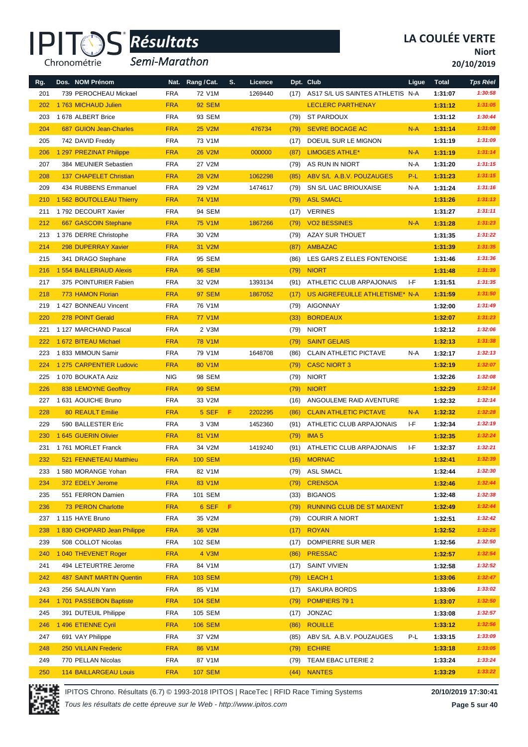# IPITOS Résultats

## Semi-Marathon

**LA COULÉE VERTE**
**Niort**
**20/10/2019**

| Rg. | Dos. | NOM Prénom | Nat. | Rang / Cat. | S. | Licence | Dpt. | Club | Ligue | Total | Tps Réel |
|---|---|---|---|---|---|---|---|---|---|---|---|
| 201 | 739 | PEROCHEAU Mickael | FRA | 72 V1M | | 1269440 | (17) | AS17 S/L US SAINTES ATHLETIS | N-A | 1:31:07 | 1:30:58 |
| 202 | 1 763 | MICHAUD Julien | FRA | 92 SEM | | | | LECLERC PARTHENAY | | 1:31:12 | 1:31:05 |
| 203 | 1 678 | ALBERT Brice | FRA | 93 SEM | | | (79) | ST PARDOUX | | 1:31:12 | 1:30:44 |
| 204 | 687 | GUION Jean-Charles | FRA | 25 V2M | | 476734 | (79) | SEVRE BOCAGE AC | N-A | 1:31:14 | 1:31:08 |
| 205 | 742 | DAVID Freddy | FRA | 73 V1M | | | (17) | DOEUIL SUR LE MIGNON | | 1:31:19 | 1:31:09 |
| 206 | 1 297 | PREZINAT Philippe | FRA | 26 V2M | | 000000 | (87) | LIMOGES ATHLE* | N-A | 1:31:19 | 1:31:14 |
| 207 | 384 | MEUNIER Sebastien | FRA | 27 V2M | | | (79) | AS RUN IN NIORT | N-A | 1:31:20 | 1:31:15 |
| 208 | 137 | CHAPELET Christian | FRA | 28 V2M | | 1062298 | (85) | ABV S/L A.B.V. POUZAUGES | P-L | 1:31:23 | 1:31:15 |
| 209 | 434 | RUBBENS Emmanuel | FRA | 29 V2M | | 1474617 | (79) | SN S/L UAC BRIOUXAISE | N-A | 1:31:24 | 1:31:16 |
| 210 | 1 562 | BOUTOLLEAU Thierry | FRA | 74 V1M | | | (79) | ASL SMACL | | 1:31:26 | 1:31:13 |
| 211 | 1 792 | DECOURT Xavier | FRA | 94 SEM | | | (17) | VERINES | | 1:31:27 | 1:31:11 |
| 212 | 667 | GASCOIN Stephane | FRA | 75 V1M | | 1867266 | (79) | VO2 BESSINES | N-A | 1:31:28 | 1:31:23 |
| 213 | 1 376 | DERRE Christophe | FRA | 30 V2M | | | (79) | AZAY SUR THOUET | | 1:31:35 | 1:31:22 |
| 214 | 298 | DUPERRAY Xavier | FRA | 31 V2M | | | (87) | AMBAZAC | | 1:31:39 | 1:31:35 |
| 215 | 341 | DRAGO Stephane | FRA | 95 SEM | | | (86) | LES GARS Z ELLES FONTENOISE | | 1:31:46 | 1:31:36 |
| 216 | 1 554 | BALLERIAUD Alexis | FRA | 96 SEM | | | (79) | NIORT | | 1:31:48 | 1:31:39 |
| 217 | 375 | POINTURIER Fabien | FRA | 32 V2M | | 1393134 | (91) | ATHLETIC CLUB ARPAJONAIS | I-F | 1:31:51 | 1:31:35 |
| 218 | 773 | HAMON Florian | FRA | 97 SEM | | 1867052 | (17) | US AIGREFEUILLE ATHLETISME* | N-A | 1:31:59 | 1:31:50 |
| 219 | 1 427 | BONNEAU Vincent | FRA | 76 V1M | | | (79) | AIGONNAY | | 1:32:00 | 1:31:49 |
| 220 | 278 | POINT Gerald | FRA | 77 V1M | | | (33) | BORDEAUX | | 1:32:07 | 1:31:23 |
| 221 | 1 127 | MARCHAND Pascal | FRA | 2 V3M | | | (79) | NIORT | | 1:32:12 | 1:32:06 |
| 222 | 1 672 | BITEAU Michael | FRA | 78 V1M | | | (79) | SAINT GELAIS | | 1:32:13 | 1:31:38 |
| 223 | 1 833 | MIMOUN Samir | FRA | 79 V1M | | 1648708 | (86) | CLAIN ATHLETIC PICTAVE | N-A | 1:32:17 | 1:32:13 |
| 224 | 1 275 | CARPENTIER Ludovic | FRA | 80 V1M | | | (79) | CASC NIORT 3 | | 1:32:19 | 1:32:07 |
| 225 | 1 070 | BOUKATA Aziz | NIG | 98 SEM | | | (79) | NIORT | | 1:32:26 | 1:32:08 |
| 226 | 838 | LEMOYNE Geoffroy | FRA | 99 SEM | | | (79) | NIORT | | 1:32:29 | 1:32:14 |
| 227 | 1 631 | AOUICHE Bruno | FRA | 33 V2M | | | (16) | ANGOULEME RAID AVENTURE | | 1:32:32 | 1:32:14 |
| 228 | 80 | REAULT Emilie | FRA | 5 SEF | F | 2202295 | (86) | CLAIN ATHLETIC PICTAVE | N-A | 1:32:32 | 1:32:28 |
| 229 | 590 | BALLESTER Eric | FRA | 3 V3M | | 1452360 | (91) | ATHLETIC CLUB ARPAJONAIS | I-F | 1:32:34 | 1:32:19 |
| 230 | 1 645 | GUERIN Olivier | FRA | 81 V1M | | | (79) | IMA 5 | | 1:32:35 | 1:32:24 |
| 231 | 1 761 | MORLET Franck | FRA | 34 V2M | | 1419240 | (91) | ATHLETIC CLUB ARPAJONAIS | I-F | 1:32:37 | 1:32:21 |
| 232 | 521 | FENNETEAU Matthieu | FRA | 100 SEM | | | (16) | MORNAC | | 1:32:41 | 1:32:39 |
| 233 | 1 580 | MORANGE Yohan | FRA | 82 V1M | | | (79) | ASL SMACL | | 1:32:44 | 1:32:30 |
| 234 | 372 | EDELY Jerome | FRA | 83 V1M | | | (79) | CRENSOA | | 1:32:46 | 1:32:44 |
| 235 | 551 | FERRON Damien | FRA | 101 SEM | | | (33) | BIGANOS | | 1:32:48 | 1:32:38 |
| 236 | 73 | PERON Charlotte | FRA | 6 SEF | F | | (79) | RUNNING CLUB DE ST MAIXENT | | 1:32:49 | 1:32:44 |
| 237 | 1 115 | HAYE Bruno | FRA | 35 V2M | | | (79) | COURIR A NIORT | | 1:32:51 | 1:32:42 |
| 238 | 1 830 | CHOPARD Jean Philippe | FRA | 36 V2M | | | (17) | ROYAN | | 1:32:52 | 1:32:25 |
| 239 | 508 | COLLOT Nicolas | FRA | 102 SEM | | | (17) | DOMPIERRE SUR MER | | 1:32:56 | 1:32:50 |
| 240 | 1 040 | THEVENET Roger | FRA | 4 V3M | | | (86) | PRESSAC | | 1:32:57 | 1:32:54 |
| 241 | 494 | LETEURTRE Jerome | FRA | 84 V1M | | | (17) | SAINT VIVIEN | | 1:32:58 | 1:32:52 |
| 242 | 487 | SAINT MARTIN Quentin | FRA | 103 SEM | | | (79) | LEACH 1 | | 1:33:06 | 1:32:47 |
| 243 | 256 | SALAUN Yann | FRA | 85 V1M | | | (17) | SAKURA BORDS | | 1:33:06 | 1:33:02 |
| 244 | 1 701 | PASSEBON Baptiste | FRA | 104 SEM | | | (79) | POMPIERS 79 1 | | 1:33:07 | 1:32:50 |
| 245 | 391 | DUTEUIL Philippe | FRA | 105 SEM | | | (17) | JONZAC | | 1:33:08 | 1:32:57 |
| 246 | 1 496 | ETIENNE Cyril | FRA | 106 SEM | | | (86) | ROUILLE | | 1:33:12 | 1:32:56 |
| 247 | 691 | VAY Philippe | FRA | 37 V2M | | | (85) | ABV S/L A.B.V. POUZAUGES | P-L | 1:33:15 | 1:33:09 |
| 248 | 250 | VILLAIN Frederic | FRA | 86 V1M | | | (79) | ECHIRE | | 1:33:18 | 1:33:05 |
| 249 | 770 | PELLAN Nicolas | FRA | 87 V1M | | | (79) | TEAM EBAC LITERIE 2 | | 1:33:24 | 1:33:24 |
| 250 | 114 | BAILLARGEAU Louis | FRA | 107 SEM | | | (44) | NANTES | | 1:33:29 | 1:33:22 |

IPITOS Chrono. Résultats (6.7) © 1993-2018 IPITOS | RaceTec | RFID Race Timing Systems — 20/10/2019 17:30:41

*Tous les résultats de cette épreuve sur le Web - http://www.ipitos.com*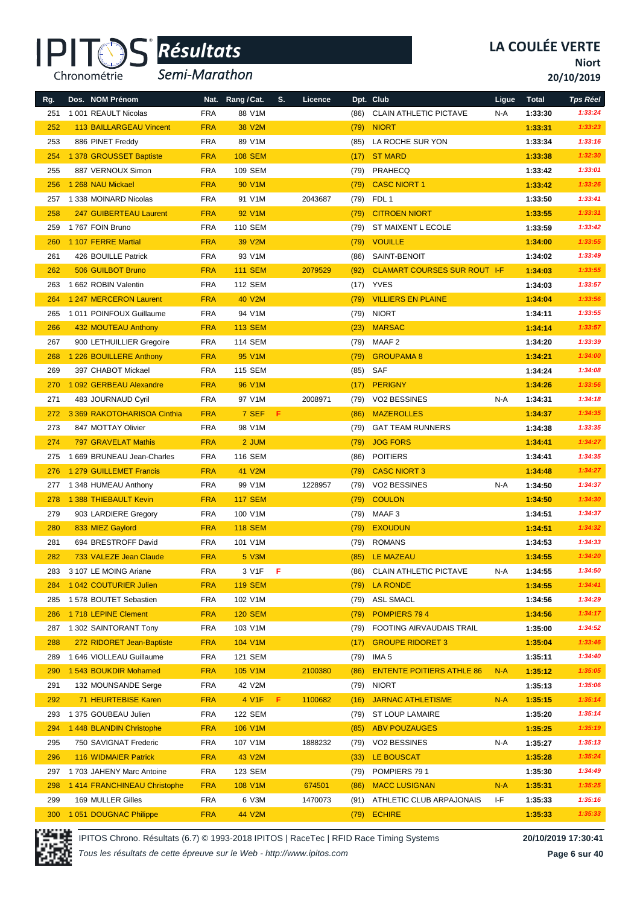# IPITOS Résultats Semi-Marathon

## LA COULÉE VERTE

**Niort**

**20/10/2019**

| Rg. | Dos. | NOM Prénom | Nat. | Rang / Cat. | S. | Licence | Dpt. | Club | Ligue | Total | Tps Réel |
|---|---|---|---|---|---|---|---|---|---|---|---|
| 251 | 1 001 | REAULT Nicolas | FRA | 88 V1M | | | (86) | CLAIN ATHLETIC PICTAVE | N-A | 1:33:30 | 1:33:24 |
| 252 | 113 | BAILLARGEAU Vincent | FRA | 38 V2M | | | (79) | NIORT | | 1:33:31 | 1:33:23 |
| 253 | 886 | PINET Freddy | FRA | 89 V1M | | | (85) | LA ROCHE SUR YON | | 1:33:34 | 1:33:16 |
| 254 | 1 378 | GROUSSET Baptiste | FRA | 108 SEM | | | (17) | ST MARD | | 1:33:38 | 1:32:30 |
| 255 | 887 | VERNOUX Simon | FRA | 109 SEM | | | (79) | PRAHECQ | | 1:33:42 | 1:33:01 |
| 256 | 1 268 | NAU Mickael | FRA | 90 V1M | | | (79) | CASC NIORT 1 | | 1:33:42 | 1:33:26 |
| 257 | 1 338 | MOINARD Nicolas | FRA | 91 V1M | | 2043687 | (79) | FDL 1 | | 1:33:50 | 1:33:41 |
| 258 | 247 | GUIBERTEAU Laurent | FRA | 92 V1M | | | (79) | CITROEN NIORT | | 1:33:55 | 1:33:31 |
| 259 | 1 767 | FOIN Bruno | FRA | 110 SEM | | | (79) | ST MAIXENT L ECOLE | | 1:33:59 | 1:33:42 |
| 260 | 1 107 | FERRE Martial | FRA | 39 V2M | | | (79) | VOUILLE | | 1:34:00 | 1:33:55 |
| 261 | 426 | BOUILLE Patrick | FRA | 93 V1M | | | (86) | SAINT-BENOIT | | 1:34:02 | 1:33:49 |
| 262 | 506 | GUILBOT Bruno | FRA | 111 SEM | | 2079529 | (92) | CLAMART COURSES SUR ROUT | I-F | 1:34:03 | 1:33:55 |
| 263 | 1 662 | ROBIN Valentin | FRA | 112 SEM | | | (17) | YVES | | 1:34:03 | 1:33:57 |
| 264 | 1 247 | MERCERON Laurent | FRA | 40 V2M | | | (79) | VILLIERS EN PLAINE | | 1:34:04 | 1:33:56 |
| 265 | 1 011 | POINFOUX Guillaume | FRA | 94 V1M | | | (79) | NIORT | | 1:34:11 | 1:33:55 |
| 266 | 432 | MOUTEAU Anthony | FRA | 113 SEM | | | (23) | MARSAC | | 1:34:14 | 1:33:57 |
| 267 | 900 | LETHUILLIER Gregoire | FRA | 114 SEM | | | (79) | MAAF 2 | | 1:34:20 | 1:33:39 |
| 268 | 1 226 | BOUILLERE Anthony | FRA | 95 V1M | | | (79) | GROUPAMA 8 | | 1:34:21 | 1:34:00 |
| 269 | 397 | CHABOT Mickael | FRA | 115 SEM | | | (85) | SAF | | 1:34:24 | 1:34:08 |
| 270 | 1 092 | GERBEAU Alexandre | FRA | 96 V1M | | | (17) | PERIGNY | | 1:34:26 | 1:33:56 |
| 271 | 483 | JOURNAUD Cyril | FRA | 97 V1M | | 2008971 | (79) | VO2 BESSINES | N-A | 1:34:31 | 1:34:18 |
| 272 | 3 369 | RAKOTOHARISOA Cinthia | FRA | 7 SEF | F | | (86) | MAZEROLLES | | 1:34:37 | 1:34:35 |
| 273 | 847 | MOTTAY Olivier | FRA | 98 V1M | | | (79) | GAT TEAM RUNNERS | | 1:34:38 | 1:33:35 |
| 274 | 797 | GRAVELAT Mathis | FRA | 2 JUM | | | (79) | JOG FORS | | 1:34:41 | 1:34:27 |
| 275 | 1 669 | BRUNEAU Jean-Charles | FRA | 116 SEM | | | (86) | POITIERS | | 1:34:41 | 1:34:35 |
| 276 | 1 279 | GUILLEMET Francis | FRA | 41 V2M | | | (79) | CASC NIORT 3 | | 1:34:48 | 1:34:27 |
| 277 | 1 348 | HUMEAU Anthony | FRA | 99 V1M | | 1228957 | (79) | VO2 BESSINES | N-A | 1:34:50 | 1:34:37 |
| 278 | 1 388 | THIEBAULT Kevin | FRA | 117 SEM | | | (79) | COULON | | 1:34:50 | 1:34:30 |
| 279 | 903 | LARDIERE Gregory | FRA | 100 V1M | | | (79) | MAAF 3 | | 1:34:51 | 1:34:37 |
| 280 | 833 | MIEZ Gaylord | FRA | 118 SEM | | | (79) | EXOUDUN | | 1:34:51 | 1:34:32 |
| 281 | 694 | BRESTROFF David | FRA | 101 V1M | | | (79) | ROMANS | | 1:34:53 | 1:34:33 |
| 282 | 733 | VALEZE Jean Claude | FRA | 5 V3M | | | (85) | LE MAZEAU | | 1:34:55 | 1:34:20 |
| 283 | 3 107 | LE MOING Ariane | FRA | 3 V1F | F | | (86) | CLAIN ATHLETIC PICTAVE | N-A | 1:34:55 | 1:34:50 |
| 284 | 1 042 | COUTURIER Julien | FRA | 119 SEM | | | (79) | LA RONDE | | 1:34:55 | 1:34:41 |
| 285 | 1 578 | BOUTET Sebastien | FRA | 102 V1M | | | (79) | ASL SMACL | | 1:34:56 | 1:34:29 |
| 286 | 1 718 | LEPINE Clement | FRA | 120 SEM | | | (79) | POMPIERS 79 4 | | 1:34:56 | 1:34:17 |
| 287 | 1 302 | SAINTORANT Tony | FRA | 103 V1M | | | (79) | FOOTING AIRVAUDAIS TRAIL | | 1:35:00 | 1:34:52 |
| 288 | 272 | RIDORET Jean-Baptiste | FRA | 104 V1M | | | (17) | GROUPE RIDORET 3 | | 1:35:04 | 1:33:46 |
| 289 | 1 646 | VIOLLEAU Guillaume | FRA | 121 SEM | | | (79) | IMA 5 | | 1:35:11 | 1:34:40 |
| 290 | 1 543 | BOUKDIR Mohamed | FRA | 105 V1M | | 2100380 | (86) | ENTENTE POITIERS ATHLE 86 | N-A | 1:35:12 | 1:35:05 |
| 291 | 132 | MOUNSANDE Serge | FRA | 42 V2M | | | (79) | NIORT | | 1:35:13 | 1:35:06 |
| 292 | 71 | HEURTEBISE Karen | FRA | 4 V1F | F | 1100682 | (16) | JARNAC ATHLETISME | N-A | 1:35:15 | 1:35:14 |
| 293 | 1 375 | GOUBEAU Julien | FRA | 122 SEM | | | (79) | ST LOUP LAMAIRE | | 1:35:20 | 1:35:14 |
| 294 | 1 448 | BLANDIN Christophe | FRA | 106 V1M | | | (85) | ABV POUZAUGES | | 1:35:25 | 1:35:19 |
| 295 | 750 | SAVIGNAT Frederic | FRA | 107 V1M | | 1888232 | (79) | VO2 BESSINES | N-A | 1:35:27 | 1:35:13 |
| 296 | 116 | WIDMAIER Patrick | FRA | 43 V2M | | | (33) | LE BOUSCAT | | 1:35:28 | 1:35:24 |
| 297 | 1 703 | JAHENY Marc Antoine | FRA | 123 SEM | | | (79) | POMPIERS 79 1 | | 1:35:30 | 1:34:49 |
| 298 | 1 414 | FRANCHINEAU Christophe | FRA | 108 V1M | | 674501 | (86) | MACC LUSIGNAN | N-A | 1:35:31 | 1:35:25 |
| 299 | 169 | MULLER Gilles | FRA | 6 V3M | | 1470073 | (91) | ATHLETIC CLUB ARPAJONAIS | I-F | 1:35:33 | 1:35:16 |
| 300 | 1 051 | DOUGNAC Philippe | FRA | 44 V2M | | | (79) | ECHIRE | | 1:35:33 | 1:35:33 |

IPITOS Chrono. Résultats (6.7) © 1993-2018 IPITOS | RaceTec | RFID Race Timing Systems — 20/10/2019 17:30:41

*Tous les résultats de cette épreuve sur le Web - http://www.ipitos.com*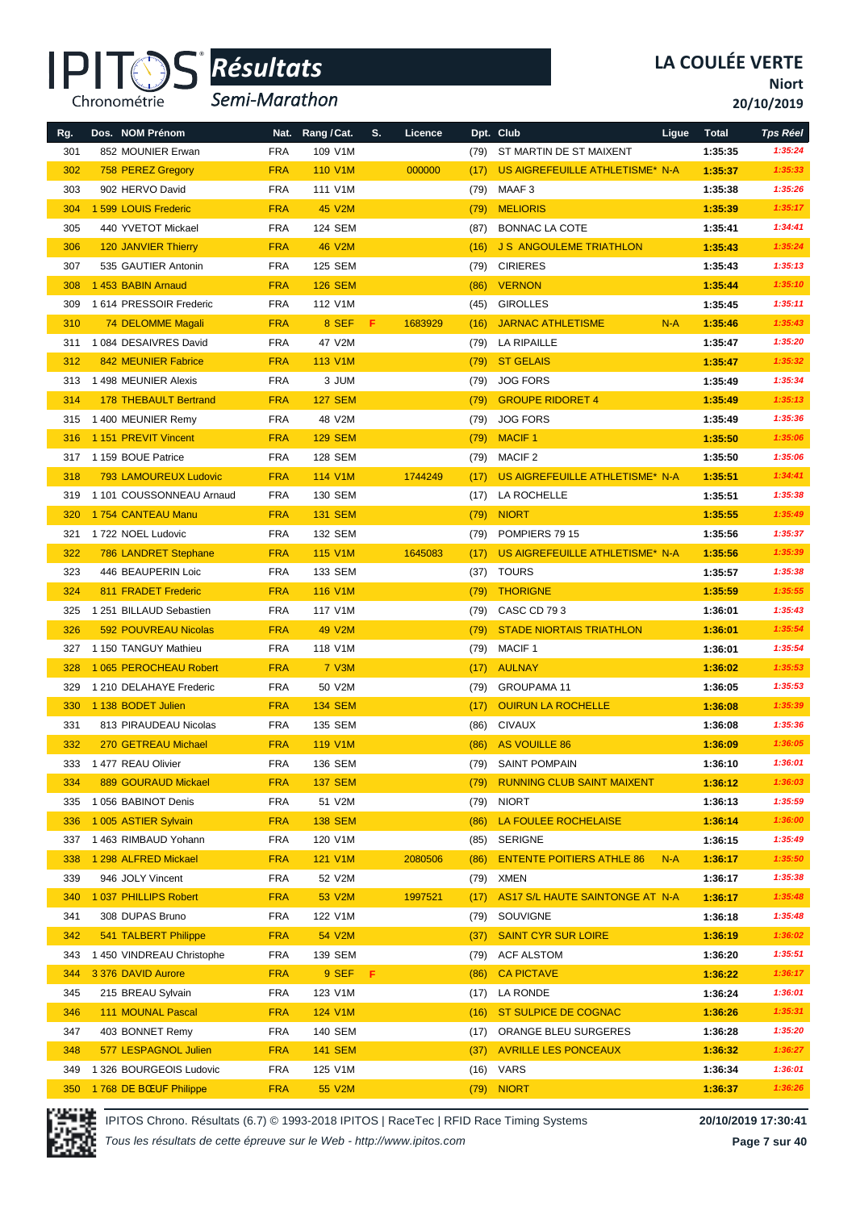# LA COULÉE VERTE

**Niort**

**20/10/2019**

*Résultats*

*Semi-Marathon*

| Rg. | Dos. | NOM Prénom | Nat. | Rang / Cat. | S. | Licence | Dpt. | Club | Ligue | Total | Tps Réel |
|---|---|---|---|---|---|---|---|---|---|---|---|
| 301 | 852 | MOUNIER Erwan | FRA | 109 V1M | | | (79) | ST MARTIN DE ST MAIXENT | | 1:35:35 | 1:35:24 |
| 302 | 758 | PEREZ Gregory | FRA | 110 V1M | | 000000 | (17) | US AIGREFEUILLE ATHLETISME* | N-A | 1:35:37 | 1:35:33 |
| 303 | 902 | HERVO David | FRA | 111 V1M | | | (79) | MAAF 3 | | 1:35:38 | 1:35:26 |
| 304 | 1 599 | LOUIS Frederic | FRA | 45 V2M | | | (79) | MELIORIS | | 1:35:39 | 1:35:17 |
| 305 | 440 | YVETOT Mickael | FRA | 124 SEM | | | (87) | BONNAC LA COTE | | 1:35:41 | 1:34:41 |
| 306 | 120 | JANVIER Thierry | FRA | 46 V2M | | | (16) | J S ANGOULEME TRIATHLON | | 1:35:43 | 1:35:24 |
| 307 | 535 | GAUTIER Antonin | FRA | 125 SEM | | | (79) | CIRIERES | | 1:35:43 | 1:35:13 |
| 308 | 1 453 | BABIN Arnaud | FRA | 126 SEM | | | (86) | VERNON | | 1:35:44 | 1:35:10 |
| 309 | 1 614 | PRESSOIR Frederic | FRA | 112 V1M | | | (45) | GIROLLES | | 1:35:45 | 1:35:11 |
| 310 | 74 | DELOMME Magali | FRA | 8 SEF | F | 1683929 | (16) | JARNAC ATHLETISME | N-A | 1:35:46 | 1:35:43 |
| 311 | 1 084 | DESAIVRES David | FRA | 47 V2M | | | (79) | LA RIPAILLE | | 1:35:47 | 1:35:20 |
| 312 | 842 | MEUNIER Fabrice | FRA | 113 V1M | | | (79) | ST GELAIS | | 1:35:47 | 1:35:32 |
| 313 | 1 498 | MEUNIER Alexis | FRA | 3 JUM | | | (79) | JOG FORS | | 1:35:49 | 1:35:34 |
| 314 | 178 | THEBAULT Bertrand | FRA | 127 SEM | | | (79) | GROUPE RIDORET 4 | | 1:35:49 | 1:35:13 |
| 315 | 1 400 | MEUNIER Remy | FRA | 48 V2M | | | (79) | JOG FORS | | 1:35:49 | 1:35:36 |
| 316 | 1 151 | PREVIT Vincent | FRA | 129 SEM | | | (79) | MACIF 1 | | 1:35:50 | 1:35:06 |
| 317 | 1 159 | BOUE Patrice | FRA | 128 SEM | | | (79) | MACIF 2 | | 1:35:50 | 1:35:06 |
| 318 | 793 | LAMOUREUX Ludovic | FRA | 114 V1M | | 1744249 | (17) | US AIGREFEUILLE ATHLETISME* | N-A | 1:35:51 | 1:34:41 |
| 319 | 1 101 | COUSSONNEAU Arnaud | FRA | 130 SEM | | | (17) | LA ROCHELLE | | 1:35:51 | 1:35:38 |
| 320 | 1 754 | CANTEAU Manu | FRA | 131 SEM | | | (79) | NIORT | | 1:35:55 | 1:35:49 |
| 321 | 1 722 | NOEL Ludovic | FRA | 132 SEM | | | (79) | POMPIERS 79 15 | | 1:35:56 | 1:35:37 |
| 322 | 786 | LANDRET Stephane | FRA | 115 V1M | | 1645083 | (17) | US AIGREFEUILLE ATHLETISME* | N-A | 1:35:56 | 1:35:39 |
| 323 | 446 | BEAUPERIN Loic | FRA | 133 SEM | | | (37) | TOURS | | 1:35:57 | 1:35:38 |
| 324 | 811 | FRADET Frederic | FRA | 116 V1M | | | (79) | THORIGNE | | 1:35:59 | 1:35:55 |
| 325 | 1 251 | BILLAUD Sebastien | FRA | 117 V1M | | | (79) | CASC CD 79 3 | | 1:36:01 | 1:35:43 |
| 326 | 592 | POUVREAU Nicolas | FRA | 49 V2M | | | (79) | STADE NIORTAIS TRIATHLON | | 1:36:01 | 1:35:54 |
| 327 | 1 150 | TANGUY Mathieu | FRA | 118 V1M | | | (79) | MACIF 1 | | 1:36:01 | 1:35:54 |
| 328 | 1 065 | PEROCHEAU Robert | FRA | 7 V3M | | | (17) | AULNAY | | 1:36:02 | 1:35:53 |
| 329 | 1 210 | DELAHAYE Frederic | FRA | 50 V2M | | | (79) | GROUPAMA 11 | | 1:36:05 | 1:35:53 |
| 330 | 1 138 | BODET Julien | FRA | 134 SEM | | | (17) | OUIRUN LA ROCHELLE | | 1:36:08 | 1:35:39 |
| 331 | 813 | PIRAUDEAU Nicolas | FRA | 135 SEM | | | (86) | CIVAUX | | 1:36:08 | 1:35:36 |
| 332 | 270 | GETREAU Michael | FRA | 119 V1M | | | (86) | AS VOUILLE 86 | | 1:36:09 | 1:36:05 |
| 333 | 1 477 | REAU Olivier | FRA | 136 SEM | | | (79) | SAINT POMPAIN | | 1:36:10 | 1:36:01 |
| 334 | 889 | GOURAUD Mickael | FRA | 137 SEM | | | (79) | RUNNING CLUB SAINT MAIXENT | | 1:36:12 | 1:36:03 |
| 335 | 1 056 | BABINOT Denis | FRA | 51 V2M | | | (79) | NIORT | | 1:36:13 | 1:35:59 |
| 336 | 1 005 | ASTIER Sylvain | FRA | 138 SEM | | | (86) | LA FOULEE ROCHELAISE | | 1:36:14 | 1:36:00 |
| 337 | 1 463 | RIMBAUD Yohann | FRA | 120 V1M | | | (85) | SERIGNE | | 1:36:15 | 1:35:49 |
| 338 | 1 298 | ALFRED Mickael | FRA | 121 V1M | | 2080506 | (86) | ENTENTE POITIERS ATHLE 86 | N-A | 1:36:17 | 1:35:50 |
| 339 | 946 | JOLY Vincent | FRA | 52 V2M | | | (79) | XMEN | | 1:36:17 | 1:35:38 |
| 340 | 1 037 | PHILLIPS Robert | FRA | 53 V2M | | 1997521 | (17) | AS17 S/L HAUTE SAINTONGE AT | N-A | 1:36:17 | 1:35:48 |
| 341 | 308 | DUPAS Bruno | FRA | 122 V1M | | | (79) | SOUVIGNE | | 1:36:18 | 1:35:48 |
| 342 | 541 | TALBERT Philippe | FRA | 54 V2M | | | (37) | SAINT CYR SUR LOIRE | | 1:36:19 | 1:36:02 |
| 343 | 1 450 | VINDREAU Christophe | FRA | 139 SEM | | | (79) | ACF ALSTOM | | 1:36:20 | 1:35:51 |
| 344 | 3 376 | DAVID Aurore | FRA | 9 SEF | F | | (86) | CA PICTAVE | | 1:36:22 | 1:36:17 |
| 345 | 215 | BREAU Sylvain | FRA | 123 V1M | | | (17) | LA RONDE | | 1:36:24 | 1:36:01 |
| 346 | 111 | MOUNAL Pascal | FRA | 124 V1M | | | (16) | ST SULPICE DE COGNAC | | 1:36:26 | 1:35:31 |
| 347 | 403 | BONNET Remy | FRA | 140 SEM | | | (17) | ORANGE BLEU SURGERES | | 1:36:28 | 1:35:20 |
| 348 | 577 | LESPAGNOL Julien | FRA | 141 SEM | | | (37) | AVRILLE LES PONCEAUX | | 1:36:32 | 1:36:27 |
| 349 | 1 326 | BOURGEOIS Ludovic | FRA | 125 V1M | | | (16) | VARS | | 1:36:34 | 1:36:01 |
| 350 | 1 768 | DE BŒUF Philippe | FRA | 55 V2M | | | (79) | NIORT | | 1:36:37 | 1:36:26 |

IPITOS Chrono. Résultats (6.7) © 1993-2018 IPITOS | RaceTec | RFID Race Timing Systems — 20/10/2019 17:30:41

*Tous les résultats de cette épreuve sur le Web - http://www.ipitos.com*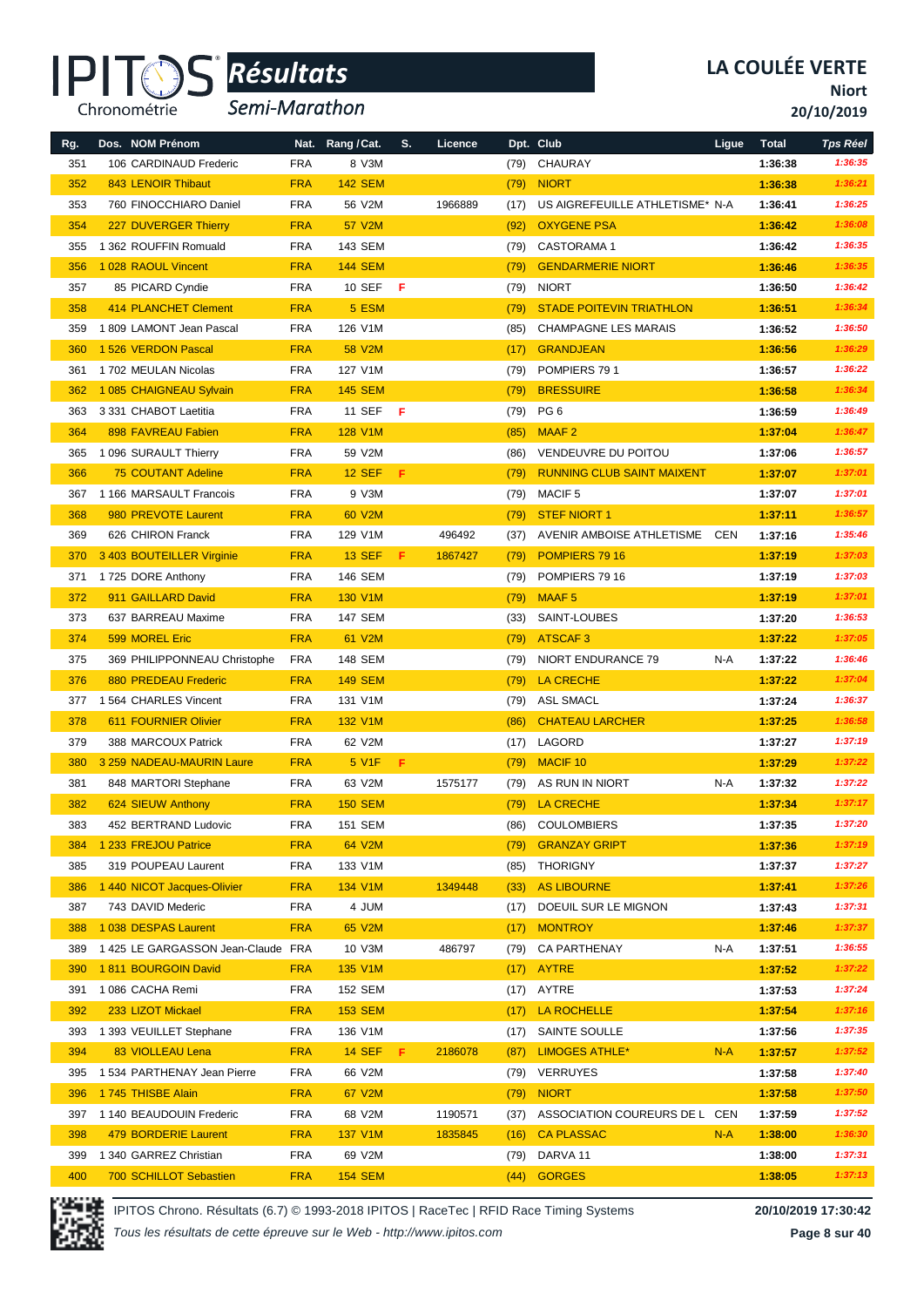# IPITOS Résultats Semi-Marathon

**LA COULÉE VERTE**
**Niort**
**20/10/2019**

| Rg. | Dos. | NOM Prénom | Nat. | Rang / Cat. | S. | Licence | Dpt. | Club | Ligue | Total | Tps Réel |
|---|---|---|---|---|---|---|---|---|---|---|---|
| 351 | 106 | CARDINAUD Frederic | FRA | 8 V3M | | | (79) | CHAURAY | | 1:36:38 | 1:36:35 |
| 352 | 843 | LENOIR Thibaut | FRA | 142 SEM | | | (79) | NIORT | | 1:36:38 | 1:36:21 |
| 353 | 760 | FINOCCHIARO Daniel | FRA | 56 V2M | | 1966889 | (17) | US AIGREFEUILLE ATHLETISME* | N-A | 1:36:41 | 1:36:25 |
| 354 | 227 | DUVERGER Thierry | FRA | 57 V2M | | | (92) | OXYGENE PSA | | 1:36:42 | 1:36:08 |
| 355 | 1 362 | ROUFFIN Romuald | FRA | 143 SEM | | | (79) | CASTORAMA 1 | | 1:36:42 | 1:36:35 |
| 356 | 1 028 | RAOUL Vincent | FRA | 144 SEM | | | (79) | GENDARMERIE NIORT | | 1:36:46 | 1:36:35 |
| 357 | 85 | PICARD Cyndie | FRA | 10 SEF | F | | (79) | NIORT | | 1:36:50 | 1:36:42 |
| 358 | 414 | PLANCHET Clement | FRA | 5 ESM | | | (79) | STADE POITEVIN TRIATHLON | | 1:36:51 | 1:36:34 |
| 359 | 1 809 | LAMONT Jean Pascal | FRA | 126 V1M | | | (85) | CHAMPAGNE LES MARAIS | | 1:36:52 | 1:36:50 |
| 360 | 1 526 | VERDON Pascal | FRA | 58 V2M | | | (17) | GRANDJEAN | | 1:36:56 | 1:36:29 |
| 361 | 1 702 | MEULAN Nicolas | FRA | 127 V1M | | | (79) | POMPIERS 79 1 | | 1:36:57 | 1:36:22 |
| 362 | 1 085 | CHAIGNEAU Sylvain | FRA | 145 SEM | | | (79) | BRESSUIRE | | 1:36:58 | 1:36:34 |
| 363 | 3 331 | CHABOT Laetitia | FRA | 11 SEF | F | | (79) | PG 6 | | 1:36:59 | 1:36:49 |
| 364 | 898 | FAVREAU Fabien | FRA | 128 V1M | | | (85) | MAAF 2 | | 1:37:04 | 1:36:47 |
| 365 | 1 096 | SURAULT Thierry | FRA | 59 V2M | | | (86) | VENDEUVRE DU POITOU | | 1:37:06 | 1:36:57 |
| 366 | 75 | COUTANT Adeline | FRA | 12 SEF | F | | (79) | RUNNING CLUB SAINT MAIXENT | | 1:37:07 | 1:37:01 |
| 367 | 1 166 | MARSAULT Francois | FRA | 9 V3M | | | (79) | MACIF 5 | | 1:37:07 | 1:37:01 |
| 368 | 980 | PREVOTE Laurent | FRA | 60 V2M | | | (79) | STEF NIORT 1 | | 1:37:11 | 1:36:57 |
| 369 | 626 | CHIRON Franck | FRA | 129 V1M | | 496492 | (37) | AVENIR AMBOISE ATHLETISME | CEN | 1:37:16 | 1:35:46 |
| 370 | 3 403 | BOUTEILLER Virginie | FRA | 13 SEF | F | 1867427 | (79) | POMPIERS 79 16 | | 1:37:19 | 1:37:03 |
| 371 | 1 725 | DORE Anthony | FRA | 146 SEM | | | (79) | POMPIERS 79 16 | | 1:37:19 | 1:37:03 |
| 372 | 911 | GAILLARD David | FRA | 130 V1M | | | (79) | MAAF 5 | | 1:37:19 | 1:37:01 |
| 373 | 637 | BARREAU Maxime | FRA | 147 SEM | | | (33) | SAINT-LOUBES | | 1:37:20 | 1:36:53 |
| 374 | 599 | MOREL Eric | FRA | 61 V2M | | | (79) | ATSCAF 3 | | 1:37:22 | 1:37:05 |
| 375 | 369 | PHILIPPONNEAU Christophe | FRA | 148 SEM | | | (79) | NIORT ENDURANCE 79 | N-A | 1:37:22 | 1:36:46 |
| 376 | 880 | PREDEAU Frederic | FRA | 149 SEM | | | (79) | LA CRECHE | | 1:37:22 | 1:37:04 |
| 377 | 1 564 | CHARLES Vincent | FRA | 131 V1M | | | (79) | ASL SMACL | | 1:37:24 | 1:36:37 |
| 378 | 611 | FOURNIER Olivier | FRA | 132 V1M | | | (86) | CHATEAU LARCHER | | 1:37:25 | 1:36:58 |
| 379 | 388 | MARCOUX Patrick | FRA | 62 V2M | | | (17) | LAGORD | | 1:37:27 | 1:37:19 |
| 380 | 3 259 | NADEAU-MAURIN Laure | FRA | 5 V1F | F | | (79) | MACIF 10 | | 1:37:29 | 1:37:22 |
| 381 | 848 | MARTORI Stephane | FRA | 63 V2M | | 1575177 | (79) | AS RUN IN NIORT | N-A | 1:37:32 | 1:37:22 |
| 382 | 624 | SIEUW Anthony | FRA | 150 SEM | | | (79) | LA CRECHE | | 1:37:34 | 1:37:17 |
| 383 | 452 | BERTRAND Ludovic | FRA | 151 SEM | | | (86) | COULOMBIERS | | 1:37:35 | 1:37:20 |
| 384 | 1 233 | FREJOU Patrice | FRA | 64 V2M | | | (79) | GRANZAY GRIPT | | 1:37:36 | 1:37:19 |
| 385 | 319 | POUPEAU Laurent | FRA | 133 V1M | | | (85) | THORIGNY | | 1:37:37 | 1:37:27 |
| 386 | 1 440 | NICOT Jacques-Olivier | FRA | 134 V1M | | 1349448 | (33) | AS LIBOURNE | | 1:37:41 | 1:37:26 |
| 387 | 743 | DAVID Mederic | FRA | 4 JUM | | | (17) | DOEUIL SUR LE MIGNON | | 1:37:43 | 1:37:31 |
| 388 | 1 038 | DESPAS Laurent | FRA | 65 V2M | | | (17) | MONTROY | | 1:37:46 | 1:37:37 |
| 389 | 1 425 | LE GARGASSON Jean-Claude | FRA | 10 V3M | | 486797 | (79) | CA PARTHENAY | N-A | 1:37:51 | 1:36:55 |
| 390 | 1 811 | BOURGOIN David | FRA | 135 V1M | | | (17) | AYTRE | | 1:37:52 | 1:37:22 |
| 391 | 1 086 | CACHA Remi | FRA | 152 SEM | | | (17) | AYTRE | | 1:37:53 | 1:37:24 |
| 392 | 233 | LIZOT Mickael | FRA | 153 SEM | | | (17) | LA ROCHELLE | | 1:37:54 | 1:37:16 |
| 393 | 1 393 | VEUILLET Stephane | FRA | 136 V1M | | | (17) | SAINTE SOULLE | | 1:37:56 | 1:37:35 |
| 394 | 83 | VIOLLEAU Lena | FRA | 14 SEF | F | 2186078 | (87) | LIMOGES ATHLE* | N-A | 1:37:57 | 1:37:52 |
| 395 | 1 534 | PARTHENAY Jean Pierre | FRA | 66 V2M | | | (79) | VERRUYES | | 1:37:58 | 1:37:40 |
| 396 | 1 745 | THISBE Alain | FRA | 67 V2M | | | (79) | NIORT | | 1:37:58 | 1:37:50 |
| 397 | 1 140 | BEAUDOUIN Frederic | FRA | 68 V2M | | 1190571 | (37) | ASSOCIATION COUREURS DE L | CEN | 1:37:59 | 1:37:52 |
| 398 | 479 | BORDERIE Laurent | FRA | 137 V1M | | 1835845 | (16) | CA PLASSAC | N-A | 1:38:00 | 1:36:30 |
| 399 | 1 340 | GARREZ Christian | FRA | 69 V2M | | | (79) | DARVA 11 | | 1:38:00 | 1:37:31 |
| 400 | 700 | SCHILLOT Sebastien | FRA | 154 SEM | | | (44) | GORGES | | 1:38:05 | 1:37:13 |

IPITOS Chrono. Résultats (6.7) © 1993-2018 IPITOS | RaceTec | RFID Race Timing Systems — 20/10/2019 17:30:42

*Tous les résultats de cette épreuve sur le Web - http://www.ipitos.com*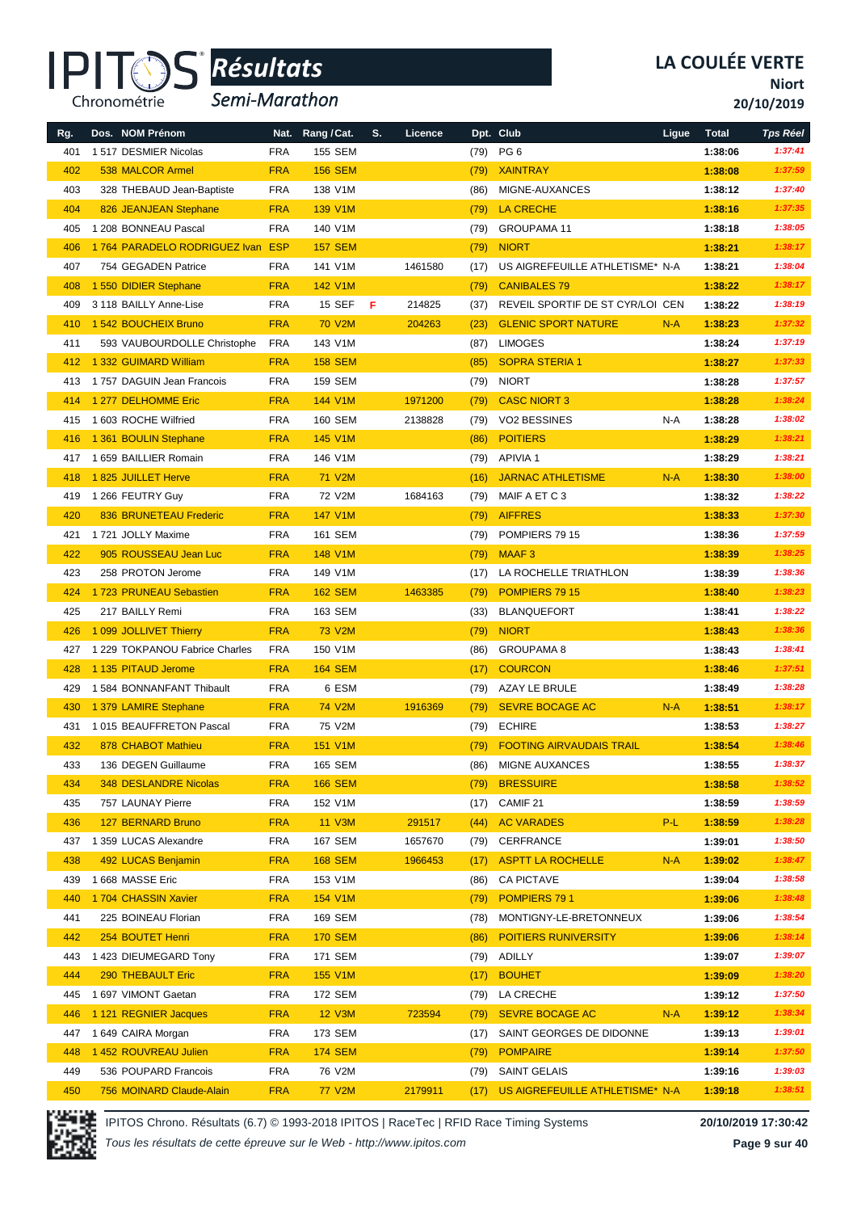# IPITOS Résultats — Semi-Marathon

## LA COULÉE VERTE

**Niort**

**20/10/2019**

| Rg. | Dos. | NOM Prénom | Nat. | Rang / Cat. | S. | Licence | Dpt. | Club | Ligue | Total | Tps Réel |
|---|---|---|---|---|---|---|---|---|---|---|---|
| 401 | 1 517 | DESMIER Nicolas | FRA | 155 SEM | | | (79) | PG 6 | | 1:38:06 | 1:37:41 |
| 402 | 538 | MALCOR Armel | FRA | 156 SEM | | | (79) | XAINTRAY | | 1:38:08 | 1:37:59 |
| 403 | 328 | THEBAUD Jean-Baptiste | FRA | 138 V1M | | | (86) | MIGNE-AUXANCES | | 1:38:12 | 1:37:40 |
| 404 | 826 | JEANJEAN Stephane | FRA | 139 V1M | | | (79) | LA CRECHE | | 1:38:16 | 1:37:35 |
| 405 | 1 208 | BONNEAU Pascal | FRA | 140 V1M | | | (79) | GROUPAMA 11 | | 1:38:18 | 1:38:05 |
| 406 | 1 764 | PARADELO RODRIGUEZ Ivan | ESP | 157 SEM | | | (79) | NIORT | | 1:38:21 | 1:38:17 |
| 407 | 754 | GEGADEN Patrice | FRA | 141 V1M | | 1461580 | (17) | US AIGREFEUILLE ATHLETISME* | N-A | 1:38:21 | 1:38:04 |
| 408 | 1 550 | DIDIER Stephane | FRA | 142 V1M | | | (79) | CANIBALES 79 | | 1:38:22 | 1:38:17 |
| 409 | 3 118 | BAILLY Anne-Lise | FRA | 15 SEF | F | 214825 | (37) | REVEIL SPORTIF DE ST CYR/LOI | CEN | 1:38:22 | 1:38:19 |
| 410 | 1 542 | BOUCHEIX Bruno | FRA | 70 V2M | | 204263 | (23) | GLENIC SPORT NATURE | N-A | 1:38:23 | 1:37:32 |
| 411 | 593 | VAUBOURDOLLE Christophe | FRA | 143 V1M | | | (87) | LIMOGES | | 1:38:24 | 1:37:19 |
| 412 | 1 332 | GUIMARD William | FRA | 158 SEM | | | (85) | SOPRA STERIA 1 | | 1:38:27 | 1:37:33 |
| 413 | 1 757 | DAGUIN Jean Francois | FRA | 159 SEM | | | (79) | NIORT | | 1:38:28 | 1:37:57 |
| 414 | 1 277 | DELHOMME Eric | FRA | 144 V1M | | 1971200 | (79) | CASC NIORT 3 | | 1:38:28 | 1:38:24 |
| 415 | 1 603 | ROCHE Wilfried | FRA | 160 SEM | | 2138828 | (79) | VO2 BESSINES | N-A | 1:38:28 | 1:38:02 |
| 416 | 1 361 | BOULIN Stephane | FRA | 145 V1M | | | (86) | POITIERS | | 1:38:29 | 1:38:21 |
| 417 | 1 659 | BAILLIER Romain | FRA | 146 V1M | | | (79) | APIVIA 1 | | 1:38:29 | 1:38:21 |
| 418 | 1 825 | JUILLET Herve | FRA | 71 V2M | | | (16) | JARNAC ATHLETISME | N-A | 1:38:30 | 1:38:00 |
| 419 | 1 266 | FEUTRY Guy | FRA | 72 V2M | | 1684163 | (79) | MAIF A ET C 3 | | 1:38:32 | 1:38:22 |
| 420 | 836 | BRUNETEAU Frederic | FRA | 147 V1M | | | (79) | AIFFRES | | 1:38:33 | 1:37:30 |
| 421 | 1 721 | JOLLY Maxime | FRA | 161 SEM | | | (79) | POMPIERS 79 15 | | 1:38:36 | 1:37:59 |
| 422 | 905 | ROUSSEAU Jean Luc | FRA | 148 V1M | | | (79) | MAAF 3 | | 1:38:39 | 1:38:25 |
| 423 | 258 | PROTON Jerome | FRA | 149 V1M | | | (17) | LA ROCHELLE TRIATHLON | | 1:38:39 | 1:38:36 |
| 424 | 1 723 | PRUNEAU Sebastien | FRA | 162 SEM | | 1463385 | (79) | POMPIERS 79 15 | | 1:38:40 | 1:38:23 |
| 425 | 217 | BAILLY Remi | FRA | 163 SEM | | | (33) | BLANQUEFORT | | 1:38:41 | 1:38:22 |
| 426 | 1 099 | JOLLIVET Thierry | FRA | 73 V2M | | | (79) | NIORT | | 1:38:43 | 1:38:36 |
| 427 | 1 229 | TOKPANOU Fabrice Charles | FRA | 150 V1M | | | (86) | GROUPAMA 8 | | 1:38:43 | 1:38:41 |
| 428 | 1 135 | PITAUD Jerome | FRA | 164 SEM | | | (17) | COURCON | | 1:38:46 | 1:37:51 |
| 429 | 1 584 | BONNANFANT Thibault | FRA | 6 ESM | | | (79) | AZAY LE BRULE | | 1:38:49 | 1:38:28 |
| 430 | 1 379 | LAMIRE Stephane | FRA | 74 V2M | | 1916369 | (79) | SEVRE BOCAGE AC | N-A | 1:38:51 | 1:38:17 |
| 431 | 1 015 | BEAUFFRETON Pascal | FRA | 75 V2M | | | (79) | ECHIRE | | 1:38:53 | 1:38:27 |
| 432 | 878 | CHABOT Mathieu | FRA | 151 V1M | | | (79) | FOOTING AIRVAUDAIS TRAIL | | 1:38:54 | 1:38:46 |
| 433 | 136 | DEGEN Guillaume | FRA | 165 SEM | | | (86) | MIGNE AUXANCES | | 1:38:55 | 1:38:37 |
| 434 | 348 | DESLANDRE Nicolas | FRA | 166 SEM | | | (79) | BRESSUIRE | | 1:38:58 | 1:38:52 |
| 435 | 757 | LAUNAY Pierre | FRA | 152 V1M | | | (17) | CAMIF 21 | | 1:38:59 | 1:38:59 |
| 436 | 127 | BERNARD Bruno | FRA | 11 V3M | | 291517 | (44) | AC VARADES | P-L | 1:38:59 | 1:38:28 |
| 437 | 1 359 | LUCAS Alexandre | FRA | 167 SEM | | 1657670 | (79) | CERFRANCE | | 1:39:01 | 1:38:50 |
| 438 | 492 | LUCAS Benjamin | FRA | 168 SEM | | 1966453 | (17) | ASPTT LA ROCHELLE | N-A | 1:39:02 | 1:38:47 |
| 439 | 1 668 | MASSE Eric | FRA | 153 V1M | | | (86) | CA PICTAVE | | 1:39:04 | 1:38:58 |
| 440 | 1 704 | CHASSIN Xavier | FRA | 154 V1M | | | (79) | POMPIERS 79 1 | | 1:39:06 | 1:38:48 |
| 441 | 225 | BOINEAU Florian | FRA | 169 SEM | | | (78) | MONTIGNY-LE-BRETONNEUX | | 1:39:06 | 1:38:54 |
| 442 | 254 | BOUTET Henri | FRA | 170 SEM | | | (86) | POITIERS RUNIVERSITY | | 1:39:06 | 1:38:14 |
| 443 | 1 423 | DIEUMEGARD Tony | FRA | 171 SEM | | | (79) | ADILLY | | 1:39:07 | 1:39:07 |
| 444 | 290 | THEBAULT Eric | FRA | 155 V1M | | | (17) | BOUHET | | 1:39:09 | 1:38:20 |
| 445 | 1 697 | VIMONT Gaetan | FRA | 172 SEM | | | (79) | LA CRECHE | | 1:39:12 | 1:37:50 |
| 446 | 1 121 | REGNIER Jacques | FRA | 12 V3M | | 723594 | (79) | SEVRE BOCAGE AC | N-A | 1:39:12 | 1:38:34 |
| 447 | 1 649 | CAIRA Morgan | FRA | 173 SEM | | | (17) | SAINT GEORGES DE DIDONNE | | 1:39:13 | 1:39:01 |
| 448 | 1 452 | ROUVREAU Julien | FRA | 174 SEM | | | (79) | POMPAIRE | | 1:39:14 | 1:37:50 |
| 449 | 536 | POUPARD Francois | FRA | 76 V2M | | | (79) | SAINT GELAIS | | 1:39:16 | 1:39:03 |
| 450 | 756 | MOINARD Claude-Alain | FRA | 77 V2M | | 2179911 | (17) | US AIGREFEUILLE ATHLETISME* | N-A | 1:39:18 | 1:38:51 |

IPITOS Chrono. Résultats (6.7) © 1993-2018 IPITOS | RaceTec | RFID Race Timing Systems — 20/10/2019 17:30:42

*Tous les résultats de cette épreuve sur le Web - http://www.ipitos.com*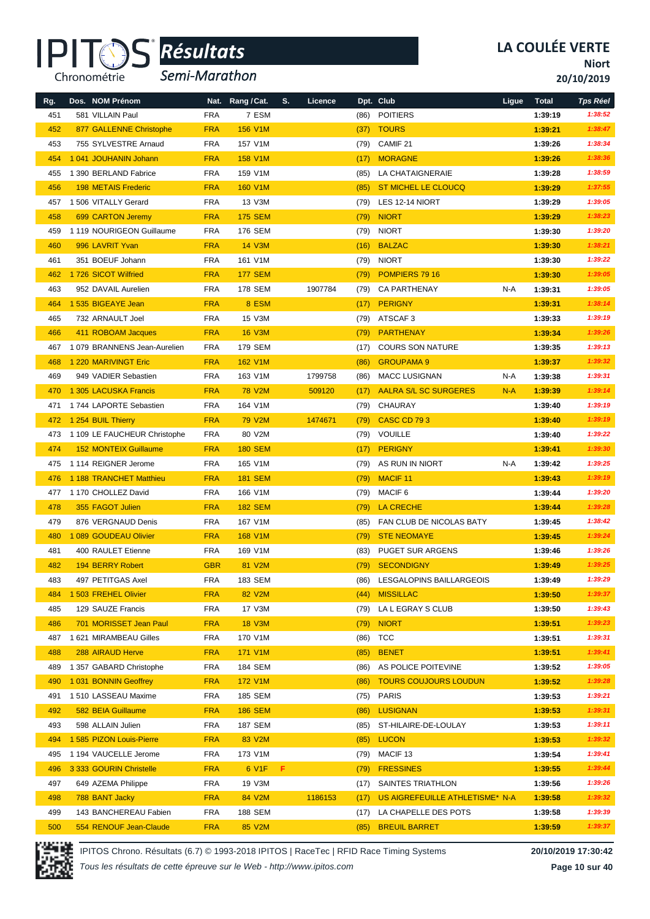# Résultats

Semi-Marathon

## LA COULÉE VERTE

**Niort**

**20/10/2019**

| Rg. | Dos. | NOM Prénom | Nat. | Rang / Cat. | S. | Licence | Dpt. | Club | Ligue | Total | Tps Réel |
|---|---|---|---|---|---|---|---|---|---|---|---|
| 451 | 581 | VILLAIN Paul | FRA | 7 ESM | | | (86) | POITIERS | | 1:39:19 | 1:38:52 |
| 452 | 877 | GALLENNE Christophe | FRA | 156 V1M | | | (37) | TOURS | | 1:39:21 | 1:38:47 |
| 453 | 755 | SYLVESTRE Arnaud | FRA | 157 V1M | | | (79) | CAMIF 21 | | 1:39:26 | 1:38:34 |
| 454 | 1 041 | JOUHANIN Johann | FRA | 158 V1M | | | (17) | MORAGNE | | 1:39:26 | 1:38:36 |
| 455 | 1 390 | BERLAND Fabrice | FRA | 159 V1M | | | (85) | LA CHATAIGNERAIE | | 1:39:28 | 1:38:59 |
| 456 | 198 | METAIS Frederic | FRA | 160 V1M | | | (85) | ST MICHEL LE CLOUCQ | | 1:39:29 | 1:37:55 |
| 457 | 1 506 | VITALLY Gerard | FRA | 13 V3M | | | (79) | LES 12-14 NIORT | | 1:39:29 | 1:39:05 |
| 458 | 699 | CARTON Jeremy | FRA | 175 SEM | | | (79) | NIORT | | 1:39:29 | 1:38:23 |
| 459 | 1 119 | NOURIGEON Guillaume | FRA | 176 SEM | | | (79) | NIORT | | 1:39:30 | 1:39:20 |
| 460 | 996 | LAVRIT Yvan | FRA | 14 V3M | | | (16) | BALZAC | | 1:39:30 | 1:38:21 |
| 461 | 351 | BOEUF Johann | FRA | 161 V1M | | | (79) | NIORT | | 1:39:30 | 1:39:22 |
| 462 | 1 726 | SICOT Wilfried | FRA | 177 SEM | | | (79) | POMPIERS 79 16 | | 1:39:30 | 1:39:05 |
| 463 | 952 | DAVAIL Aurelien | FRA | 178 SEM | | 1907784 | (79) | CA PARTHENAY | N-A | 1:39:31 | 1:39:05 |
| 464 | 1 535 | BIGEAYE Jean | FRA | 8 ESM | | | (17) | PERIGNY | | 1:39:31 | 1:38:14 |
| 465 | 732 | ARNAULT Joel | FRA | 15 V3M | | | (79) | ATSCAF 3 | | 1:39:33 | 1:39:19 |
| 466 | 411 | ROBOAM Jacques | FRA | 16 V3M | | | (79) | PARTHENAY | | 1:39:34 | 1:39:26 |
| 467 | 1 079 | BRANNENS Jean-Aurelien | FRA | 179 SEM | | | (17) | COURS SON NATURE | | 1:39:35 | 1:39:13 |
| 468 | 1 220 | MARIVINGT Eric | FRA | 162 V1M | | | (86) | GROUPAMA 9 | | 1:39:37 | 1:39:32 |
| 469 | 949 | VADIER Sebastien | FRA | 163 V1M | | 1799758 | (86) | MACC LUSIGNAN | N-A | 1:39:38 | 1:39:31 |
| 470 | 1 305 | LACUSKA Francis | FRA | 78 V2M | | 509120 | (17) | AALRA S/L SC SURGERES | N-A | 1:39:39 | 1:39:14 |
| 471 | 1 744 | LAPORTE Sebastien | FRA | 164 V1M | | | (79) | CHAURAY | | 1:39:40 | 1:39:19 |
| 472 | 1 254 | BUIL Thierry | FRA | 79 V2M | | 1474671 | (79) | CASC CD 79 3 | | 1:39:40 | 1:39:19 |
| 473 | 1 109 | LE FAUCHEUR Christophe | FRA | 80 V2M | | | (79) | VOUILLE | | 1:39:40 | 1:39:22 |
| 474 | 152 | MONTEIX Guillaume | FRA | 180 SEM | | | (17) | PERIGNY | | 1:39:41 | 1:39:30 |
| 475 | 1 114 | REIGNER Jerome | FRA | 165 V1M | | | (79) | AS RUN IN NIORT | N-A | 1:39:42 | 1:39:25 |
| 476 | 1 188 | TRANCHET Matthieu | FRA | 181 SEM | | | (79) | MACIF 11 | | 1:39:43 | 1:39:19 |
| 477 | 1 170 | CHOLLEZ David | FRA | 166 V1M | | | (79) | MACIF 6 | | 1:39:44 | 1:39:20 |
| 478 | 355 | FAGOT Julien | FRA | 182 SEM | | | (79) | LA CRECHE | | 1:39:44 | 1:39:28 |
| 479 | 876 | VERGNAUD Denis | FRA | 167 V1M | | | (85) | FAN CLUB DE NICOLAS BATY | | 1:39:45 | 1:38:42 |
| 480 | 1 089 | GOUDEAU Olivier | FRA | 168 V1M | | | (79) | STE NEOMAYE | | 1:39:45 | 1:39:24 |
| 481 | 400 | RAULET Etienne | FRA | 169 V1M | | | (83) | PUGET SUR ARGENS | | 1:39:46 | 1:39:26 |
| 482 | 194 | BERRY Robert | GBR | 81 V2M | | | (79) | SECONDIGNY | | 1:39:49 | 1:39:25 |
| 483 | 497 | PETITGAS Axel | FRA | 183 SEM | | | (86) | LESGALOPINS BAILLARGEOIS | | 1:39:49 | 1:39:29 |
| 484 | 1 503 | FREHEL Olivier | FRA | 82 V2M | | | (44) | MISSILLAC | | 1:39:50 | 1:39:37 |
| 485 | 129 | SAUZE Francis | FRA | 17 V3M | | | (79) | LA L EGRAY S CLUB | | 1:39:50 | 1:39:43 |
| 486 | 701 | MORISSET Jean Paul | FRA | 18 V3M | | | (79) | NIORT | | 1:39:51 | 1:39:23 |
| 487 | 1 621 | MIRAMBEAU Gilles | FRA | 170 V1M | | | (86) | TCC | | 1:39:51 | 1:39:31 |
| 488 | 288 | AIRAUD Herve | FRA | 171 V1M | | | (85) | BENET | | 1:39:51 | 1:39:41 |
| 489 | 1 357 | GABARD Christophe | FRA | 184 SEM | | | (86) | AS POLICE POITEVINE | | 1:39:52 | 1:39:05 |
| 490 | 1 031 | BONNIN Geoffrey | FRA | 172 V1M | | | (86) | TOURS COUJOURS LOUDUN | | 1:39:52 | 1:39:28 |
| 491 | 1 510 | LASSEAU Maxime | FRA | 185 SEM | | | (75) | PARIS | | 1:39:53 | 1:39:21 |
| 492 | 582 | BEIA Guillaume | FRA | 186 SEM | | | (86) | LUSIGNAN | | 1:39:53 | 1:39:31 |
| 493 | 598 | ALLAIN Julien | FRA | 187 SEM | | | (85) | ST-HILAIRE-DE-LOULAY | | 1:39:53 | 1:39:11 |
| 494 | 1 585 | PIZON Louis-Pierre | FRA | 83 V2M | | | (85) | LUCON | | 1:39:53 | 1:39:32 |
| 495 | 1 194 | VAUCELLE Jerome | FRA | 173 V1M | | | (79) | MACIF 13 | | 1:39:54 | 1:39:41 |
| 496 | 3 333 | GOURIN Christelle | FRA | 6 V1F | F | | (79) | FRESSINES | | 1:39:55 | 1:39:44 |
| 497 | 649 | AZEMA Philippe | FRA | 19 V3M | | | (17) | SAINTES TRIATHLON | | 1:39:56 | 1:39:26 |
| 498 | 788 | BANT Jacky | FRA | 84 V2M | | 1186153 | (17) | US AIGREFEUILLE ATHLETISME* | N-A | 1:39:58 | 1:39:32 |
| 499 | 143 | BANCHEREAU Fabien | FRA | 188 SEM | | | (17) | LA CHAPELLE DES POTS | | 1:39:58 | 1:39:39 |
| 500 | 554 | RENOUF Jean-Claude | FRA | 85 V2M | | | (85) | BREUIL BARRET | | 1:39:59 | 1:39:37 |

IPITOS Chrono. Résultats (6.7) © 1993-2018 IPITOS | RaceTec | RFID Race Timing Systems — 20/10/2019 17:30:42

*Tous les résultats de cette épreuve sur le Web - http://www.ipitos.com*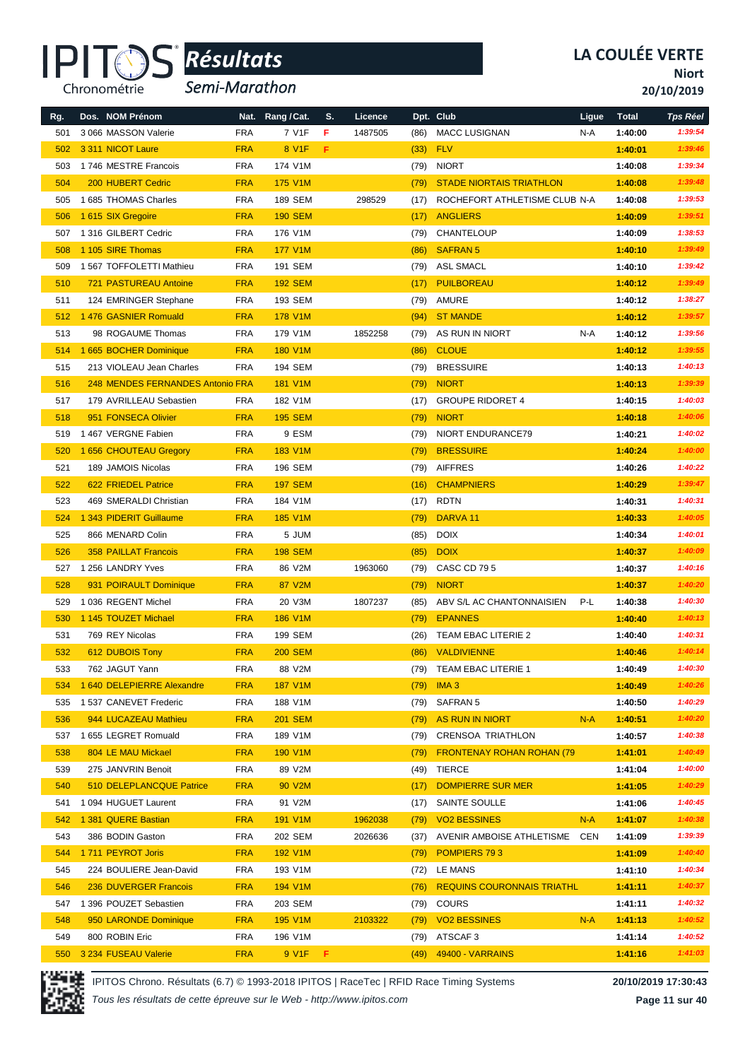# LA COULÉE VERTE

**Résultats** — *Semi-Marathon*

**Niort**

**20/10/2019**

| Rg. | Dos. | NOM Prénom | Nat. | Rang / Cat. | S. | Licence | Dpt. | Club | Ligue | Total | Tps Réel |
|---|---|---|---|---|---|---|---|---|---|---|---|
| 501 | 3 066 | MASSON Valerie | FRA | 7 V1F | F | 1487505 | (86) | MACC LUSIGNAN | N-A | 1:40:00 | 1:39:54 |
| 502 | 3 311 | NICOT Laure | FRA | 8 V1F | F | | (33) | FLV | | 1:40:01 | 1:39:46 |
| 503 | 1 746 | MESTRE Francois | FRA | 174 V1M | | | (79) | NIORT | | 1:40:08 | 1:39:34 |
| 504 | 200 | HUBERT Cedric | FRA | 175 V1M | | | (79) | STADE NIORTAIS TRIATHLON | | 1:40:08 | 1:39:48 |
| 505 | 1 685 | THOMAS Charles | FRA | 189 SEM | | 298529 | (17) | ROCHEFORT ATHLETISME CLUB | N-A | 1:40:08 | 1:39:53 |
| 506 | 1 615 | SIX Gregoire | FRA | 190 SEM | | | (17) | ANGLIERS | | 1:40:09 | 1:39:51 |
| 507 | 1 316 | GILBERT Cedric | FRA | 176 V1M | | | (79) | CHANTELOUP | | 1:40:09 | 1:38:53 |
| 508 | 1 105 | SIRE Thomas | FRA | 177 V1M | | | (86) | SAFRAN 5 | | 1:40:10 | 1:39:49 |
| 509 | 1 567 | TOFFOLETTI Mathieu | FRA | 191 SEM | | | (79) | ASL SMACL | | 1:40:10 | 1:39:42 |
| 510 | 721 | PASTUREAU Antoine | FRA | 192 SEM | | | (17) | PUILBOREAU | | 1:40:12 | 1:39:49 |
| 511 | 124 | EMRINGER Stephane | FRA | 193 SEM | | | (79) | AMURE | | 1:40:12 | 1:38:27 |
| 512 | 1 476 | GASNIER Romuald | FRA | 178 V1M | | | (94) | ST MANDE | | 1:40:12 | 1:39:57 |
| 513 | 98 | ROGAUME Thomas | FRA | 179 V1M | | 1852258 | (79) | AS RUN IN NIORT | N-A | 1:40:12 | 1:39:56 |
| 514 | 1 665 | BOCHER Dominique | FRA | 180 V1M | | | (86) | CLOUE | | 1:40:12 | 1:39:55 |
| 515 | 213 | VIOLEAU Jean Charles | FRA | 194 SEM | | | (79) | BRESSUIRE | | 1:40:13 | 1:40:13 |
| 516 | 248 | MENDES FERNANDES Antonio | FRA | 181 V1M | | | (79) | NIORT | | 1:40:13 | 1:39:39 |
| 517 | 179 | AVRILLEAU Sebastien | FRA | 182 V1M | | | (17) | GROUPE RIDORET 4 | | 1:40:15 | 1:40:03 |
| 518 | 951 | FONSECA Olivier | FRA | 195 SEM | | | (79) | NIORT | | 1:40:18 | 1:40:06 |
| 519 | 1 467 | VERGNE Fabien | FRA | 9 ESM | | | (79) | NIORT ENDURANCE79 | | 1:40:21 | 1:40:02 |
| 520 | 1 656 | CHOUTEAU Gregory | FRA | 183 V1M | | | (79) | BRESSUIRE | | 1:40:24 | 1:40:00 |
| 521 | 189 | JAMOIS Nicolas | FRA | 196 SEM | | | (79) | AIFFRES | | 1:40:26 | 1:40:22 |
| 522 | 622 | FRIEDEL Patrice | FRA | 197 SEM | | | (16) | CHAMPNIERS | | 1:40:29 | 1:39:47 |
| 523 | 469 | SMERALDI Christian | FRA | 184 V1M | | | (17) | RDTN | | 1:40:31 | 1:40:31 |
| 524 | 1 343 | PIDERIT Guillaume | FRA | 185 V1M | | | (79) | DARVA 11 | | 1:40:33 | 1:40:05 |
| 525 | 866 | MENARD Colin | FRA | 5 JUM | | | (85) | DOIX | | 1:40:34 | 1:40:01 |
| 526 | 358 | PAILLAT Francois | FRA | 198 SEM | | | (85) | DOIX | | 1:40:37 | 1:40:09 |
| 527 | 1 256 | LANDRY Yves | FRA | 86 V2M | | 1963060 | (79) | CASC CD 79 5 | | 1:40:37 | 1:40:16 |
| 528 | 931 | POIRAULT Dominique | FRA | 87 V2M | | | (79) | NIORT | | 1:40:37 | 1:40:20 |
| 529 | 1 036 | REGENT Michel | FRA | 20 V3M | | 1807237 | (85) | ABV S/L AC CHANTONNAISIEN | P-L | 1:40:38 | 1:40:30 |
| 530 | 1 145 | TOUZET Michael | FRA | 186 V1M | | | (79) | EPANNES | | 1:40:40 | 1:40:13 |
| 531 | 769 | REY Nicolas | FRA | 199 SEM | | | (26) | TEAM EBAC LITERIE 2 | | 1:40:40 | 1:40:31 |
| 532 | 612 | DUBOIS Tony | FRA | 200 SEM | | | (86) | VALDIVIENNE | | 1:40:46 | 1:40:14 |
| 533 | 762 | JAGUT Yann | FRA | 88 V2M | | | (79) | TEAM EBAC LITERIE 1 | | 1:40:49 | 1:40:30 |
| 534 | 1 640 | DELEPIERRE Alexandre | FRA | 187 V1M | | | (79) | IMA 3 | | 1:40:49 | 1:40:26 |
| 535 | 1 537 | CANEVET Frederic | FRA | 188 V1M | | | (79) | SAFRAN 5 | | 1:40:50 | 1:40:29 |
| 536 | 944 | LUCAZEAU Mathieu | FRA | 201 SEM | | | (79) | AS RUN IN NIORT | N-A | 1:40:51 | 1:40:20 |
| 537 | 1 655 | LEGRET Romuald | FRA | 189 V1M | | | (79) | CRENSOA TRIATHLON | | 1:40:57 | 1:40:38 |
| 538 | 804 | LE MAU Mickael | FRA | 190 V1M | | | (79) | FRONTENAY ROHAN ROHAN (79 | | 1:41:01 | 1:40:49 |
| 539 | 275 | JANVRIN Benoit | FRA | 89 V2M | | | (49) | TIERCE | | 1:41:04 | 1:40:00 |
| 540 | 510 | DELEPLANCQUE Patrice | FRA | 90 V2M | | | (17) | DOMPIERRE SUR MER | | 1:41:05 | 1:40:29 |
| 541 | 1 094 | HUGUET Laurent | FRA | 91 V2M | | | (17) | SAINTE SOULLE | | 1:41:06 | 1:40:45 |
| 542 | 1 381 | QUERE Bastian | FRA | 191 V1M | | 1962038 | (79) | VO2 BESSINES | N-A | 1:41:07 | 1:40:38 |
| 543 | 386 | BODIN Gaston | FRA | 202 SEM | | 2026636 | (37) | AVENIR AMBOISE ATHLETISME | CEN | 1:41:09 | 1:39:39 |
| 544 | 1 711 | PEYROT Joris | FRA | 192 V1M | | | (79) | POMPIERS 79 3 | | 1:41:09 | 1:40:40 |
| 545 | 224 | BOULIERE Jean-David | FRA | 193 V1M | | | (72) | LE MANS | | 1:41:10 | 1:40:34 |
| 546 | 236 | DUVERGER Francois | FRA | 194 V1M | | | (76) | REQUINS COURONNAIS TRIATHL | | 1:41:11 | 1:40:37 |
| 547 | 1 396 | POUZET Sebastien | FRA | 203 SEM | | | (79) | COURS | | 1:41:11 | 1:40:32 |
| 548 | 950 | LARONDE Dominique | FRA | 195 V1M | | 2103322 | (79) | VO2 BESSINES | N-A | 1:41:13 | 1:40:52 |
| 549 | 800 | ROBIN Eric | FRA | 196 V1M | | | (79) | ATSCAF 3 | | 1:41:14 | 1:40:52 |
| 550 | 3 234 | FUSEAU Valerie | FRA | 9 V1F | F | | (49) | 49400 - VARRAINS | | 1:41:16 | 1:41:03 |

IPITOS Chrono. Résultats (6.7) © 1993-2018 IPITOS | RaceTec | RFID Race Timing Systems — 20/10/2019 17:30:43

*Tous les résultats de cette épreuve sur le Web - http://www.ipitos.com*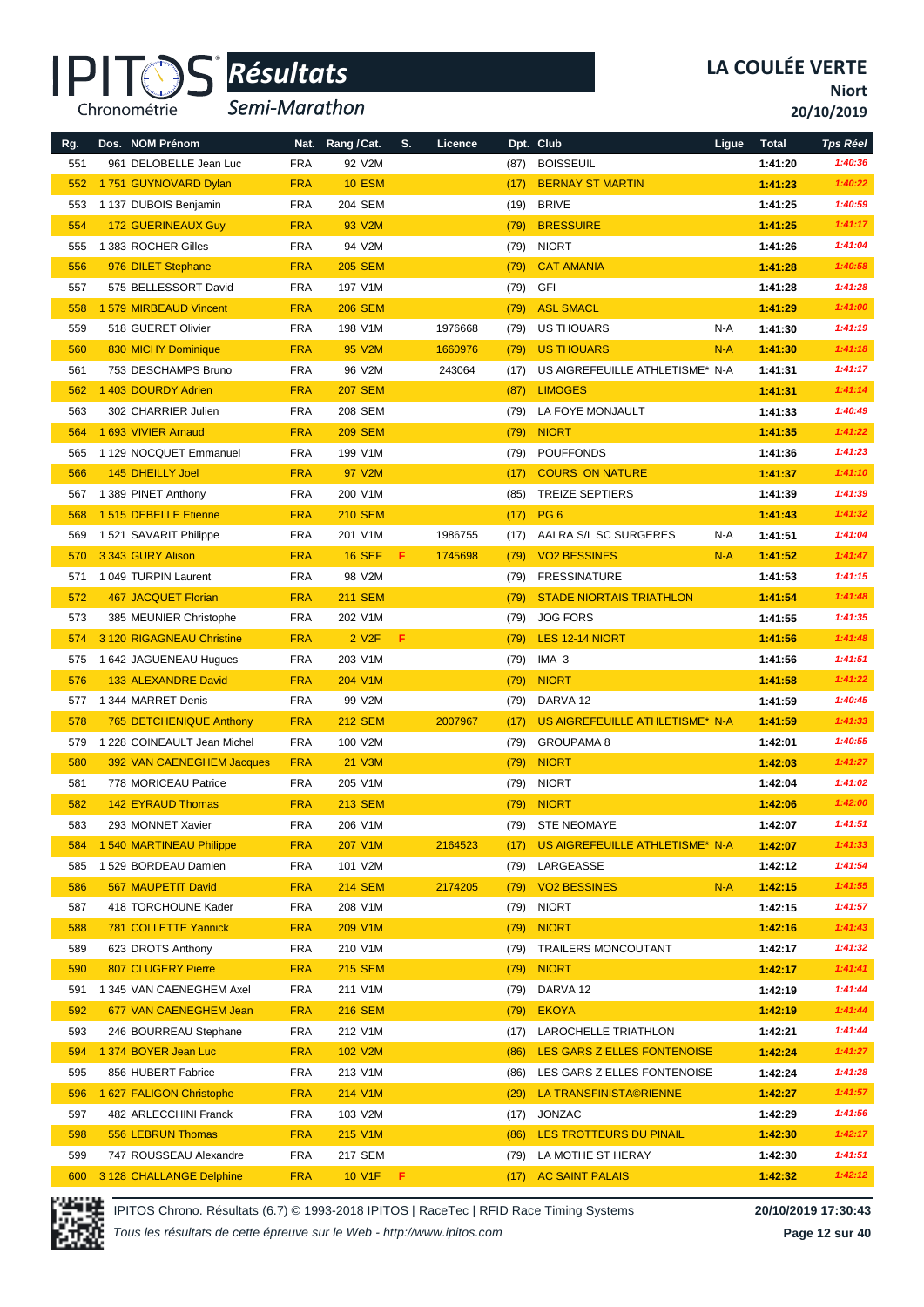# LA COULÉE VERTE

**Niort**

**20/10/2019**

*Résultats* — *Semi-Marathon*

| Rg. | Dos. | NOM Prénom | Nat. | Rang / Cat. | S. | Licence | Dpt. | Club | Ligue | Total | Tps Réel |
|---|---|---|---|---|---|---|---|---|---|---|---|
| 551 | 961 | DELOBELLE Jean Luc | FRA | 92 V2M | | | (87) | BOISSEUIL | | 1:41:20 | 1:40:36 |
| 552 | 1 751 | GUYNOVARD Dylan | FRA | 10 ESM | | | (17) | BERNAY ST MARTIN | | 1:41:23 | 1:40:22 |
| 553 | 1 137 | DUBOIS Benjamin | FRA | 204 SEM | | | (19) | BRIVE | | 1:41:25 | 1:40:59 |
| 554 | 172 | GUERINEAUX Guy | FRA | 93 V2M | | | (79) | BRESSUIRE | | 1:41:25 | 1:41:17 |
| 555 | 1 383 | ROCHER Gilles | FRA | 94 V2M | | | (79) | NIORT | | 1:41:26 | 1:41:04 |
| 556 | 976 | DILET Stephane | FRA | 205 SEM | | | (79) | CAT AMANIA | | 1:41:28 | 1:40:58 |
| 557 | 575 | BELLESSORT David | FRA | 197 V1M | | | (79) | GFI | | 1:41:28 | 1:41:28 |
| 558 | 1 579 | MIRBEAUD Vincent | FRA | 206 SEM | | | (79) | ASL SMACL | | 1:41:29 | 1:41:00 |
| 559 | 518 | GUERET Olivier | FRA | 198 V1M | | 1976668 | (79) | US THOUARS | N-A | 1:41:30 | 1:41:19 |
| 560 | 830 | MICHY Dominique | FRA | 95 V2M | | 1660976 | (79) | US THOUARS | N-A | 1:41:30 | 1:41:18 |
| 561 | 753 | DESCHAMPS Bruno | FRA | 96 V2M | | 243064 | (17) | US AIGREFEUILLE ATHLETISME* | N-A | 1:41:31 | 1:41:17 |
| 562 | 1 403 | DOURDY Adrien | FRA | 207 SEM | | | (87) | LIMOGES | | 1:41:31 | 1:41:14 |
| 563 | 302 | CHARRIER Julien | FRA | 208 SEM | | | (79) | LA FOYE MONJAULT | | 1:41:33 | 1:40:49 |
| 564 | 1 693 | VIVIER Arnaud | FRA | 209 SEM | | | (79) | NIORT | | 1:41:35 | 1:41:22 |
| 565 | 1 129 | NOCQUET Emmanuel | FRA | 199 V1M | | | (79) | POUFFONDS | | 1:41:36 | 1:41:23 |
| 566 | 145 | DHEILLY Joel | FRA | 97 V2M | | | (17) | COURS ON NATURE | | 1:41:37 | 1:41:10 |
| 567 | 1 389 | PINET Anthony | FRA | 200 V1M | | | (85) | TREIZE SEPTIERS | | 1:41:39 | 1:41:39 |
| 568 | 1 515 | DEBELLE Etienne | FRA | 210 SEM | | | (17) | PG 6 | | 1:41:43 | 1:41:32 |
| 569 | 1 521 | SAVARIT Philippe | FRA | 201 V1M | | 1986755 | (17) | AALRA S/L SC SURGERES | N-A | 1:41:51 | 1:41:04 |
| 570 | 3 343 | GURY Alison | FRA | 16 SEF | F | 1745698 | (79) | VO2 BESSINES | N-A | 1:41:52 | 1:41:47 |
| 571 | 1 049 | TURPIN Laurent | FRA | 98 V2M | | | (79) | FRESSINATURE | | 1:41:53 | 1:41:15 |
| 572 | 467 | JACQUET Florian | FRA | 211 SEM | | | (79) | STADE NIORTAIS TRIATHLON | | 1:41:54 | 1:41:48 |
| 573 | 385 | MEUNIER Christophe | FRA | 202 V1M | | | (79) | JOG FORS | | 1:41:55 | 1:41:35 |
| 574 | 3 120 | RIGAGNEAU Christine | FRA | 2 V2F | F | | (79) | LES 12-14 NIORT | | 1:41:56 | 1:41:48 |
| 575 | 1 642 | JAGUENEAU Hugues | FRA | 203 V1M | | | (79) | IMA 3 | | 1:41:56 | 1:41:51 |
| 576 | 133 | ALEXANDRE David | FRA | 204 V1M | | | (79) | NIORT | | 1:41:58 | 1:41:22 |
| 577 | 1 344 | MARRET Denis | FRA | 99 V2M | | | (79) | DARVA 12 | | 1:41:59 | 1:40:45 |
| 578 | 765 | DETCHENIQUE Anthony | FRA | 212 SEM | | 2007967 | (17) | US AIGREFEUILLE ATHLETISME* | N-A | 1:41:59 | 1:41:33 |
| 579 | 1 228 | COINEAULT Jean Michel | FRA | 100 V2M | | | (79) | GROUPAMA 8 | | 1:42:01 | 1:40:55 |
| 580 | 392 | VAN CAENEGHEM Jacques | FRA | 21 V3M | | | (79) | NIORT | | 1:42:03 | 1:41:27 |
| 581 | 778 | MORICEAU Patrice | FRA | 205 V1M | | | (79) | NIORT | | 1:42:04 | 1:41:02 |
| 582 | 142 | EYRAUD Thomas | FRA | 213 SEM | | | (79) | NIORT | | 1:42:06 | 1:42:00 |
| 583 | 293 | MONNET Xavier | FRA | 206 V1M | | | (79) | STE NEOMAYE | | 1:42:07 | 1:41:51 |
| 584 | 1 540 | MARTINEAU Philippe | FRA | 207 V1M | | 2164523 | (17) | US AIGREFEUILLE ATHLETISME* | N-A | 1:42:07 | 1:41:33 |
| 585 | 1 529 | BORDEAU Damien | FRA | 101 V2M | | | (79) | LARGEASSE | | 1:42:12 | 1:41:54 |
| 586 | 567 | MAUPETIT David | FRA | 214 SEM | | 2174205 | (79) | VO2 BESSINES | N-A | 1:42:15 | 1:41:55 |
| 587 | 418 | TORCHOUNE Kader | FRA | 208 V1M | | | (79) | NIORT | | 1:42:15 | 1:41:57 |
| 588 | 781 | COLLETTE Yannick | FRA | 209 V1M | | | (79) | NIORT | | 1:42:16 | 1:41:43 |
| 589 | 623 | DROTS Anthony | FRA | 210 V1M | | | (79) | TRAILERS MONCOUTANT | | 1:42:17 | 1:41:32 |
| 590 | 807 | CLUGERY Pierre | FRA | 215 SEM | | | (79) | NIORT | | 1:42:17 | 1:41:41 |
| 591 | 1 345 | VAN CAENEGHEM Axel | FRA | 211 V1M | | | (79) | DARVA 12 | | 1:42:19 | 1:41:44 |
| 592 | 677 | VAN CAENEGHEM Jean | FRA | 216 SEM | | | (79) | EKOYA | | 1:42:19 | 1:41:44 |
| 593 | 246 | BOURREAU Stephane | FRA | 212 V1M | | | (17) | LAROCHELLE TRIATHLON | | 1:42:21 | 1:41:44 |
| 594 | 1 374 | BOYER Jean Luc | FRA | 102 V2M | | | (86) | LES GARS Z ELLES FONTENOISE | | 1:42:24 | 1:41:27 |
| 595 | 856 | HUBERT Fabrice | FRA | 213 V1M | | | (86) | LES GARS Z ELLES FONTENOISE | | 1:42:24 | 1:41:28 |
| 596 | 1 627 | FALIGON Christophe | FRA | 214 V1M | | | (29) | LA TRANSFINISTA©RIENNE | | 1:42:27 | 1:41:57 |
| 597 | 482 | ARLECCHINI Franck | FRA | 103 V2M | | | (17) | JONZAC | | 1:42:29 | 1:41:56 |
| 598 | 556 | LEBRUN Thomas | FRA | 215 V1M | | | (86) | LES TROTTEURS DU PINAIL | | 1:42:30 | 1:42:17 |
| 599 | 747 | ROUSSEAU Alexandre | FRA | 217 SEM | | | (79) | LA MOTHE ST HERAY | | 1:42:30 | 1:41:51 |
| 600 | 3 128 | CHALLANGE Delphine | FRA | 10 V1F | F | | (17) | AC SAINT PALAIS | | 1:42:32 | 1:42:12 |

IPITOS Chrono. Résultats (6.7) © 1993-2018 IPITOS | RaceTec | RFID Race Timing Systems — 20/10/2019 17:30:43

*Tous les résultats de cette épreuve sur le Web - http://www.ipitos.com*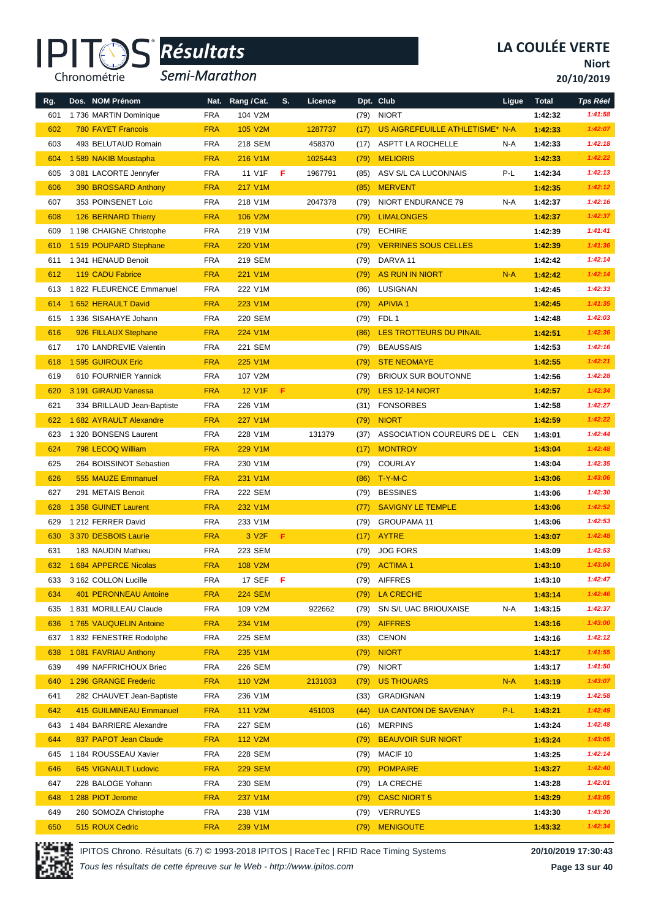# LA COULÉE VERTE

**Niort**

**20/10/2019**

Semi-Marathon

| Rg. | Dos. | NOM Prénom | Nat. | Rang / Cat. | S. | Licence | Dpt. | Club | Ligue | Total | Tps Réel |
|---|---|---|---|---|---|---|---|---|---|---|---|
| 601 | 1 736 | MARTIN Dominique | FRA | 104 V2M | | | (79) | NIORT | | 1:42:32 | 1:41:58 |
| 602 | 780 | FAYET Francois | FRA | 105 V2M | | 1287737 | (17) | US AIGREFEUILLE ATHLETISME* | N-A | 1:42:33 | 1:42:07 |
| 603 | 493 | BELUTAUD Romain | FRA | 218 SEM | | 458370 | (17) | ASPTT LA ROCHELLE | N-A | 1:42:33 | 1:42:18 |
| 604 | 1 589 | NAKIB Moustapha | FRA | 216 V1M | | 1025443 | (79) | MELIORIS | | 1:42:33 | 1:42:22 |
| 605 | 3 081 | LACORTE Jennyfer | FRA | 11 V1F | F | 1967791 | (85) | ASV S/L CA LUCONNAIS | P-L | 1:42:34 | 1:42:13 |
| 606 | 390 | BROSSARD Anthony | FRA | 217 V1M | | | (85) | MERVENT | | 1:42:35 | 1:42:12 |
| 607 | 353 | POINSENET Loic | FRA | 218 V1M | | 2047378 | (79) | NIORT ENDURANCE 79 | N-A | 1:42:37 | 1:42:16 |
| 608 | 126 | BERNARD Thierry | FRA | 106 V2M | | | (79) | LIMALONGES | | 1:42:37 | 1:42:37 |
| 609 | 1 198 | CHAIGNE Christophe | FRA | 219 V1M | | | (79) | ECHIRE | | 1:42:39 | 1:41:41 |
| 610 | 1 519 | POUPARD Stephane | FRA | 220 V1M | | | (79) | VERRINES SOUS CELLES | | 1:42:39 | 1:41:36 |
| 611 | 1 341 | HENAUD Benoit | FRA | 219 SEM | | | (79) | DARVA 11 | | 1:42:42 | 1:42:14 |
| 612 | 119 | CADU Fabrice | FRA | 221 V1M | | | (79) | AS RUN IN NIORT | N-A | 1:42:42 | 1:42:14 |
| 613 | 1 822 | FLEURENCE Emmanuel | FRA | 222 V1M | | | (86) | LUSIGNAN | | 1:42:45 | 1:42:33 |
| 614 | 1 652 | HERAULT David | FRA | 223 V1M | | | (79) | APIVIA 1 | | 1:42:45 | 1:41:35 |
| 615 | 1 336 | SISAHAYE Johann | FRA | 220 SEM | | | (79) | FDL 1 | | 1:42:48 | 1:42:03 |
| 616 | 926 | FILLAUX Stephane | FRA | 224 V1M | | | (86) | LES TROTTEURS DU PINAIL | | 1:42:51 | 1:42:36 |
| 617 | 170 | LANDREVIE Valentin | FRA | 221 SEM | | | (79) | BEAUSSAIS | | 1:42:53 | 1:42:16 |
| 618 | 1 595 | GUIROUX Eric | FRA | 225 V1M | | | (79) | STE NEOMAYE | | 1:42:55 | 1:42:21 |
| 619 | 610 | FOURNIER Yannick | FRA | 107 V2M | | | (79) | BRIOUX SUR BOUTONNE | | 1:42:56 | 1:42:28 |
| 620 | 3 191 | GIRAUD Vanessa | FRA | 12 V1F | F | | (79) | LES 12-14 NIORT | | 1:42:57 | 1:42:34 |
| 621 | 334 | BRILLAUD Jean-Baptiste | FRA | 226 V1M | | | (31) | FONSORBES | | 1:42:58 | 1:42:27 |
| 622 | 1 682 | AYRAULT Alexandre | FRA | 227 V1M | | | (79) | NIORT | | 1:42:59 | 1:42:22 |
| 623 | 1 320 | BONSENS Laurent | FRA | 228 V1M | | 131379 | (37) | ASSOCIATION COUREURS DE L | CEN | 1:43:01 | 1:42:44 |
| 624 | 798 | LECOQ William | FRA | 229 V1M | | | (17) | MONTROY | | 1:43:04 | 1:42:48 |
| 625 | 264 | BOISSINOT Sebastien | FRA | 230 V1M | | | (79) | COURLAY | | 1:43:04 | 1:42:35 |
| 626 | 555 | MAUZE Emmanuel | FRA | 231 V1M | | | (86) | T-Y-M-C | | 1:43:06 | 1:43:06 |
| 627 | 291 | METAIS Benoit | FRA | 222 SEM | | | (79) | BESSINES | | 1:43:06 | 1:42:30 |
| 628 | 1 358 | GUINET Laurent | FRA | 232 V1M | | | (77) | SAVIGNY LE TEMPLE | | 1:43:06 | 1:42:52 |
| 629 | 1 212 | FERRER David | FRA | 233 V1M | | | (79) | GROUPAMA 11 | | 1:43:06 | 1:42:53 |
| 630 | 3 370 | DESBOIS Laurie | FRA | 3 V2F | F | | (17) | AYTRE | | 1:43:07 | 1:42:48 |
| 631 | 183 | NAUDIN Mathieu | FRA | 223 SEM | | | (79) | JOG FORS | | 1:43:09 | 1:42:53 |
| 632 | 1 684 | APPERCE Nicolas | FRA | 108 V2M | | | (79) | ACTIMA 1 | | 1:43:10 | 1:43:04 |
| 633 | 3 162 | COLLON Lucille | FRA | 17 SEF | F | | (79) | AIFFRES | | 1:43:10 | 1:42:47 |
| 634 | 401 | PERONNEAU Antoine | FRA | 224 SEM | | | (79) | LA CRECHE | | 1:43:14 | 1:42:46 |
| 635 | 1 831 | MORILLEAU Claude | FRA | 109 V2M | | 922662 | (79) | SN S/L UAC BRIOUXAISE | N-A | 1:43:15 | 1:42:37 |
| 636 | 1 765 | VAUQUELIN Antoine | FRA | 234 V1M | | | (79) | AIFFRES | | 1:43:16 | 1:43:00 |
| 637 | 1 832 | FENESTRE Rodolphe | FRA | 225 SEM | | | (33) | CENON | | 1:43:16 | 1:42:12 |
| 638 | 1 081 | FAVRIAU Anthony | FRA | 235 V1M | | | (79) | NIORT | | 1:43:17 | 1:41:55 |
| 639 | 499 | NAFFRICHOUX Briec | FRA | 226 SEM | | | (79) | NIORT | | 1:43:17 | 1:41:50 |
| 640 | 1 296 | GRANGE Frederic | FRA | 110 V2M | | 2131033 | (79) | US THOUARS | N-A | 1:43:19 | 1:43:07 |
| 641 | 282 | CHAUVET Jean-Baptiste | FRA | 236 V1M | | | (33) | GRADIGNAN | | 1:43:19 | 1:42:58 |
| 642 | 415 | GUILMINEAU Emmanuel | FRA | 111 V2M | | 451003 | (44) | UA CANTON DE SAVENAY | P-L | 1:43:21 | 1:42:49 |
| 643 | 1 484 | BARRIERE Alexandre | FRA | 227 SEM | | | (16) | MERPINS | | 1:43:24 | 1:42:48 |
| 644 | 837 | PAPOT Jean Claude | FRA | 112 V2M | | | (79) | BEAUVOIR SUR NIORT | | 1:43:24 | 1:43:05 |
| 645 | 1 184 | ROUSSEAU Xavier | FRA | 228 SEM | | | (79) | MACIF 10 | | 1:43:25 | 1:42:14 |
| 646 | 645 | VIGNAULT Ludovic | FRA | 229 SEM | | | (79) | POMPAIRE | | 1:43:27 | 1:42:40 |
| 647 | 228 | BALOGE Yohann | FRA | 230 SEM | | | (79) | LA CRECHE | | 1:43:28 | 1:42:01 |
| 648 | 1 288 | PIOT Jerome | FRA | 237 V1M | | | (79) | CASC NIORT 5 | | 1:43:29 | 1:43:05 |
| 649 | 260 | SOMOZA Christophe | FRA | 238 V1M | | | (79) | VERRUYES | | 1:43:30 | 1:43:20 |
| 650 | 515 | ROUX Cedric | FRA | 239 V1M | | | (79) | MENIGOUTE | | 1:43:32 | 1:42:34 |

IPITOS Chrono. Résultats (6.7) © 1993-2018 IPITOS | RaceTec | RFID Race Timing Systems — 20/10/2019 17:30:43

*Tous les résultats de cette épreuve sur le Web - http://www.ipitos.com*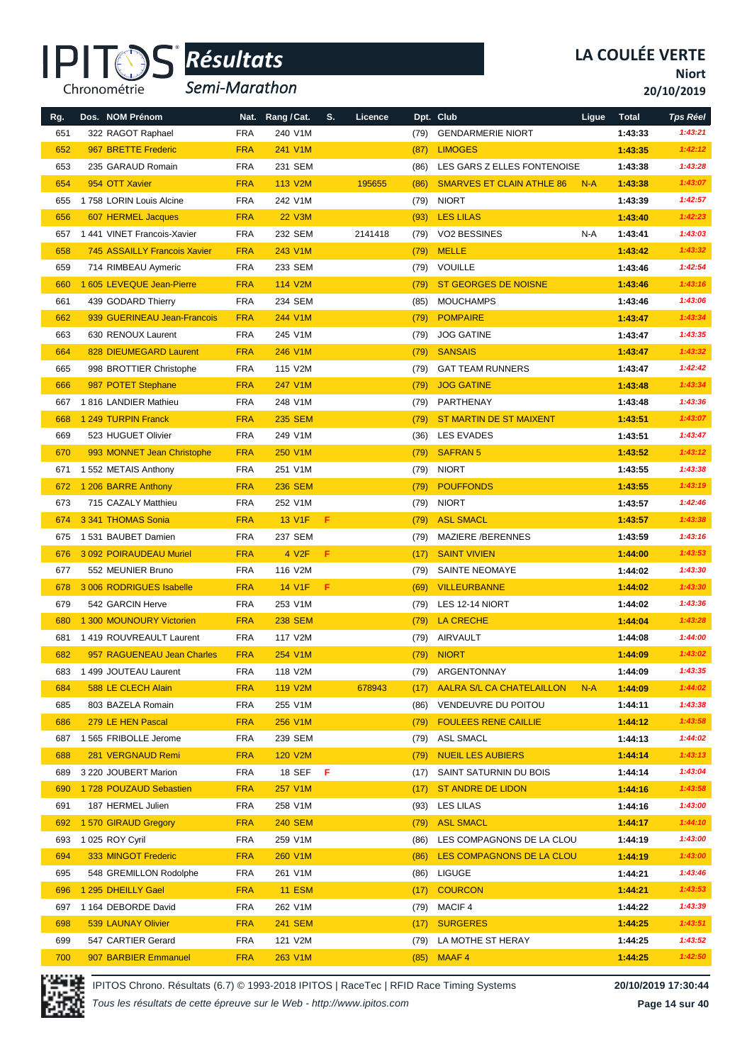# Résultats

Semi-Marathon

**LA COULÉE VERTE**
**Niort**
**20/10/2019**

| Rg. | Dos. NOM Prénom | Nat. | Rang / Cat. | S. | Licence | Dpt. | Club | Ligue | Total | Tps Réel |
|---|---|---|---|---|---|---|---|---|---|---|
| 651 | 322 RAGOT Raphael | FRA | 240 V1M | | | (79) | GENDARMERIE NIORT | | 1:43:33 | 1:43:21 |
| 652 | 967 BRETTE Frederic | FRA | 241 V1M | | | (87) | LIMOGES | | 1:43:35 | 1:42:12 |
| 653 | 235 GARAUD Romain | FRA | 231 SEM | | | (86) | LES GARS Z ELLES FONTENOISE | | 1:43:38 | 1:43:28 |
| 654 | 954 OTT Xavier | FRA | 113 V2M | | 195655 | (86) | SMARVES ET CLAIN ATHLE 86 | N-A | 1:43:38 | 1:43:07 |
| 655 | 1 758 LORIN Louis Alcine | FRA | 242 V1M | | | (79) | NIORT | | 1:43:39 | 1:42:57 |
| 656 | 607 HERMEL Jacques | FRA | 22 V3M | | | (93) | LES LILAS | | 1:43:40 | 1:42:23 |
| 657 | 1 441 VINET Francois-Xavier | FRA | 232 SEM | | 2141418 | (79) | VO2 BESSINES | N-A | 1:43:41 | 1:43:03 |
| 658 | 745 ASSAILLY Francois Xavier | FRA | 243 V1M | | | (79) | MELLE | | 1:43:42 | 1:43:32 |
| 659 | 714 RIMBEAU Aymeric | FRA | 233 SEM | | | (79) | VOUILLE | | 1:43:46 | 1:42:54 |
| 660 | 1 605 LEVEQUE Jean-Pierre | FRA | 114 V2M | | | (79) | ST GEORGES DE NOISNE | | 1:43:46 | 1:43:16 |
| 661 | 439 GODARD Thierry | FRA | 234 SEM | | | (85) | MOUCHAMPS | | 1:43:46 | 1:43:06 |
| 662 | 939 GUERINEAU Jean-Francois | FRA | 244 V1M | | | (79) | POMPAIRE | | 1:43:47 | 1:43:34 |
| 663 | 630 RENOUX Laurent | FRA | 245 V1M | | | (79) | JOG GATINE | | 1:43:47 | 1:43:35 |
| 664 | 828 DIEUMEGARD Laurent | FRA | 246 V1M | | | (79) | SANSAIS | | 1:43:47 | 1:43:32 |
| 665 | 998 BROTTIER Christophe | FRA | 115 V2M | | | (79) | GAT TEAM RUNNERS | | 1:43:47 | 1:42:42 |
| 666 | 987 POTET Stephane | FRA | 247 V1M | | | (79) | JOG GATINE | | 1:43:48 | 1:43:34 |
| 667 | 1 816 LANDIER Mathieu | FRA | 248 V1M | | | (79) | PARTHENAY | | 1:43:48 | 1:43:36 |
| 668 | 1 249 TURPIN Franck | FRA | 235 SEM | | | (79) | ST MARTIN DE ST MAIXENT | | 1:43:51 | 1:43:07 |
| 669 | 523 HUGUET Olivier | FRA | 249 V1M | | | (36) | LES EVADES | | 1:43:51 | 1:43:47 |
| 670 | 993 MONNET Jean Christophe | FRA | 250 V1M | | | (79) | SAFRAN 5 | | 1:43:52 | 1:43:12 |
| 671 | 1 552 METAIS Anthony | FRA | 251 V1M | | | (79) | NIORT | | 1:43:55 | 1:43:38 |
| 672 | 1 206 BARRE Anthony | FRA | 236 SEM | | | (79) | POUFFONDS | | 1:43:55 | 1:43:19 |
| 673 | 715 CAZALY Matthieu | FRA | 252 V1M | | | (79) | NIORT | | 1:43:57 | 1:42:46 |
| 674 | 3 341 THOMAS Sonia | FRA | 13 V1F | F | | (79) | ASL SMACL | | 1:43:57 | 1:43:38 |
| 675 | 1 531 BAUBET Damien | FRA | 237 SEM | | | (79) | MAZIERE /BERENNES | | 1:43:59 | 1:43:16 |
| 676 | 3 092 POIRAUDEAU Muriel | FRA | 4 V2F | F | | (17) | SAINT VIVIEN | | 1:44:00 | 1:43:53 |
| 677 | 552 MEUNIER Bruno | FRA | 116 V2M | | | (79) | SAINTE NEOMAYE | | 1:44:02 | 1:43:30 |
| 678 | 3 006 RODRIGUES Isabelle | FRA | 14 V1F | F | | (69) | VILLEURBANNE | | 1:44:02 | 1:43:30 |
| 679 | 542 GARCIN Herve | FRA | 253 V1M | | | (79) | LES 12-14 NIORT | | 1:44:02 | 1:43:36 |
| 680 | 1 300 MOUNOURY Victorien | FRA | 238 SEM | | | (79) | LA CRECHE | | 1:44:04 | 1:43:28 |
| 681 | 1 419 ROUVREAULT Laurent | FRA | 117 V2M | | | (79) | AIRVAULT | | 1:44:08 | 1:44:00 |
| 682 | 957 RAGUENEAU Jean Charles | FRA | 254 V1M | | | (79) | NIORT | | 1:44:09 | 1:43:02 |
| 683 | 1 499 JOUTEAU Laurent | FRA | 118 V2M | | | (79) | ARGENTONNAY | | 1:44:09 | 1:43:35 |
| 684 | 588 LE CLECH Alain | FRA | 119 V2M | | 678943 | (17) | AALRA S/L CA CHATELAILLON | N-A | 1:44:09 | 1:44:02 |
| 685 | 803 BAZELA Romain | FRA | 255 V1M | | | (86) | VENDEUVRE DU POITOU | | 1:44:11 | 1:43:38 |
| 686 | 279 LE HEN Pascal | FRA | 256 V1M | | | (79) | FOULEES RENE CAILLIE | | 1:44:12 | 1:43:58 |
| 687 | 1 565 FRIBOLLE Jerome | FRA | 239 SEM | | | (79) | ASL SMACL | | 1:44:13 | 1:44:02 |
| 688 | 281 VERGNAUD Remi | FRA | 120 V2M | | | (79) | NUEIL LES AUBIERS | | 1:44:14 | 1:43:13 |
| 689 | 3 220 JOUBERT Marion | FRA | 18 SEF | F | | (17) | SAINT SATURNIN DU BOIS | | 1:44:14 | 1:43:04 |
| 690 | 1 728 POUZAUD Sebastien | FRA | 257 V1M | | | (17) | ST ANDRE DE LIDON | | 1:44:16 | 1:43:58 |
| 691 | 187 HERMEL Julien | FRA | 258 V1M | | | (93) | LES LILAS | | 1:44:16 | 1:43:00 |
| 692 | 1 570 GIRAUD Gregory | FRA | 240 SEM | | | (79) | ASL SMACL | | 1:44:17 | 1:44:10 |
| 693 | 1 025 ROY Cyril | FRA | 259 V1M | | | (86) | LES COMPAGNONS DE LA CLOU | | 1:44:19 | 1:43:00 |
| 694 | 333 MINGOT Frederic | FRA | 260 V1M | | | (86) | LES COMPAGNONS DE LA CLOU | | 1:44:19 | 1:43:00 |
| 695 | 548 GREMILLON Rodolphe | FRA | 261 V1M | | | (86) | LIGUGE | | 1:44:21 | 1:43:46 |
| 696 | 1 295 DHEILLY Gael | FRA | 11 ESM | | | (17) | COURCON | | 1:44:21 | 1:43:53 |
| 697 | 1 164 DEBORDE David | FRA | 262 V1M | | | (79) | MACIF 4 | | 1:44:22 | 1:43:39 |
| 698 | 539 LAUNAY Olivier | FRA | 241 SEM | | | (17) | SURGERES | | 1:44:25 | 1:43:51 |
| 699 | 547 CARTIER Gerard | FRA | 121 V2M | | | (79) | LA MOTHE ST HERAY | | 1:44:25 | 1:43:52 |
| 700 | 907 BARBIER Emmanuel | FRA | 263 V1M | | | (85) | MAAF 4 | | 1:44:25 | 1:42:50 |

IPITOS Chrono. Résultats (6.7) © 1993-2018 IPITOS | RaceTec | RFID Race Timing Systems — 20/10/2019 17:30:44

*Tous les résultats de cette épreuve sur le Web - http://www.ipitos.com*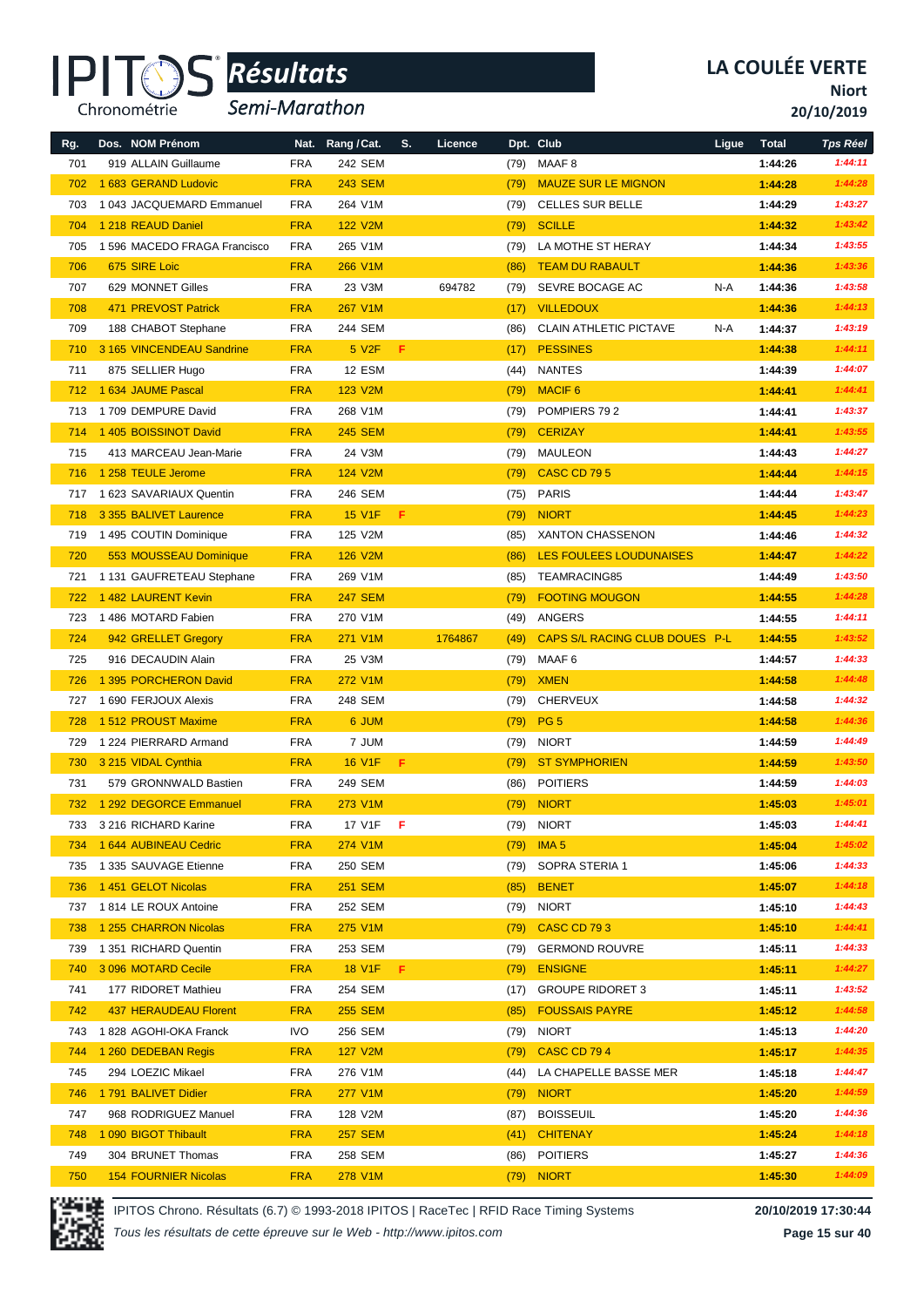# Résultats

## Semi-Marathon

**LA COULÉE VERTE**
**Niort**
**20/10/2019**

| Rg. | Dos. NOM Prénom | Nat. | Rang / Cat. | S. | Licence | Dpt. | Club | Ligue | Total | Tps Réel |
|---|---|---|---|---|---|---|---|---|---|---|
| 701 | 919 ALLAIN Guillaume | FRA | 242 SEM | | | (79) | MAAF 8 | | 1:44:26 | 1:44:11 |
| 702 | 1 683 GERAND Ludovic | FRA | 243 SEM | | | (79) | MAUZE SUR LE MIGNON | | 1:44:28 | 1:44:28 |
| 703 | 1 043 JACQUEMARD Emmanuel | FRA | 264 V1M | | | (79) | CELLES SUR BELLE | | 1:44:29 | 1:43:27 |
| 704 | 1 218 REAUD Daniel | FRA | 122 V2M | | | (79) | SCILLE | | 1:44:32 | 1:43:42 |
| 705 | 1 596 MACEDO FRAGA Francisco | FRA | 265 V1M | | | (79) | LA MOTHE ST HERAY | | 1:44:34 | 1:43:55 |
| 706 | 675 SIRE Loic | FRA | 266 V1M | | | (86) | TEAM DU RABAULT | | 1:44:36 | 1:43:36 |
| 707 | 629 MONNET Gilles | FRA | 23 V3M | | 694782 | (79) | SEVRE BOCAGE AC | N-A | 1:44:36 | 1:43:58 |
| 708 | 471 PREVOST Patrick | FRA | 267 V1M | | | (17) | VILLEDOUX | | 1:44:36 | 1:44:13 |
| 709 | 188 CHABOT Stephane | FRA | 244 SEM | | | (86) | CLAIN ATHLETIC PICTAVE | N-A | 1:44:37 | 1:43:19 |
| 710 | 3 165 VINCENDEAU Sandrine | FRA | 5 V2F | F | | (17) | PESSINES | | 1:44:38 | 1:44:11 |
| 711 | 875 SELLIER Hugo | FRA | 12 ESM | | | (44) | NANTES | | 1:44:39 | 1:44:07 |
| 712 | 1 634 JAUME Pascal | FRA | 123 V2M | | | (79) | MACIF 6 | | 1:44:41 | 1:44:41 |
| 713 | 1 709 DEMPURE David | FRA | 268 V1M | | | (79) | POMPIERS 79 2 | | 1:44:41 | 1:43:37 |
| 714 | 1 405 BOISSINOT David | FRA | 245 SEM | | | (79) | CERIZAY | | 1:44:41 | 1:43:55 |
| 715 | 413 MARCEAU Jean-Marie | FRA | 24 V3M | | | (79) | MAULEON | | 1:44:43 | 1:44:27 |
| 716 | 1 258 TEULE Jerome | FRA | 124 V2M | | | (79) | CASC CD 79 5 | | 1:44:44 | 1:44:15 |
| 717 | 1 623 SAVARIAUX Quentin | FRA | 246 SEM | | | (75) | PARIS | | 1:44:44 | 1:43:47 |
| 718 | 3 355 BALIVET Laurence | FRA | 15 V1F | F | | (79) | NIORT | | 1:44:45 | 1:44:23 |
| 719 | 1 495 COUTIN Dominique | FRA | 125 V2M | | | (85) | XANTON CHASSENON | | 1:44:46 | 1:44:32 |
| 720 | 553 MOUSSEAU Dominique | FRA | 126 V2M | | | (86) | LES FOULEES LOUDUNAISES | | 1:44:47 | 1:44:22 |
| 721 | 1 131 GAUFRETEAU Stephane | FRA | 269 V1M | | | (85) | TEAMRACING85 | | 1:44:49 | 1:43:50 |
| 722 | 1 482 LAURENT Kevin | FRA | 247 SEM | | | (79) | FOOTING MOUGON | | 1:44:55 | 1:44:28 |
| 723 | 1 486 MOTARD Fabien | FRA | 270 V1M | | | (49) | ANGERS | | 1:44:55 | 1:44:11 |
| 724 | 942 GRELLET Gregory | FRA | 271 V1M | | 1764867 | (49) | CAPS S/L RACING CLUB DOUES | P-L | 1:44:55 | 1:43:52 |
| 725 | 916 DECAUDIN Alain | FRA | 25 V3M | | | (79) | MAAF 6 | | 1:44:57 | 1:44:33 |
| 726 | 1 395 PORCHERON David | FRA | 272 V1M | | | (79) | XMEN | | 1:44:58 | 1:44:48 |
| 727 | 1 690 FERJOUX Alexis | FRA | 248 SEM | | | (79) | CHERVEUX | | 1:44:58 | 1:44:32 |
| 728 | 1 512 PROUST Maxime | FRA | 6 JUM | | | (79) | PG 5 | | 1:44:58 | 1:44:36 |
| 729 | 1 224 PIERRARD Armand | FRA | 7 JUM | | | (79) | NIORT | | 1:44:59 | 1:44:49 |
| 730 | 3 215 VIDAL Cynthia | FRA | 16 V1F | F | | (79) | ST SYMPHORIEN | | 1:44:59 | 1:43:50 |
| 731 | 579 GRONNWALD Bastien | FRA | 249 SEM | | | (86) | POITIERS | | 1:44:59 | 1:44:03 |
| 732 | 1 292 DEGORCE Emmanuel | FRA | 273 V1M | | | (79) | NIORT | | 1:45:03 | 1:45:01 |
| 733 | 3 216 RICHARD Karine | FRA | 17 V1F | F | | (79) | NIORT | | 1:45:03 | 1:44:41 |
| 734 | 1 644 AUBINEAU Cedric | FRA | 274 V1M | | | (79) | IMA 5 | | 1:45:04 | 1:45:02 |
| 735 | 1 335 SAUVAGE Etienne | FRA | 250 SEM | | | (79) | SOPRA STERIA 1 | | 1:45:06 | 1:44:33 |
| 736 | 1 451 GELOT Nicolas | FRA | 251 SEM | | | (85) | BENET | | 1:45:07 | 1:44:18 |
| 737 | 1 814 LE ROUX Antoine | FRA | 252 SEM | | | (79) | NIORT | | 1:45:10 | 1:44:43 |
| 738 | 1 255 CHARRON Nicolas | FRA | 275 V1M | | | (79) | CASC CD 79 3 | | 1:45:10 | 1:44:41 |
| 739 | 1 351 RICHARD Quentin | FRA | 253 SEM | | | (79) | GERMOND ROUVRE | | 1:45:11 | 1:44:33 |
| 740 | 3 096 MOTARD Cecile | FRA | 18 V1F | F | | (79) | ENSIGNE | | 1:45:11 | 1:44:27 |
| 741 | 177 RIDORET Mathieu | FRA | 254 SEM | | | (17) | GROUPE RIDORET 3 | | 1:45:11 | 1:43:52 |
| 742 | 437 HERAUDEAU Florent | FRA | 255 SEM | | | (85) | FOUSSAIS PAYRE | | 1:45:12 | 1:44:58 |
| 743 | 1 828 AGOHI-OKA Franck | IVO | 256 SEM | | | (79) | NIORT | | 1:45:13 | 1:44:20 |
| 744 | 1 260 DEDEBAN Regis | FRA | 127 V2M | | | (79) | CASC CD 79 4 | | 1:45:17 | 1:44:35 |
| 745 | 294 LOEZIC Mikael | FRA | 276 V1M | | | (44) | LA CHAPELLE BASSE MER | | 1:45:18 | 1:44:47 |
| 746 | 1 791 BALIVET Didier | FRA | 277 V1M | | | (79) | NIORT | | 1:45:20 | 1:44:59 |
| 747 | 968 RODRIGUEZ Manuel | FRA | 128 V2M | | | (87) | BOISSEUIL | | 1:45:20 | 1:44:36 |
| 748 | 1 090 BIGOT Thibault | FRA | 257 SEM | | | (41) | CHITENAY | | 1:45:24 | 1:44:18 |
| 749 | 304 BRUNET Thomas | FRA | 258 SEM | | | (86) | POITIERS | | 1:45:27 | 1:44:36 |
| 750 | 154 FOURNIER Nicolas | FRA | 278 V1M | | | (79) | NIORT | | 1:45:30 | 1:44:09 |

IPITOS Chrono. Résultats (6.7) © 1993-2018 IPITOS | RaceTec | RFID Race Timing Systems — 20/10/2019 17:30:44

*Tous les résultats de cette épreuve sur le Web - http://www.ipitos.com*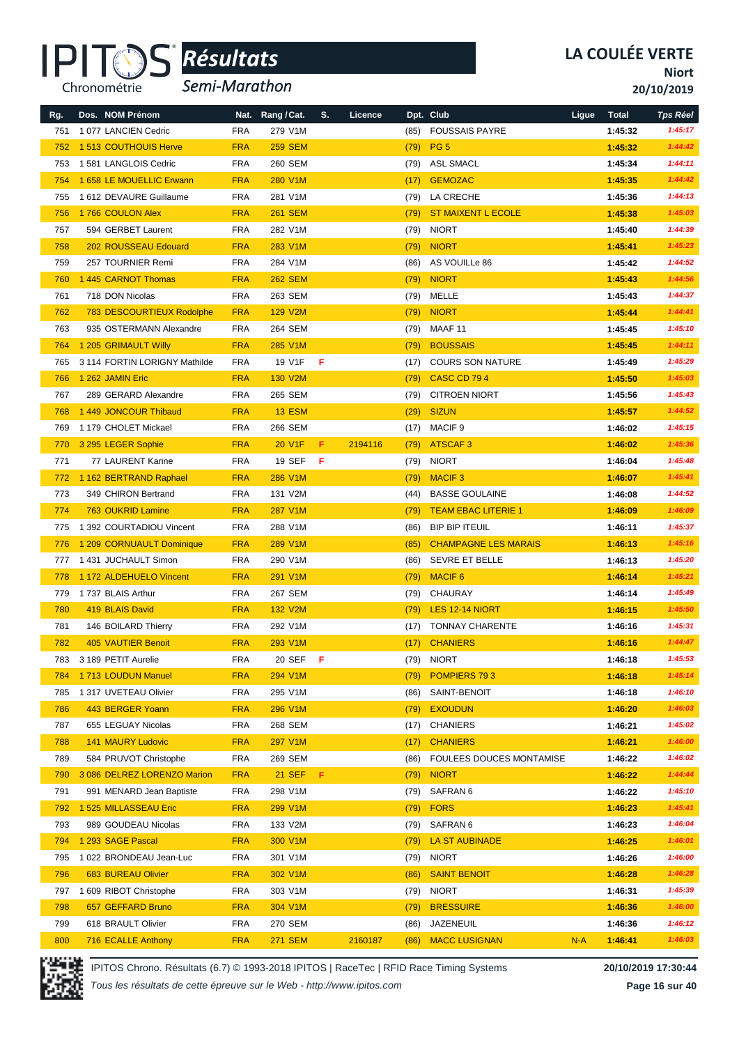# LA COULÉE VERTE

**Niort**

**20/10/2019**

*Résultats* *Semi-Marathon*

| Rg. | Dos. | NOM Prénom | Nat. | Rang / Cat. | S. | Licence | Dpt. | Club | Ligue | Total | Tps Réel |
|---|---|---|---|---|---|---|---|---|---|---|---|
| 751 | 1 077 | LANCIEN Cedric | FRA | 279 V1M | | | (85) | FOUSSAIS PAYRE | | 1:45:32 | 1:45:17 |
| 752 | 1 513 | COUTHOUIS Herve | FRA | 259 SEM | | | (79) | PG 5 | | 1:45:32 | 1:44:42 |
| 753 | 1 581 | LANGLOIS Cedric | FRA | 260 SEM | | | (79) | ASL SMACL | | 1:45:34 | 1:44:11 |
| 754 | 1 658 | LE MOUELLIC Erwann | FRA | 280 V1M | | | (17) | GEMOZAC | | 1:45:35 | 1:44:42 |
| 755 | 1 612 | DEVAURE Guillaume | FRA | 281 V1M | | | (79) | LA CRECHE | | 1:45:36 | 1:44:13 |
| 756 | 1 766 | COULON Alex | FRA | 261 SEM | | | (79) | ST MAIXENT L ECOLE | | 1:45:38 | 1:45:03 |
| 757 | 594 | GERBET Laurent | FRA | 282 V1M | | | (79) | NIORT | | 1:45:40 | 1:44:39 |
| 758 | 202 | ROUSSEAU Edouard | FRA | 283 V1M | | | (79) | NIORT | | 1:45:41 | 1:45:23 |
| 759 | 257 | TOURNIER Remi | FRA | 284 V1M | | | (86) | AS VOUILLe 86 | | 1:45:42 | 1:44:52 |
| 760 | 1 445 | CARNOT Thomas | FRA | 262 SEM | | | (79) | NIORT | | 1:45:43 | 1:44:56 |
| 761 | 718 | DON Nicolas | FRA | 263 SEM | | | (79) | MELLE | | 1:45:43 | 1:44:37 |
| 762 | 783 | DESCOURTIEUX Rodolphe | FRA | 129 V2M | | | (79) | NIORT | | 1:45:44 | 1:44:41 |
| 763 | 935 | OSTERMANN Alexandre | FRA | 264 SEM | | | (79) | MAAF 11 | | 1:45:45 | 1:45:10 |
| 764 | 1 205 | GRIMAULT Willy | FRA | 285 V1M | | | (79) | BOUSSAIS | | 1:45:45 | 1:44:11 |
| 765 | 3 114 | FORTIN LORIGNY Mathilde | FRA | 19 V1F | F | | (17) | COURS SON NATURE | | 1:45:49 | 1:45:29 |
| 766 | 1 262 | JAMIN Eric | FRA | 130 V2M | | | (79) | CASC CD 79 4 | | 1:45:50 | 1:45:03 |
| 767 | 289 | GERARD Alexandre | FRA | 265 SEM | | | (79) | CITROEN NIORT | | 1:45:56 | 1:45:43 |
| 768 | 1 449 | JONCOUR Thibaud | FRA | 13 ESM | | | (29) | SIZUN | | 1:45:57 | 1:44:52 |
| 769 | 1 179 | CHOLET Mickael | FRA | 266 SEM | | | (17) | MACIF 9 | | 1:46:02 | 1:45:15 |
| 770 | 3 295 | LEGER Sophie | FRA | 20 V1F | F | 2194116 | (79) | ATSCAF 3 | | 1:46:02 | 1:45:36 |
| 771 | 77 | LAURENT Karine | FRA | 19 SEF | F | | (79) | NIORT | | 1:46:04 | 1:45:48 |
| 772 | 1 162 | BERTRAND Raphael | FRA | 286 V1M | | | (79) | MACIF 3 | | 1:46:07 | 1:45:41 |
| 773 | 349 | CHIRON Bertrand | FRA | 131 V2M | | | (44) | BASSE GOULAINE | | 1:46:08 | 1:44:52 |
| 774 | 763 | OUKRID Lamine | FRA | 287 V1M | | | (79) | TEAM EBAC LITERIE 1 | | 1:46:09 | 1:46:09 |
| 775 | 1 392 | COURTADIOU Vincent | FRA | 288 V1M | | | (86) | BIP BIP ITEUIL | | 1:46:11 | 1:45:37 |
| 776 | 1 209 | CORNUAULT Dominique | FRA | 289 V1M | | | (85) | CHAMPAGNE LES MARAIS | | 1:46:13 | 1:45:16 |
| 777 | 1 431 | JUCHAULT Simon | FRA | 290 V1M | | | (86) | SEVRE ET BELLE | | 1:46:13 | 1:45:20 |
| 778 | 1 172 | ALDEHUELO Vincent | FRA | 291 V1M | | | (79) | MACIF 6 | | 1:46:14 | 1:45:21 |
| 779 | 1 737 | BLAIS Arthur | FRA | 267 SEM | | | (79) | CHAURAY | | 1:46:14 | 1:45:49 |
| 780 | 419 | BLAIS David | FRA | 132 V2M | | | (79) | LES 12-14 NIORT | | 1:46:15 | 1:45:50 |
| 781 | 146 | BOILARD Thierry | FRA | 292 V1M | | | (17) | TONNAY CHARENTE | | 1:46:16 | 1:45:31 |
| 782 | 405 | VAUTIER Benoit | FRA | 293 V1M | | | (17) | CHANIERS | | 1:46:16 | 1:44:47 |
| 783 | 3 189 | PETIT Aurelie | FRA | 20 SEF | F | | (79) | NIORT | | 1:46:18 | 1:45:53 |
| 784 | 1 713 | LOUDUN Manuel | FRA | 294 V1M | | | (79) | POMPIERS 79 3 | | 1:46:18 | 1:45:14 |
| 785 | 1 317 | UVETEAU Olivier | FRA | 295 V1M | | | (86) | SAINT-BENOIT | | 1:46:18 | 1:46:10 |
| 786 | 443 | BERGER Yoann | FRA | 296 V1M | | | (79) | EXOUDUN | | 1:46:20 | 1:46:03 |
| 787 | 655 | LEGUAY Nicolas | FRA | 268 SEM | | | (17) | CHANIERS | | 1:46:21 | 1:45:02 |
| 788 | 141 | MAURY Ludovic | FRA | 297 V1M | | | (17) | CHANIERS | | 1:46:21 | 1:46:00 |
| 789 | 584 | PRUVOT Christophe | FRA | 269 SEM | | | (86) | FOULEES DOUCES MONTAMISE | | 1:46:22 | 1:46:02 |
| 790 | 3 086 | DELREZ LORENZO Marion | FRA | 21 SEF | F | | (79) | NIORT | | 1:46:22 | 1:44:44 |
| 791 | 991 | MENARD Jean Baptiste | FRA | 298 V1M | | | (79) | SAFRAN 6 | | 1:46:22 | 1:45:10 |
| 792 | 1 525 | MILLASSEAU Eric | FRA | 299 V1M | | | (79) | FORS | | 1:46:23 | 1:45:41 |
| 793 | 989 | GOUDEAU Nicolas | FRA | 133 V2M | | | (79) | SAFRAN 6 | | 1:46:23 | 1:46:04 |
| 794 | 1 293 | SAGE Pascal | FRA | 300 V1M | | | (79) | LA ST AUBINADE | | 1:46:25 | 1:46:01 |
| 795 | 1 022 | BRONDEAU Jean-Luc | FRA | 301 V1M | | | (79) | NIORT | | 1:46:26 | 1:46:00 |
| 796 | 683 | BUREAU Olivier | FRA | 302 V1M | | | (86) | SAINT BENOIT | | 1:46:28 | 1:46:28 |
| 797 | 1 609 | RIBOT Christophe | FRA | 303 V1M | | | (79) | NIORT | | 1:46:31 | 1:45:39 |
| 798 | 657 | GEFFARD Bruno | FRA | 304 V1M | | | (79) | BRESSUIRE | | 1:46:36 | 1:46:00 |
| 799 | 618 | BRAULT Olivier | FRA | 270 SEM | | | (86) | JAZENEUIL | | 1:46:36 | 1:46:12 |
| 800 | 716 | ECALLE Anthony | FRA | 271 SEM | | 2160187 | (86) | MACC LUSIGNAN | N-A | 1:46:41 | 1:46:03 |

IPITOS Chrono. Résultats (6.7) © 1993-2018 IPITOS | RaceTec | RFID Race Timing Systems — 20/10/2019 17:30:44

*Tous les résultats de cette épreuve sur le Web - http://www.ipitos.com*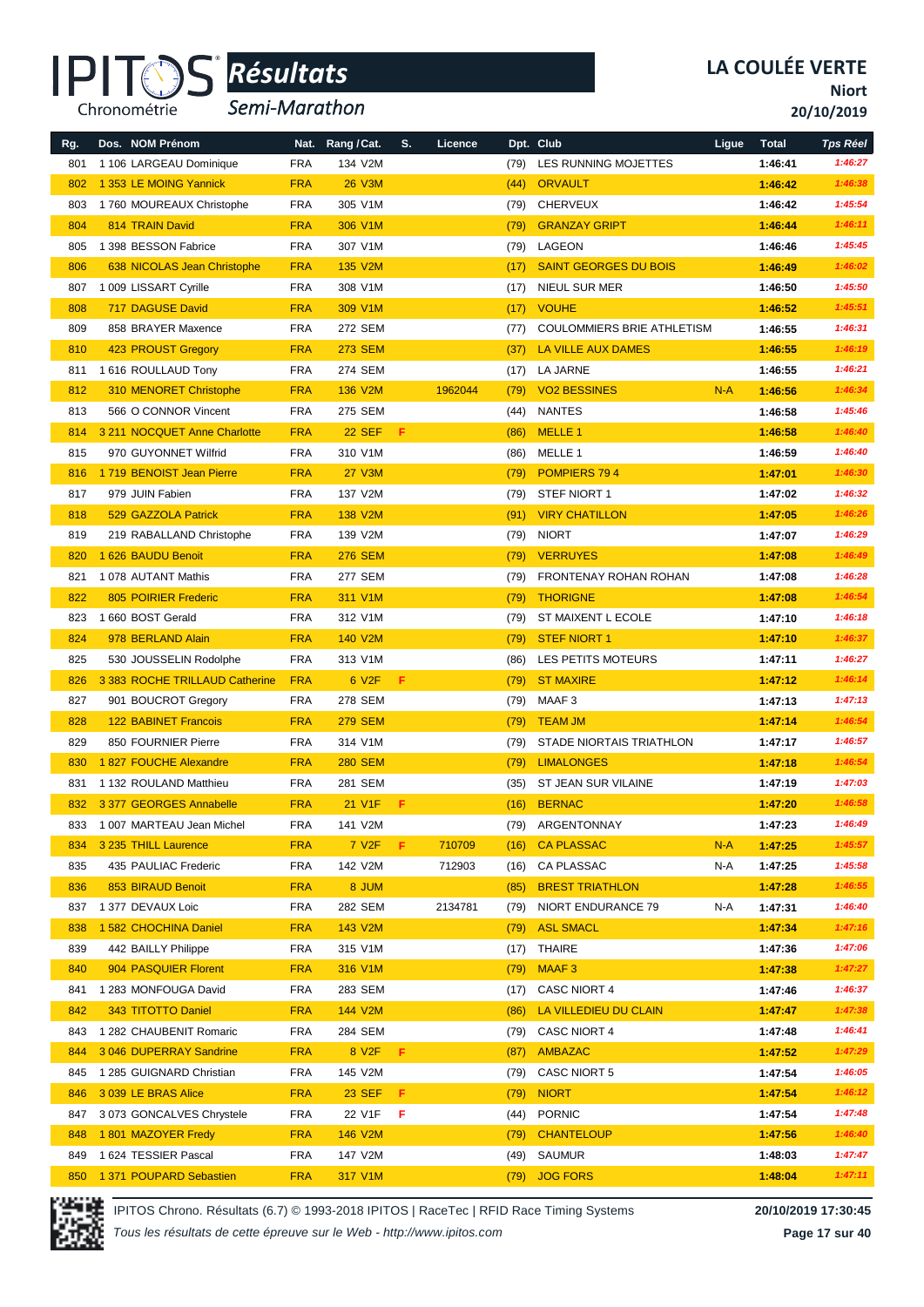# LA COULÉE VERTE

**Niort**

**20/10/2019**

*Résultats* — *Semi-Marathon*

| Rg. | Dos. | NOM Prénom | Nat. | Rang / Cat. | S. | Licence | Dpt. | Club | Ligue | Total | Tps Réel |
|---|---|---|---|---|---|---|---|---|---|---|---|
| 801 | 1 106 | LARGEAU Dominique | FRA | 134 V2M | | | (79) | LES RUNNING MOJETTES | | 1:46:41 | 1:46:27 |
| 802 | 1 353 | LE MOING Yannick | FRA | 26 V3M | | | (44) | ORVAULT | | 1:46:42 | 1:46:38 |
| 803 | 1 760 | MOUREAUX Christophe | FRA | 305 V1M | | | (79) | CHERVEUX | | 1:46:42 | 1:45:54 |
| 804 | 814 | TRAIN David | FRA | 306 V1M | | | (79) | GRANZAY GRIPT | | 1:46:44 | 1:46:11 |
| 805 | 1 398 | BESSON Fabrice | FRA | 307 V1M | | | (79) | LAGEON | | 1:46:46 | 1:45:45 |
| 806 | 638 | NICOLAS Jean Christophe | FRA | 135 V2M | | | (17) | SAINT GEORGES DU BOIS | | 1:46:49 | 1:46:02 |
| 807 | 1 009 | LISSART Cyrille | FRA | 308 V1M | | | (17) | NIEUL SUR MER | | 1:46:50 | 1:45:50 |
| 808 | 717 | DAGUSE David | FRA | 309 V1M | | | (17) | VOUHE | | 1:46:52 | 1:45:51 |
| 809 | 858 | BRAYER Maxence | FRA | 272 SEM | | | (77) | COULOMMIERS BRIE ATHLETISM | | 1:46:55 | 1:46:31 |
| 810 | 423 | PROUST Gregory | FRA | 273 SEM | | | (37) | LA VILLE AUX DAMES | | 1:46:55 | 1:46:19 |
| 811 | 1 616 | ROULLAUD Tony | FRA | 274 SEM | | | (17) | LA JARNE | | 1:46:55 | 1:46:21 |
| 812 | 310 | MENORET Christophe | FRA | 136 V2M | | 1962044 | (79) | VO2 BESSINES | N-A | 1:46:56 | 1:46:34 |
| 813 | 566 | O CONNOR Vincent | FRA | 275 SEM | | | (44) | NANTES | | 1:46:58 | 1:45:46 |
| 814 | 3 211 | NOCQUET Anne Charlotte | FRA | 22 SEF | F | | (86) | MELLE 1 | | 1:46:58 | 1:46:40 |
| 815 | 970 | GUYONNET Wilfrid | FRA | 310 V1M | | | (86) | MELLE 1 | | 1:46:59 | 1:46:40 |
| 816 | 1 719 | BENOIST Jean Pierre | FRA | 27 V3M | | | (79) | POMPIERS 79 4 | | 1:47:01 | 1:46:30 |
| 817 | 979 | JUIN Fabien | FRA | 137 V2M | | | (79) | STEF NIORT 1 | | 1:47:02 | 1:46:32 |
| 818 | 529 | GAZZOLA Patrick | FRA | 138 V2M | | | (91) | VIRY CHATILLON | | 1:47:05 | 1:46:26 |
| 819 | 219 | RABALLAND Christophe | FRA | 139 V2M | | | (79) | NIORT | | 1:47:07 | 1:46:29 |
| 820 | 1 626 | BAUDU Benoit | FRA | 276 SEM | | | (79) | VERRUYES | | 1:47:08 | 1:46:49 |
| 821 | 1 078 | AUTANT Mathis | FRA | 277 SEM | | | (79) | FRONTENAY ROHAN ROHAN | | 1:47:08 | 1:46:28 |
| 822 | 805 | POIRIER Frederic | FRA | 311 V1M | | | (79) | THORIGNE | | 1:47:08 | 1:46:54 |
| 823 | 1 660 | BOST Gerald | FRA | 312 V1M | | | (79) | ST MAIXENT L ECOLE | | 1:47:10 | 1:46:18 |
| 824 | 978 | BERLAND Alain | FRA | 140 V2M | | | (79) | STEF NIORT 1 | | 1:47:10 | 1:46:37 |
| 825 | 530 | JOUSSELIN Rodolphe | FRA | 313 V1M | | | (86) | LES PETITS MOTEURS | | 1:47:11 | 1:46:27 |
| 826 | 3 383 | ROCHE TRILLAUD Catherine | FRA | 6 V2F | F | | (79) | ST MAXIRE | | 1:47:12 | 1:46:14 |
| 827 | 901 | BOUCROT Gregory | FRA | 278 SEM | | | (79) | MAAF 3 | | 1:47:13 | 1:47:13 |
| 828 | 122 | BABINET Francois | FRA | 279 SEM | | | (79) | TEAM JM | | 1:47:14 | 1:46:54 |
| 829 | 850 | FOURNIER Pierre | FRA | 314 V1M | | | (79) | STADE NIORTAIS TRIATHLON | | 1:47:17 | 1:46:57 |
| 830 | 1 827 | FOUCHE Alexandre | FRA | 280 SEM | | | (79) | LIMALONGES | | 1:47:18 | 1:46:54 |
| 831 | 1 132 | ROULAND Matthieu | FRA | 281 SEM | | | (35) | ST JEAN SUR VILAINE | | 1:47:19 | 1:47:03 |
| 832 | 3 377 | GEORGES Annabelle | FRA | 21 V1F | F | | (16) | BERNAC | | 1:47:20 | 1:46:58 |
| 833 | 1 007 | MARTEAU Jean Michel | FRA | 141 V2M | | | (79) | ARGENTONNAY | | 1:47:23 | 1:46:49 |
| 834 | 3 235 | THILL Laurence | FRA | 7 V2F | F | 710709 | (16) | CA PLASSAC | N-A | 1:47:25 | 1:45:57 |
| 835 | 435 | PAULIAC Frederic | FRA | 142 V2M | | 712903 | (16) | CA PLASSAC | N-A | 1:47:25 | 1:45:58 |
| 836 | 853 | BIRAUD Benoit | FRA | 8 JUM | | | (85) | BREST TRIATHLON | | 1:47:28 | 1:46:55 |
| 837 | 1 377 | DEVAUX Loic | FRA | 282 SEM | | 2134781 | (79) | NIORT ENDURANCE 79 | N-A | 1:47:31 | 1:46:40 |
| 838 | 1 582 | CHOCHINA Daniel | FRA | 143 V2M | | | (79) | ASL SMACL | | 1:47:34 | 1:47:16 |
| 839 | 442 | BAILLY Philippe | FRA | 315 V1M | | | (17) | THAIRE | | 1:47:36 | 1:47:06 |
| 840 | 904 | PASQUIER Florent | FRA | 316 V1M | | | (79) | MAAF 3 | | 1:47:38 | 1:47:27 |
| 841 | 1 283 | MONFOUGA David | FRA | 283 SEM | | | (17) | CASC NIORT 4 | | 1:47:46 | 1:46:37 |
| 842 | 343 | TITOTTO Daniel | FRA | 144 V2M | | | (86) | LA VILLEDIEU DU CLAIN | | 1:47:47 | 1:47:38 |
| 843 | 1 282 | CHAUBENIT Romaric | FRA | 284 SEM | | | (79) | CASC NIORT 4 | | 1:47:48 | 1:46:41 |
| 844 | 3 046 | DUPERRAY Sandrine | FRA | 8 V2F | F | | (87) | AMBAZAC | | 1:47:52 | 1:47:29 |
| 845 | 1 285 | GUIGNARD Christian | FRA | 145 V2M | | | (79) | CASC NIORT 5 | | 1:47:54 | 1:46:05 |
| 846 | 3 039 | LE BRAS Alice | FRA | 23 SEF | F | | (79) | NIORT | | 1:47:54 | 1:46:12 |
| 847 | 3 073 | GONCALVES Chrystele | FRA | 22 V1F | F | | (44) | PORNIC | | 1:47:54 | 1:47:48 |
| 848 | 1 801 | MAZOYER Fredy | FRA | 146 V2M | | | (79) | CHANTELOUP | | 1:47:56 | 1:46:40 |
| 849 | 1 624 | TESSIER Pascal | FRA | 147 V2M | | | (49) | SAUMUR | | 1:48:03 | 1:47:47 |
| 850 | 1 371 | POUPARD Sebastien | FRA | 317 V1M | | | (79) | JOG FORS | | 1:48:04 | 1:47:11 |

IPITOS Chrono. Résultats (6.7) © 1993-2018 IPITOS | RaceTec | RFID Race Timing Systems — 20/10/2019 17:30:45

*Tous les résultats de cette épreuve sur le Web - http://www.ipitos.com*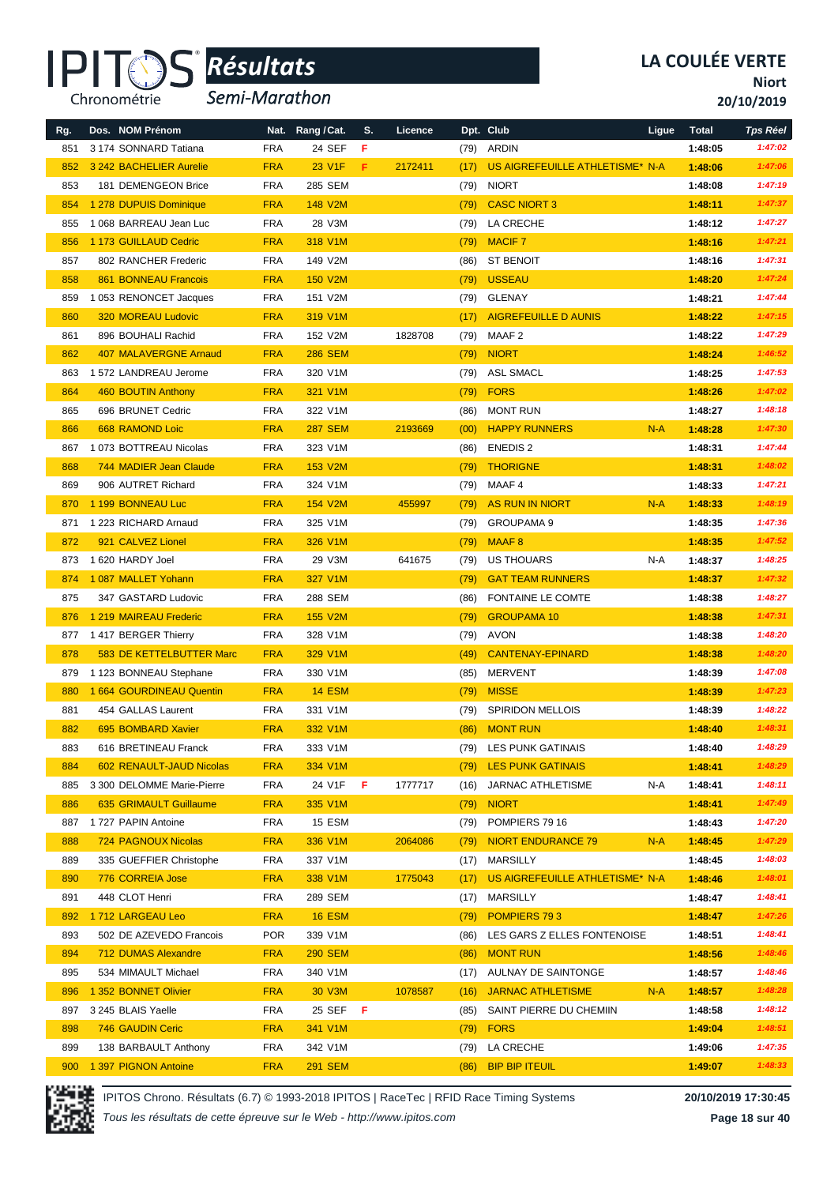# IPITOS Résultats Semi-Marathon

## LA COULÉE VERTE

**Niort**

**20/10/2019**

| Rg. | Dos. | NOM Prénom | Nat. | Rang / Cat. | S. | Licence | Dpt. | Club | Ligue | Total | Tps Réel |
|---|---|---|---|---|---|---|---|---|---|---|---|
| 851 | 3 174 | SONNARD Tatiana | FRA | 24 SEF | F | | (79) | ARDIN | | 1:48:05 | 1:47:02 |
| 852 | 3 242 | BACHELIER Aurelie | FRA | 23 V1F | F | 2172411 | (17) | US AIGREFEUILLE ATHLETISME* | N-A | 1:48:06 | 1:47:06 |
| 853 | 181 | DEMENGEON Brice | FRA | 285 SEM | | | (79) | NIORT | | 1:48:08 | 1:47:19 |
| 854 | 1 278 | DUPUIS Dominique | FRA | 148 V2M | | | (79) | CASC NIORT 3 | | 1:48:11 | 1:47:37 |
| 855 | 1 068 | BARREAU Jean Luc | FRA | 28 V3M | | | (79) | LA CRECHE | | 1:48:12 | 1:47:27 |
| 856 | 1 173 | GUILLAUD Cedric | FRA | 318 V1M | | | (79) | MACIF 7 | | 1:48:16 | 1:47:21 |
| 857 | 802 | RANCHER Frederic | FRA | 149 V2M | | | (86) | ST BENOIT | | 1:48:16 | 1:47:31 |
| 858 | 861 | BONNEAU Francois | FRA | 150 V2M | | | (79) | USSEAU | | 1:48:20 | 1:47:24 |
| 859 | 1 053 | RENONCET Jacques | FRA | 151 V2M | | | (79) | GLENAY | | 1:48:21 | 1:47:44 |
| 860 | 320 | MOREAU Ludovic | FRA | 319 V1M | | | (17) | AIGREFEUILLE D AUNIS | | 1:48:22 | 1:47:15 |
| 861 | 896 | BOUHALI Rachid | FRA | 152 V2M | | 1828708 | (79) | MAAF 2 | | 1:48:22 | 1:47:29 |
| 862 | 407 | MALAVERGNE Arnaud | FRA | 286 SEM | | | (79) | NIORT | | 1:48:24 | 1:46:52 |
| 863 | 1 572 | LANDREAU Jerome | FRA | 320 V1M | | | (79) | ASL SMACL | | 1:48:25 | 1:47:53 |
| 864 | 460 | BOUTIN Anthony | FRA | 321 V1M | | | (79) | FORS | | 1:48:26 | 1:47:02 |
| 865 | 696 | BRUNET Cedric | FRA | 322 V1M | | | (86) | MONT RUN | | 1:48:27 | 1:48:18 |
| 866 | 668 | RAMOND Loic | FRA | 287 SEM | | 2193669 | (00) | HAPPY RUNNERS | N-A | 1:48:28 | 1:47:30 |
| 867 | 1 073 | BOTTREAU Nicolas | FRA | 323 V1M | | | (86) | ENEDIS 2 | | 1:48:31 | 1:47:44 |
| 868 | 744 | MADIER Jean Claude | FRA | 153 V2M | | | (79) | THORIGNE | | 1:48:31 | 1:48:02 |
| 869 | 906 | AUTRET Richard | FRA | 324 V1M | | | (79) | MAAF 4 | | 1:48:33 | 1:47:21 |
| 870 | 1 199 | BONNEAU Luc | FRA | 154 V2M | | 455997 | (79) | AS RUN IN NIORT | N-A | 1:48:33 | 1:48:19 |
| 871 | 1 223 | RICHARD Arnaud | FRA | 325 V1M | | | (79) | GROUPAMA 9 | | 1:48:35 | 1:47:36 |
| 872 | 921 | CALVEZ Lionel | FRA | 326 V1M | | | (79) | MAAF 8 | | 1:48:35 | 1:47:52 |
| 873 | 1 620 | HARDY Joel | FRA | 29 V3M | | 641675 | (79) | US THOUARS | N-A | 1:48:37 | 1:48:25 |
| 874 | 1 087 | MALLET Yohann | FRA | 327 V1M | | | (79) | GAT TEAM RUNNERS | | 1:48:37 | 1:47:32 |
| 875 | 347 | GASTARD Ludovic | FRA | 288 SEM | | | (86) | FONTAINE LE COMTE | | 1:48:38 | 1:48:27 |
| 876 | 1 219 | MAIREAU Frederic | FRA | 155 V2M | | | (79) | GROUPAMA 10 | | 1:48:38 | 1:47:31 |
| 877 | 1 417 | BERGER Thierry | FRA | 328 V1M | | | (79) | AVON | | 1:48:38 | 1:48:20 |
| 878 | 583 | DE KETTELBUTTER Marc | FRA | 329 V1M | | | (49) | CANTENAY-EPINARD | | 1:48:38 | 1:48:20 |
| 879 | 1 123 | BONNEAU Stephane | FRA | 330 V1M | | | (85) | MERVENT | | 1:48:39 | 1:47:08 |
| 880 | 1 664 | GOURDINEAU Quentin | FRA | 14 ESM | | | (79) | MISSE | | 1:48:39 | 1:47:23 |
| 881 | 454 | GALLAS Laurent | FRA | 331 V1M | | | (79) | SPIRIDON MELLOIS | | 1:48:39 | 1:48:22 |
| 882 | 695 | BOMBARD Xavier | FRA | 332 V1M | | | (86) | MONT RUN | | 1:48:40 | 1:48:31 |
| 883 | 616 | BRETINEAU Franck | FRA | 333 V1M | | | (79) | LES PUNK GATINAIS | | 1:48:40 | 1:48:29 |
| 884 | 602 | RENAULT-JAUD Nicolas | FRA | 334 V1M | | | (79) | LES PUNK GATINAIS | | 1:48:41 | 1:48:29 |
| 885 | 3 300 | DELOMME Marie-Pierre | FRA | 24 V1F | F | 1777717 | (16) | JARNAC ATHLETISME | N-A | 1:48:41 | 1:48:11 |
| 886 | 635 | GRIMAULT Guillaume | FRA | 335 V1M | | | (79) | NIORT | | 1:48:41 | 1:47:49 |
| 887 | 1 727 | PAPIN Antoine | FRA | 15 ESM | | | (79) | POMPIERS 79 16 | | 1:48:43 | 1:47:20 |
| 888 | 724 | PAGNOUX Nicolas | FRA | 336 V1M | | 2064086 | (79) | NIORT ENDURANCE 79 | N-A | 1:48:45 | 1:47:29 |
| 889 | 335 | GUEFFIER Christophe | FRA | 337 V1M | | | (17) | MARSILLY | | 1:48:45 | 1:48:03 |
| 890 | 776 | CORREIA Jose | FRA | 338 V1M | | 1775043 | (17) | US AIGREFEUILLE ATHLETISME* | N-A | 1:48:46 | 1:48:01 |
| 891 | 448 | CLOT Henri | FRA | 289 SEM | | | (17) | MARSILLY | | 1:48:47 | 1:48:41 |
| 892 | 1 712 | LARGEAU Leo | FRA | 16 ESM | | | (79) | POMPIERS 79 3 | | 1:48:47 | 1:47:26 |
| 893 | 502 | DE AZEVEDO Francois | POR | 339 V1M | | | (86) | LES GARS Z ELLES FONTENOISE | | 1:48:51 | 1:48:41 |
| 894 | 712 | DUMAS Alexandre | FRA | 290 SEM | | | (86) | MONT RUN | | 1:48:56 | 1:48:46 |
| 895 | 534 | MIMAULT Michael | FRA | 340 V1M | | | (17) | AULNAY DE SAINTONGE | | 1:48:57 | 1:48:46 |
| 896 | 1 352 | BONNET Olivier | FRA | 30 V3M | | 1078587 | (16) | JARNAC ATHLETISME | N-A | 1:48:57 | 1:48:28 |
| 897 | 3 245 | BLAIS Yaelle | FRA | 25 SEF | F | | (85) | SAINT PIERRE DU CHEMIIN | | 1:48:58 | 1:48:12 |
| 898 | 746 | GAUDIN Ceric | FRA | 341 V1M | | | (79) | FORS | | 1:49:04 | 1:48:51 |
| 899 | 138 | BARBAULT Anthony | FRA | 342 V1M | | | (79) | LA CRECHE | | 1:49:06 | 1:47:35 |
| 900 | 1 397 | PIGNON Antoine | FRA | 291 SEM | | | (86) | BIP BIP ITEUIL | | 1:49:07 | 1:48:33 |

IPITOS Chrono. Résultats (6.7) © 1993-2018 IPITOS | RaceTec | RFID Race Timing Systems — 20/10/2019 17:30:45

*Tous les résultats de cette épreuve sur le Web - http://www.ipitos.com*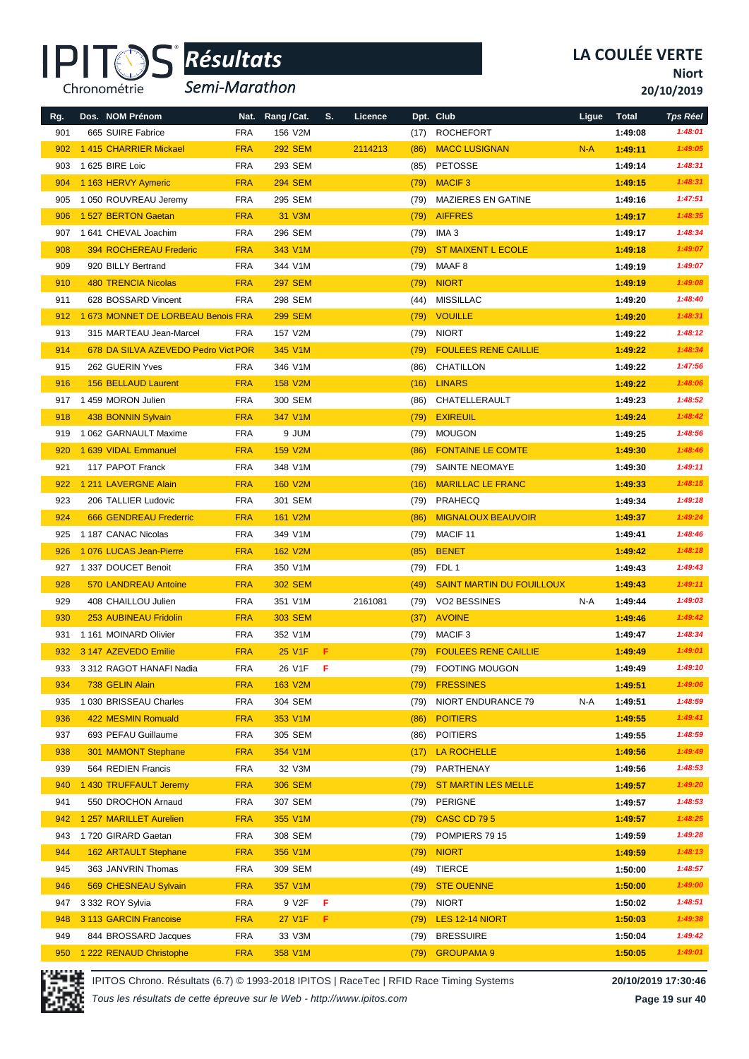# IPITOS Résultats

Semi-Marathon

**LA COULÉE VERTE**
**Niort**
**20/10/2019**

| Rg. | Dos. | NOM Prénom | Nat. | Rang / Cat. | S. | Licence | Dpt. | Club | Ligue | Total | Tps Réel |
|---|---|---|---|---|---|---|---|---|---|---|---|
| 901 | 665 | SUIRE Fabrice | FRA | 156 V2M | | | (17) | ROCHEFORT | | 1:49:08 | 1:48:01 |
| 902 | 1 415 | CHARRIER Mickael | FRA | 292 SEM | | 2114213 | (86) | MACC LUSIGNAN | N-A | 1:49:11 | 1:49:05 |
| 903 | 1 625 | BIRE Loic | FRA | 293 SEM | | | (85) | PETOSSE | | 1:49:14 | 1:48:31 |
| 904 | 1 163 | HERVY Aymeric | FRA | 294 SEM | | | (79) | MACIF 3 | | 1:49:15 | 1:48:31 |
| 905 | 1 050 | ROUVREAU Jeremy | FRA | 295 SEM | | | (79) | MAZIERES EN GATINE | | 1:49:16 | 1:47:51 |
| 906 | 1 527 | BERTON Gaetan | FRA | 31 V3M | | | (79) | AIFFRES | | 1:49:17 | 1:48:35 |
| 907 | 1 641 | CHEVAL Joachim | FRA | 296 SEM | | | (79) | IMA 3 | | 1:49:17 | 1:48:34 |
| 908 | 394 | ROCHEREAU Frederic | FRA | 343 V1M | | | (79) | ST MAIXENT L ECOLE | | 1:49:18 | 1:49:07 |
| 909 | 920 | BILLY Bertrand | FRA | 344 V1M | | | (79) | MAAF 8 | | 1:49:19 | 1:49:07 |
| 910 | 480 | TRENCIA Nicolas | FRA | 297 SEM | | | (79) | NIORT | | 1:49:19 | 1:49:08 |
| 911 | 628 | BOSSARD Vincent | FRA | 298 SEM | | | (44) | MISSILLAC | | 1:49:20 | 1:48:40 |
| 912 | 1 673 | MONNET DE LORBEAU Benois | FRA | 299 SEM | | | (79) | VOUILLE | | 1:49:20 | 1:48:31 |
| 913 | 315 | MARTEAU Jean-Marcel | FRA | 157 V2M | | | (79) | NIORT | | 1:49:22 | 1:48:12 |
| 914 | 678 | DA SILVA AZEVEDO Pedro Vict | POR | 345 V1M | | | (79) | FOULEES RENE CAILLIE | | 1:49:22 | 1:48:34 |
| 915 | 262 | GUERIN Yves | FRA | 346 V1M | | | (86) | CHATILLON | | 1:49:22 | 1:47:56 |
| 916 | 156 | BELLAUD Laurent | FRA | 158 V2M | | | (16) | LINARS | | 1:49:22 | 1:48:06 |
| 917 | 1 459 | MORON Julien | FRA | 300 SEM | | | (86) | CHATELLERAULT | | 1:49:23 | 1:48:52 |
| 918 | 438 | BONNIN Sylvain | FRA | 347 V1M | | | (79) | EXIREUIL | | 1:49:24 | 1:48:42 |
| 919 | 1 062 | GARNAULT Maxime | FRA | 9 JUM | | | (79) | MOUGON | | 1:49:25 | 1:48:56 |
| 920 | 1 639 | VIDAL Emmanuel | FRA | 159 V2M | | | (86) | FONTAINE LE COMTE | | 1:49:30 | 1:48:46 |
| 921 | 117 | PAPOT Franck | FRA | 348 V1M | | | (79) | SAINTE NEOMAYE | | 1:49:30 | 1:49:11 |
| 922 | 1 211 | LAVERGNE Alain | FRA | 160 V2M | | | (16) | MARILLAC LE FRANC | | 1:49:33 | 1:48:15 |
| 923 | 206 | TALLIER Ludovic | FRA | 301 SEM | | | (79) | PRAHECQ | | 1:49:34 | 1:49:18 |
| 924 | 666 | GENDREAU Frederric | FRA | 161 V2M | | | (86) | MIGNALOUX BEAUVOIR | | 1:49:37 | 1:49:24 |
| 925 | 1 187 | CANAC Nicolas | FRA | 349 V1M | | | (79) | MACIF 11 | | 1:49:41 | 1:48:46 |
| 926 | 1 076 | LUCAS Jean-Pierre | FRA | 162 V2M | | | (85) | BENET | | 1:49:42 | 1:48:18 |
| 927 | 1 337 | DOUCET Benoit | FRA | 350 V1M | | | (79) | FDL 1 | | 1:49:43 | 1:49:43 |
| 928 | 570 | LANDREAU Antoine | FRA | 302 SEM | | | (49) | SAINT MARTIN DU FOUILLOUX | | 1:49:43 | 1:49:11 |
| 929 | 408 | CHAILLOU Julien | FRA | 351 V1M | | 2161081 | (79) | VO2 BESSINES | N-A | 1:49:44 | 1:49:03 |
| 930 | 253 | AUBINEAU Fridolin | FRA | 303 SEM | | | (37) | AVOINE | | 1:49:46 | 1:49:42 |
| 931 | 1 161 | MOINARD Olivier | FRA | 352 V1M | | | (79) | MACIF 3 | | 1:49:47 | 1:48:34 |
| 932 | 3 147 | AZEVEDO Emilie | FRA | 25 V1F | F | | (79) | FOULEES RENE CAILLIE | | 1:49:49 | 1:49:01 |
| 933 | 3 312 | RAGOT HANAFI Nadia | FRA | 26 V1F | F | | (79) | FOOTING MOUGON | | 1:49:49 | 1:49:10 |
| 934 | 738 | GELIN Alain | FRA | 163 V2M | | | (79) | FRESSINES | | 1:49:51 | 1:49:06 |
| 935 | 1 030 | BRISSEAU Charles | FRA | 304 SEM | | | (79) | NIORT ENDURANCE 79 | N-A | 1:49:51 | 1:48:59 |
| 936 | 422 | MESMIN Romuald | FRA | 353 V1M | | | (86) | POITIERS | | 1:49:55 | 1:49:41 |
| 937 | 693 | PEFAU Guillaume | FRA | 305 SEM | | | (86) | POITIERS | | 1:49:55 | 1:48:59 |
| 938 | 301 | MAMONT Stephane | FRA | 354 V1M | | | (17) | LA ROCHELLE | | 1:49:56 | 1:49:49 |
| 939 | 564 | REDIEN Francis | FRA | 32 V3M | | | (79) | PARTHENAY | | 1:49:56 | 1:48:53 |
| 940 | 1 430 | TRUFFAULT Jeremy | FRA | 306 SEM | | | (79) | ST MARTIN LES MELLE | | 1:49:57 | 1:49:20 |
| 941 | 550 | DROCHON Arnaud | FRA | 307 SEM | | | (79) | PERIGNE | | 1:49:57 | 1:48:53 |
| 942 | 1 257 | MARILLET Aurelien | FRA | 355 V1M | | | (79) | CASC CD 79 5 | | 1:49:57 | 1:48:25 |
| 943 | 1 720 | GIRARD Gaetan | FRA | 308 SEM | | | (79) | POMPIERS 79 15 | | 1:49:59 | 1:49:28 |
| 944 | 162 | ARTAULT Stephane | FRA | 356 V1M | | | (79) | NIORT | | 1:49:59 | 1:48:13 |
| 945 | 363 | JANVRIN Thomas | FRA | 309 SEM | | | (49) | TIERCE | | 1:50:00 | 1:48:57 |
| 946 | 569 | CHESNEAU Sylvain | FRA | 357 V1M | | | (79) | STE OUENNE | | 1:50:00 | 1:49:00 |
| 947 | 3 332 | ROY Sylvia | FRA | 9 V2F | F | | (79) | NIORT | | 1:50:02 | 1:48:51 |
| 948 | 3 113 | GARCIN Francoise | FRA | 27 V1F | F | | (79) | LES 12-14 NIORT | | 1:50:03 | 1:49:38 |
| 949 | 844 | BROSSARD Jacques | FRA | 33 V3M | | | (79) | BRESSUIRE | | 1:50:04 | 1:49:42 |
| 950 | 1 222 | RENAUD Christophe | FRA | 358 V1M | | | (79) | GROUPAMA 9 | | 1:50:05 | 1:49:01 |

IPITOS Chrono. Résultats (6.7) © 1993-2018 IPITOS | RaceTec | RFID Race Timing Systems — 20/10/2019 17:30:46

*Tous les résultats de cette épreuve sur le Web - http://www.ipitos.com*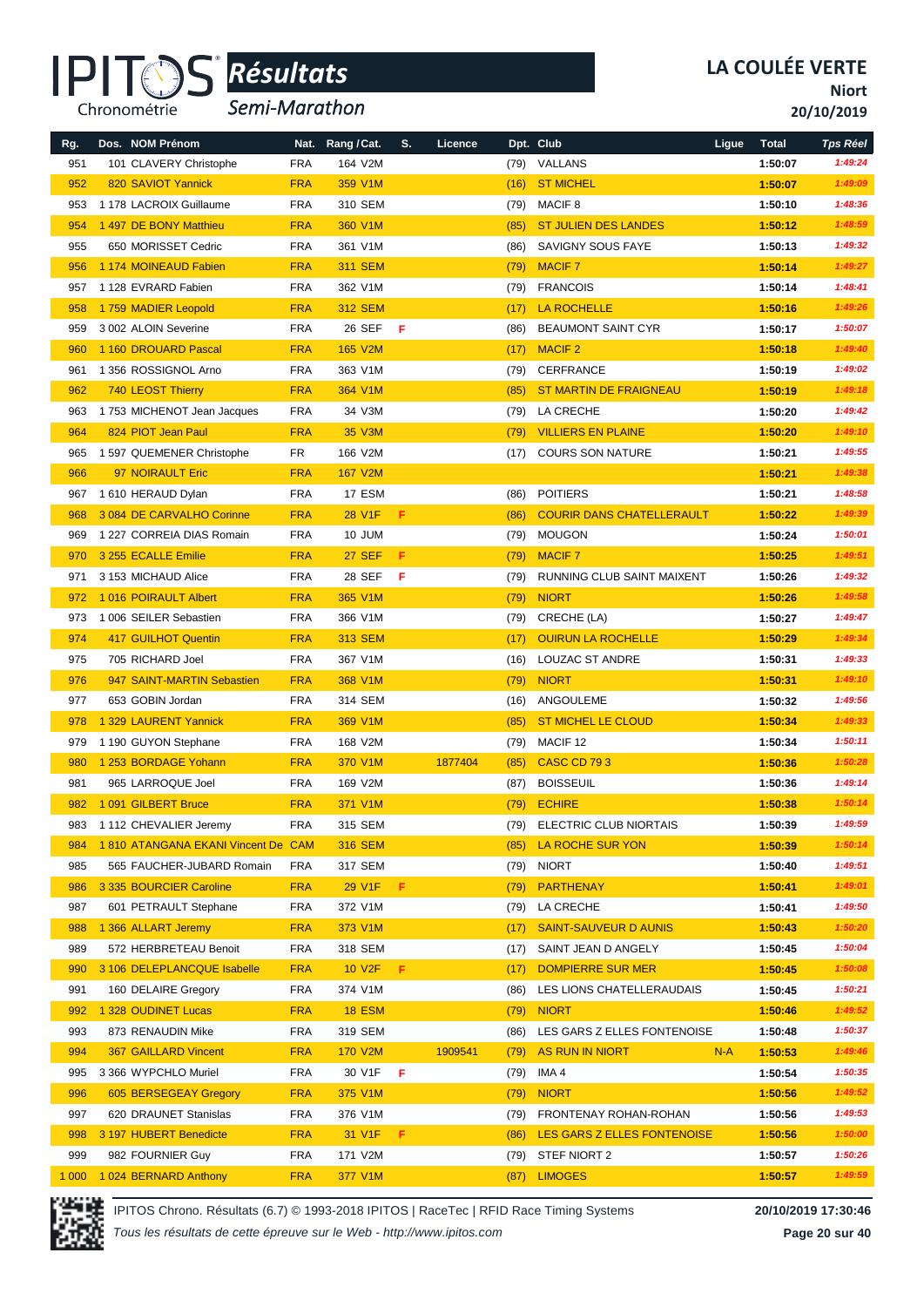# LA COULÉE VERTE

**Niort**

**20/10/2019**

IPITOS Chronométrie *Résultats* *Semi-Marathon*

| Rg. | Dos. NOM Prénom | Nat. | Rang / Cat. | S. | Licence | Dpt. | Club | Ligue | Total | Tps Réel |
|---|---|---|---|---|---|---|---|---|---|---|
| 951 | 101 CLAVERY Christophe | FRA | 164 V2M | | | (79) | VALLANS | | 1:50:07 | 1:49:24 |
| 952 | 820 SAVIOT Yannick | FRA | 359 V1M | | | (16) | ST MICHEL | | 1:50:07 | 1:49:09 |
| 953 | 1 178 LACROIX Guillaume | FRA | 310 SEM | | | (79) | MACIF 8 | | 1:50:10 | 1:48:36 |
| 954 | 1 497 DE BONY Matthieu | FRA | 360 V1M | | | (85) | ST JULIEN DES LANDES | | 1:50:12 | 1:48:59 |
| 955 | 650 MORISSET Cedric | FRA | 361 V1M | | | (86) | SAVIGNY SOUS FAYE | | 1:50:13 | 1:49:32 |
| 956 | 1 174 MOINEAUD Fabien | FRA | 311 SEM | | | (79) | MACIF 7 | | 1:50:14 | 1:49:27 |
| 957 | 1 128 EVRARD Fabien | FRA | 362 V1M | | | (79) | FRANCOIS | | 1:50:14 | 1:48:41 |
| 958 | 1 759 MADIER Leopold | FRA | 312 SEM | | | (17) | LA ROCHELLE | | 1:50:16 | 1:49:26 |
| 959 | 3 002 ALOIN Severine | FRA | 26 SEF | F | | (86) | BEAUMONT SAINT CYR | | 1:50:17 | 1:50:07 |
| 960 | 1 160 DROUARD Pascal | FRA | 165 V2M | | | (17) | MACIF 2 | | 1:50:18 | 1:49:40 |
| 961 | 1 356 ROSSIGNOL Arno | FRA | 363 V1M | | | (79) | CERFRANCE | | 1:50:19 | 1:49:02 |
| 962 | 740 LEOST Thierry | FRA | 364 V1M | | | (85) | ST MARTIN DE FRAIGNEAU | | 1:50:19 | 1:49:18 |
| 963 | 1 753 MICHENOT Jean Jacques | FRA | 34 V3M | | | (79) | LA CRECHE | | 1:50:20 | 1:49:42 |
| 964 | 824 PIOT Jean Paul | FRA | 35 V3M | | | (79) | VILLIERS EN PLAINE | | 1:50:20 | 1:49:10 |
| 965 | 1 597 QUEMENER Christophe | FR | 166 V2M | | | (17) | COURS SON NATURE | | 1:50:21 | 1:49:55 |
| 966 | 97 NOIRAULT Eric | FRA | 167 V2M | | | | | | 1:50:21 | 1:49:38 |
| 967 | 1 610 HERAUD Dylan | FRA | 17 ESM | | | (86) | POITIERS | | 1:50:21 | 1:48:58 |
| 968 | 3 084 DE CARVALHO Corinne | FRA | 28 V1F | F | | (86) | COURIR DANS CHATELLERAULT | | 1:50:22 | 1:49:39 |
| 969 | 1 227 CORREIA DIAS Romain | FRA | 10 JUM | | | (79) | MOUGON | | 1:50:24 | 1:50:01 |
| 970 | 3 255 ECALLE Emilie | FRA | 27 SEF | F | | (79) | MACIF 7 | | 1:50:25 | 1:49:51 |
| 971 | 3 153 MICHAUD Alice | FRA | 28 SEF | F | | (79) | RUNNING CLUB SAINT MAIXENT | | 1:50:26 | 1:49:32 |
| 972 | 1 016 POIRAULT Albert | FRA | 365 V1M | | | (79) | NIORT | | 1:50:26 | 1:49:58 |
| 973 | 1 006 SEILER Sebastien | FRA | 366 V1M | | | (79) | CRECHE (LA) | | 1:50:27 | 1:49:47 |
| 974 | 417 GUILHOT Quentin | FRA | 313 SEM | | | (17) | OUIRUN LA ROCHELLE | | 1:50:29 | 1:49:34 |
| 975 | 705 RICHARD Joel | FRA | 367 V1M | | | (16) | LOUZAC ST ANDRE | | 1:50:31 | 1:49:33 |
| 976 | 947 SAINT-MARTIN Sebastien | FRA | 368 V1M | | | (79) | NIORT | | 1:50:31 | 1:49:10 |
| 977 | 653 GOBIN Jordan | FRA | 314 SEM | | | (16) | ANGOULEME | | 1:50:32 | 1:49:56 |
| 978 | 1 329 LAURENT Yannick | FRA | 369 V1M | | | (85) | ST MICHEL LE CLOUD | | 1:50:34 | 1:49:33 |
| 979 | 1 190 GUYON Stephane | FRA | 168 V2M | | | (79) | MACIF 12 | | 1:50:34 | 1:50:11 |
| 980 | 1 253 BORDAGE Yohann | FRA | 370 V1M | | 1877404 | (85) | CASC CD 79 3 | | 1:50:36 | 1:50:28 |
| 981 | 965 LARROQUE Joel | FRA | 169 V2M | | | (87) | BOISSEUIL | | 1:50:36 | 1:49:14 |
| 982 | 1 091 GILBERT Bruce | FRA | 371 V1M | | | (79) | ECHIRE | | 1:50:38 | 1:50:14 |
| 983 | 1 112 CHEVALIER Jeremy | FRA | 315 SEM | | | (79) | ELECTRIC CLUB NIORTAIS | | 1:50:39 | 1:49:59 |
| 984 | 1 810 ATANGANA EKANI Vincent De | CAM | 316 SEM | | | (85) | LA ROCHE SUR YON | | 1:50:39 | 1:50:14 |
| 985 | 565 FAUCHER-JUBARD Romain | FRA | 317 SEM | | | (79) | NIORT | | 1:50:40 | 1:49:51 |
| 986 | 3 335 BOURCIER Caroline | FRA | 29 V1F | F | | (79) | PARTHENAY | | 1:50:41 | 1:49:01 |
| 987 | 601 PETRAULT Stephane | FRA | 372 V1M | | | (79) | LA CRECHE | | 1:50:41 | 1:49:50 |
| 988 | 1 366 ALLART Jeremy | FRA | 373 V1M | | | (17) | SAINT-SAUVEUR D AUNIS | | 1:50:43 | 1:50:20 |
| 989 | 572 HERBRETEAU Benoit | FRA | 318 SEM | | | (17) | SAINT JEAN D ANGELY | | 1:50:45 | 1:50:04 |
| 990 | 3 106 DELEPLANCQUE Isabelle | FRA | 10 V2F | F | | (17) | DOMPIERRE SUR MER | | 1:50:45 | 1:50:08 |
| 991 | 160 DELAIRE Gregory | FRA | 374 V1M | | | (86) | LES LIONS CHATELLERAUDAIS | | 1:50:45 | 1:50:21 |
| 992 | 1 328 OUDINET Lucas | FRA | 18 ESM | | | (79) | NIORT | | 1:50:46 | 1:49:52 |
| 993 | 873 RENAUDIN Mike | FRA | 319 SEM | | | (86) | LES GARS Z ELLES FONTENOISE | | 1:50:48 | 1:50:37 |
| 994 | 367 GAILLARD Vincent | FRA | 170 V2M | | 1909541 | (79) | AS RUN IN NIORT | N-A | 1:50:53 | 1:49:46 |
| 995 | 3 366 WYPCHLO Muriel | FRA | 30 V1F | F | | (79) | IMA 4 | | 1:50:54 | 1:50:35 |
| 996 | 605 BERSEGEAY Gregory | FRA | 375 V1M | | | (79) | NIORT | | 1:50:56 | 1:49:52 |
| 997 | 620 DRAUNET Stanislas | FRA | 376 V1M | | | (79) | FRONTENAY ROHAN-ROHAN | | 1:50:56 | 1:49:53 |
| 998 | 3 197 HUBERT Benedicte | FRA | 31 V1F | F | | (86) | LES GARS Z ELLES FONTENOISE | | 1:50:56 | 1:50:00 |
| 999 | 982 FOURNIER Guy | FRA | 171 V2M | | | (79) | STEF NIORT 2 | | 1:50:57 | 1:50:26 |
| 1 000 | 1 024 BERNARD Anthony | FRA | 377 V1M | | | (87) | LIMOGES | | 1:50:57 | 1:49:59 |

IPITOS Chrono. Résultats (6.7) © 1993-2018 IPITOS | RaceTec | RFID Race Timing Systems

*Tous les résultats de cette épreuve sur le Web - http://www.ipitos.com*

**20/10/2019 17:30:46**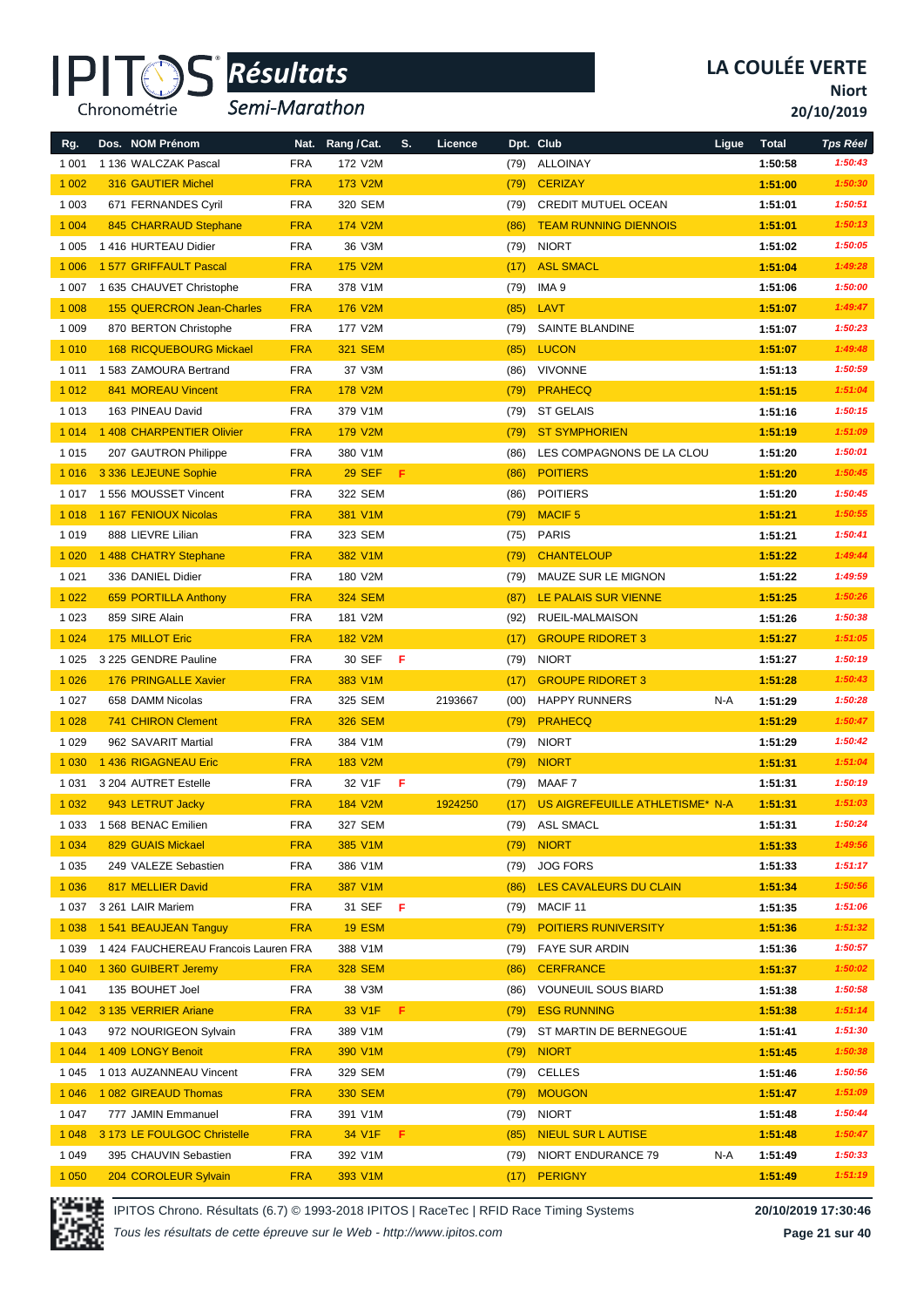# IPITOS Résultats — Semi-Marathon

## LA COULÉE VERTE

**Niort**

**20/10/2019**

| Rg. | Dos. NOM Prénom | Nat. | Rang / Cat. | S. | Licence | Dpt. | Club | Ligue | Total | Tps Réel |
|---|---|---|---|---|---|---|---|---|---|---|
| 1 001 | 1 136 WALCZAK Pascal | FRA | 172 V2M | | | (79) | ALLOINAY | | 1:50:58 | 1:50:43 |
| 1 002 | 316 GAUTIER Michel | FRA | 173 V2M | | | (79) | CERIZAY | | 1:51:00 | 1:50:30 |
| 1 003 | 671 FERNANDES Cyril | FRA | 320 SEM | | | (79) | CREDIT MUTUEL OCEAN | | 1:51:01 | 1:50:51 |
| 1 004 | 845 CHARRAUD Stephane | FRA | 174 V2M | | | (86) | TEAM RUNNING DIENNOIS | | 1:51:01 | 1:50:13 |
| 1 005 | 1 416 HURTEAU Didier | FRA | 36 V3M | | | (79) | NIORT | | 1:51:02 | 1:50:05 |
| 1 006 | 1 577 GRIFFAULT Pascal | FRA | 175 V2M | | | (17) | ASL SMACL | | 1:51:04 | 1:49:28 |
| 1 007 | 1 635 CHAUVET Christophe | FRA | 378 V1M | | | (79) | IMA 9 | | 1:51:06 | 1:50:00 |
| 1 008 | 155 QUERCRON Jean-Charles | FRA | 176 V2M | | | (85) | LAVT | | 1:51:07 | 1:49:47 |
| 1 009 | 870 BERTON Christophe | FRA | 177 V2M | | | (79) | SAINTE BLANDINE | | 1:51:07 | 1:50:23 |
| 1 010 | 168 RICQUEBOURG Mickael | FRA | 321 SEM | | | (85) | LUCON | | 1:51:07 | 1:49:48 |
| 1 011 | 1 583 ZAMOURA Bertrand | FRA | 37 V3M | | | (86) | VIVONNE | | 1:51:13 | 1:50:59 |
| 1 012 | 841 MOREAU Vincent | FRA | 178 V2M | | | (79) | PRAHECQ | | 1:51:15 | 1:51:04 |
| 1 013 | 163 PINEAU David | FRA | 379 V1M | | | (79) | ST GELAIS | | 1:51:16 | 1:50:15 |
| 1 014 | 1 408 CHARPENTIER Olivier | FRA | 179 V2M | | | (79) | ST SYMPHORIEN | | 1:51:19 | 1:51:09 |
| 1 015 | 207 GAUTRON Philippe | FRA | 380 V1M | | | (86) | LES COMPAGNONS DE LA CLOU | | 1:51:20 | 1:50:01 |
| 1 016 | 3 336 LEJEUNE Sophie | FRA | 29 SEF | F | | (86) | POITIERS | | 1:51:20 | 1:50:45 |
| 1 017 | 1 556 MOUSSET Vincent | FRA | 322 SEM | | | (86) | POITIERS | | 1:51:20 | 1:50:45 |
| 1 018 | 1 167 FENIOUX Nicolas | FRA | 381 V1M | | | (79) | MACIF 5 | | 1:51:21 | 1:50:55 |
| 1 019 | 888 LIEVRE Lilian | FRA | 323 SEM | | | (75) | PARIS | | 1:51:21 | 1:50:41 |
| 1 020 | 1 488 CHATRY Stephane | FRA | 382 V1M | | | (79) | CHANTELOUP | | 1:51:22 | 1:49:44 |
| 1 021 | 336 DANIEL Didier | FRA | 180 V2M | | | (79) | MAUZE SUR LE MIGNON | | 1:51:22 | 1:49:59 |
| 1 022 | 659 PORTILLA Anthony | FRA | 324 SEM | | | (87) | LE PALAIS SUR VIENNE | | 1:51:25 | 1:50:26 |
| 1 023 | 859 SIRE Alain | FRA | 181 V2M | | | (92) | RUEIL-MALMAISON | | 1:51:26 | 1:50:38 |
| 1 024 | 175 MILLOT Eric | FRA | 182 V2M | | | (17) | GROUPE RIDORET 3 | | 1:51:27 | 1:51:05 |
| 1 025 | 3 225 GENDRE Pauline | FRA | 30 SEF | F | | (79) | NIORT | | 1:51:27 | 1:50:19 |
| 1 026 | 176 PRINGALLE Xavier | FRA | 383 V1M | | | (17) | GROUPE RIDORET 3 | | 1:51:28 | 1:50:43 |
| 1 027 | 658 DAMM Nicolas | FRA | 325 SEM | | 2193667 | (00) | HAPPY RUNNERS | N-A | 1:51:29 | 1:50:28 |
| 1 028 | 741 CHIRON Clement | FRA | 326 SEM | | | (79) | PRAHECQ | | 1:51:29 | 1:50:47 |
| 1 029 | 962 SAVARIT Martial | FRA | 384 V1M | | | (79) | NIORT | | 1:51:29 | 1:50:42 |
| 1 030 | 1 436 RIGAGNEAU Eric | FRA | 183 V2M | | | (79) | NIORT | | 1:51:31 | 1:51:04 |
| 1 031 | 3 204 AUTRET Estelle | FRA | 32 V1F | F | | (79) | MAAF 7 | | 1:51:31 | 1:50:19 |
| 1 032 | 943 LETRUT Jacky | FRA | 184 V2M | | 1924250 | (17) | US AIGREFEUILLE ATHLETISME* | N-A | 1:51:31 | 1:51:03 |
| 1 033 | 1 568 BENAC Emilien | FRA | 327 SEM | | | (79) | ASL SMACL | | 1:51:31 | 1:50:24 |
| 1 034 | 829 GUAIS Mickael | FRA | 385 V1M | | | (79) | NIORT | | 1:51:33 | 1:49:56 |
| 1 035 | 249 VALEZE Sebastien | FRA | 386 V1M | | | (79) | JOG FORS | | 1:51:33 | 1:51:17 |
| 1 036 | 817 MELLIER David | FRA | 387 V1M | | | (86) | LES CAVALEURS DU CLAIN | | 1:51:34 | 1:50:56 |
| 1 037 | 3 261 LAIR Mariem | FRA | 31 SEF | F | | (79) | MACIF 11 | | 1:51:35 | 1:51:06 |
| 1 038 | 1 541 BEAUJEAN Tanguy | FRA | 19 ESM | | | (79) | POITIERS RUNIVERSITY | | 1:51:36 | 1:51:32 |
| 1 039 | 1 424 FAUCHEREAU Francois Lauren | FRA | 388 V1M | | | (79) | FAYE SUR ARDIN | | 1:51:36 | 1:50:57 |
| 1 040 | 1 360 GUIBERT Jeremy | FRA | 328 SEM | | | (86) | CERFRANCE | | 1:51:37 | 1:50:02 |
| 1 041 | 135 BOUHET Joel | FRA | 38 V3M | | | (86) | VOUNEUIL SOUS BIARD | | 1:51:38 | 1:50:58 |
| 1 042 | 3 135 VERRIER Ariane | FRA | 33 V1F | F | | (79) | ESG RUNNING | | 1:51:38 | 1:51:14 |
| 1 043 | 972 NOURIGEON Sylvain | FRA | 389 V1M | | | (79) | ST MARTIN DE BERNEGOUE | | 1:51:41 | 1:51:30 |
| 1 044 | 1 409 LONGY Benoit | FRA | 390 V1M | | | (79) | NIORT | | 1:51:45 | 1:50:38 |
| 1 045 | 1 013 AUZANNEAU Vincent | FRA | 329 SEM | | | (79) | CELLES | | 1:51:46 | 1:50:56 |
| 1 046 | 1 082 GIREAUD Thomas | FRA | 330 SEM | | | (79) | MOUGON | | 1:51:47 | 1:51:09 |
| 1 047 | 777 JAMIN Emmanuel | FRA | 391 V1M | | | (79) | NIORT | | 1:51:48 | 1:50:44 |
| 1 048 | 3 173 LE FOULGOC Christelle | FRA | 34 V1F | F | | (85) | NIEUL SUR L AUTISE | | 1:51:48 | 1:50:47 |
| 1 049 | 395 CHAUVIN Sebastien | FRA | 392 V1M | | | (79) | NIORT ENDURANCE 79 | N-A | 1:51:49 | 1:50:33 |
| 1 050 | 204 COROLEUR Sylvain | FRA | 393 V1M | | | (17) | PERIGNY | | 1:51:49 | 1:51:19 |

IPITOS Chrono. Résultats (6.7) © 1993-2018 IPITOS | RaceTec | RFID Race Timing Systems — 20/10/2019 17:30:46

*Tous les résultats de cette épreuve sur le Web - http://www.ipitos.com*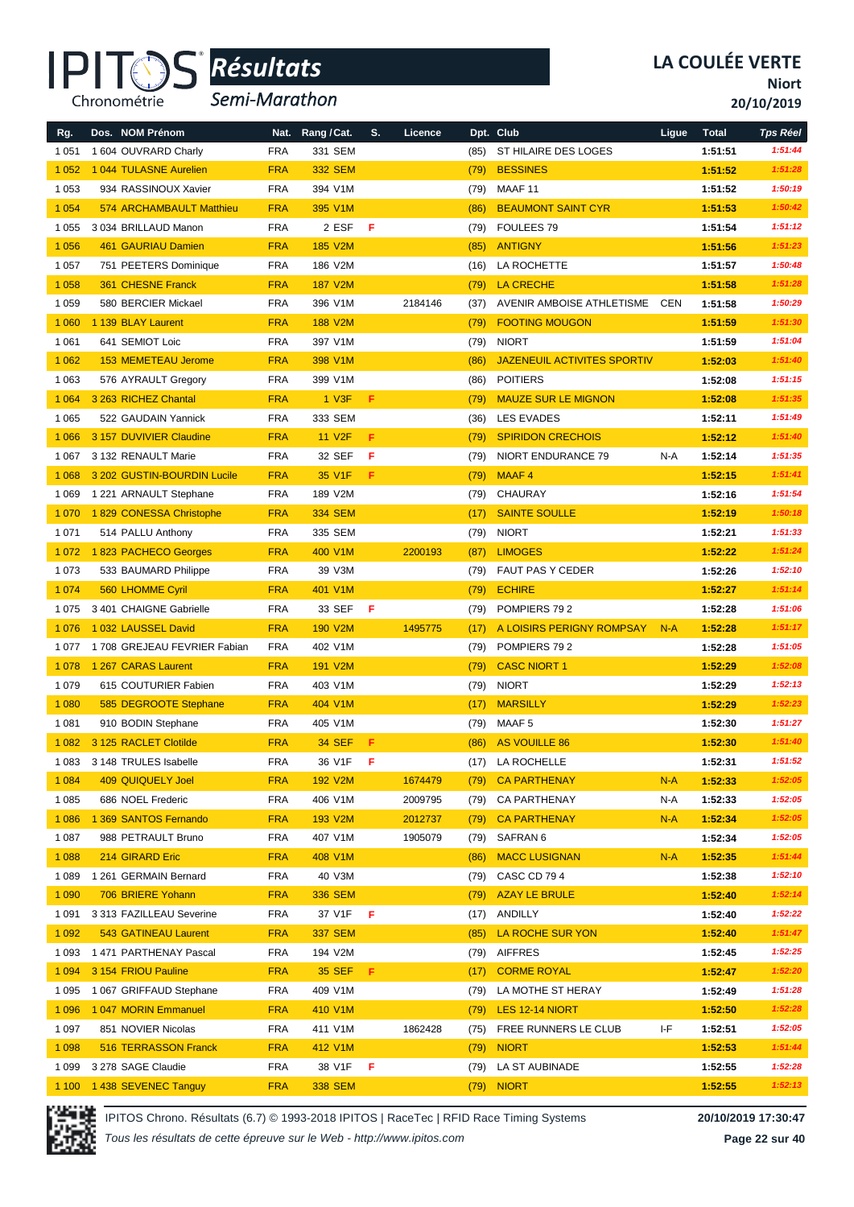# IPITOS Résultats

## Semi-Marathon

**LA COULÉE VERTE**
**Niort**
**20/10/2019**

| Rg. | Dos. NOM Prénom | Nat. | Rang / Cat. | S. | Licence | Dpt. | Club | Ligue | Total | Tps Réel |
|---|---|---|---|---|---|---|---|---|---|---|
| 1 051 | 1 604 OUVRARD Charly | FRA | 331 SEM | | | (85) | ST HILAIRE DES LOGES | | 1:51:51 | 1:51:44 |
| 1 052 | 1 044 TULASNE Aurelien | FRA | 332 SEM | | | (79) | BESSINES | | 1:51:52 | 1:51:28 |
| 1 053 | 934 RASSINOUX Xavier | FRA | 394 V1M | | | (79) | MAAF 11 | | 1:51:52 | 1:50:19 |
| 1 054 | 574 ARCHAMBAULT Matthieu | FRA | 395 V1M | | | (86) | BEAUMONT SAINT CYR | | 1:51:53 | 1:50:42 |
| 1 055 | 3 034 BRILLAUD Manon | FRA | 2 ESF | F | | (79) | FOULEES 79 | | 1:51:54 | 1:51:12 |
| 1 056 | 461 GAURIAU Damien | FRA | 185 V2M | | | (85) | ANTIGNY | | 1:51:56 | 1:51:23 |
| 1 057 | 751 PEETERS Dominique | FRA | 186 V2M | | | (16) | LA ROCHETTE | | 1:51:57 | 1:50:48 |
| 1 058 | 361 CHESNE Franck | FRA | 187 V2M | | | (79) | LA CRECHE | | 1:51:58 | 1:51:28 |
| 1 059 | 580 BERCIER Mickael | FRA | 396 V1M | | 2184146 | (37) | AVENIR AMBOISE ATHLETISME | CEN | 1:51:58 | 1:50:29 |
| 1 060 | 1 139 BLAY Laurent | FRA | 188 V2M | | | (79) | FOOTING MOUGON | | 1:51:59 | 1:51:30 |
| 1 061 | 641 SEMIOT Loic | FRA | 397 V1M | | | (79) | NIORT | | 1:51:59 | 1:51:04 |
| 1 062 | 153 MEMETEAU Jerome | FRA | 398 V1M | | | (86) | JAZENEUIL ACTIVITES SPORTIV | | 1:52:03 | 1:51:40 |
| 1 063 | 576 AYRAULT Gregory | FRA | 399 V1M | | | (86) | POITIERS | | 1:52:08 | 1:51:15 |
| 1 064 | 3 263 RICHEZ Chantal | FRA | 1 V3F | F | | (79) | MAUZE SUR LE MIGNON | | 1:52:08 | 1:51:35 |
| 1 065 | 522 GAUDAIN Yannick | FRA | 333 SEM | | | (36) | LES EVADES | | 1:52:11 | 1:51:49 |
| 1 066 | 3 157 DUVIVIER Claudine | FRA | 11 V2F | F | | (79) | SPIRIDON CRECHOIS | | 1:52:12 | 1:51:40 |
| 1 067 | 3 132 RENAULT Marie | FRA | 32 SEF | F | | (79) | NIORT ENDURANCE 79 | N-A | 1:52:14 | 1:51:35 |
| 1 068 | 3 202 GUSTIN-BOURDIN Lucile | FRA | 35 V1F | F | | (79) | MAAF 4 | | 1:52:15 | 1:51:41 |
| 1 069 | 1 221 ARNAULT Stephane | FRA | 189 V2M | | | (79) | CHAURAY | | 1:52:16 | 1:51:54 |
| 1 070 | 1 829 CONESSA Christophe | FRA | 334 SEM | | | (17) | SAINTE SOULLE | | 1:52:19 | 1:50:18 |
| 1 071 | 514 PALLU Anthony | FRA | 335 SEM | | | (79) | NIORT | | 1:52:21 | 1:51:33 |
| 1 072 | 1 823 PACHECO Georges | FRA | 400 V1M | | 2200193 | (87) | LIMOGES | | 1:52:22 | 1:51:24 |
| 1 073 | 533 BAUMARD Philippe | FRA | 39 V3M | | | (79) | FAUT PAS Y CEDER | | 1:52:26 | 1:52:10 |
| 1 074 | 560 LHOMME Cyril | FRA | 401 V1M | | | (79) | ECHIRE | | 1:52:27 | 1:51:14 |
| 1 075 | 3 401 CHAIGNE Gabrielle | FRA | 33 SEF | F | | (79) | POMPIERS 79 2 | | 1:52:28 | 1:51:06 |
| 1 076 | 1 032 LAUSSEL David | FRA | 190 V2M | | 1495775 | (17) | A LOISIRS PERIGNY ROMPSAY | N-A | 1:52:28 | 1:51:17 |
| 1 077 | 1 708 GREJEAU FEVRIER Fabian | FRA | 402 V1M | | | (79) | POMPIERS 79 2 | | 1:52:28 | 1:51:05 |
| 1 078 | 1 267 CARAS Laurent | FRA | 191 V2M | | | (79) | CASC NIORT 1 | | 1:52:29 | 1:52:08 |
| 1 079 | 615 COUTURIER Fabien | FRA | 403 V1M | | | (79) | NIORT | | 1:52:29 | 1:52:13 |
| 1 080 | 585 DEGROOTE Stephane | FRA | 404 V1M | | | (17) | MARSILLY | | 1:52:29 | 1:52:23 |
| 1 081 | 910 BODIN Stephane | FRA | 405 V1M | | | (79) | MAAF 5 | | 1:52:30 | 1:51:27 |
| 1 082 | 3 125 RACLET Clotilde | FRA | 34 SEF | F | | (86) | AS VOUILLE 86 | | 1:52:30 | 1:51:40 |
| 1 083 | 3 148 TRULES Isabelle | FRA | 36 V1F | F | | (17) | LA ROCHELLE | | 1:52:31 | 1:51:52 |
| 1 084 | 409 QUIQUELY Joel | FRA | 192 V2M | | 1674479 | (79) | CA PARTHENAY | N-A | 1:52:33 | 1:52:05 |
| 1 085 | 686 NOEL Frederic | FRA | 406 V1M | | 2009795 | (79) | CA PARTHENAY | N-A | 1:52:33 | 1:52:05 |
| 1 086 | 1 369 SANTOS Fernando | FRA | 193 V2M | | 2012737 | (79) | CA PARTHENAY | N-A | 1:52:34 | 1:52:05 |
| 1 087 | 988 PETRAULT Bruno | FRA | 407 V1M | | 1905079 | (79) | SAFRAN 6 | | 1:52:34 | 1:52:05 |
| 1 088 | 214 GIRARD Eric | FRA | 408 V1M | | | (86) | MACC LUSIGNAN | N-A | 1:52:35 | 1:51:44 |
| 1 089 | 1 261 GERMAIN Bernard | FRA | 40 V3M | | | (79) | CASC CD 79 4 | | 1:52:38 | 1:52:10 |
| 1 090 | 706 BRIERE Yohann | FRA | 336 SEM | | | (79) | AZAY LE BRULE | | 1:52:40 | 1:52:14 |
| 1 091 | 3 313 FAZILLEAU Severine | FRA | 37 V1F | F | | (17) | ANDILLY | | 1:52:40 | 1:52:22 |
| 1 092 | 543 GATINEAU Laurent | FRA | 337 SEM | | | (85) | LA ROCHE SUR YON | | 1:52:40 | 1:51:47 |
| 1 093 | 1 471 PARTHENAY Pascal | FRA | 194 V2M | | | (79) | AIFFRES | | 1:52:45 | 1:52:25 |
| 1 094 | 3 154 FRIOU Pauline | FRA | 35 SEF | F | | (17) | CORME ROYAL | | 1:52:47 | 1:52:20 |
| 1 095 | 1 067 GRIFFAUD Stephane | FRA | 409 V1M | | | (79) | LA MOTHE ST HERAY | | 1:52:49 | 1:51:28 |
| 1 096 | 1 047 MORIN Emmanuel | FRA | 410 V1M | | | (79) | LES 12-14 NIORT | | 1:52:50 | 1:52:28 |
| 1 097 | 851 NOVIER Nicolas | FRA | 411 V1M | | 1862428 | (75) | FREE RUNNERS LE CLUB | I-F | 1:52:51 | 1:52:05 |
| 1 098 | 516 TERRASSON Franck | FRA | 412 V1M | | | (79) | NIORT | | 1:52:53 | 1:51:44 |
| 1 099 | 3 278 SAGE Claudie | FRA | 38 V1F | F | | (79) | LA ST AUBINADE | | 1:52:55 | 1:52:28 |
| 1 100 | 1 438 SEVENEC Tanguy | FRA | 338 SEM | | | (79) | NIORT | | 1:52:55 | 1:52:13 |

IPITOS Chrono. Résultats (6.7) © 1993-2018 IPITOS | RaceTec | RFID Race Timing Systems — 20/10/2019 17:30:47

*Tous les résultats de cette épreuve sur le Web - http://www.ipitos.com*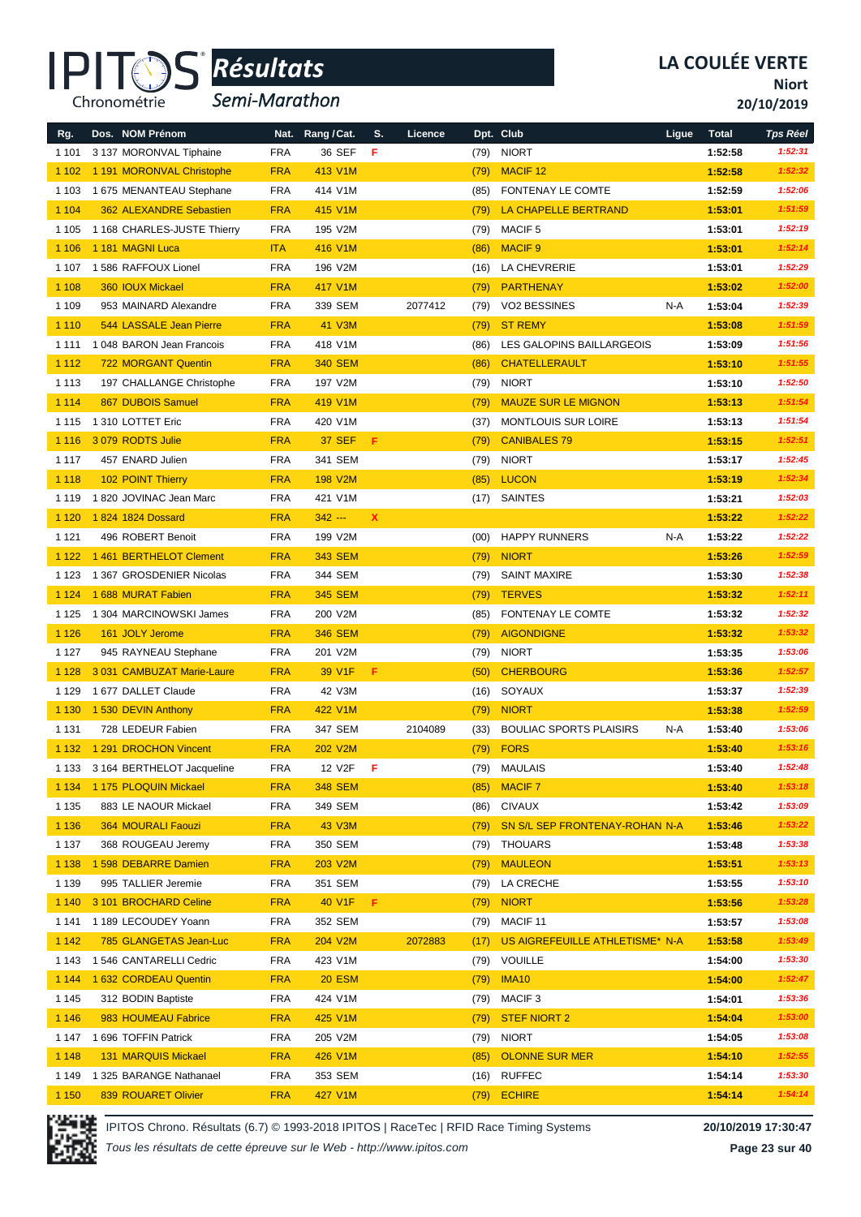# LA COULÉE VERTE

**Niort**

**20/10/2019**

*Résultats* *Semi-Marathon*

| Rg. | Dos. NOM Prénom | Nat. | Rang / Cat. | S. | Licence | Dpt. | Club | Ligue | Total | Tps Réel |
|---|---|---|---|---|---|---|---|---|---|---|
| 1 101 | 3 137 MORONVAL Tiphaine | FRA | 36 SEF | F | | (79) | NIORT | | 1:52:58 | 1:52:31 |
| 1 102 | 1 191 MORONVAL Christophe | FRA | 413 V1M | | | (79) | MACIF 12 | | 1:52:58 | 1:52:32 |
| 1 103 | 1 675 MENANTEAU Stephane | FRA | 414 V1M | | | (85) | FONTENAY LE COMTE | | 1:52:59 | 1:52:06 |
| 1 104 | 362 ALEXANDRE Sebastien | FRA | 415 V1M | | | (79) | LA CHAPELLE BERTRAND | | 1:53:01 | 1:51:59 |
| 1 105 | 1 168 CHARLES-JUSTE Thierry | FRA | 195 V2M | | | (79) | MACIF 5 | | 1:53:01 | 1:52:19 |
| 1 106 | 1 181 MAGNI Luca | ITA | 416 V1M | | | (86) | MACIF 9 | | 1:53:01 | 1:52:14 |
| 1 107 | 1 586 RAFFOUX Lionel | FRA | 196 V2M | | | (16) | LA CHEVRERIE | | 1:53:01 | 1:52:29 |
| 1 108 | 360 IOUX Mickael | FRA | 417 V1M | | | (79) | PARTHENAY | | 1:53:02 | 1:52:00 |
| 1 109 | 953 MAINARD Alexandre | FRA | 339 SEM | | 2077412 | (79) | VO2 BESSINES | N-A | 1:53:04 | 1:52:39 |
| 1 110 | 544 LASSALE Jean Pierre | FRA | 41 V3M | | | (79) | ST REMY | | 1:53:08 | 1:51:59 |
| 1 111 | 1 048 BARON Jean Francois | FRA | 418 V1M | | | (86) | LES GALOPINS BAILLARGEOIS | | 1:53:09 | 1:51:56 |
| 1 112 | 722 MORGANT Quentin | FRA | 340 SEM | | | (86) | CHATELLERAULT | | 1:53:10 | 1:51:55 |
| 1 113 | 197 CHALLANGE Christophe | FRA | 197 V2M | | | (79) | NIORT | | 1:53:10 | 1:52:50 |
| 1 114 | 867 DUBOIS Samuel | FRA | 419 V1M | | | (79) | MAUZE SUR LE MIGNON | | 1:53:13 | 1:51:54 |
| 1 115 | 1 310 LOTTET Eric | FRA | 420 V1M | | | (37) | MONTLOUIS SUR LOIRE | | 1:53:13 | 1:51:54 |
| 1 116 | 3 079 RODTS Julie | FRA | 37 SEF | F | | (79) | CANIBALES 79 | | 1:53:15 | 1:52:51 |
| 1 117 | 457 ENARD Julien | FRA | 341 SEM | | | (79) | NIORT | | 1:53:17 | 1:52:45 |
| 1 118 | 102 POINT Thierry | FRA | 198 V2M | | | (85) | LUCON | | 1:53:19 | 1:52:34 |
| 1 119 | 1 820 JOVINAC Jean Marc | FRA | 421 V1M | | | (17) | SAINTES | | 1:53:21 | 1:52:03 |
| 1 120 | 1 824 1824 Dossard | FRA | 342 --- | X | | | | | 1:53:22 | 1:52:22 |
| 1 121 | 496 ROBERT Benoit | FRA | 199 V2M | | | (00) | HAPPY RUNNERS | N-A | 1:53:22 | 1:52:22 |
| 1 122 | 1 461 BERTHELOT Clement | FRA | 343 SEM | | | (79) | NIORT | | 1:53:26 | 1:52:59 |
| 1 123 | 1 367 GROSDENIER Nicolas | FRA | 344 SEM | | | (79) | SAINT MAXIRE | | 1:53:30 | 1:52:38 |
| 1 124 | 1 688 MURAT Fabien | FRA | 345 SEM | | | (79) | TERVES | | 1:53:32 | 1:52:11 |
| 1 125 | 1 304 MARCINOWSKI James | FRA | 200 V2M | | | (85) | FONTENAY LE COMTE | | 1:53:32 | 1:52:32 |
| 1 126 | 161 JOLY Jerome | FRA | 346 SEM | | | (79) | AIGONDIGNE | | 1:53:32 | 1:53:32 |
| 1 127 | 945 RAYNEAU Stephane | FRA | 201 V2M | | | (79) | NIORT | | 1:53:35 | 1:53:06 |
| 1 128 | 3 031 CAMBUZAT Marie-Laure | FRA | 39 V1F | F | | (50) | CHERBOURG | | 1:53:36 | 1:52:57 |
| 1 129 | 1 677 DALLET Claude | FRA | 42 V3M | | | (16) | SOYAUX | | 1:53:37 | 1:52:39 |
| 1 130 | 1 530 DEVIN Anthony | FRA | 422 V1M | | | (79) | NIORT | | 1:53:38 | 1:52:59 |
| 1 131 | 728 LEDEUR Fabien | FRA | 347 SEM | | 2104089 | (33) | BOULIAC SPORTS PLAISIRS | N-A | 1:53:40 | 1:53:06 |
| 1 132 | 1 291 DROCHON Vincent | FRA | 202 V2M | | | (79) | FORS | | 1:53:40 | 1:53:16 |
| 1 133 | 3 164 BERTHELOT Jacqueline | FRA | 12 V2F | F | | (79) | MAULAIS | | 1:53:40 | 1:52:48 |
| 1 134 | 1 175 PLOQUIN Mickael | FRA | 348 SEM | | | (85) | MACIF 7 | | 1:53:40 | 1:53:18 |
| 1 135 | 883 LE NAOUR Mickael | FRA | 349 SEM | | | (86) | CIVAUX | | 1:53:42 | 1:53:09 |
| 1 136 | 364 MOURALI Faouzi | FRA | 43 V3M | | | (79) | SN S/L SEP FRONTENAY-ROHAN | N-A | 1:53:46 | 1:53:22 |
| 1 137 | 368 ROUGEAU Jeremy | FRA | 350 SEM | | | (79) | THOUARS | | 1:53:48 | 1:53:38 |
| 1 138 | 1 598 DEBARRE Damien | FRA | 203 V2M | | | (79) | MAULEON | | 1:53:51 | 1:53:13 |
| 1 139 | 995 TALLIER Jeremie | FRA | 351 SEM | | | (79) | LA CRECHE | | 1:53:55 | 1:53:10 |
| 1 140 | 3 101 BROCHARD Celine | FRA | 40 V1F | F | | (79) | NIORT | | 1:53:56 | 1:53:28 |
| 1 141 | 1 189 LECOUDEY Yoann | FRA | 352 SEM | | | (79) | MACIF 11 | | 1:53:57 | 1:53:08 |
| 1 142 | 785 GLANGETAS Jean-Luc | FRA | 204 V2M | | 2072883 | (17) | US AIGREFEUILLE ATHLETISME* | N-A | 1:53:58 | 1:53:49 |
| 1 143 | 1 546 CANTARELLI Cedric | FRA | 423 V1M | | | (79) | VOUILLE | | 1:54:00 | 1:53:30 |
| 1 144 | 1 632 CORDEAU Quentin | FRA | 20 ESM | | | (79) | IMA10 | | 1:54:00 | 1:52:47 |
| 1 145 | 312 BODIN Baptiste | FRA | 424 V1M | | | (79) | MACIF 3 | | 1:54:01 | 1:53:36 |
| 1 146 | 983 HOUMEAU Fabrice | FRA | 425 V1M | | | (79) | STEF NIORT 2 | | 1:54:04 | 1:53:00 |
| 1 147 | 1 696 TOFFIN Patrick | FRA | 205 V2M | | | (79) | NIORT | | 1:54:05 | 1:53:08 |
| 1 148 | 131 MARQUIS Mickael | FRA | 426 V1M | | | (85) | OLONNE SUR MER | | 1:54:10 | 1:52:55 |
| 1 149 | 1 325 BARANGE Nathanael | FRA | 353 SEM | | | (16) | RUFFEC | | 1:54:14 | 1:53:30 |
| 1 150 | 839 ROUARET Olivier | FRA | 427 V1M | | | (79) | ECHIRE | | 1:54:14 | 1:54:14 |

IPITOS Chrono. Résultats (6.7) © 1993-2018 IPITOS | RaceTec | RFID Race Timing Systems — 20/10/2019 17:30:47

*Tous les résultats de cette épreuve sur le Web - http://www.ipitos.com*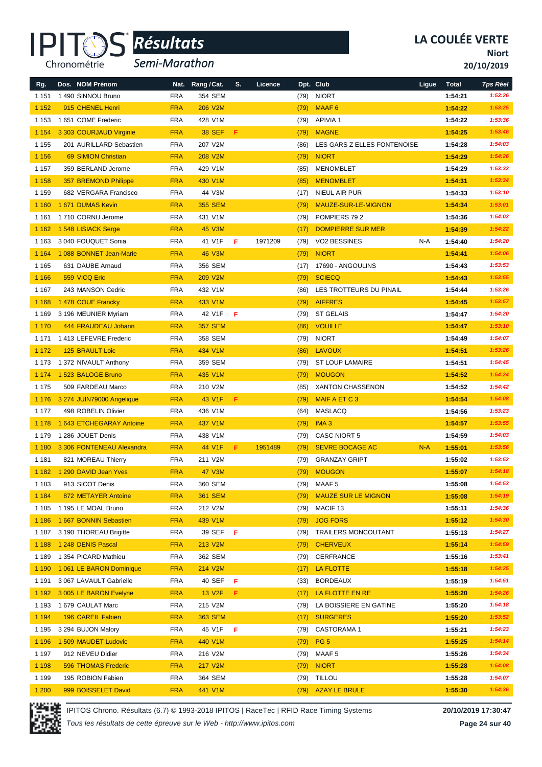# LA COULÉE VERTE

**Niort**

**20/10/2019**

*Résultats* *Semi-Marathon*

| Rg. | Dos. NOM Prénom | Nat. | Rang / Cat. | S. | Licence | Dpt. | Club | Ligue | Total | Tps Réel |
|---|---|---|---|---|---|---|---|---|---|---|
| 1 151 | 1 490 SINNOU Bruno | FRA | 354 SEM | | | (79) | NIORT | | 1:54:21 | 1:53:26 |
| 1 152 | 915 CHENEL Henri | FRA | 206 V2M | | | (79) | MAAF 6 | | 1:54:22 | 1:53:25 |
| 1 153 | 1 651 COME Frederic | FRA | 428 V1M | | | (79) | APIVIA 1 | | 1:54:22 | 1:53:36 |
| 1 154 | 3 303 COURJAUD Virginie | FRA | 38 SEF | F | | (79) | MAGNE | | 1:54:25 | 1:53:46 |
| 1 155 | 201 AURILLARD Sebastien | FRA | 207 V2M | | | (86) | LES GARS Z ELLES FONTENOISE | | 1:54:28 | 1:54:03 |
| 1 156 | 69 SIMION Christian | FRA | 208 V2M | | | (79) | NIORT | | 1:54:29 | 1:54:26 |
| 1 157 | 359 BERLAND Jerome | FRA | 429 V1M | | | (85) | MENOMBLET | | 1:54:29 | 1:53:32 |
| 1 158 | 357 BREMOND Philippe | FRA | 430 V1M | | | (85) | MENOMBLET | | 1:54:31 | 1:53:34 |
| 1 159 | 682 VERGARA Francisco | FRA | 44 V3M | | | (17) | NIEUL AIR PUR | | 1:54:33 | 1:53:10 |
| 1 160 | 1 671 DUMAS Kevin | FRA | 355 SEM | | | (79) | MAUZE-SUR-LE-MIGNON | | 1:54:34 | 1:53:01 |
| 1 161 | 1 710 CORNU Jerome | FRA | 431 V1M | | | (79) | POMPIERS 79 2 | | 1:54:36 | 1:54:02 |
| 1 162 | 1 548 LISIACK Serge | FRA | 45 V3M | | | (17) | DOMPIERRE SUR MER | | 1:54:39 | 1:54:22 |
| 1 163 | 3 040 FOUQUET Sonia | FRA | 41 V1F | F | 1971209 | (79) | VO2 BESSINES | N-A | 1:54:40 | 1:54:20 |
| 1 164 | 1 088 BONNET Jean-Marie | FRA | 46 V3M | | | (79) | NIORT | | 1:54:41 | 1:54:06 |
| 1 165 | 631 DAUBE Arnaud | FRA | 356 SEM | | | (17) | 17690 - ANGOULINS | | 1:54:43 | 1:53:53 |
| 1 166 | 559 VICQ Eric | FRA | 209 V2M | | | (79) | SCIECQ | | 1:54:43 | 1:53:55 |
| 1 167 | 243 MANSON Cedric | FRA | 432 V1M | | | (86) | LES TROTTEURS DU PINAIL | | 1:54:44 | 1:53:26 |
| 1 168 | 1 478 COUE Francky | FRA | 433 V1M | | | (79) | AIFFRES | | 1:54:45 | 1:53:57 |
| 1 169 | 3 196 MEUNIER Myriam | FRA | 42 V1F | F | | (79) | ST GELAIS | | 1:54:47 | 1:54:20 |
| 1 170 | 444 FRAUDEAU Johann | FRA | 357 SEM | | | (86) | VOUILLE | | 1:54:47 | 1:53:10 |
| 1 171 | 1 413 LEFEVRE Frederic | FRA | 358 SEM | | | (79) | NIORT | | 1:54:49 | 1:54:07 |
| 1 172 | 125 BRAULT Loic | FRA | 434 V1M | | | (86) | LAVOUX | | 1:54:51 | 1:53:26 |
| 1 173 | 1 372 NIVAULT Anthony | FRA | 359 SEM | | | (79) | ST LOUP LAMAIRE | | 1:54:51 | 1:54:45 |
| 1 174 | 1 523 BALOGE Bruno | FRA | 435 V1M | | | (79) | MOUGON | | 1:54:52 | 1:54:24 |
| 1 175 | 509 FARDEAU Marco | FRA | 210 V2M | | | (85) | XANTON CHASSENON | | 1:54:52 | 1:54:42 |
| 1 176 | 3 274 JUIN79000 Angelique | FRA | 43 V1F | F | | (79) | MAIF A ET C 3 | | 1:54:54 | 1:54:08 |
| 1 177 | 498 ROBELIN Olivier | FRA | 436 V1M | | | (64) | MASLACQ | | 1:54:56 | 1:53:23 |
| 1 178 | 1 643 ETCHEGARAY Antoine | FRA | 437 V1M | | | (79) | IMA 3 | | 1:54:57 | 1:53:55 |
| 1 179 | 1 286 JOUET Denis | FRA | 438 V1M | | | (79) | CASC NIORT 5 | | 1:54:59 | 1:54:03 |
| 1 180 | 3 306 FONTENEAU Alexandra | FRA | 44 V1F | F | 1951489 | (79) | SEVRE BOCAGE AC | N-A | 1:55:01 | 1:53:56 |
| 1 181 | 821 MOREAU Thierry | FRA | 211 V2M | | | (79) | GRANZAY GRIPT | | 1:55:02 | 1:53:52 |
| 1 182 | 1 290 DAVID Jean Yves | FRA | 47 V3M | | | (79) | MOUGON | | 1:55:07 | 1:54:18 |
| 1 183 | 913 SICOT Denis | FRA | 360 SEM | | | (79) | MAAF 5 | | 1:55:08 | 1:54:53 |
| 1 184 | 872 METAYER Antoine | FRA | 361 SEM | | | (79) | MAUZE SUR LE MIGNON | | 1:55:08 | 1:54:19 |
| 1 185 | 1 195 LE MOAL Bruno | FRA | 212 V2M | | | (79) | MACIF 13 | | 1:55:11 | 1:54:36 |
| 1 186 | 1 667 BONNIN Sebastien | FRA | 439 V1M | | | (79) | JOG FORS | | 1:55:12 | 1:54:30 |
| 1 187 | 3 190 THOREAU Brigitte | FRA | 39 SEF | F | | (79) | TRAILERS MONCOUTANT | | 1:55:13 | 1:54:27 |
| 1 188 | 1 248 DENIS Pascal | FRA | 213 V2M | | | (79) | CHERVEUX | | 1:55:14 | 1:54:59 |
| 1 189 | 1 354 PICARD Mathieu | FRA | 362 SEM | | | (79) | CERFRANCE | | 1:55:16 | 1:53:41 |
| 1 190 | 1 061 LE BARON Dominique | FRA | 214 V2M | | | (17) | LA FLOTTE | | 1:55:18 | 1:54:25 |
| 1 191 | 3 067 LAVAULT Gabrielle | FRA | 40 SEF | F | | (33) | BORDEAUX | | 1:55:19 | 1:54:51 |
| 1 192 | 3 005 LE BARON Evelyne | FRA | 13 V2F | F | | (17) | LA FLOTTE EN RE | | 1:55:20 | 1:54:26 |
| 1 193 | 1 679 CAULAT Marc | FRA | 215 V2M | | | (79) | LA BOISSIERE EN GATINE | | 1:55:20 | 1:54:18 |
| 1 194 | 196 CAREIL Fabien | FRA | 363 SEM | | | (17) | SURGERES | | 1:55:20 | 1:53:52 |
| 1 195 | 3 294 BUJON Malory | FRA | 45 V1F | F | | (79) | CASTORAMA 1 | | 1:55:21 | 1:54:23 |
| 1 196 | 1 509 MAUDET Ludovic | FRA | 440 V1M | | | (79) | PG 5 | | 1:55:25 | 1:54:14 |
| 1 197 | 912 NEVEU Didier | FRA | 216 V2M | | | (79) | MAAF 5 | | 1:55:26 | 1:54:34 |
| 1 198 | 596 THOMAS Frederic | FRA | 217 V2M | | | (79) | NIORT | | 1:55:28 | 1:54:08 |
| 1 199 | 195 ROBION Fabien | FRA | 364 SEM | | | (79) | TILLOU | | 1:55:28 | 1:54:07 |
| 1 200 | 999 BOISSELET David | FRA | 441 V1M | | | (79) | AZAY LE BRULE | | 1:55:30 | 1:54:36 |

IPITOS Chrono. Résultats (6.7) © 1993-2018 IPITOS | RaceTec | RFID Race Timing Systems — 20/10/2019 17:30:47

*Tous les résultats de cette épreuve sur le Web - http://www.ipitos.com*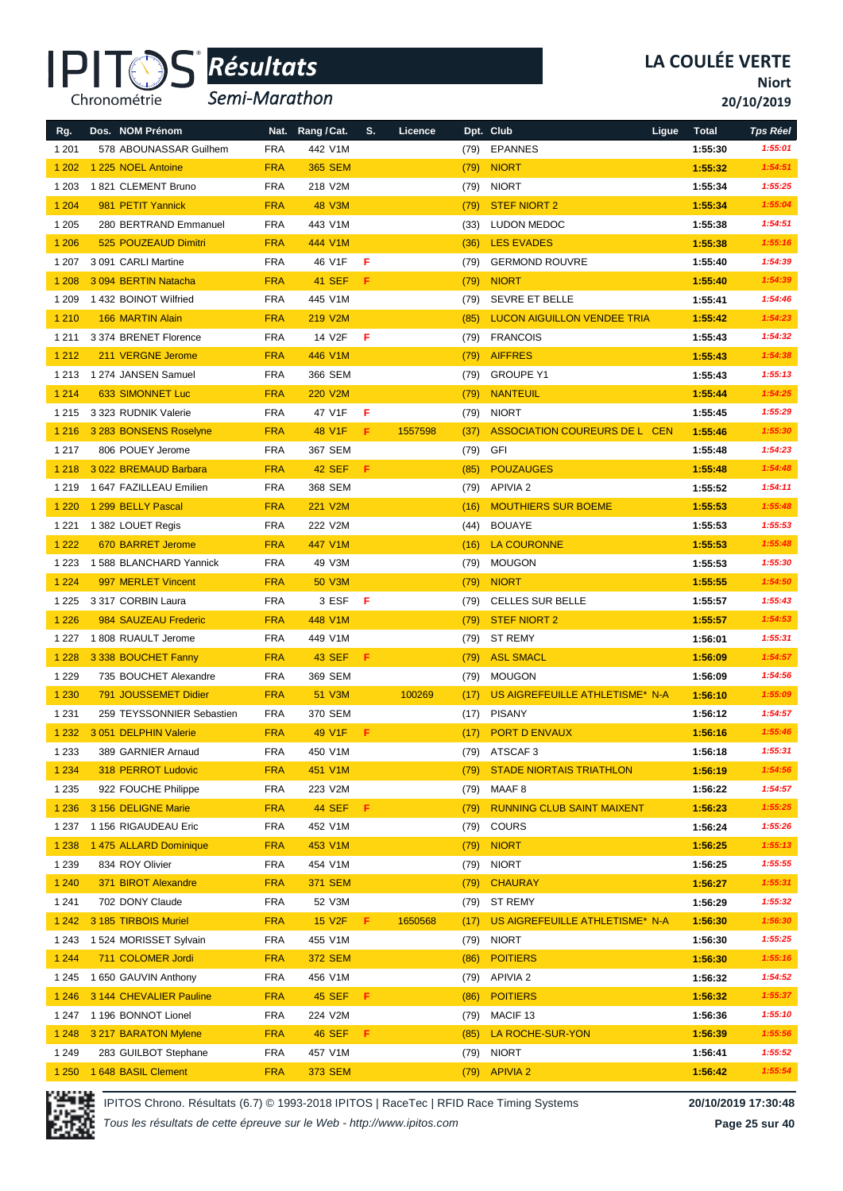# LA COULÉE VERTE

**Niort**

**20/10/2019**

*Résultats* *Semi-Marathon*

| Rg. | Dos. NOM Prénom | Nat. | Rang / Cat. | S. | Licence | Dpt. | Club | Ligue | Total | Tps Réel |
|---|---|---|---|---|---|---|---|---|---|---|
| 1 201 | 578 ABOUNASSAR Guilhem | FRA | 442 V1M | | | (79) | EPANNES | | 1:55:30 | 1:55:01 |
| 1 202 | 1 225 NOEL Antoine | FRA | 365 SEM | | | (79) | NIORT | | 1:55:32 | 1:54:51 |
| 1 203 | 1 821 CLEMENT Bruno | FRA | 218 V2M | | | (79) | NIORT | | 1:55:34 | 1:55:25 |
| 1 204 | 981 PETIT Yannick | FRA | 48 V3M | | | (79) | STEF NIORT 2 | | 1:55:34 | 1:55:04 |
| 1 205 | 280 BERTRAND Emmanuel | FRA | 443 V1M | | | (33) | LUDON MEDOC | | 1:55:38 | 1:54:51 |
| 1 206 | 525 POUZEAUD Dimitri | FRA | 444 V1M | | | (36) | LES EVADES | | 1:55:38 | 1:55:16 |
| 1 207 | 3 091 CARLI Martine | FRA | 46 V1F | F | | (79) | GERMOND ROUVRE | | 1:55:40 | 1:54:39 |
| 1 208 | 3 094 BERTIN Natacha | FRA | 41 SEF | F | | (79) | NIORT | | 1:55:40 | 1:54:39 |
| 1 209 | 1 432 BOINOT Wilfried | FRA | 445 V1M | | | (79) | SEVRE ET BELLE | | 1:55:41 | 1:54:46 |
| 1 210 | 166 MARTIN Alain | FRA | 219 V2M | | | (85) | LUCON AIGUILLON VENDEE TRIA | | 1:55:42 | 1:54:23 |
| 1 211 | 3 374 BRENET Florence | FRA | 14 V2F | F | | (79) | FRANCOIS | | 1:55:43 | 1:54:32 |
| 1 212 | 211 VERGNE Jerome | FRA | 446 V1M | | | (79) | AIFFRES | | 1:55:43 | 1:54:38 |
| 1 213 | 1 274 JANSEN Samuel | FRA | 366 SEM | | | (79) | GROUPE Y1 | | 1:55:43 | 1:55:13 |
| 1 214 | 633 SIMONNET Luc | FRA | 220 V2M | | | (79) | NANTEUIL | | 1:55:44 | 1:54:25 |
| 1 215 | 3 323 RUDNIK Valerie | FRA | 47 V1F | F | | (79) | NIORT | | 1:55:45 | 1:55:29 |
| 1 216 | 3 283 BONSENS Roselyne | FRA | 48 V1F | F | 1557598 | (37) | ASSOCIATION COUREURS DE L | CEN | 1:55:46 | 1:55:30 |
| 1 217 | 806 POUEY Jerome | FRA | 367 SEM | | | (79) | GFI | | 1:55:48 | 1:54:23 |
| 1 218 | 3 022 BREMAUD Barbara | FRA | 42 SEF | F | | (85) | POUZAUGES | | 1:55:48 | 1:54:48 |
| 1 219 | 1 647 FAZILLEAU Emilien | FRA | 368 SEM | | | (79) | APIVIA 2 | | 1:55:52 | 1:54:11 |
| 1 220 | 1 299 BELLY Pascal | FRA | 221 V2M | | | (16) | MOUTHIERS SUR BOEME | | 1:55:53 | 1:55:48 |
| 1 221 | 1 382 LOUET Regis | FRA | 222 V2M | | | (44) | BOUAYE | | 1:55:53 | 1:55:53 |
| 1 222 | 670 BARRET Jerome | FRA | 447 V1M | | | (16) | LA COURONNE | | 1:55:53 | 1:55:48 |
| 1 223 | 1 588 BLANCHARD Yannick | FRA | 49 V3M | | | (79) | MOUGON | | 1:55:53 | 1:55:30 |
| 1 224 | 997 MERLET Vincent | FRA | 50 V3M | | | (79) | NIORT | | 1:55:55 | 1:54:50 |
| 1 225 | 3 317 CORBIN Laura | FRA | 3 ESF | F | | (79) | CELLES SUR BELLE | | 1:55:57 | 1:55:43 |
| 1 226 | 984 SAUZEAU Frederic | FRA | 448 V1M | | | (79) | STEF NIORT 2 | | 1:55:57 | 1:54:53 |
| 1 227 | 1 808 RUAULT Jerome | FRA | 449 V1M | | | (79) | ST REMY | | 1:56:01 | 1:55:31 |
| 1 228 | 3 338 BOUCHET Fanny | FRA | 43 SEF | F | | (79) | ASL SMACL | | 1:56:09 | 1:54:57 |
| 1 229 | 735 BOUCHET Alexandre | FRA | 369 SEM | | | (79) | MOUGON | | 1:56:09 | 1:54:56 |
| 1 230 | 791 JOUSSEMET Didier | FRA | 51 V3M | | 100269 | (17) | US AIGREFEUILLE ATHLETISME* | N-A | 1:56:10 | 1:55:09 |
| 1 231 | 259 TEYSSONNIER Sebastien | FRA | 370 SEM | | | (17) | PISANY | | 1:56:12 | 1:54:57 |
| 1 232 | 3 051 DELPHIN Valerie | FRA | 49 V1F | F | | (17) | PORT D ENVAUX | | 1:56:16 | 1:55:46 |
| 1 233 | 389 GARNIER Arnaud | FRA | 450 V1M | | | (79) | ATSCAF 3 | | 1:56:18 | 1:55:31 |
| 1 234 | 318 PERROT Ludovic | FRA | 451 V1M | | | (79) | STADE NIORTAIS TRIATHLON | | 1:56:19 | 1:54:56 |
| 1 235 | 922 FOUCHE Philippe | FRA | 223 V2M | | | (79) | MAAF 8 | | 1:56:22 | 1:54:57 |
| 1 236 | 3 156 DELIGNE Marie | FRA | 44 SEF | F | | (79) | RUNNING CLUB SAINT MAIXENT | | 1:56:23 | 1:55:25 |
| 1 237 | 1 156 RIGAUDEAU Eric | FRA | 452 V1M | | | (79) | COURS | | 1:56:24 | 1:55:26 |
| 1 238 | 1 475 ALLARD Dominique | FRA | 453 V1M | | | (79) | NIORT | | 1:56:25 | 1:55:13 |
| 1 239 | 834 ROY Olivier | FRA | 454 V1M | | | (79) | NIORT | | 1:56:25 | 1:55:55 |
| 1 240 | 371 BIROT Alexandre | FRA | 371 SEM | | | (79) | CHAURAY | | 1:56:27 | 1:55:31 |
| 1 241 | 702 DONY Claude | FRA | 52 V3M | | | (79) | ST REMY | | 1:56:29 | 1:55:32 |
| 1 242 | 3 185 TIRBOIS Muriel | FRA | 15 V2F | F | 1650568 | (17) | US AIGREFEUILLE ATHLETISME* | N-A | 1:56:30 | 1:56:30 |
| 1 243 | 1 524 MORISSET Sylvain | FRA | 455 V1M | | | (79) | NIORT | | 1:56:30 | 1:55:25 |
| 1 244 | 711 COLOMER Jordi | FRA | 372 SEM | | | (86) | POITIERS | | 1:56:30 | 1:55:16 |
| 1 245 | 1 650 GAUVIN Anthony | FRA | 456 V1M | | | (79) | APIVIA 2 | | 1:56:32 | 1:54:52 |
| 1 246 | 3 144 CHEVALIER Pauline | FRA | 45 SEF | F | | (86) | POITIERS | | 1:56:32 | 1:55:37 |
| 1 247 | 1 196 BONNOT Lionel | FRA | 224 V2M | | | (79) | MACIF 13 | | 1:56:36 | 1:55:10 |
| 1 248 | 3 217 BARATON Mylene | FRA | 46 SEF | F | | (85) | LA ROCHE-SUR-YON | | 1:56:39 | 1:55:56 |
| 1 249 | 283 GUILBOT Stephane | FRA | 457 V1M | | | (79) | NIORT | | 1:56:41 | 1:55:52 |
| 1 250 | 1 648 BASIL Clement | FRA | 373 SEM | | | (79) | APIVIA 2 | | 1:56:42 | 1:55:54 |

IPITOS Chrono. Résultats (6.7) © 1993-2018 IPITOS | RaceTec | RFID Race Timing Systems — 20/10/2019 17:30:48

*Tous les résultats de cette épreuve sur le Web - http://www.ipitos.com*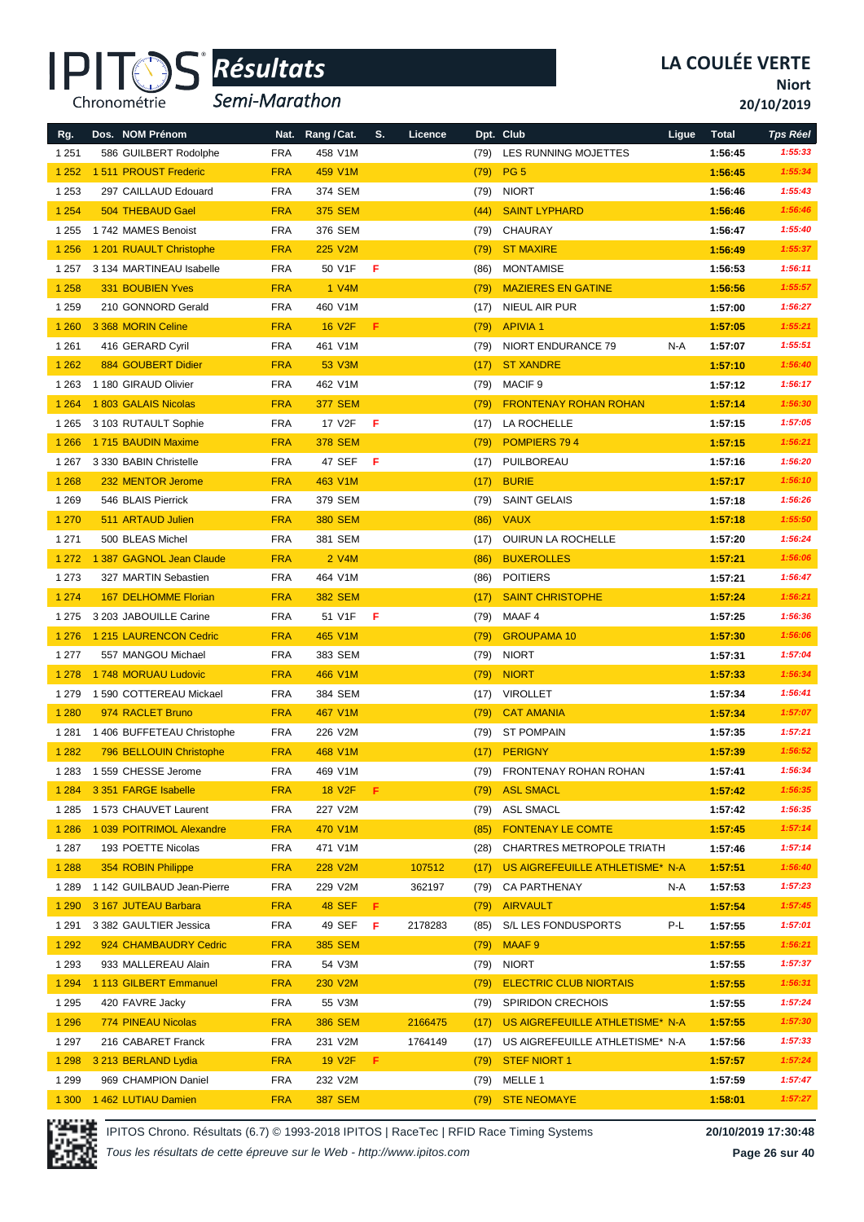# LA COULÉE VERTE

**Niort**

**20/10/2019**

*Résultats* — *Semi-Marathon*

| Rg. | Dos. NOM Prénom | Nat. | Rang / Cat. | S. | Licence | Dpt. | Club | Ligue | Total | Tps Réel |
|---|---|---|---|---|---|---|---|---|---|---|
| 1 251 | 586 GUILBERT Rodolphe | FRA | 458 V1M | | | (79) | LES RUNNING MOJETTES | | 1:56:45 | 1:55:33 |
| 1 252 | 1 511 PROUST Frederic | FRA | 459 V1M | | | (79) | PG 5 | | 1:56:45 | 1:55:34 |
| 1 253 | 297 CAILLAUD Edouard | FRA | 374 SEM | | | (79) | NIORT | | 1:56:46 | 1:55:43 |
| 1 254 | 504 THEBAUD Gael | FRA | 375 SEM | | | (44) | SAINT LYPHARD | | 1:56:46 | 1:56:46 |
| 1 255 | 1 742 MAMES Benoist | FRA | 376 SEM | | | (79) | CHAURAY | | 1:56:47 | 1:55:40 |
| 1 256 | 1 201 RUAULT Christophe | FRA | 225 V2M | | | (79) | ST MAXIRE | | 1:56:49 | 1:55:37 |
| 1 257 | 3 134 MARTINEAU Isabelle | FRA | 50 V1F | F | | (86) | MONTAMISE | | 1:56:53 | 1:56:11 |
| 1 258 | 331 BOUBIEN Yves | FRA | 1 V4M | | | (79) | MAZIERES EN GATINE | | 1:56:56 | 1:55:57 |
| 1 259 | 210 GONNORD Gerald | FRA | 460 V1M | | | (17) | NIEUL AIR PUR | | 1:57:00 | 1:56:27 |
| 1 260 | 3 368 MORIN Celine | FRA | 16 V2F | F | | (79) | APIVIA 1 | | 1:57:05 | 1:55:21 |
| 1 261 | 416 GERARD Cyril | FRA | 461 V1M | | | (79) | NIORT ENDURANCE 79 | N-A | 1:57:07 | 1:55:51 |
| 1 262 | 884 GOUBERT Didier | FRA | 53 V3M | | | (17) | ST XANDRE | | 1:57:10 | 1:56:40 |
| 1 263 | 1 180 GIRAUD Olivier | FRA | 462 V1M | | | (79) | MACIF 9 | | 1:57:12 | 1:56:17 |
| 1 264 | 1 803 GALAIS Nicolas | FRA | 377 SEM | | | (79) | FRONTENAY ROHAN ROHAN | | 1:57:14 | 1:56:30 |
| 1 265 | 3 103 RUTAULT Sophie | FRA | 17 V2F | F | | (17) | LA ROCHELLE | | 1:57:15 | 1:57:05 |
| 1 266 | 1 715 BAUDIN Maxime | FRA | 378 SEM | | | (79) | POMPIERS 79 4 | | 1:57:15 | 1:56:21 |
| 1 267 | 3 330 BABIN Christelle | FRA | 47 SEF | F | | (17) | PUILBOREAU | | 1:57:16 | 1:56:20 |
| 1 268 | 232 MENTOR Jerome | FRA | 463 V1M | | | (17) | BURIE | | 1:57:17 | 1:56:10 |
| 1 269 | 546 BLAIS Pierrick | FRA | 379 SEM | | | (79) | SAINT GELAIS | | 1:57:18 | 1:56:26 |
| 1 270 | 511 ARTAUD Julien | FRA | 380 SEM | | | (86) | VAUX | | 1:57:18 | 1:55:50 |
| 1 271 | 500 BLEAS Michel | FRA | 381 SEM | | | (17) | OUIRUN LA ROCHELLE | | 1:57:20 | 1:56:24 |
| 1 272 | 1 387 GAGNOL Jean Claude | FRA | 2 V4M | | | (86) | BUXEROLLES | | 1:57:21 | 1:56:06 |
| 1 273 | 327 MARTIN Sebastien | FRA | 464 V1M | | | (86) | POITIERS | | 1:57:21 | 1:56:47 |
| 1 274 | 167 DELHOMME Florian | FRA | 382 SEM | | | (17) | SAINT CHRISTOPHE | | 1:57:24 | 1:56:21 |
| 1 275 | 3 203 JABOUILLE Carine | FRA | 51 V1F | F | | (79) | MAAF 4 | | 1:57:25 | 1:56:36 |
| 1 276 | 1 215 LAURENCON Cedric | FRA | 465 V1M | | | (79) | GROUPAMA 10 | | 1:57:30 | 1:56:06 |
| 1 277 | 557 MANGOU Michael | FRA | 383 SEM | | | (79) | NIORT | | 1:57:31 | 1:57:04 |
| 1 278 | 1 748 MORUAU Ludovic | FRA | 466 V1M | | | (79) | NIORT | | 1:57:33 | 1:56:34 |
| 1 279 | 1 590 COTTEREAU Mickael | FRA | 384 SEM | | | (17) | VIROLLET | | 1:57:34 | 1:56:41 |
| 1 280 | 974 RACLET Bruno | FRA | 467 V1M | | | (79) | CAT AMANIA | | 1:57:34 | 1:57:07 |
| 1 281 | 1 406 BUFFETEAU Christophe | FRA | 226 V2M | | | (79) | ST POMPAIN | | 1:57:35 | 1:57:21 |
| 1 282 | 796 BELLOUIN Christophe | FRA | 468 V1M | | | (17) | PERIGNY | | 1:57:39 | 1:56:52 |
| 1 283 | 1 559 CHESSE Jerome | FRA | 469 V1M | | | (79) | FRONTENAY ROHAN ROHAN | | 1:57:41 | 1:56:34 |
| 1 284 | 3 351 FARGE Isabelle | FRA | 18 V2F | F | | (79) | ASL SMACL | | 1:57:42 | 1:56:35 |
| 1 285 | 1 573 CHAUVET Laurent | FRA | 227 V2M | | | (79) | ASL SMACL | | 1:57:42 | 1:56:35 |
| 1 286 | 1 039 POITRIMOL Alexandre | FRA | 470 V1M | | | (85) | FONTENAY LE COMTE | | 1:57:45 | 1:57:14 |
| 1 287 | 193 POETTE Nicolas | FRA | 471 V1M | | | (28) | CHARTRES METROPOLE TRIATH | | 1:57:46 | 1:57:14 |
| 1 288 | 354 ROBIN Philippe | FRA | 228 V2M | | 107512 | (17) | US AIGREFEUILLE ATHLETISME* | N-A | 1:57:51 | 1:56:40 |
| 1 289 | 1 142 GUILBAUD Jean-Pierre | FRA | 229 V2M | | 362197 | (79) | CA PARTHENAY | N-A | 1:57:53 | 1:57:23 |
| 1 290 | 3 167 JUTEAU Barbara | FRA | 48 SEF | F | | (79) | AIRVAULT | | 1:57:54 | 1:57:45 |
| 1 291 | 3 382 GAULTIER Jessica | FRA | 49 SEF | F | 2178283 | (85) | S/L LES FONDUSPORTS | P-L | 1:57:55 | 1:57:01 |
| 1 292 | 924 CHAMBAUDRY Cedric | FRA | 385 SEM | | | (79) | MAAF 9 | | 1:57:55 | 1:56:21 |
| 1 293 | 933 MALLEREAU Alain | FRA | 54 V3M | | | (79) | NIORT | | 1:57:55 | 1:57:37 |
| 1 294 | 1 113 GILBERT Emmanuel | FRA | 230 V2M | | | (79) | ELECTRIC CLUB NIORTAIS | | 1:57:55 | 1:56:31 |
| 1 295 | 420 FAVRE Jacky | FRA | 55 V3M | | | (79) | SPIRIDON CRECHOIS | | 1:57:55 | 1:57:24 |
| 1 296 | 774 PINEAU Nicolas | FRA | 386 SEM | | 2166475 | (17) | US AIGREFEUILLE ATHLETISME* | N-A | 1:57:55 | 1:57:30 |
| 1 297 | 216 CABARET Franck | FRA | 231 V2M | | 1764149 | (17) | US AIGREFEUILLE ATHLETISME* | N-A | 1:57:56 | 1:57:33 |
| 1 298 | 3 213 BERLAND Lydia | FRA | 19 V2F | F | | (79) | STEF NIORT 1 | | 1:57:57 | 1:57:24 |
| 1 299 | 969 CHAMPION Daniel | FRA | 232 V2M | | | (79) | MELLE 1 | | 1:57:59 | 1:57:47 |
| 1 300 | 1 462 LUTIAU Damien | FRA | 387 SEM | | | (79) | STE NEOMAYE | | 1:58:01 | 1:57:27 |

IPITOS Chrono. Résultats (6.7) © 1993-2018 IPITOS | RaceTec | RFID Race Timing Systems — 20/10/2019 17:30:48

*Tous les résultats de cette épreuve sur le Web - http://www.ipitos.com*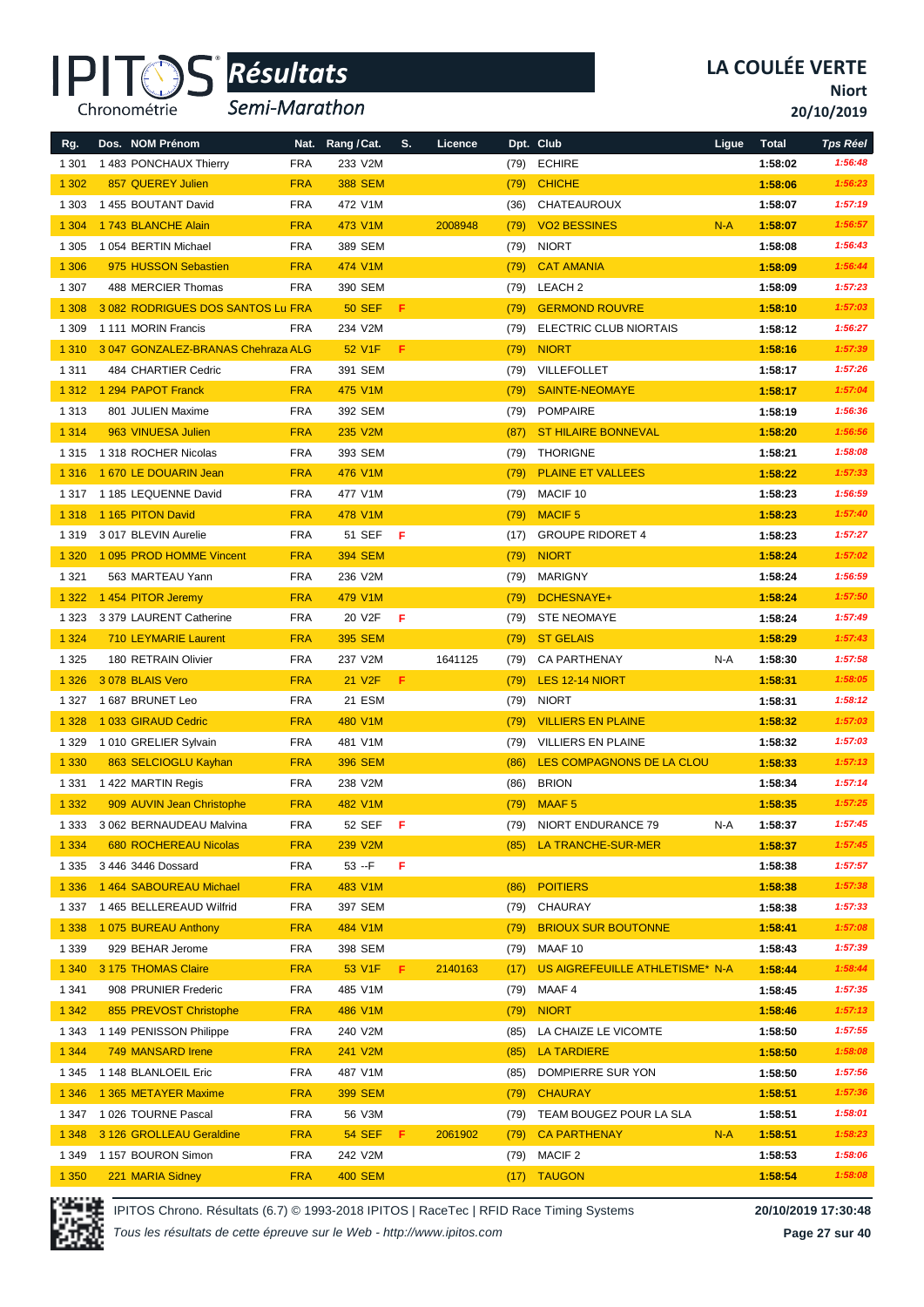# IPITOS Résultats — Semi-Marathon

**LA COULÉE VERTE**
**Niort**
**20/10/2019**

| Rg. | Dos. NOM Prénom | Nat. | Rang / Cat. | S. | Licence | Dpt. | Club | Ligue | Total | Tps Réel |
|---|---|---|---|---|---|---|---|---|---|---|
| 1 301 | 1 483 PONCHAUX Thierry | FRA | 233 V2M | | | (79) | ECHIRE | | 1:58:02 | 1:56:48 |
| 1 302 | 857 QUEREY Julien | FRA | 388 SEM | | | (79) | CHICHE | | 1:58:06 | 1:56:23 |
| 1 303 | 1 455 BOUTANT David | FRA | 472 V1M | | | (36) | CHATEAUROUX | | 1:58:07 | 1:57:19 |
| 1 304 | 1 743 BLANCHE Alain | FRA | 473 V1M | | 2008948 | (79) | VO2 BESSINES | N-A | 1:58:07 | 1:56:57 |
| 1 305 | 1 054 BERTIN Michael | FRA | 389 SEM | | | (79) | NIORT | | 1:58:08 | 1:56:43 |
| 1 306 | 975 HUSSON Sebastien | FRA | 474 V1M | | | (79) | CAT AMANIA | | 1:58:09 | 1:56:44 |
| 1 307 | 488 MERCIER Thomas | FRA | 390 SEM | | | (79) | LEACH 2 | | 1:58:09 | 1:57:23 |
| 1 308 | 3 082 RODRIGUES DOS SANTOS Lu | FRA | 50 SEF | F | | (79) | GERMOND ROUVRE | | 1:58:10 | 1:57:03 |
| 1 309 | 1 111 MORIN Francis | FRA | 234 V2M | | | (79) | ELECTRIC CLUB NIORTAIS | | 1:58:12 | 1:56:27 |
| 1 310 | 3 047 GONZALEZ-BRANAS Chehraza | ALG | 52 V1F | F | | (79) | NIORT | | 1:58:16 | 1:57:39 |
| 1 311 | 484 CHARTIER Cedric | FRA | 391 SEM | | | (79) | VILLEFOLLET | | 1:58:17 | 1:57:26 |
| 1 312 | 1 294 PAPOT Franck | FRA | 475 V1M | | | (79) | SAINTE-NEOMAYE | | 1:58:17 | 1:57:04 |
| 1 313 | 801 JULIEN Maxime | FRA | 392 SEM | | | (79) | POMPAIRE | | 1:58:19 | 1:56:36 |
| 1 314 | 963 VINUESA Julien | FRA | 235 V2M | | | (87) | ST HILAIRE BONNEVAL | | 1:58:20 | 1:56:56 |
| 1 315 | 1 318 ROCHER Nicolas | FRA | 393 SEM | | | (79) | THORIGNE | | 1:58:21 | 1:58:08 |
| 1 316 | 1 670 LE DOUARIN Jean | FRA | 476 V1M | | | (79) | PLAINE ET VALLEES | | 1:58:22 | 1:57:33 |
| 1 317 | 1 185 LEQUENNE David | FRA | 477 V1M | | | (79) | MACIF 10 | | 1:58:23 | 1:56:59 |
| 1 318 | 1 165 PITON David | FRA | 478 V1M | | | (79) | MACIF 5 | | 1:58:23 | 1:57:40 |
| 1 319 | 3 017 BLEVIN Aurelie | FRA | 51 SEF | F | | (17) | GROUPE RIDORET 4 | | 1:58:23 | 1:57:27 |
| 1 320 | 1 095 PROD HOMME Vincent | FRA | 394 SEM | | | (79) | NIORT | | 1:58:24 | 1:57:02 |
| 1 321 | 563 MARTEAU Yann | FRA | 236 V2M | | | (79) | MARIGNY | | 1:58:24 | 1:56:59 |
| 1 322 | 1 454 PITOR Jeremy | FRA | 479 V1M | | | (79) | DCHESNAYE+ | | 1:58:24 | 1:57:50 |
| 1 323 | 3 379 LAURENT Catherine | FRA | 20 V2F | F | | (79) | STE NEOMAYE | | 1:58:24 | 1:57:49 |
| 1 324 | 710 LEYMARIE Laurent | FRA | 395 SEM | | | (79) | ST GELAIS | | 1:58:29 | 1:57:43 |
| 1 325 | 180 RETRAIN Olivier | FRA | 237 V2M | | 1641125 | (79) | CA PARTHENAY | N-A | 1:58:30 | 1:57:58 |
| 1 326 | 3 078 BLAIS Vero | FRA | 21 V2F | F | | (79) | LES 12-14 NIORT | | 1:58:31 | 1:58:05 |
| 1 327 | 1 687 BRUNET Leo | FRA | 21 ESM | | | (79) | NIORT | | 1:58:31 | 1:58:12 |
| 1 328 | 1 033 GIRAUD Cedric | FRA | 480 V1M | | | (79) | VILLIERS EN PLAINE | | 1:58:32 | 1:57:03 |
| 1 329 | 1 010 GRELIER Sylvain | FRA | 481 V1M | | | (79) | VILLIERS EN PLAINE | | 1:58:32 | 1:57:03 |
| 1 330 | 863 SELCIOGLU Kayhan | FRA | 396 SEM | | | (86) | LES COMPAGNONS DE LA CLOU | | 1:58:33 | 1:57:13 |
| 1 331 | 1 422 MARTIN Regis | FRA | 238 V2M | | | (86) | BRION | | 1:58:34 | 1:57:14 |
| 1 332 | 909 AUVIN Jean Christophe | FRA | 482 V1M | | | (79) | MAAF 5 | | 1:58:35 | 1:57:25 |
| 1 333 | 3 062 BERNAUDEAU Malvina | FRA | 52 SEF | F | | (79) | NIORT ENDURANCE 79 | N-A | 1:58:37 | 1:57:45 |
| 1 334 | 680 ROCHEREAU Nicolas | FRA | 239 V2M | | | (85) | LA TRANCHE-SUR-MER | | 1:58:37 | 1:57:45 |
| 1 335 | 3 446 3446 Dossard | FRA | 53 --F | F | | | | | 1:58:38 | 1:57:57 |
| 1 336 | 1 464 SABOUREAU Michael | FRA | 483 V1M | | | (86) | POITIERS | | 1:58:38 | 1:57:38 |
| 1 337 | 1 465 BELLEREAUD Wilfrid | FRA | 397 SEM | | | (79) | CHAURAY | | 1:58:38 | 1:57:33 |
| 1 338 | 1 075 BUREAU Anthony | FRA | 484 V1M | | | (79) | BRIOUX SUR BOUTONNE | | 1:58:41 | 1:57:08 |
| 1 339 | 929 BEHAR Jerome | FRA | 398 SEM | | | (79) | MAAF 10 | | 1:58:43 | 1:57:39 |
| 1 340 | 3 175 THOMAS Claire | FRA | 53 V1F | F | 2140163 | (17) | US AIGREFEUILLE ATHLETISME* | N-A | 1:58:44 | 1:58:44 |
| 1 341 | 908 PRUNIER Frederic | FRA | 485 V1M | | | (79) | MAAF 4 | | 1:58:45 | 1:57:35 |
| 1 342 | 855 PREVOST Christophe | FRA | 486 V1M | | | (79) | NIORT | | 1:58:46 | 1:57:13 |
| 1 343 | 1 149 PENISSON Philippe | FRA | 240 V2M | | | (85) | LA CHAIZE LE VICOMTE | | 1:58:50 | 1:57:55 |
| 1 344 | 749 MANSARD Irene | FRA | 241 V2M | | | (85) | LA TARDIERE | | 1:58:50 | 1:58:08 |
| 1 345 | 1 148 BLANLOEIL Eric | FRA | 487 V1M | | | (85) | DOMPIERRE SUR YON | | 1:58:50 | 1:57:56 |
| 1 346 | 1 365 METAYER Maxime | FRA | 399 SEM | | | (79) | CHAURAY | | 1:58:51 | 1:57:36 |
| 1 347 | 1 026 TOURNE Pascal | FRA | 56 V3M | | | (79) | TEAM BOUGEZ POUR LA SLA | | 1:58:51 | 1:58:01 |
| 1 348 | 3 126 GROLLEAU Geraldine | FRA | 54 SEF | F | 2061902 | (79) | CA PARTHENAY | N-A | 1:58:51 | 1:58:23 |
| 1 349 | 1 157 BOURON Simon | FRA | 242 V2M | | | (79) | MACIF 2 | | 1:58:53 | 1:58:06 |
| 1 350 | 221 MARIA Sidney | FRA | 400 SEM | | | (17) | TAUGON | | 1:58:54 | 1:58:08 |

IPITOS Chrono. Résultats (6.7) © 1993-2018 IPITOS | RaceTec | RFID Race Timing Systems — 20/10/2019 17:30:48

*Tous les résultats de cette épreuve sur le Web - http://www.ipitos.com*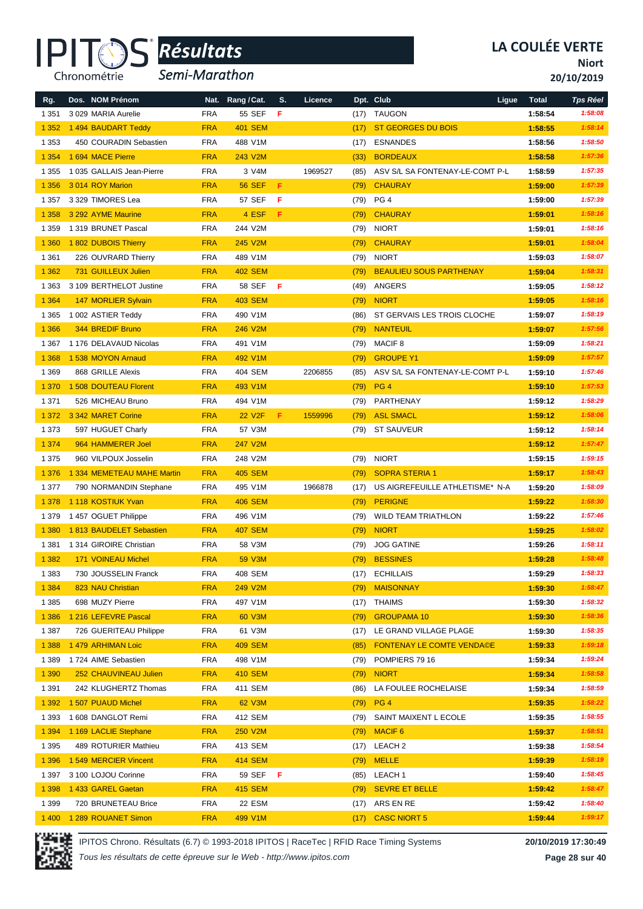# LA COULÉE VERTE

**Niort**

**20/10/2019**

*Résultats*

*Semi-Marathon*

| Rg. | Dos. | NOM Prénom | Nat. | Rang / Cat. | S. | Licence | Dpt. | Club | Ligue | Total | Tps Réel |
|---|---|---|---|---|---|---|---|---|---|---|---|
| 1 351 | 3 029 | MARIA Aurelie | FRA | 55 SEF | F | | (17) | TAUGON | | 1:58:54 | 1:58:08 |
| 1 352 | 1 494 | BAUDART Teddy | FRA | 401 SEM | | | (17) | ST GEORGES DU BOIS | | 1:58:55 | 1:58:14 |
| 1 353 | 450 | COURADIN Sebastien | FRA | 488 V1M | | | (17) | ESNANDES | | 1:58:56 | 1:58:50 |
| 1 354 | 1 694 | MACE Pierre | FRA | 243 V2M | | | (33) | BORDEAUX | | 1:58:58 | 1:57:36 |
| 1 355 | 1 035 | GALLAIS Jean-Pierre | FRA | 3 V4M | | 1969527 | (85) | ASV S/L SA FONTENAY-LE-COMT P-L | | 1:58:59 | 1:57:35 |
| 1 356 | 3 014 | ROY Marion | FRA | 56 SEF | F | | (79) | CHAURAY | | 1:59:00 | 1:57:39 |
| 1 357 | 3 329 | TIMORES Lea | FRA | 57 SEF | F | | (79) | PG 4 | | 1:59:00 | 1:57:39 |
| 1 358 | 3 292 | AYME Maurine | FRA | 4 ESF | F | | (79) | CHAURAY | | 1:59:01 | 1:58:16 |
| 1 359 | 1 319 | BRUNET Pascal | FRA | 244 V2M | | | (79) | NIORT | | 1:59:01 | 1:58:16 |
| 1 360 | 1 802 | DUBOIS Thierry | FRA | 245 V2M | | | (79) | CHAURAY | | 1:59:01 | 1:58:04 |
| 1 361 | 226 | OUVRARD Thierry | FRA | 489 V1M | | | (79) | NIORT | | 1:59:03 | 1:58:07 |
| 1 362 | 731 | GUILLEUX Julien | FRA | 402 SEM | | | (79) | BEAULIEU SOUS PARTHENAY | | 1:59:04 | 1:58:31 |
| 1 363 | 3 109 | BERTHELOT Justine | FRA | 58 SEF | F | | (49) | ANGERS | | 1:59:05 | 1:58:12 |
| 1 364 | 147 | MORLIER Sylvain | FRA | 403 SEM | | | (79) | NIORT | | 1:59:05 | 1:58:16 |
| 1 365 | 1 002 | ASTIER Teddy | FRA | 490 V1M | | | (86) | ST GERVAIS LES TROIS CLOCHE | | 1:59:07 | 1:58:19 |
| 1 366 | 344 | BREDIF Bruno | FRA | 246 V2M | | | (79) | NANTEUIL | | 1:59:07 | 1:57:56 |
| 1 367 | 1 176 | DELAVAUD Nicolas | FRA | 491 V1M | | | (79) | MACIF 8 | | 1:59:09 | 1:58:21 |
| 1 368 | 1 538 | MOYON Arnaud | FRA | 492 V1M | | | (79) | GROUPE Y1 | | 1:59:09 | 1:57:57 |
| 1 369 | 868 | GRILLE Alexis | FRA | 404 SEM | | 2206855 | (85) | ASV S/L SA FONTENAY-LE-COMT P-L | | 1:59:10 | 1:57:46 |
| 1 370 | 1 508 | DOUTEAU Florent | FRA | 493 V1M | | | (79) | PG 4 | | 1:59:10 | 1:57:53 |
| 1 371 | 526 | MICHEAU Bruno | FRA | 494 V1M | | | (79) | PARTHENAY | | 1:59:12 | 1:58:29 |
| 1 372 | 3 342 | MARET Corine | FRA | 22 V2F | F | 1559996 | (79) | ASL SMACL | | 1:59:12 | 1:58:06 |
| 1 373 | 597 | HUGUET Charly | FRA | 57 V3M | | | (79) | ST SAUVEUR | | 1:59:12 | 1:58:14 |
| 1 374 | 964 | HAMMERER Joel | FRA | 247 V2M | | | | | | 1:59:12 | 1:57:47 |
| 1 375 | 960 | VILPOUX Josselin | FRA | 248 V2M | | | (79) | NIORT | | 1:59:15 | 1:59:15 |
| 1 376 | 1 334 | MEMETEAU MAHE Martin | FRA | 405 SEM | | | (79) | SOPRA STERIA 1 | | 1:59:17 | 1:58:43 |
| 1 377 | 790 | NORMANDIN Stephane | FRA | 495 V1M | | 1966878 | (17) | US AIGREFEUILLE ATHLETISME* N-A | | 1:59:20 | 1:58:09 |
| 1 378 | 1 118 | KOSTIUK Yvan | FRA | 406 SEM | | | (79) | PERIGNE | | 1:59:22 | 1:58:30 |
| 1 379 | 1 457 | OGUET Philippe | FRA | 496 V1M | | | (79) | WILD TEAM TRIATHLON | | 1:59:22 | 1:57:46 |
| 1 380 | 1 813 | BAUDELET Sebastien | FRA | 407 SEM | | | (79) | NIORT | | 1:59:25 | 1:58:02 |
| 1 381 | 1 314 | GIROIRE Christian | FRA | 58 V3M | | | (79) | JOG GATINE | | 1:59:26 | 1:58:11 |
| 1 382 | 171 | VOINEAU Michel | FRA | 59 V3M | | | (79) | BESSINES | | 1:59:28 | 1:58:48 |
| 1 383 | 730 | JOUSSELIN Franck | FRA | 408 SEM | | | (17) | ECHILLAIS | | 1:59:29 | 1:58:33 |
| 1 384 | 823 | NAU Christian | FRA | 249 V2M | | | (79) | MAISONNAY | | 1:59:30 | 1:58:47 |
| 1 385 | 698 | MUZY Pierre | FRA | 497 V1M | | | (17) | THAIMS | | 1:59:30 | 1:58:32 |
| 1 386 | 1 216 | LEFEVRE Pascal | FRA | 60 V3M | | | (79) | GROUPAMA 10 | | 1:59:30 | 1:58:36 |
| 1 387 | 726 | GUERITEAU Philippe | FRA | 61 V3M | | | (17) | LE GRAND VILLAGE PLAGE | | 1:59:30 | 1:58:35 |
| 1 388 | 1 479 | ARHIMAN Loic | FRA | 409 SEM | | | (85) | FONTENAY LE COMTE VENDA©E | | 1:59:33 | 1:59:18 |
| 1 389 | 1 724 | AIME Sebastien | FRA | 498 V1M | | | (79) | POMPIERS 79 16 | | 1:59:34 | 1:59:24 |
| 1 390 | 252 | CHAUVINEAU Julien | FRA | 410 SEM | | | (79) | NIORT | | 1:59:34 | 1:58:58 |
| 1 391 | 242 | KLUGHERTZ Thomas | FRA | 411 SEM | | | (86) | LA FOULEE ROCHELAISE | | 1:59:34 | 1:58:59 |
| 1 392 | 1 507 | PUAUD Michel | FRA | 62 V3M | | | (79) | PG 4 | | 1:59:35 | 1:58:22 |
| 1 393 | 1 608 | DANGLOT Remi | FRA | 412 SEM | | | (79) | SAINT MAIXENT L ECOLE | | 1:59:35 | 1:58:55 |
| 1 394 | 1 169 | LACLIE Stephane | FRA | 250 V2M | | | (79) | MACIF 6 | | 1:59:37 | 1:58:51 |
| 1 395 | 489 | ROTURIER Mathieu | FRA | 413 SEM | | | (17) | LEACH 2 | | 1:59:38 | 1:58:54 |
| 1 396 | 1 549 | MERCIER Vincent | FRA | 414 SEM | | | (79) | MELLE | | 1:59:39 | 1:58:19 |
| 1 397 | 3 100 | LOJOU Corinne | FRA | 59 SEF | F | | (85) | LEACH 1 | | 1:59:40 | 1:58:45 |
| 1 398 | 1 433 | GAREL Gaetan | FRA | 415 SEM | | | (79) | SEVRE ET BELLE | | 1:59:42 | 1:58:47 |
| 1 399 | 720 | BRUNETEAU Brice | FRA | 22 ESM | | | (17) | ARS EN RE | | 1:59:42 | 1:58:40 |
| 1 400 | 1 289 | ROUANET Simon | FRA | 499 V1M | | | (17) | CASC NIORT 5 | | 1:59:44 | 1:59:17 |

IPITOS Chrono. Résultats (6.7) © 1993-2018 IPITOS | RaceTec | RFID Race Timing Systems

*Tous les résultats de cette épreuve sur le Web - http://www.ipitos.com*

**20/10/2019 17:30:49**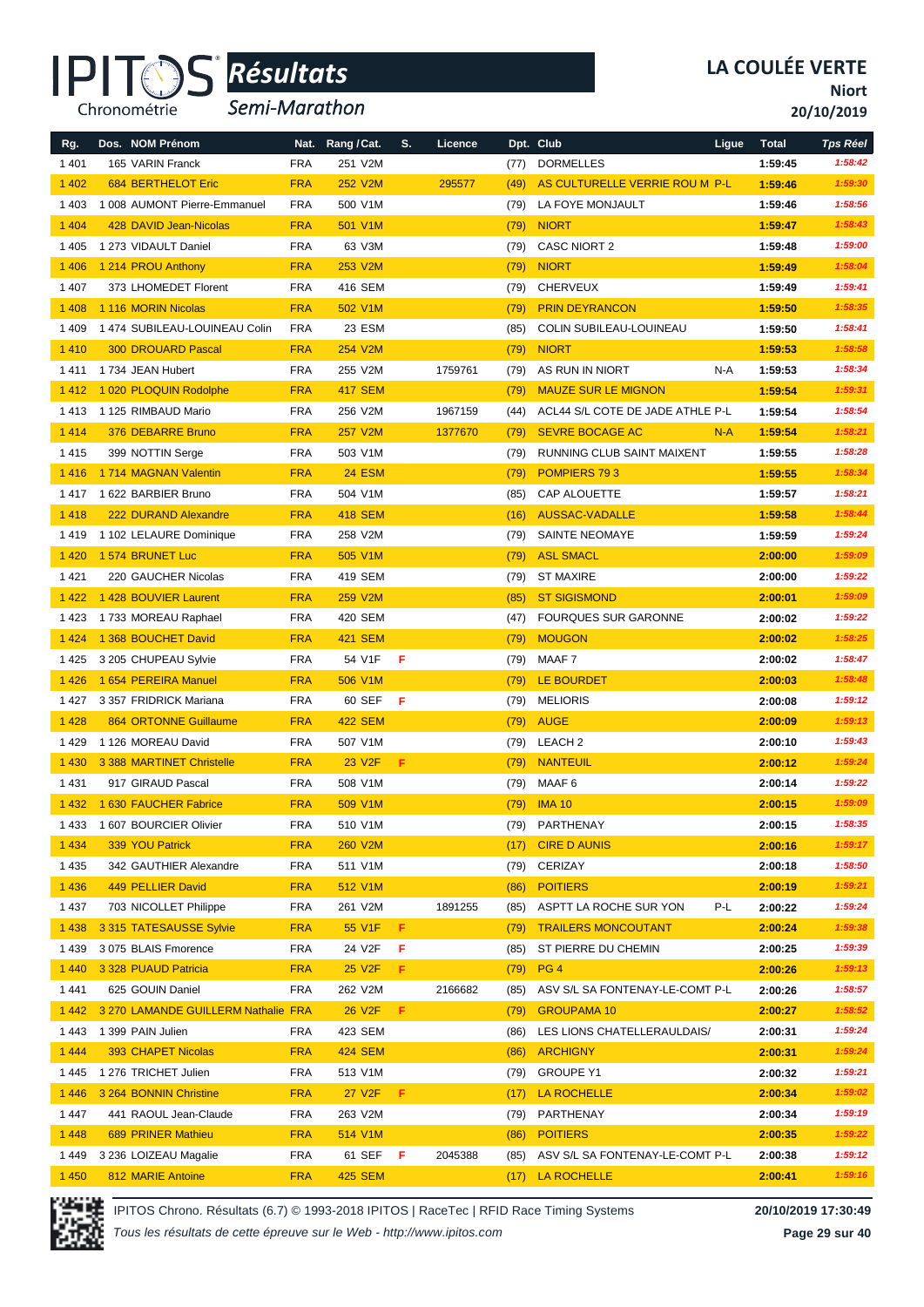# IPITOS Résultats

## Semi-Marathon

**LA COULÉE VERTE**
**Niort**
**20/10/2019**

| Rg. | Dos. | NOM Prénom | Nat. | Rang / Cat. | S. | Licence | Dpt. | Club | Ligue | Total | Tps Réel |
|---|---|---|---|---|---|---|---|---|---|---|---|
| 1 401 | 165 | VARIN Franck | FRA | 251 V2M | | | (77) | DORMELLES | | 1:59:45 | 1:58:42 |
| 1 402 | 684 | BERTHELOT Eric | FRA | 252 V2M | | 295577 | (49) | AS CULTURELLE VERRIE ROU M | P-L | 1:59:46 | 1:59:30 |
| 1 403 | 1 008 | AUMONT Pierre-Emmanuel | FRA | 500 V1M | | | (79) | LA FOYE MONJAULT | | 1:59:46 | 1:58:56 |
| 1 404 | 428 | DAVID Jean-Nicolas | FRA | 501 V1M | | | (79) | NIORT | | 1:59:47 | 1:58:43 |
| 1 405 | 1 273 | VIDAULT Daniel | FRA | 63 V3M | | | (79) | CASC NIORT 2 | | 1:59:48 | 1:59:00 |
| 1 406 | 1 214 | PROU Anthony | FRA | 253 V2M | | | (79) | NIORT | | 1:59:49 | 1:58:04 |
| 1 407 | 373 | LHOMEDET Florent | FRA | 416 SEM | | | (79) | CHERVEUX | | 1:59:49 | 1:59:41 |
| 1 408 | 1 116 | MORIN Nicolas | FRA | 502 V1M | | | (79) | PRIN DEYRANCON | | 1:59:50 | 1:58:35 |
| 1 409 | 1 474 | SUBILEAU-LOUINEAU Colin | FRA | 23 ESM | | | (85) | COLIN SUBILEAU-LOUINEAU | | 1:59:50 | 1:58:41 |
| 1 410 | 300 | DROUARD Pascal | FRA | 254 V2M | | | (79) | NIORT | | 1:59:53 | 1:58:58 |
| 1 411 | 1 734 | JEAN Hubert | FRA | 255 V2M | | 1759761 | (79) | AS RUN IN NIORT | N-A | 1:59:53 | 1:58:34 |
| 1 412 | 1 020 | PLOQUIN Rodolphe | FRA | 417 SEM | | | (79) | MAUZE SUR LE MIGNON | | 1:59:54 | 1:59:31 |
| 1 413 | 1 125 | RIMBAUD Mario | FRA | 256 V2M | | 1967159 | (44) | ACL44 S/L COTE DE JADE ATHLE | P-L | 1:59:54 | 1:58:54 |
| 1 414 | 376 | DEBARRE Bruno | FRA | 257 V2M | | 1377670 | (79) | SEVRE BOCAGE AC | N-A | 1:59:54 | 1:58:21 |
| 1 415 | 399 | NOTTIN Serge | FRA | 503 V1M | | | (79) | RUNNING CLUB SAINT MAIXENT | | 1:59:55 | 1:58:28 |
| 1 416 | 1 714 | MAGNAN Valentin | FRA | 24 ESM | | | (79) | POMPIERS 79 3 | | 1:59:55 | 1:58:34 |
| 1 417 | 1 622 | BARBIER Bruno | FRA | 504 V1M | | | (85) | CAP ALOUETTE | | 1:59:57 | 1:58:21 |
| 1 418 | 222 | DURAND Alexandre | FRA | 418 SEM | | | (16) | AUSSAC-VADALLE | | 1:59:58 | 1:58:44 |
| 1 419 | 1 102 | LELAURE Dominique | FRA | 258 V2M | | | (79) | SAINTE NEOMAYE | | 1:59:59 | 1:59:24 |
| 1 420 | 1 574 | BRUNET Luc | FRA | 505 V1M | | | (79) | ASL SMACL | | 2:00:00 | 1:59:09 |
| 1 421 | 220 | GAUCHER Nicolas | FRA | 419 SEM | | | (79) | ST MAXIRE | | 2:00:00 | 1:59:22 |
| 1 422 | 1 428 | BOUVIER Laurent | FRA | 259 V2M | | | (85) | ST SIGISMOND | | 2:00:01 | 1:59:09 |
| 1 423 | 1 733 | MOREAU Raphael | FRA | 420 SEM | | | (47) | FOURQUES SUR GARONNE | | 2:00:02 | 1:59:22 |
| 1 424 | 1 368 | BOUCHET David | FRA | 421 SEM | | | (79) | MOUGON | | 2:00:02 | 1:58:25 |
| 1 425 | 3 205 | CHUPEAU Sylvie | FRA | 54 V1F | F | | (79) | MAAF 7 | | 2:00:02 | 1:58:47 |
| 1 426 | 1 654 | PEREIRA Manuel | FRA | 506 V1M | | | (79) | LE BOURDET | | 2:00:03 | 1:58:48 |
| 1 427 | 3 357 | FRIDRICK Mariana | FRA | 60 SEF | F | | (79) | MELIORIS | | 2:00:08 | 1:59:12 |
| 1 428 | 864 | ORTONNE Guillaume | FRA | 422 SEM | | | (79) | AUGE | | 2:00:09 | 1:59:13 |
| 1 429 | 1 126 | MOREAU David | FRA | 507 V1M | | | (79) | LEACH 2 | | 2:00:10 | 1:59:43 |
| 1 430 | 3 388 | MARTINET Christelle | FRA | 23 V2F | F | | (79) | NANTEUIL | | 2:00:12 | 1:59:24 |
| 1 431 | 917 | GIRAUD Pascal | FRA | 508 V1M | | | (79) | MAAF 6 | | 2:00:14 | 1:59:22 |
| 1 432 | 1 630 | FAUCHER Fabrice | FRA | 509 V1M | | | (79) | IMA 10 | | 2:00:15 | 1:59:09 |
| 1 433 | 1 607 | BOURCIER Olivier | FRA | 510 V1M | | | (79) | PARTHENAY | | 2:00:15 | 1:58:35 |
| 1 434 | 339 | YOU Patrick | FRA | 260 V2M | | | (17) | CIRE D AUNIS | | 2:00:16 | 1:59:17 |
| 1 435 | 342 | GAUTHIER Alexandre | FRA | 511 V1M | | | (79) | CERIZAY | | 2:00:18 | 1:58:50 |
| 1 436 | 449 | PELLIER David | FRA | 512 V1M | | | (86) | POITIERS | | 2:00:19 | 1:59:21 |
| 1 437 | 703 | NICOLLET Philippe | FRA | 261 V2M | | 1891255 | (85) | ASPTT LA ROCHE SUR YON | P-L | 2:00:22 | 1:59:24 |
| 1 438 | 3 315 | TATESAUSSE Sylvie | FRA | 55 V1F | F | | (79) | TRAILERS MONCOUTANT | | 2:00:24 | 1:59:38 |
| 1 439 | 3 075 | BLAIS Fmorence | FRA | 24 V2F | F | | (85) | ST PIERRE DU CHEMIN | | 2:00:25 | 1:59:39 |
| 1 440 | 3 328 | PUAUD Patricia | FRA | 25 V2F | F | | (79) | PG 4 | | 2:00:26 | 1:59:13 |
| 1 441 | 625 | GOUIN Daniel | FRA | 262 V2M | | 2166682 | (85) | ASV S/L SA FONTENAY-LE-COMT | P-L | 2:00:26 | 1:58:57 |
| 1 442 | 3 270 | LAMANDE GUILLERM Nathalie | FRA | 26 V2F | F | | (79) | GROUPAMA 10 | | 2:00:27 | 1:58:52 |
| 1 443 | 1 399 | PAIN Julien | FRA | 423 SEM | | | (86) | LES LIONS CHATELLERAULDAIS/ | | 2:00:31 | 1:59:24 |
| 1 444 | 393 | CHAPET Nicolas | FRA | 424 SEM | | | (86) | ARCHIGNY | | 2:00:31 | 1:59:24 |
| 1 445 | 1 276 | TRICHET Julien | FRA | 513 V1M | | | (79) | GROUPE Y1 | | 2:00:32 | 1:59:21 |
| 1 446 | 3 264 | BONNIN Christine | FRA | 27 V2F | F | | (17) | LA ROCHELLE | | 2:00:34 | 1:59:02 |
| 1 447 | 441 | RAOUL Jean-Claude | FRA | 263 V2M | | | (79) | PARTHENAY | | 2:00:34 | 1:59:19 |
| 1 448 | 689 | PRINER Mathieu | FRA | 514 V1M | | | (86) | POITIERS | | 2:00:35 | 1:59:22 |
| 1 449 | 3 236 | LOIZEAU Magalie | FRA | 61 SEF | F | 2045388 | (85) | ASV S/L SA FONTENAY-LE-COMT | P-L | 2:00:38 | 1:59:12 |
| 1 450 | 812 | MARIE Antoine | FRA | 425 SEM | | | (17) | LA ROCHELLE | | 2:00:41 | 1:59:16 |

IPITOS Chrono. Résultats (6.7) © 1993-2018 IPITOS | RaceTec | RFID Race Timing Systems — 20/10/2019 17:30:49

*Tous les résultats de cette épreuve sur le Web - http://www.ipitos.com*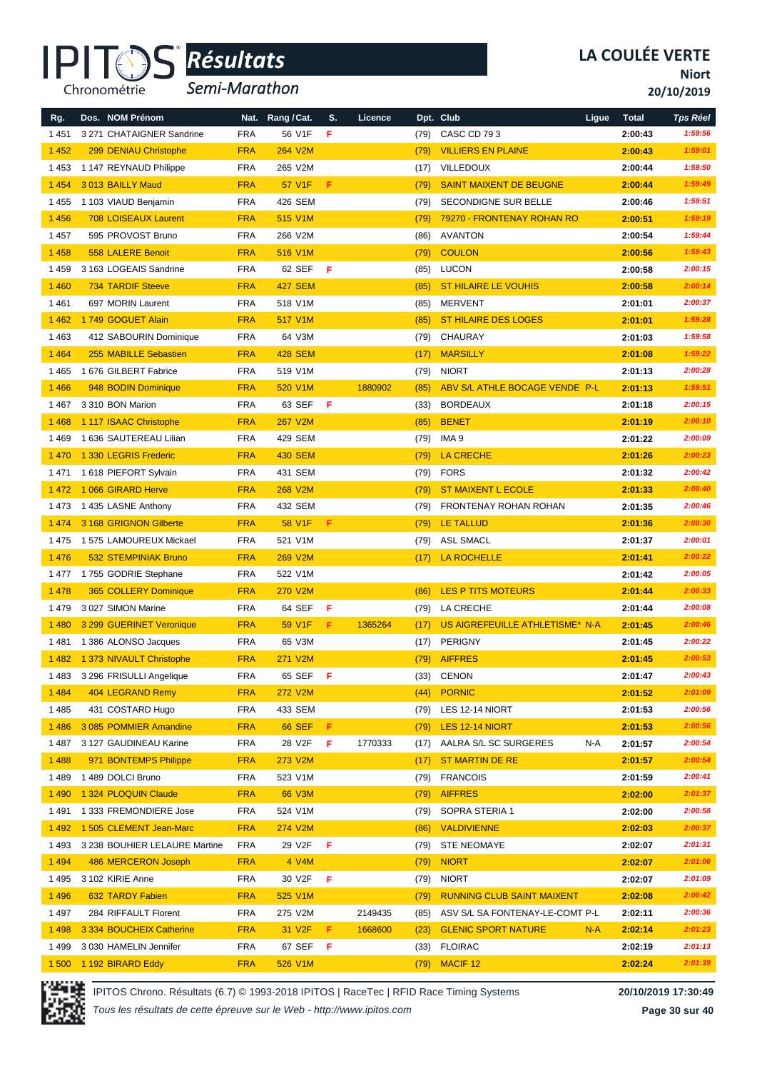# Résultats

Semi-Marathon

**LA COULÉE VERTE**

**Niort**

**20/10/2019**

| Rg. | Dos. | NOM Prénom | Nat. | Rang / Cat. | S. | Licence | Dpt. | Club | Ligue | Total | Tps Réel |
|---|---|---|---|---|---|---|---|---|---|---|---|
| 1 451 | 3 271 | CHATAIGNER Sandrine | FRA | 56 V1F | F | | (79) | CASC CD 79 3 | | 2:00:43 | 1:59:56 |
| 1 452 | 299 | DENIAU Christophe | FRA | 264 V2M | | | (79) | VILLIERS EN PLAINE | | 2:00:43 | 1:59:01 |
| 1 453 | 1 147 | REYNAUD Philippe | FRA | 265 V2M | | | (17) | VILLEDOUX | | 2:00:44 | 1:59:50 |
| 1 454 | 3 013 | BAILLY Maud | FRA | 57 V1F | F | | (79) | SAINT MAIXENT DE BEUGNE | | 2:00:44 | 1:59:49 |
| 1 455 | 1 103 | VIAUD Benjamin | FRA | 426 SEM | | | (79) | SECONDIGNE SUR BELLE | | 2:00:46 | 1:59:51 |
| 1 456 | 708 | LOISEAUX Laurent | FRA | 515 V1M | | | (79) | 79270 - FRONTENAY ROHAN RO | | 2:00:51 | 1:59:19 |
| 1 457 | 595 | PROVOST Bruno | FRA | 266 V2M | | | (86) | AVANTON | | 2:00:54 | 1:59:44 |
| 1 458 | 558 | LALERE Benoit | FRA | 516 V1M | | | (79) | COULON | | 2:00:56 | 1:59:43 |
| 1 459 | 3 163 | LOGEAIS Sandrine | FRA | 62 SEF | F | | (85) | LUCON | | 2:00:58 | 2:00:15 |
| 1 460 | 734 | TARDIF Steeve | FRA | 427 SEM | | | (85) | ST HILAIRE LE VOUHIS | | 2:00:58 | 2:00:14 |
| 1 461 | 697 | MORIN Laurent | FRA | 518 V1M | | | (85) | MERVENT | | 2:01:01 | 2:00:37 |
| 1 462 | 1 749 | GOGUET Alain | FRA | 517 V1M | | | (85) | ST HILAIRE DES LOGES | | 2:01:01 | 1:59:28 |
| 1 463 | 412 | SABOURIN Dominique | FRA | 64 V3M | | | (79) | CHAURAY | | 2:01:03 | 1:59:58 |
| 1 464 | 255 | MABILLE Sebastien | FRA | 428 SEM | | | (17) | MARSILLY | | 2:01:08 | 1:59:22 |
| 1 465 | 1 676 | GILBERT Fabrice | FRA | 519 V1M | | | (79) | NIORT | | 2:01:13 | 2:00:28 |
| 1 466 | 948 | BODIN Dominique | FRA | 520 V1M | | 1880902 | (85) | ABV S/L ATHLE BOCAGE VENDE | P-L | 2:01:13 | 1:59:51 |
| 1 467 | 3 310 | BON Marion | FRA | 63 SEF | F | | (33) | BORDEAUX | | 2:01:18 | 2:00:15 |
| 1 468 | 1 117 | ISAAC Christophe | FRA | 267 V2M | | | (85) | BENET | | 2:01:19 | 2:00:10 |
| 1 469 | 1 636 | SAUTEREAU Lilian | FRA | 429 SEM | | | (79) | IMA 9 | | 2:01:22 | 2:00:09 |
| 1 470 | 1 330 | LEGRIS Frederic | FRA | 430 SEM | | | (79) | LA CRECHE | | 2:01:26 | 2:00:23 |
| 1 471 | 1 618 | PIEFORT Sylvain | FRA | 431 SEM | | | (79) | FORS | | 2:01:32 | 2:00:42 |
| 1 472 | 1 066 | GIRARD Herve | FRA | 268 V2M | | | (79) | ST MAIXENT L ECOLE | | 2:01:33 | 2:00:40 |
| 1 473 | 1 435 | LASNE Anthony | FRA | 432 SEM | | | (79) | FRONTENAY ROHAN ROHAN | | 2:01:35 | 2:00:46 |
| 1 474 | 3 168 | GRIGNON Gilberte | FRA | 58 V1F | F | | (79) | LE TALLUD | | 2:01:36 | 2:00:30 |
| 1 475 | 1 575 | LAMOUREUX Mickael | FRA | 521 V1M | | | (79) | ASL SMACL | | 2:01:37 | 2:00:01 |
| 1 476 | 532 | STEMPINIAK Bruno | FRA | 269 V2M | | | (17) | LA ROCHELLE | | 2:01:41 | 2:00:22 |
| 1 477 | 1 755 | GODRIE Stephane | FRA | 522 V1M | | | | | | 2:01:42 | 2:00:05 |
| 1 478 | 365 | COLLERY Dominique | FRA | 270 V2M | | | (86) | LES P TITS MOTEURS | | 2:01:44 | 2:00:33 |
| 1 479 | 3 027 | SIMON Marine | FRA | 64 SEF | F | | (79) | LA CRECHE | | 2:01:44 | 2:00:08 |
| 1 480 | 3 299 | GUERINET Veronique | FRA | 59 V1F | F | 1365264 | (17) | US AIGREFEUILLE ATHLETISME* | N-A | 2:01:45 | 2:00:46 |
| 1 481 | 1 386 | ALONSO Jacques | FRA | 65 V3M | | | (17) | PERIGNY | | 2:01:45 | 2:00:22 |
| 1 482 | 1 373 | NIVAULT Christophe | FRA | 271 V2M | | | (79) | AIFFRES | | 2:01:45 | 2:00:53 |
| 1 483 | 3 296 | FRISULLI Angelique | FRA | 65 SEF | F | | (33) | CENON | | 2:01:47 | 2:00:43 |
| 1 484 | 404 | LEGRAND Remy | FRA | 272 V2M | | | (44) | PORNIC | | 2:01:52 | 2:01:09 |
| 1 485 | 431 | COSTARD Hugo | FRA | 433 SEM | | | (79) | LES 12-14 NIORT | | 2:01:53 | 2:00:56 |
| 1 486 | 3 085 | POMMIER Amandine | FRA | 66 SEF | F | | (79) | LES 12-14 NIORT | | 2:01:53 | 2:00:56 |
| 1 487 | 3 127 | GAUDINEAU Karine | FRA | 28 V2F | F | 1770333 | (17) | AALRA S/L SC SURGERES | N-A | 2:01:57 | 2:00:54 |
| 1 488 | 971 | BONTEMPS Philippe | FRA | 273 V2M | | | (17) | ST MARTIN DE RE | | 2:01:57 | 2:00:54 |
| 1 489 | 1 489 | DOLCI Bruno | FRA | 523 V1M | | | (79) | FRANCOIS | | 2:01:59 | 2:00:41 |
| 1 490 | 1 324 | PLOQUIN Claude | FRA | 66 V3M | | | (79) | AIFFRES | | 2:02:00 | 2:01:37 |
| 1 491 | 1 333 | FREMONDIERE Jose | FRA | 524 V1M | | | (79) | SOPRA STERIA 1 | | 2:02:00 | 2:00:58 |
| 1 492 | 1 505 | CLEMENT Jean-Marc | FRA | 274 V2M | | | (86) | VALDIVIENNE | | 2:02:03 | 2:00:37 |
| 1 493 | 3 238 | BOUHIER LELAURE Martine | FRA | 29 V2F | F | | (79) | STE NEOMAYE | | 2:02:07 | 2:01:31 |
| 1 494 | 486 | MERCERON Joseph | FRA | 4 V4M | | | (79) | NIORT | | 2:02:07 | 2:01:06 |
| 1 495 | 3 102 | KIRIE Anne | FRA | 30 V2F | F | | (79) | NIORT | | 2:02:07 | 2:01:09 |
| 1 496 | 632 | TARDY Fabien | FRA | 525 V1M | | | (79) | RUNNING CLUB SAINT MAIXENT | | 2:02:08 | 2:00:42 |
| 1 497 | 284 | RIFFAULT Florent | FRA | 275 V2M | | 2149435 | (85) | ASV S/L SA FONTENAY-LE-COMT | P-L | 2:02:11 | 2:00:36 |
| 1 498 | 3 334 | BOUCHEIX Catherine | FRA | 31 V2F | F | 1668600 | (23) | GLENIC SPORT NATURE | N-A | 2:02:14 | 2:01:23 |
| 1 499 | 3 030 | HAMELIN Jennifer | FRA | 67 SEF | F | | (33) | FLOIRAC | | 2:02:19 | 2:01:13 |
| 1 500 | 1 192 | BIRARD Eddy | FRA | 526 V1M | | | (79) | MACIF 12 | | 2:02:24 | 2:01:39 |

IPITOS Chrono. Résultats (6.7) © 1993-2018 IPITOS | RaceTec | RFID Race Timing Systems

*Tous les résultats de cette épreuve sur le Web - http://www.ipitos.com*

**20/10/2019 17:30:49**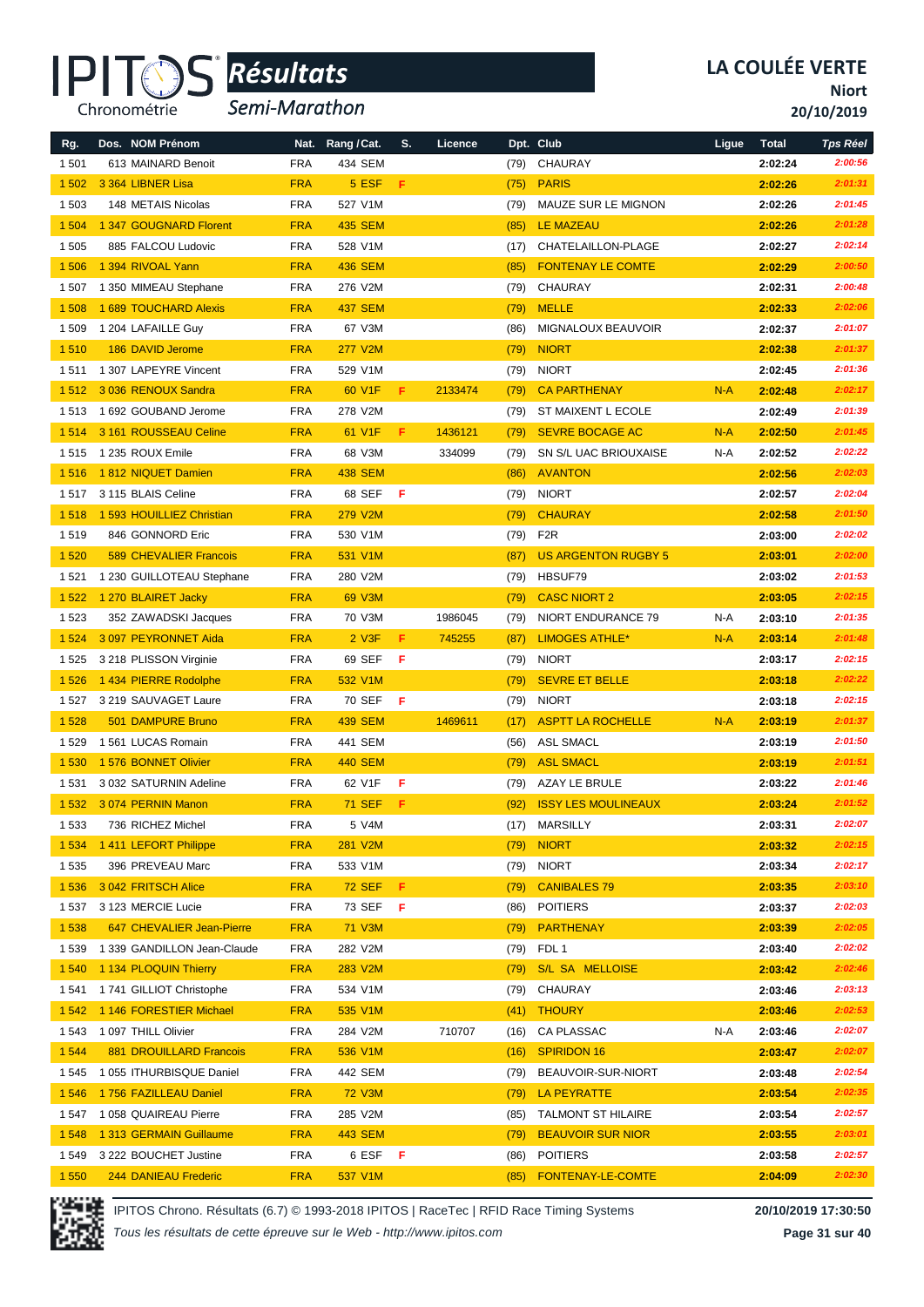# Résultats

## Semi-Marathon

**LA COULÉE VERTE**
**Niort**
**20/10/2019**

| Rg. | Dos. NOM Prénom | Nat. | Rang / Cat. | S. | Licence | Dpt. | Club | Ligue | Total | Tps Réel |
|---|---|---|---|---|---|---|---|---|---|---|
| 1 501 | 613 MAINARD Benoit | FRA | 434 SEM | | | (79) | CHAURAY | | 2:02:24 | 2:00:56 |
| 1 502 | 3 364 LIBNER Lisa | FRA | 5 ESF | F | | (75) | PARIS | | 2:02:26 | 2:01:31 |
| 1 503 | 148 METAIS Nicolas | FRA | 527 V1M | | | (79) | MAUZE SUR LE MIGNON | | 2:02:26 | 2:01:45 |
| 1 504 | 1 347 GOUGNARD Florent | FRA | 435 SEM | | | (85) | LE MAZEAU | | 2:02:26 | 2:01:28 |
| 1 505 | 885 FALCOU Ludovic | FRA | 528 V1M | | | (17) | CHATELAILLON-PLAGE | | 2:02:27 | 2:02:14 |
| 1 506 | 1 394 RIVOAL Yann | FRA | 436 SEM | | | (85) | FONTENAY LE COMTE | | 2:02:29 | 2:00:50 |
| 1 507 | 1 350 MIMEAU Stephane | FRA | 276 V2M | | | (79) | CHAURAY | | 2:02:31 | 2:00:48 |
| 1 508 | 1 689 TOUCHARD Alexis | FRA | 437 SEM | | | (79) | MELLE | | 2:02:33 | 2:02:06 |
| 1 509 | 1 204 LAFAILLE Guy | FRA | 67 V3M | | | (86) | MIGNALOUX BEAUVOIR | | 2:02:37 | 2:01:07 |
| 1 510 | 186 DAVID Jerome | FRA | 277 V2M | | | (79) | NIORT | | 2:02:38 | 2:01:37 |
| 1 511 | 1 307 LAPEYRE Vincent | FRA | 529 V1M | | | (79) | NIORT | | 2:02:45 | 2:01:36 |
| 1 512 | 3 036 RENOUX Sandra | FRA | 60 V1F | F | 2133474 | (79) | CA PARTHENAY | N-A | 2:02:48 | 2:02:17 |
| 1 513 | 1 692 GOUBAND Jerome | FRA | 278 V2M | | | (79) | ST MAIXENT L ECOLE | | 2:02:49 | 2:01:39 |
| 1 514 | 3 161 ROUSSEAU Celine | FRA | 61 V1F | F | 1436121 | (79) | SEVRE BOCAGE AC | N-A | 2:02:50 | 2:01:45 |
| 1 515 | 1 235 ROUX Emile | FRA | 68 V3M | | 334099 | (79) | SN S/L UAC BRIOUXAISE | N-A | 2:02:52 | 2:02:22 |
| 1 516 | 1 812 NIQUET Damien | FRA | 438 SEM | | | (86) | AVANTON | | 2:02:56 | 2:02:03 |
| 1 517 | 3 115 BLAIS Celine | FRA | 68 SEF | F | | (79) | NIORT | | 2:02:57 | 2:02:04 |
| 1 518 | 1 593 HOUILLIEZ Christian | FRA | 279 V2M | | | (79) | CHAURAY | | 2:02:58 | 2:01:50 |
| 1 519 | 846 GONNORD Eric | FRA | 530 V1M | | | (79) | F2R | | 2:03:00 | 2:02:02 |
| 1 520 | 589 CHEVALIER Francois | FRA | 531 V1M | | | (87) | US ARGENTON RUGBY 5 | | 2:03:01 | 2:02:00 |
| 1 521 | 1 230 GUILLOTEAU Stephane | FRA | 280 V2M | | | (79) | HBSUF79 | | 2:03:02 | 2:01:53 |
| 1 522 | 1 270 BLAIRET Jacky | FRA | 69 V3M | | | (79) | CASC NIORT 2 | | 2:03:05 | 2:02:15 |
| 1 523 | 352 ZAWADSKI Jacques | FRA | 70 V3M | | 1986045 | (79) | NIORT ENDURANCE 79 | N-A | 2:03:10 | 2:01:35 |
| 1 524 | 3 097 PEYRONNET Aida | FRA | 2 V3F | F | 745255 | (87) | LIMOGES ATHLE* | N-A | 2:03:14 | 2:01:48 |
| 1 525 | 3 218 PLISSON Virginie | FRA | 69 SEF | F | | (79) | NIORT | | 2:03:17 | 2:02:15 |
| 1 526 | 1 434 PIERRE Rodolphe | FRA | 532 V1M | | | (79) | SEVRE ET BELLE | | 2:03:18 | 2:02:22 |
| 1 527 | 3 219 SAUVAGET Laure | FRA | 70 SEF | F | | (79) | NIORT | | 2:03:18 | 2:02:15 |
| 1 528 | 501 DAMPURE Bruno | FRA | 439 SEM | | 1469611 | (17) | ASPTT LA ROCHELLE | N-A | 2:03:19 | 2:01:37 |
| 1 529 | 1 561 LUCAS Romain | FRA | 441 SEM | | | (56) | ASL SMACL | | 2:03:19 | 2:01:50 |
| 1 530 | 1 576 BONNET Olivier | FRA | 440 SEM | | | (79) | ASL SMACL | | 2:03:19 | 2:01:51 |
| 1 531 | 3 032 SATURNIN Adeline | FRA | 62 V1F | F | | (79) | AZAY LE BRULE | | 2:03:22 | 2:01:46 |
| 1 532 | 3 074 PERNIN Manon | FRA | 71 SEF | F | | (92) | ISSY LES MOULINEAUX | | 2:03:24 | 2:01:52 |
| 1 533 | 736 RICHEZ Michel | FRA | 5 V4M | | | (17) | MARSILLY | | 2:03:31 | 2:02:07 |
| 1 534 | 1 411 LEFORT Philippe | FRA | 281 V2M | | | (79) | NIORT | | 2:03:32 | 2:02:15 |
| 1 535 | 396 PREVEAU Marc | FRA | 533 V1M | | | (79) | NIORT | | 2:03:34 | 2:02:17 |
| 1 536 | 3 042 FRITSCH Alice | FRA | 72 SEF | F | | (79) | CANIBALES 79 | | 2:03:35 | 2:03:10 |
| 1 537 | 3 123 MERCIE Lucie | FRA | 73 SEF | F | | (86) | POITIERS | | 2:03:37 | 2:02:03 |
| 1 538 | 647 CHEVALIER Jean-Pierre | FRA | 71 V3M | | | (79) | PARTHENAY | | 2:03:39 | 2:02:05 |
| 1 539 | 1 339 GANDILLON Jean-Claude | FRA | 282 V2M | | | (79) | FDL 1 | | 2:03:40 | 2:02:02 |
| 1 540 | 1 134 PLOQUIN Thierry | FRA | 283 V2M | | | (79) | S/L SA MELLOISE | | 2:03:42 | 2:02:46 |
| 1 541 | 1 741 GILLIOT Christophe | FRA | 534 V1M | | | (79) | CHAURAY | | 2:03:46 | 2:03:13 |
| 1 542 | 1 146 FORESTIER Michael | FRA | 535 V1M | | | (41) | THOURY | | 2:03:46 | 2:02:53 |
| 1 543 | 1 097 THILL Olivier | FRA | 284 V2M | | 710707 | (16) | CA PLASSAC | N-A | 2:03:46 | 2:02:07 |
| 1 544 | 881 DROUILLARD Francois | FRA | 536 V1M | | | (16) | SPIRIDON 16 | | 2:03:47 | 2:02:07 |
| 1 545 | 1 055 ITHURBISQUE Daniel | FRA | 442 SEM | | | (79) | BEAUVOIR-SUR-NIORT | | 2:03:48 | 2:02:54 |
| 1 546 | 1 756 FAZILLEAU Daniel | FRA | 72 V3M | | | (79) | LA PEYRATTE | | 2:03:54 | 2:02:35 |
| 1 547 | 1 058 QUAIREAU Pierre | FRA | 285 V2M | | | (85) | TALMONT ST HILAIRE | | 2:03:54 | 2:02:57 |
| 1 548 | 1 313 GERMAIN Guillaume | FRA | 443 SEM | | | (79) | BEAUVOIR SUR NIOR | | 2:03:55 | 2:03:01 |
| 1 549 | 3 222 BOUCHET Justine | FRA | 6 ESF | F | | (86) | POITIERS | | 2:03:58 | 2:02:57 |
| 1 550 | 244 DANIEAU Frederic | FRA | 537 V1M | | | (85) | FONTENAY-LE-COMTE | | 2:04:09 | 2:02:30 |

IPITOS Chrono. Résultats (6.7) © 1993-2018 IPITOS | RaceTec | RFID Race Timing Systems — 20/10/2019 17:30:50

*Tous les résultats de cette épreuve sur le Web - http://www.ipitos.com*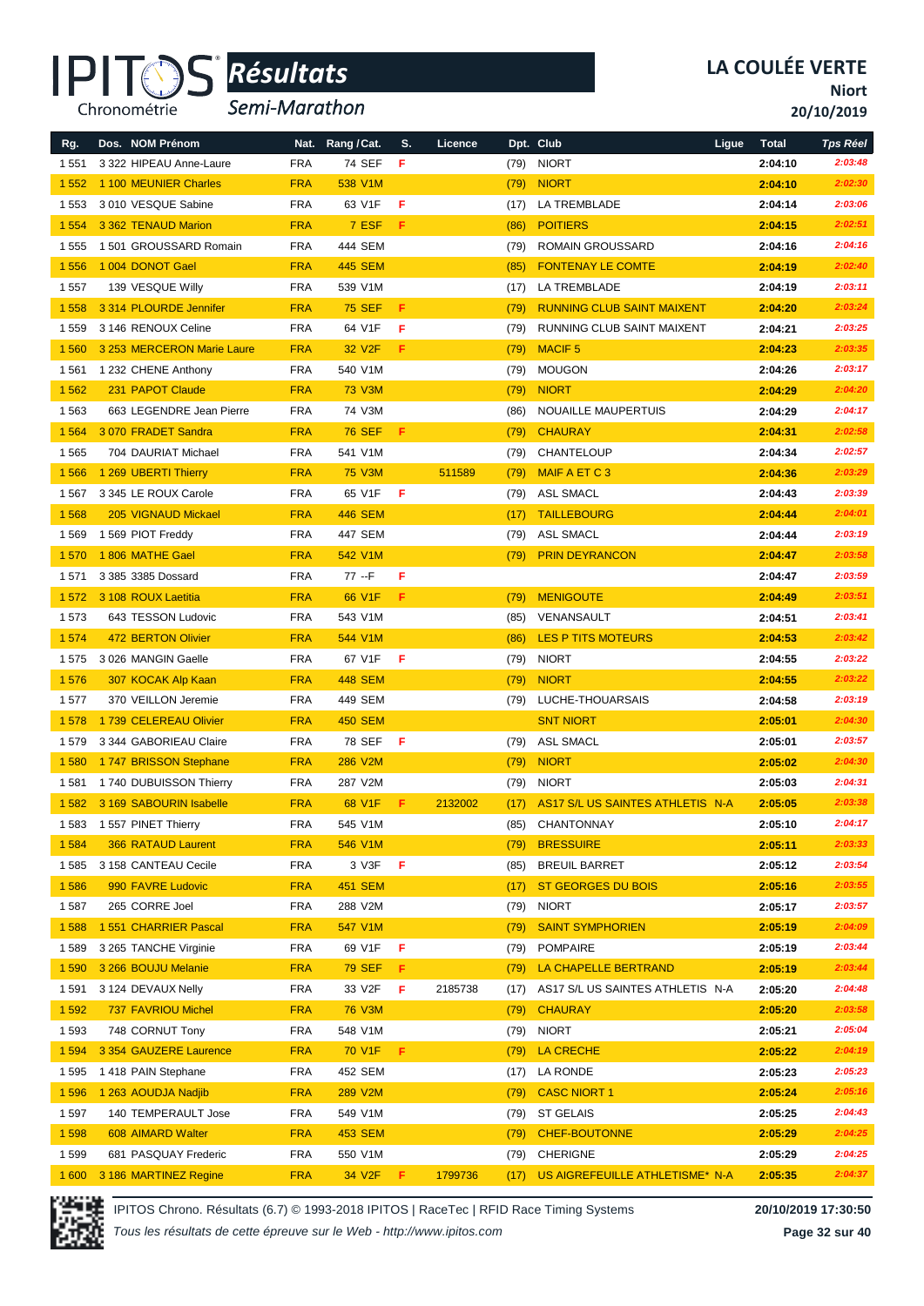# Résultats

## Semi-Marathon

**LA COULÉE VERTE**
**Niort**
**20/10/2019**

| Rg. | Dos. | NOM Prénom | Nat. | Rang / Cat. | S. | Licence | Dpt. | Club | Ligue | Total | Tps Réel |
|---|---|---|---|---|---|---|---|---|---|---|---|
| 1 551 | 3 322 | HIPEAU Anne-Laure | FRA | 74 SEF | F | | (79) | NIORT | | 2:04:10 | 2:03:48 |
| 1 552 | 1 100 | MEUNIER Charles | FRA | 538 V1M | | | (79) | NIORT | | 2:04:10 | 2:02:30 |
| 1 553 | 3 010 | VESQUE Sabine | FRA | 63 V1F | F | | (17) | LA TREMBLADE | | 2:04:14 | 2:03:06 |
| 1 554 | 3 362 | TENAUD Marion | FRA | 7 ESF | F | | (86) | POITIERS | | 2:04:15 | 2:02:51 |
| 1 555 | 1 501 | GROUSSARD Romain | FRA | 444 SEM | | | (79) | ROMAIN GROUSSARD | | 2:04:16 | 2:04:16 |
| 1 556 | 1 004 | DONOT Gael | FRA | 445 SEM | | | (85) | FONTENAY LE COMTE | | 2:04:19 | 2:02:40 |
| 1 557 | 139 | VESQUE Willy | FRA | 539 V1M | | | (17) | LA TREMBLADE | | 2:04:19 | 2:03:11 |
| 1 558 | 3 314 | PLOURDE Jennifer | FRA | 75 SEF | F | | (79) | RUNNING CLUB SAINT MAIXENT | | 2:04:20 | 2:03:24 |
| 1 559 | 3 146 | RENOUX Celine | FRA | 64 V1F | F | | (79) | RUNNING CLUB SAINT MAIXENT | | 2:04:21 | 2:03:25 |
| 1 560 | 3 253 | MERCERON Marie Laure | FRA | 32 V2F | F | | (79) | MACIF 5 | | 2:04:23 | 2:03:35 |
| 1 561 | 1 232 | CHENE Anthony | FRA | 540 V1M | | | (79) | MOUGON | | 2:04:26 | 2:03:17 |
| 1 562 | 231 | PAPOT Claude | FRA | 73 V3M | | | (79) | NIORT | | 2:04:29 | 2:04:20 |
| 1 563 | 663 | LEGENDRE Jean Pierre | FRA | 74 V3M | | | (86) | NOUAILLE MAUPERTUIS | | 2:04:29 | 2:04:17 |
| 1 564 | 3 070 | FRADET Sandra | FRA | 76 SEF | F | | (79) | CHAURAY | | 2:04:31 | 2:02:58 |
| 1 565 | 704 | DAURIAT Michael | FRA | 541 V1M | | | (79) | CHANTELOUP | | 2:04:34 | 2:02:57 |
| 1 566 | 1 269 | UBERTI Thierry | FRA | 75 V3M | | 511589 | (79) | MAIF A ET C 3 | | 2:04:36 | 2:03:29 |
| 1 567 | 3 345 | LE ROUX Carole | FRA | 65 V1F | F | | (79) | ASL SMACL | | 2:04:43 | 2:03:39 |
| 1 568 | 205 | VIGNAUD Mickael | FRA | 446 SEM | | | (17) | TAILLEBOURG | | 2:04:44 | 2:04:01 |
| 1 569 | 1 569 | PIOT Freddy | FRA | 447 SEM | | | (79) | ASL SMACL | | 2:04:44 | 2:03:19 |
| 1 570 | 1 806 | MATHE Gael | FRA | 542 V1M | | | (79) | PRIN DEYRANCON | | 2:04:47 | 2:03:58 |
| 1 571 | 3 385 | 3385 Dossard | FRA | 77 --F | F | | | | | 2:04:47 | 2:03:59 |
| 1 572 | 3 108 | ROUX Laetitia | FRA | 66 V1F | F | | (79) | MENIGOUTE | | 2:04:49 | 2:03:51 |
| 1 573 | 643 | TESSON Ludovic | FRA | 543 V1M | | | (85) | VENANSAULT | | 2:04:51 | 2:03:41 |
| 1 574 | 472 | BERTON Olivier | FRA | 544 V1M | | | (86) | LES P TITS MOTEURS | | 2:04:53 | 2:03:42 |
| 1 575 | 3 026 | MANGIN Gaelle | FRA | 67 V1F | F | | (79) | NIORT | | 2:04:55 | 2:03:22 |
| 1 576 | 307 | KOCAK Alp Kaan | FRA | 448 SEM | | | (79) | NIORT | | 2:04:55 | 2:03:22 |
| 1 577 | 370 | VEILLON Jeremie | FRA | 449 SEM | | | (79) | LUCHE-THOUARSAIS | | 2:04:58 | 2:03:19 |
| 1 578 | 1 739 | CELEREAU Olivier | FRA | 450 SEM | | | | SNT NIORT | | 2:05:01 | 2:04:30 |
| 1 579 | 3 344 | GABORIEAU Claire | FRA | 78 SEF | F | | (79) | ASL SMACL | | 2:05:01 | 2:03:57 |
| 1 580 | 1 747 | BRISSON Stephane | FRA | 286 V2M | | | (79) | NIORT | | 2:05:02 | 2:04:30 |
| 1 581 | 1 740 | DUBUISSON Thierry | FRA | 287 V2M | | | (79) | NIORT | | 2:05:03 | 2:04:31 |
| 1 582 | 3 169 | SABOURIN Isabelle | FRA | 68 V1F | F | 2132002 | (17) | AS17 S/L US SAINTES ATHLETIS | N-A | 2:05:05 | 2:03:38 |
| 1 583 | 1 557 | PINET Thierry | FRA | 545 V1M | | | (85) | CHANTONNAY | | 2:05:10 | 2:04:17 |
| 1 584 | 366 | RATAUD Laurent | FRA | 546 V1M | | | (79) | BRESSUIRE | | 2:05:11 | 2:03:33 |
| 1 585 | 3 158 | CANTEAU Cecile | FRA | 3 V3F | F | | (85) | BREUIL BARRET | | 2:05:12 | 2:03:54 |
| 1 586 | 990 | FAVRE Ludovic | FRA | 451 SEM | | | (17) | ST GEORGES DU BOIS | | 2:05:16 | 2:03:55 |
| 1 587 | 265 | CORRE Joel | FRA | 288 V2M | | | (79) | NIORT | | 2:05:17 | 2:03:57 |
| 1 588 | 1 551 | CHARRIER Pascal | FRA | 547 V1M | | | (79) | SAINT SYMPHORIEN | | 2:05:19 | 2:04:09 |
| 1 589 | 3 265 | TANCHE Virginie | FRA | 69 V1F | F | | (79) | POMPAIRE | | 2:05:19 | 2:03:44 |
| 1 590 | 3 266 | BOUJU Melanie | FRA | 79 SEF | F | | (79) | LA CHAPELLE BERTRAND | | 2:05:19 | 2:03:44 |
| 1 591 | 3 124 | DEVAUX Nelly | FRA | 33 V2F | F | 2185738 | (17) | AS17 S/L US SAINTES ATHLETIS | N-A | 2:05:20 | 2:04:48 |
| 1 592 | 737 | FAVRIOU Michel | FRA | 76 V3M | | | (79) | CHAURAY | | 2:05:20 | 2:03:58 |
| 1 593 | 748 | CORNUT Tony | FRA | 548 V1M | | | (79) | NIORT | | 2:05:21 | 2:05:04 |
| 1 594 | 3 354 | GAUZERE Laurence | FRA | 70 V1F | F | | (79) | LA CRECHE | | 2:05:22 | 2:04:19 |
| 1 595 | 1 418 | PAIN Stephane | FRA | 452 SEM | | | (17) | LA RONDE | | 2:05:23 | 2:05:23 |
| 1 596 | 1 263 | AOUDJA Nadjib | FRA | 289 V2M | | | (79) | CASC NIORT 1 | | 2:05:24 | 2:05:16 |
| 1 597 | 140 | TEMPERAULT Jose | FRA | 549 V1M | | | (79) | ST GELAIS | | 2:05:25 | 2:04:43 |
| 1 598 | 608 | AIMARD Walter | FRA | 453 SEM | | | (79) | CHEF-BOUTONNE | | 2:05:29 | 2:04:25 |
| 1 599 | 681 | PASQUAY Frederic | FRA | 550 V1M | | | (79) | CHERIGNE | | 2:05:29 | 2:04:25 |
| 1 600 | 3 186 | MARTINEZ Regine | FRA | 34 V2F | F | 1799736 | (17) | US AIGREFEUILLE ATHLETISME* | N-A | 2:05:35 | 2:04:37 |

IPITOS Chrono. Résultats (6.7) © 1993-2018 IPITOS | RaceTec | RFID Race Timing Systems — 20/10/2019 17:30:50

*Tous les résultats de cette épreuve sur le Web - http://www.ipitos.com*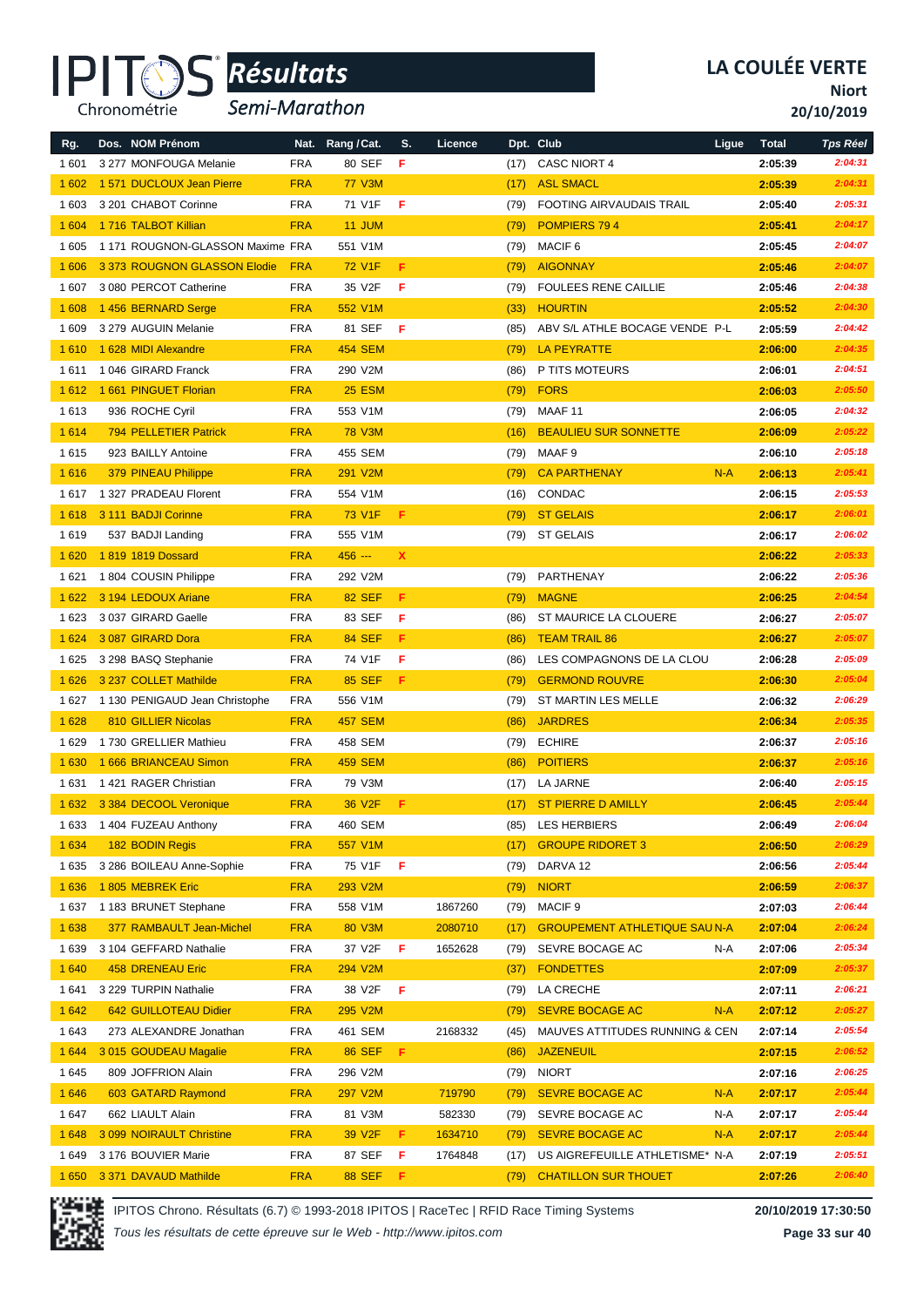# Résultats

## Semi-Marathon

**LA COULÉE VERTE**
**Niort**
**20/10/2019**

| Rg. | Dos. | NOM Prénom | Nat. | Rang / Cat. | S. | Licence | Dpt. | Club | Ligue | Total | Tps Réel |
|---|---|---|---|---|---|---|---|---|---|---|---|
| 1 601 | 3 277 | MONFOUGA Melanie | FRA | 80 SEF | F | | (17) | CASC NIORT 4 | | 2:05:39 | 2:04:31 |
| 1 602 | 1 571 | DUCLOUX Jean Pierre | FRA | 77 V3M | | | (17) | ASL SMACL | | 2:05:39 | 2:04:31 |
| 1 603 | 3 201 | CHABOT Corinne | FRA | 71 V1F | F | | (79) | FOOTING AIRVAUDAIS TRAIL | | 2:05:40 | 2:05:31 |
| 1 604 | 1 716 | TALBOT Killian | FRA | 11 JUM | | | (79) | POMPIERS 79 4 | | 2:05:41 | 2:04:17 |
| 1 605 | 1 171 | ROUGNON-GLASSON Maxime | FRA | 551 V1M | | | (79) | MACIF 6 | | 2:05:45 | 2:04:07 |
| 1 606 | 3 373 | ROUGNON GLASSON Elodie | FRA | 72 V1F | F | | (79) | AIGONNAY | | 2:05:46 | 2:04:07 |
| 1 607 | 3 080 | PERCOT Catherine | FRA | 35 V2F | F | | (79) | FOULEES RENE CAILLIE | | 2:05:46 | 2:04:38 |
| 1 608 | 1 456 | BERNARD Serge | FRA | 552 V1M | | | (33) | HOURTIN | | 2:05:52 | 2:04:30 |
| 1 609 | 3 279 | AUGUIN Melanie | FRA | 81 SEF | F | | (85) | ABV S/L ATHLE BOCAGE VENDE | P-L | 2:05:59 | 2:04:42 |
| 1 610 | 1 628 | MIDI Alexandre | FRA | 454 SEM | | | (79) | LA PEYRATTE | | 2:06:00 | 2:04:35 |
| 1 611 | 1 046 | GIRARD Franck | FRA | 290 V2M | | | (86) | P TITS MOTEURS | | 2:06:01 | 2:04:51 |
| 1 612 | 1 661 | PINGUET Florian | FRA | 25 ESM | | | (79) | FORS | | 2:06:03 | 2:05:50 |
| 1 613 | 936 | ROCHE Cyril | FRA | 553 V1M | | | (79) | MAAF 11 | | 2:06:05 | 2:04:32 |
| 1 614 | 794 | PELLETIER Patrick | FRA | 78 V3M | | | (16) | BEAULIEU SUR SONNETTE | | 2:06:09 | 2:05:22 |
| 1 615 | 923 | BAILLY Antoine | FRA | 455 SEM | | | (79) | MAAF 9 | | 2:06:10 | 2:05:18 |
| 1 616 | 379 | PINEAU Philippe | FRA | 291 V2M | | | (79) | CA PARTHENAY | N-A | 2:06:13 | 2:05:41 |
| 1 617 | 1 327 | PRADEAU Florent | FRA | 554 V1M | | | (16) | CONDAC | | 2:06:15 | 2:05:53 |
| 1 618 | 3 111 | BADJI Corinne | FRA | 73 V1F | F | | (79) | ST GELAIS | | 2:06:17 | 2:06:01 |
| 1 619 | 537 | BADJI Landing | FRA | 555 V1M | | | (79) | ST GELAIS | | 2:06:17 | 2:06:02 |
| 1 620 | 1 819 | 1819 Dossard | FRA | 456 --- | X | | | | | 2:06:22 | 2:05:33 |
| 1 621 | 1 804 | COUSIN Philippe | FRA | 292 V2M | | | (79) | PARTHENAY | | 2:06:22 | 2:05:36 |
| 1 622 | 3 194 | LEDOUX Ariane | FRA | 82 SEF | F | | (79) | MAGNE | | 2:06:25 | 2:04:54 |
| 1 623 | 3 037 | GIRARD Gaelle | FRA | 83 SEF | F | | (86) | ST MAURICE LA CLOUERE | | 2:06:27 | 2:05:07 |
| 1 624 | 3 087 | GIRARD Dora | FRA | 84 SEF | F | | (86) | TEAM TRAIL 86 | | 2:06:27 | 2:05:07 |
| 1 625 | 3 298 | BASQ Stephanie | FRA | 74 V1F | F | | (86) | LES COMPAGNONS DE LA CLOU | | 2:06:28 | 2:05:09 |
| 1 626 | 3 237 | COLLET Mathilde | FRA | 85 SEF | F | | (79) | GERMOND ROUVRE | | 2:06:30 | 2:05:04 |
| 1 627 | 1 130 | PENIGAUD Jean Christophe | FRA | 556 V1M | | | (79) | ST MARTIN LES MELLE | | 2:06:32 | 2:06:29 |
| 1 628 | 810 | GILLIER Nicolas | FRA | 457 SEM | | | (86) | JARDRES | | 2:06:34 | 2:05:35 |
| 1 629 | 1 730 | GRELLIER Mathieu | FRA | 458 SEM | | | (79) | ECHIRE | | 2:06:37 | 2:05:16 |
| 1 630 | 1 666 | BRIANCEAU Simon | FRA | 459 SEM | | | (86) | POITIERS | | 2:06:37 | 2:05:16 |
| 1 631 | 1 421 | RAGER Christian | FRA | 79 V3M | | | (17) | LA JARNE | | 2:06:40 | 2:05:15 |
| 1 632 | 3 384 | DECOOL Veronique | FRA | 36 V2F | F | | (17) | ST PIERRE D AMILLY | | 2:06:45 | 2:05:44 |
| 1 633 | 1 404 | FUZEAU Anthony | FRA | 460 SEM | | | (85) | LES HERBIERS | | 2:06:49 | 2:06:04 |
| 1 634 | 182 | BODIN Regis | FRA | 557 V1M | | | (17) | GROUPE RIDORET 3 | | 2:06:50 | 2:06:29 |
| 1 635 | 3 286 | BOILEAU Anne-Sophie | FRA | 75 V1F | F | | (79) | DARVA 12 | | 2:06:56 | 2:05:44 |
| 1 636 | 1 805 | MEBREK Eric | FRA | 293 V2M | | | (79) | NIORT | | 2:06:59 | 2:06:37 |
| 1 637 | 1 183 | BRUNET Stephane | FRA | 558 V1M | | 1867260 | (79) | MACIF 9 | | 2:07:03 | 2:06:44 |
| 1 638 | 377 | RAMBAULT Jean-Michel | FRA | 80 V3M | | 2080710 | (17) | GROUPEMENT ATHLETIQUE SAU | N-A | 2:07:04 | 2:06:24 |
| 1 639 | 3 104 | GEFFARD Nathalie | FRA | 37 V2F | F | 1652628 | (79) | SEVRE BOCAGE AC | N-A | 2:07:06 | 2:05:34 |
| 1 640 | 458 | DRENEAU Eric | FRA | 294 V2M | | | (37) | FONDETTES | | 2:07:09 | 2:05:37 |
| 1 641 | 3 229 | TURPIN Nathalie | FRA | 38 V2F | F | | (79) | LA CRECHE | | 2:07:11 | 2:06:21 |
| 1 642 | 642 | GUILLOTEAU Didier | FRA | 295 V2M | | | (79) | SEVRE BOCAGE AC | N-A | 2:07:12 | 2:05:27 |
| 1 643 | 273 | ALEXANDRE Jonathan | FRA | 461 SEM | | 2168332 | (45) | MAUVES ATTITUDES RUNNING & CEN | | 2:07:14 | 2:05:54 |
| 1 644 | 3 015 | GOUDEAU Magalie | FRA | 86 SEF | F | | (86) | JAZENEUIL | | 2:07:15 | 2:06:52 |
| 1 645 | 809 | JOFFRION Alain | FRA | 296 V2M | | | (79) | NIORT | | 2:07:16 | 2:06:25 |
| 1 646 | 603 | GATARD Raymond | FRA | 297 V2M | | 719790 | (79) | SEVRE BOCAGE AC | N-A | 2:07:17 | 2:05:44 |
| 1 647 | 662 | LIAULT Alain | FRA | 81 V3M | | 582330 | (79) | SEVRE BOCAGE AC | N-A | 2:07:17 | 2:05:44 |
| 1 648 | 3 099 | NOIRAULT Christine | FRA | 39 V2F | F | 1634710 | (79) | SEVRE BOCAGE AC | N-A | 2:07:17 | 2:05:44 |
| 1 649 | 3 176 | BOUVIER Marie | FRA | 87 SEF | F | 1764848 | (17) | US AIGREFEUILLE ATHLETISME* | N-A | 2:07:19 | 2:05:51 |
| 1 650 | 3 371 | DAVAUD Mathilde | FRA | 88 SEF | F | | (79) | CHATILLON SUR THOUET | | 2:07:26 | 2:06:40 |

IPITOS Chrono. Résultats (6.7) © 1993-2018 IPITOS | RaceTec | RFID Race Timing Systems — 20/10/2019 17:30:50

*Tous les résultats de cette épreuve sur le Web - http://www.ipitos.com*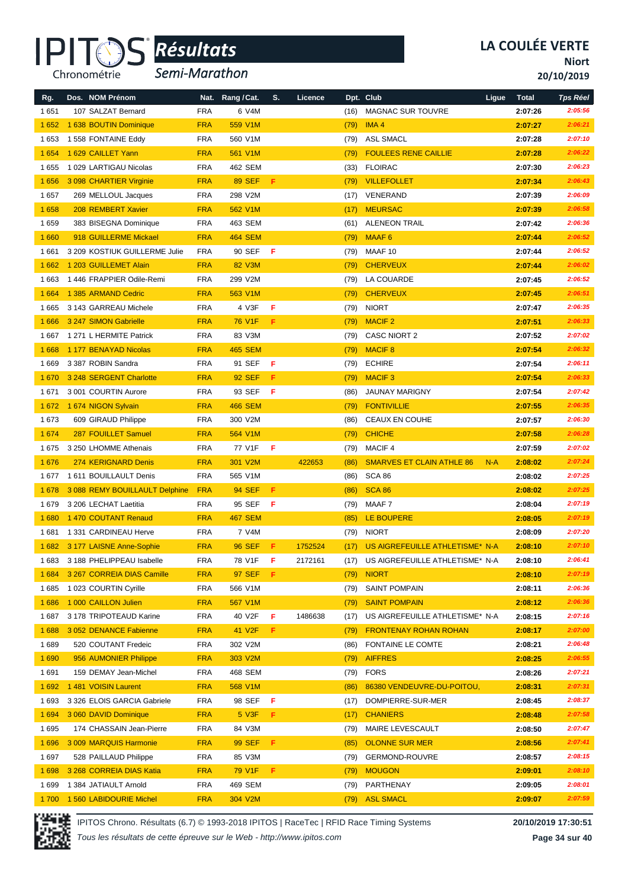# LA COULÉE VERTE

**Niort**

**20/10/2019**

## Résultats Semi-Marathon

| Rg. | Dos. | NOM Prénom | Nat. | Rang / Cat. | S. | Licence | Dpt. | Club | Ligue | Total | Tps Réel |
|---|---|---|---|---|---|---|---|---|---|---|---|
| 1 651 | 107 | SALZAT Bernard | FRA | 6 V4M | | | (16) | MAGNAC SUR TOUVRE | | 2:07:26 | 2:05:56 |
| 1 652 | 1 638 | BOUTIN Dominique | FRA | 559 V1M | | | (79) | IMA 4 | | 2:07:27 | 2:06:21 |
| 1 653 | 1 558 | FONTAINE Eddy | FRA | 560 V1M | | | (79) | ASL SMACL | | 2:07:28 | 2:07:10 |
| 1 654 | 1 629 | CAILLET Yann | FRA | 561 V1M | | | (79) | FOULEES RENE CAILLIE | | 2:07:28 | 2:06:22 |
| 1 655 | 1 029 | LARTIGAU Nicolas | FRA | 462 SEM | | | (33) | FLOIRAC | | 2:07:30 | 2:06:23 |
| 1 656 | 3 098 | CHARTIER Virginie | FRA | 89 SEF | F | | (79) | VILLEFOLLET | | 2:07:34 | 2:06:43 |
| 1 657 | 269 | MELLOUL Jacques | FRA | 298 V2M | | | (17) | VENERAND | | 2:07:39 | 2:06:09 |
| 1 658 | 208 | REMBERT Xavier | FRA | 562 V1M | | | (17) | MEURSAC | | 2:07:39 | 2:06:58 |
| 1 659 | 383 | BISEGNA Dominique | FRA | 463 SEM | | | (61) | ALENEON TRAIL | | 2:07:42 | 2:06:36 |
| 1 660 | 918 | GUILLERME Mickael | FRA | 464 SEM | | | (79) | MAAF 6 | | 2:07:44 | 2:06:52 |
| 1 661 | 3 209 | KOSTIUK GUILLERME Julie | FRA | 90 SEF | F | | (79) | MAAF 10 | | 2:07:44 | 2:06:52 |
| 1 662 | 1 203 | GUILLEMET Alain | FRA | 82 V3M | | | (79) | CHERVEUX | | 2:07:44 | 2:06:02 |
| 1 663 | 1 446 | FRAPPIER Odile-Remi | FRA | 299 V2M | | | (79) | LA COUARDE | | 2:07:45 | 2:06:52 |
| 1 664 | 1 385 | ARMAND Cedric | FRA | 563 V1M | | | (79) | CHERVEUX | | 2:07:45 | 2:06:51 |
| 1 665 | 3 143 | GARREAU Michele | FRA | 4 V3F | F | | (79) | NIORT | | 2:07:47 | 2:06:35 |
| 1 666 | 3 247 | SIMON Gabrielle | FRA | 76 V1F | F | | (79) | MACIF 2 | | 2:07:51 | 2:06:33 |
| 1 667 | 1 271 | L HERMITE Patrick | FRA | 83 V3M | | | (79) | CASC NIORT 2 | | 2:07:52 | 2:07:02 |
| 1 668 | 1 177 | BENAYAD Nicolas | FRA | 465 SEM | | | (79) | MACIF 8 | | 2:07:54 | 2:06:32 |
| 1 669 | 3 387 | ROBIN Sandra | FRA | 91 SEF | F | | (79) | ECHIRE | | 2:07:54 | 2:06:11 |
| 1 670 | 3 248 | SERGENT Charlotte | FRA | 92 SEF | F | | (79) | MACIF 3 | | 2:07:54 | 2:06:33 |
| 1 671 | 3 001 | COURTIN Aurore | FRA | 93 SEF | F | | (86) | JAUNAY MARIGNY | | 2:07:54 | 2:07:42 |
| 1 672 | 1 674 | NIGON Sylvain | FRA | 466 SEM | | | (79) | FONTIVILLIE | | 2:07:55 | 2:06:35 |
| 1 673 | 609 | GIRAUD Philippe | FRA | 300 V2M | | | (86) | CEAUX EN COUHE | | 2:07:57 | 2:06:30 |
| 1 674 | 287 | FOUILLET Samuel | FRA | 564 V1M | | | (79) | CHICHE | | 2:07:58 | 2:06:28 |
| 1 675 | 3 250 | LHOMME Athenais | FRA | 77 V1F | F | | (79) | MACIF 4 | | 2:07:59 | 2:07:02 |
| 1 676 | 274 | KERIGNARD Denis | FRA | 301 V2M | | 422653 | (86) | SMARVES ET CLAIN ATHLE 86 | N-A | 2:08:02 | 2:07:24 |
| 1 677 | 1 611 | BOUILLAULT Denis | FRA | 565 V1M | | | (86) | SCA 86 | | 2:08:02 | 2:07:25 |
| 1 678 | 3 088 | REMY BOUILLAULT Delphine | FRA | 94 SEF | F | | (86) | SCA 86 | | 2:08:02 | 2:07:25 |
| 1 679 | 3 206 | LECHAT Laetitia | FRA | 95 SEF | F | | (79) | MAAF 7 | | 2:08:04 | 2:07:19 |
| 1 680 | 1 470 | COUTANT Renaud | FRA | 467 SEM | | | (85) | LE BOUPERE | | 2:08:05 | 2:07:19 |
| 1 681 | 1 331 | CARDINEAU Herve | FRA | 7 V4M | | | (79) | NIORT | | 2:08:09 | 2:07:20 |
| 1 682 | 3 177 | LAISNE Anne-Sophie | FRA | 96 SEF | F | 1752524 | (17) | US AIGREFEUILLE ATHLETISME* | N-A | 2:08:10 | 2:07:10 |
| 1 683 | 3 188 | PHELIPPEAU Isabelle | FRA | 78 V1F | F | 2172161 | (17) | US AIGREFEUILLE ATHLETISME* | N-A | 2:08:10 | 2:06:41 |
| 1 684 | 3 267 | CORREIA DIAS Camille | FRA | 97 SEF | F | | (79) | NIORT | | 2:08:10 | 2:07:19 |
| 1 685 | 1 023 | COURTIN Cyrille | FRA | 566 V1M | | | (79) | SAINT POMPAIN | | 2:08:11 | 2:06:36 |
| 1 686 | 1 000 | CAILLON Julien | FRA | 567 V1M | | | (79) | SAINT POMPAIN | | 2:08:12 | 2:06:36 |
| 1 687 | 3 178 | TRIPOTEAUD Karine | FRA | 40 V2F | F | 1486638 | (17) | US AIGREFEUILLE ATHLETISME* | N-A | 2:08:15 | 2:07:16 |
| 1 688 | 3 052 | DENANCE Fabienne | FRA | 41 V2F | F | | (79) | FRONTENAY ROHAN ROHAN | | 2:08:17 | 2:07:00 |
| 1 689 | 520 | COUTANT Fredeic | FRA | 302 V2M | | | (86) | FONTAINE LE COMTE | | 2:08:21 | 2:06:48 |
| 1 690 | 956 | AUMONIER Philippe | FRA | 303 V2M | | | (79) | AIFFRES | | 2:08:25 | 2:06:55 |
| 1 691 | 159 | DEMAY Jean-Michel | FRA | 468 SEM | | | (79) | FORS | | 2:08:26 | 2:07:21 |
| 1 692 | 1 481 | VOISIN Laurent | FRA | 568 V1M | | | (86) | 86380 VENDEUVRE-DU-POITOU, | | 2:08:31 | 2:07:31 |
| 1 693 | 3 326 | ELOIS GARCIA Gabriele | FRA | 98 SEF | F | | (17) | DOMPIERRE-SUR-MER | | 2:08:45 | 2:08:37 |
| 1 694 | 3 060 | DAVID Dominique | FRA | 5 V3F | F | | (17) | CHANIERS | | 2:08:48 | 2:07:58 |
| 1 695 | 174 | CHASSAIN Jean-Pierre | FRA | 84 V3M | | | (79) | MAIRE LEVESCAULT | | 2:08:50 | 2:07:47 |
| 1 696 | 3 009 | MARQUIS Harmonie | FRA | 99 SEF | F | | (85) | OLONNE SUR MER | | 2:08:56 | 2:07:41 |
| 1 697 | 528 | PAILLAUD Philippe | FRA | 85 V3M | | | (79) | GERMOND-ROUVRE | | 2:08:57 | 2:08:15 |
| 1 698 | 3 268 | CORREIA DIAS Katia | FRA | 79 V1F | F | | (79) | MOUGON | | 2:09:01 | 2:08:10 |
| 1 699 | 1 384 | JATIAULT Arnold | FRA | 469 SEM | | | (79) | PARTHENAY | | 2:09:05 | 2:08:01 |
| 1 700 | 1 560 | LABIDOURIE Michel | FRA | 304 V2M | | | (79) | ASL SMACL | | 2:09:07 | 2:07:59 |

IPITOS Chrono. Résultats (6.7) © 1993-2018 IPITOS | RaceTec | RFID Race Timing Systems — 20/10/2019 17:30:51

*Tous les résultats de cette épreuve sur le Web - http://www.ipitos.com*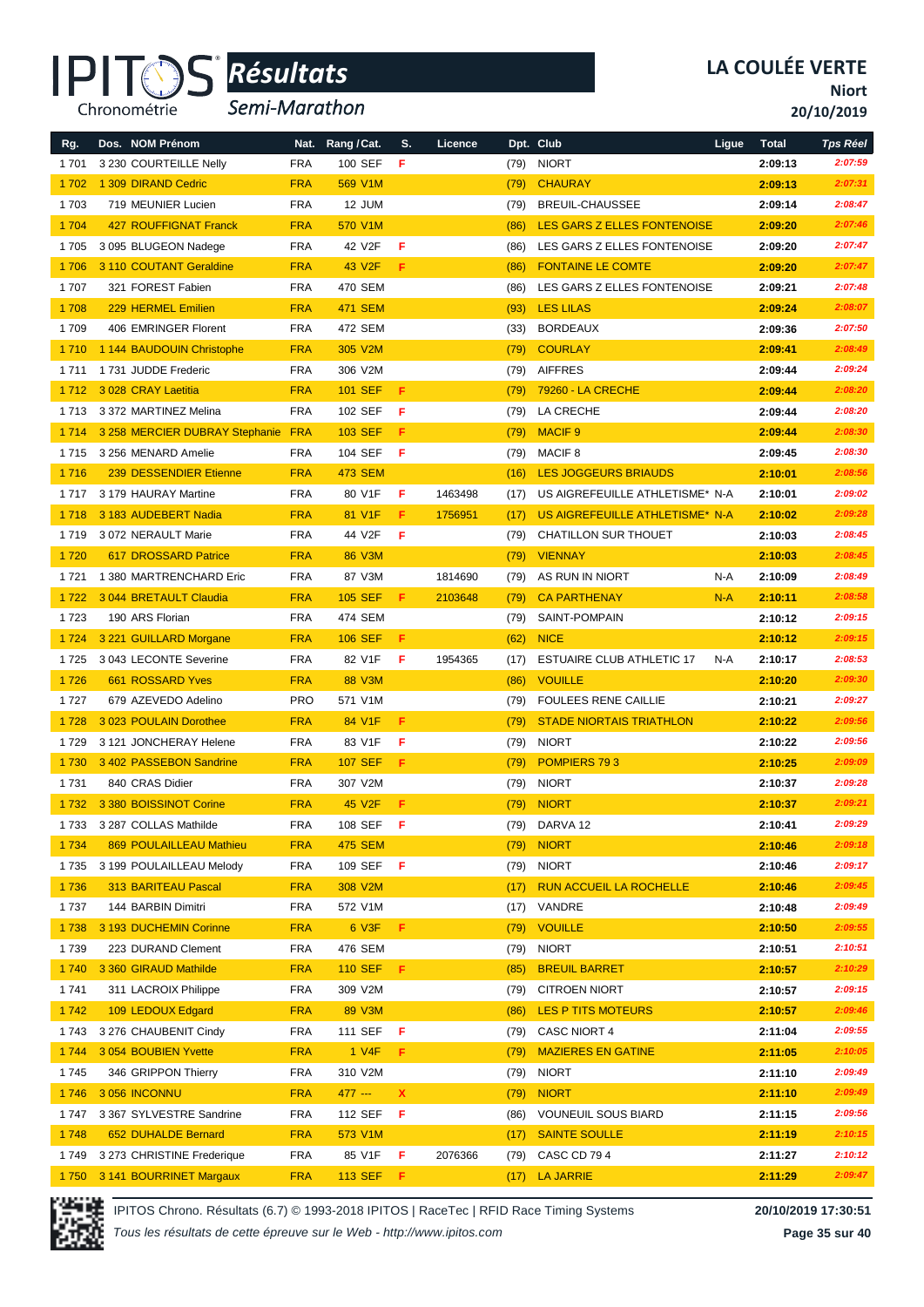# LA COULÉE VERTE

**Niort**

**20/10/2019**

IPITOS Résultats — Semi-Marathon

| Rg. | Dos. | NOM Prénom | Nat. | Rang / Cat. | S. | Licence | Dpt. | Club | Ligue | Total | Tps Réel |
|---|---|---|---|---|---|---|---|---|---|---|---|
| 1 701 | 3 230 | COURTEILLE Nelly | FRA | 100 SEF | F | | (79) | NIORT | | 2:09:13 | 2:07:59 |
| 1 702 | 1 309 | DIRAND Cedric | FRA | 569 V1M | | | (79) | CHAURAY | | 2:09:13 | 2:07:31 |
| 1 703 | 719 | MEUNIER Lucien | FRA | 12 JUM | | | (79) | BREUIL-CHAUSSEE | | 2:09:14 | 2:08:47 |
| 1 704 | 427 | ROUFFIGNAT Franck | FRA | 570 V1M | | | (86) | LES GARS Z ELLES FONTENOISE | | 2:09:20 | 2:07:46 |
| 1 705 | 3 095 | BLUGEON Nadege | FRA | 42 V2F | F | | (86) | LES GARS Z ELLES FONTENOISE | | 2:09:20 | 2:07:47 |
| 1 706 | 3 110 | COUTANT Geraldine | FRA | 43 V2F | F | | (86) | FONTAINE LE COMTE | | 2:09:20 | 2:07:47 |
| 1 707 | 321 | FOREST Fabien | FRA | 470 SEM | | | (86) | LES GARS Z ELLES FONTENOISE | | 2:09:21 | 2:07:48 |
| 1 708 | 229 | HERMEL Emilien | FRA | 471 SEM | | | (93) | LES LILAS | | 2:09:24 | 2:08:07 |
| 1 709 | 406 | EMRINGER Florent | FRA | 472 SEM | | | (33) | BORDEAUX | | 2:09:36 | 2:07:50 |
| 1 710 | 1 144 | BAUDOUIN Christophe | FRA | 305 V2M | | | (79) | COURLAY | | 2:09:41 | 2:08:49 |
| 1 711 | 1 731 | JUDDE Frederic | FRA | 306 V2M | | | (79) | AIFFRES | | 2:09:44 | 2:09:24 |
| 1 712 | 3 028 | CRAY Laetitia | FRA | 101 SEF | F | | (79) | 79260 - LA CRECHE | | 2:09:44 | 2:08:20 |
| 1 713 | 3 372 | MARTINEZ Melina | FRA | 102 SEF | F | | (79) | LA CRECHE | | 2:09:44 | 2:08:20 |
| 1 714 | 3 258 | MERCIER DUBRAY Stephanie | FRA | 103 SEF | F | | (79) | MACIF 9 | | 2:09:44 | 2:08:30 |
| 1 715 | 3 256 | MENARD Amelie | FRA | 104 SEF | F | | (79) | MACIF 8 | | 2:09:45 | 2:08:30 |
| 1 716 | 239 | DESSENDIER Etienne | FRA | 473 SEM | | | (16) | LES JOGGEURS BRIAUDS | | 2:10:01 | 2:08:56 |
| 1 717 | 3 179 | HAURAY Martine | FRA | 80 V1F | F | 1463498 | (17) | US AIGREFEUILLE ATHLETISME* | N-A | 2:10:01 | 2:09:02 |
| 1 718 | 3 183 | AUDEBERT Nadia | FRA | 81 V1F | F | 1756951 | (17) | US AIGREFEUILLE ATHLETISME* | N-A | 2:10:02 | 2:09:28 |
| 1 719 | 3 072 | NERAULT Marie | FRA | 44 V2F | F | | (79) | CHATILLON SUR THOUET | | 2:10:03 | 2:08:45 |
| 1 720 | 617 | DROSSARD Patrice | FRA | 86 V3M | | | (79) | VIENNAY | | 2:10:03 | 2:08:45 |
| 1 721 | 1 380 | MARTRENCHARD Eric | FRA | 87 V3M | | 1814690 | (79) | AS RUN IN NIORT | N-A | 2:10:09 | 2:08:49 |
| 1 722 | 3 044 | BRETAULT Claudia | FRA | 105 SEF | F | 2103648 | (79) | CA PARTHENAY | N-A | 2:10:11 | 2:08:58 |
| 1 723 | 190 | ARS Florian | FRA | 474 SEM | | | (79) | SAINT-POMPAIN | | 2:10:12 | 2:09:15 |
| 1 724 | 3 221 | GUILLARD Morgane | FRA | 106 SEF | F | | (62) | NICE | | 2:10:12 | 2:09:15 |
| 1 725 | 3 043 | LECONTE Severine | FRA | 82 V1F | F | 1954365 | (17) | ESTUAIRE CLUB ATHLETIC 17 | N-A | 2:10:17 | 2:08:53 |
| 1 726 | 661 | ROSSARD Yves | FRA | 88 V3M | | | (86) | VOUILLE | | 2:10:20 | 2:09:30 |
| 1 727 | 679 | AZEVEDO Adelino | PRO | 571 V1M | | | (79) | FOULEES RENE CAILLIE | | 2:10:21 | 2:09:27 |
| 1 728 | 3 023 | POULAIN Dorothee | FRA | 84 V1F | F | | (79) | STADE NIORTAIS TRIATHLON | | 2:10:22 | 2:09:56 |
| 1 729 | 3 121 | JONCHERAY Helene | FRA | 83 V1F | F | | (79) | NIORT | | 2:10:22 | 2:09:56 |
| 1 730 | 3 402 | PASSEBON Sandrine | FRA | 107 SEF | F | | (79) | POMPIERS 79 3 | | 2:10:25 | 2:09:09 |
| 1 731 | 840 | CRAS Didier | FRA | 307 V2M | | | (79) | NIORT | | 2:10:37 | 2:09:28 |
| 1 732 | 3 380 | BOISSINOT Corine | FRA | 45 V2F | F | | (79) | NIORT | | 2:10:37 | 2:09:21 |
| 1 733 | 3 287 | COLLAS Mathilde | FRA | 108 SEF | F | | (79) | DARVA 12 | | 2:10:41 | 2:09:29 |
| 1 734 | 869 | POULAILLEAU Mathieu | FRA | 475 SEM | | | (79) | NIORT | | 2:10:46 | 2:09:18 |
| 1 735 | 3 199 | POULAILLEAU Melody | FRA | 109 SEF | F | | (79) | NIORT | | 2:10:46 | 2:09:17 |
| 1 736 | 313 | BARITEAU Pascal | FRA | 308 V2M | | | (17) | RUN ACCUEIL LA ROCHELLE | | 2:10:46 | 2:09:45 |
| 1 737 | 144 | BARBIN Dimitri | FRA | 572 V1M | | | (17) | VANDRE | | 2:10:48 | 2:09:49 |
| 1 738 | 3 193 | DUCHEMIN Corinne | FRA | 6 V3F | F | | (79) | VOUILLE | | 2:10:50 | 2:09:55 |
| 1 739 | 223 | DURAND Clement | FRA | 476 SEM | | | (79) | NIORT | | 2:10:51 | 2:10:51 |
| 1 740 | 3 360 | GIRAUD Mathilde | FRA | 110 SEF | F | | (85) | BREUIL BARRET | | 2:10:57 | 2:10:29 |
| 1 741 | 311 | LACROIX Philippe | FRA | 309 V2M | | | (79) | CITROEN NIORT | | 2:10:57 | 2:09:15 |
| 1 742 | 109 | LEDOUX Edgard | FRA | 89 V3M | | | (86) | LES P TITS MOTEURS | | 2:10:57 | 2:09:46 |
| 1 743 | 3 276 | CHAUBENIT Cindy | FRA | 111 SEF | F | | (79) | CASC NIORT 4 | | 2:11:04 | 2:09:55 |
| 1 744 | 3 054 | BOUBIEN Yvette | FRA | 1 V4F | F | | (79) | MAZIERES EN GATINE | | 2:11:05 | 2:10:05 |
| 1 745 | 346 | GRIPPON Thierry | FRA | 310 V2M | | | (79) | NIORT | | 2:11:10 | 2:09:49 |
| 1 746 | 3 056 | INCONNU | FRA | 477 --- | X | | (79) | NIORT | | 2:11:10 | 2:09:49 |
| 1 747 | 3 367 | SYLVESTRE Sandrine | FRA | 112 SEF | F | | (86) | VOUNEUIL SOUS BIARD | | 2:11:15 | 2:09:56 |
| 1 748 | 652 | DUHALDE Bernard | FRA | 573 V1M | | | (17) | SAINTE SOULLE | | 2:11:19 | 2:10:15 |
| 1 749 | 3 273 | CHRISTINE Frederique | FRA | 85 V1F | F | 2076366 | (79) | CASC CD 79 4 | | 2:11:27 | 2:10:12 |
| 1 750 | 3 141 | BOURRINET Margaux | FRA | 113 SEF | F | | (17) | LA JARRIE | | 2:11:29 | 2:09:47 |

IPITOS Chrono. Résultats (6.7) © 1993-2018 IPITOS | RaceTec | RFID Race Timing Systems — 20/10/2019 17:30:51

*Tous les résultats de cette épreuve sur le Web - http://www.ipitos.com*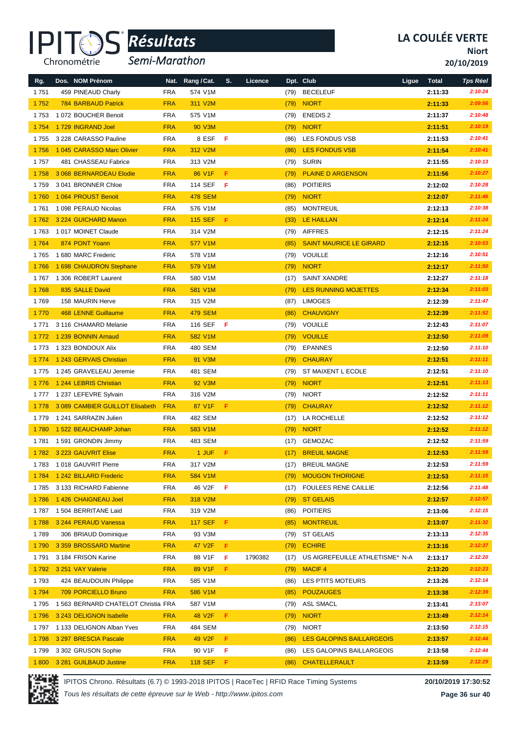# LA COULÉE VERTE

**Niort**

**20/10/2019**

*Résultats* *Semi-Marathon*

| Rg. | Dos. NOM Prénom | Nat. | Rang / Cat. | S. | Licence | Dpt. | Club | Ligue | Total | Tps Réel |
|---|---|---|---|---|---|---|---|---|---|---|
| 1 751 | 459 PINEAUD Charly | FRA | 574 V1M | | | (79) | BECELEUF | | 2:11:33 | 2:10:24 |
| 1 752 | 784 BARBAUD Patrick | FRA | 311 V2M | | | (79) | NIORT | | 2:11:33 | 2:09:56 |
| 1 753 | 1 072 BOUCHER Benoit | FRA | 575 V1M | | | (79) | ENEDIS 2 | | 2:11:37 | 2:10:48 |
| 1 754 | 1 729 INGRAND Joel | FRA | 90 V3M | | | (79) | NIORT | | 2:11:51 | 2:10:19 |
| 1 755 | 3 228 CARASSO Pauline | FRA | 8 ESF | F | | (86) | LES FONDUS VSB | | 2:11:53 | 2:10:41 |
| 1 756 | 1 045 CARASSO Marc Olivier | FRA | 312 V2M | | | (86) | LES FONDUS VSB | | 2:11:54 | 2:10:41 |
| 1 757 | 481 CHASSEAU Fabrice | FRA | 313 V2M | | | (79) | SURIN | | 2:11:55 | 2:10:13 |
| 1 758 | 3 068 BERNARDEAU Elodie | FRA | 86 V1F | F | | (79) | PLAINE D ARGENSON | | 2:11:56 | 2:10:27 |
| 1 759 | 3 041 BRONNER Chloe | FRA | 114 SEF | F | | (86) | POITIERS | | 2:12:02 | 2:10:28 |
| 1 760 | 1 064 PROUST Benoit | FRA | 478 SEM | | | (79) | NIORT | | 2:12:07 | 2:11:46 |
| 1 761 | 1 098 PERAUD Nicolas | FRA | 576 V1M | | | (85) | MONTREUIL | | 2:12:13 | 2:10:38 |
| 1 762 | 3 224 GUICHARD Manon | FRA | 115 SEF | F | | (33) | LE HAILLAN | | 2:12:14 | 2:11:24 |
| 1 763 | 1 017 MOINET Claude | FRA | 314 V2M | | | (79) | AIFFRES | | 2:12:15 | 2:11:24 |
| 1 764 | 874 PONT Yoann | FRA | 577 V1M | | | (85) | SAINT MAURICE LE GIRARD | | 2:12:15 | 2:10:53 |
| 1 765 | 1 680 MARC Frederic | FRA | 578 V1M | | | (79) | VOUILLE | | 2:12:16 | 2:10:51 |
| 1 766 | 1 698 CHAUDRON Stephane | FRA | 579 V1M | | | (79) | NIORT | | 2:12:17 | 2:11:50 |
| 1 767 | 1 306 ROBERT Laurent | FRA | 580 V1M | | | (17) | SAINT XANDRE | | 2:12:27 | 2:11:18 |
| 1 768 | 835 SALLE David | FRA | 581 V1M | | | (79) | LES RUNNING MOJETTES | | 2:12:34 | 2:11:03 |
| 1 769 | 158 MAURIN Herve | FRA | 315 V2M | | | (87) | LIMOGES | | 2:12:39 | 2:11:47 |
| 1 770 | 468 LENNE Guillaume | FRA | 479 SEM | | | (86) | CHAUVIGNY | | 2:12:39 | 2:11:52 |
| 1 771 | 3 116 CHAMARD Melanie | FRA | 116 SEF | F | | (79) | VOUILLE | | 2:12:43 | 2:11:07 |
| 1 772 | 1 239 BONNIN Arnaud | FRA | 582 V1M | | | (79) | VOUILLE | | 2:12:50 | 2:11:09 |
| 1 773 | 1 323 BONDOUX Alix | FRA | 480 SEM | | | (79) | EPANNES | | 2:12:50 | 2:11:10 |
| 1 774 | 1 243 GERVAIS Christian | FRA | 91 V3M | | | (79) | CHAURAY | | 2:12:51 | 2:11:11 |
| 1 775 | 1 245 GRAVELEAU Jeremie | FRA | 481 SEM | | | (79) | ST MAIXENT L ECOLE | | 2:12:51 | 2:11:10 |
| 1 776 | 1 244 LEBRIS Christian | FRA | 92 V3M | | | (79) | NIORT | | 2:12:51 | 2:11:13 |
| 1 777 | 1 237 LEFEVRE Sylvain | FRA | 316 V2M | | | (79) | NIORT | | 2:12:52 | 2:11:11 |
| 1 778 | 3 089 CAMBIER GUILLOT Elisabeth | FRA | 87 V1F | F | | (79) | CHAURAY | | 2:12:52 | 2:11:12 |
| 1 779 | 1 241 SARRAZIN Julien | FRA | 482 SEM | | | (17) | LA ROCHELLE | | 2:12:52 | 2:11:12 |
| 1 780 | 1 522 BEAUCHAMP Johan | FRA | 583 V1M | | | (79) | NIORT | | 2:12:52 | 2:11:12 |
| 1 781 | 1 591 GRONDIN Jimmy | FRA | 483 SEM | | | (17) | GEMOZAC | | 2:12:52 | 2:11:59 |
| 1 782 | 3 223 GAUVRIT Elise | FRA | 1 JUF | F | | (17) | BREUIL MAGNE | | 2:12:53 | 2:11:59 |
| 1 783 | 1 018 GAUVRIT Pierre | FRA | 317 V2M | | | (17) | BREUIL MAGNE | | 2:12:53 | 2:11:59 |
| 1 784 | 1 242 BILLARD Frederic | FRA | 584 V1M | | | (79) | MOUGON THORIGNE | | 2:12:53 | 2:11:15 |
| 1 785 | 3 133 RICHARD Fabienne | FRA | 46 V2F | F | | (17) | FOULEES RENE CAILLIE | | 2:12:56 | 2:11:48 |
| 1 786 | 1 426 CHAIGNEAU Joel | FRA | 318 V2M | | | (79) | ST GELAIS | | 2:12:57 | 2:12:57 |
| 1 787 | 1 504 BERRITANE Laid | FRA | 319 V2M | | | (86) | POITIERS | | 2:13:06 | 2:12:15 |
| 1 788 | 3 244 PERAUD Vanessa | FRA | 117 SEF | F | | (85) | MONTREUIL | | 2:13:07 | 2:11:32 |
| 1 789 | 306 BRIAUD Dominique | FRA | 93 V3M | | | (79) | ST GELAIS | | 2:13:13 | 2:12:35 |
| 1 790 | 3 359 BROSSARD Martine | FRA | 47 V2F | F | | (79) | ECHIRE | | 2:13:16 | 2:12:37 |
| 1 791 | 3 184 FRISON Karine | FRA | 88 V1F | F | 1790382 | (17) | US AIGREFEUILLE ATHLETISME* N-A | | 2:13:17 | 2:12:20 |
| 1 792 | 3 251 VAY Valerie | FRA | 89 V1F | F | | (79) | MACIF 4 | | 2:13:20 | 2:12:23 |
| 1 793 | 424 BEAUDOUIN Philippe | FRA | 585 V1M | | | (86) | LES PTITS MOTEURS | | 2:13:26 | 2:12:14 |
| 1 794 | 709 PORCIELLO Bruno | FRA | 586 V1M | | | (85) | POUZAUGES | | 2:13:38 | 2:12:39 |
| 1 795 | 1 563 BERNARD CHATELOT Christia | FRA | 587 V1M | | | (79) | ASL SMACL | | 2:13:41 | 2:13:07 |
| 1 796 | 3 243 DELIGNON Isabelle | FRA | 48 V2F | F | | (79) | NIORT | | 2:13:49 | 2:12:14 |
| 1 797 | 1 133 DELIGNON Alban Yves | FRA | 484 SEM | | | (79) | NIORT | | 2:13:50 | 2:12:15 |
| 1 798 | 3 297 BRESCIA Pascale | FRA | 49 V2F | F | | (86) | LES GALOPINS BAILLARGEOIS | | 2:13:57 | 2:12:44 |
| 1 799 | 3 302 GRUSON Sophie | FRA | 90 V1F | F | | (86) | LES GALOPINS BAILLARGEOIS | | 2:13:58 | 2:12:44 |
| 1 800 | 3 281 GUILBAUD Justine | FRA | 118 SEF | F | | (86) | CHATELLERAULT | | 2:13:59 | 2:12:29 |

IPITOS Chrono. Résultats (6.7) © 1993-2018 IPITOS | RaceTec | RFID Race Timing Systems — 20/10/2019 17:30:52

*Tous les résultats de cette épreuve sur le Web - http://www.ipitos.com*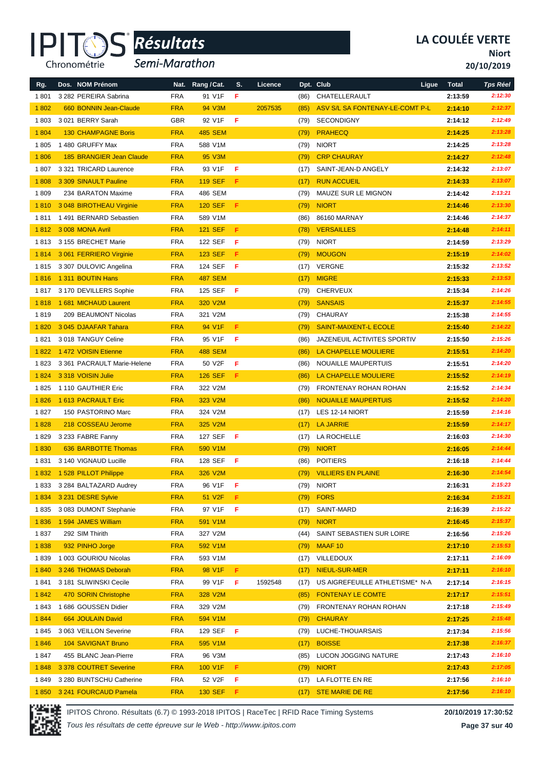# LA COULÉE VERTE

**Niort**

**20/10/2019**

*Résultats* — *Semi-Marathon*

| Rg. | Dos. NOM Prénom | Nat. | Rang / Cat. | S. | Licence | Dpt. | Club | Ligue | Total | Tps Réel |
|---|---|---|---|---|---|---|---|---|---|---|
| 1 801 | 3 282 PEREIRA Sabrina | FRA | 91 V1F | F | | (86) | CHATELLERAULT | | 2:13:59 | 2:12:30 |
| 1 802 | 660 BONNIN Jean-Claude | FRA | 94 V3M | | 2057535 | (85) | ASV S/L SA FONTENAY-LE-COMT P-L | | 2:14:10 | 2:12:37 |
| 1 803 | 3 021 BERRY Sarah | GBR | 92 V1F | F | | (79) | SECONDIGNY | | 2:14:12 | 2:12:49 |
| 1 804 | 130 CHAMPAGNE Boris | FRA | 485 SEM | | | (79) | PRAHECQ | | 2:14:25 | 2:13:28 |
| 1 805 | 1 480 GRUFFY Max | FRA | 588 V1M | | | (79) | NIORT | | 2:14:25 | 2:13:28 |
| 1 806 | 185 BRANGIER Jean Claude | FRA | 95 V3M | | | (79) | CRP CHAURAY | | 2:14:27 | 2:12:48 |
| 1 807 | 3 321 TRICARD Laurence | FRA | 93 V1F | F | | (17) | SAINT-JEAN-D ANGELY | | 2:14:32 | 2:13:07 |
| 1 808 | 3 309 SINAULT Pauline | FRA | 119 SEF | F | | (17) | RUN ACCUEIL | | 2:14:33 | 2:13:07 |
| 1 809 | 234 BARATON Maxime | FRA | 486 SEM | | | (79) | MAUZE SUR LE MIGNON | | 2:14:42 | 2:13:21 |
| 1 810 | 3 048 BIROTHEAU Virginie | FRA | 120 SEF | F | | (79) | NIORT | | 2:14:46 | 2:13:30 |
| 1 811 | 1 491 BERNARD Sebastien | FRA | 589 V1M | | | (86) | 86160 MARNAY | | 2:14:46 | 2:14:37 |
| 1 812 | 3 008 MONA Avril | FRA | 121 SEF | F | | (78) | VERSAILLES | | 2:14:48 | 2:14:11 |
| 1 813 | 3 155 BRECHET Marie | FRA | 122 SEF | F | | (79) | NIORT | | 2:14:59 | 2:13:29 |
| 1 814 | 3 061 FERRIERO Virginie | FRA | 123 SEF | F | | (79) | MOUGON | | 2:15:19 | 2:14:02 |
| 1 815 | 3 307 DULOVIC Angelina | FRA | 124 SEF | F | | (17) | VERGNE | | 2:15:32 | 2:13:52 |
| 1 816 | 1 311 BOUTIN Hans | FRA | 487 SEM | | | (17) | MIGRE | | 2:15:33 | 2:13:53 |
| 1 817 | 3 170 DEVILLERS Sophie | FRA | 125 SEF | F | | (79) | CHERVEUX | | 2:15:34 | 2:14:26 |
| 1 818 | 1 681 MICHAUD Laurent | FRA | 320 V2M | | | (79) | SANSAIS | | 2:15:37 | 2:14:55 |
| 1 819 | 209 BEAUMONT Nicolas | FRA | 321 V2M | | | (79) | CHAURAY | | 2:15:38 | 2:14:55 |
| 1 820 | 3 045 DJAAFAR Tahara | FRA | 94 V1F | F | | (79) | SAINT-MAIXENT-L ECOLE | | 2:15:40 | 2:14:22 |
| 1 821 | 3 018 TANGUY Celine | FRA | 95 V1F | F | | (86) | JAZENEUIL ACTIVITES SPORTIV | | 2:15:50 | 2:15:26 |
| 1 822 | 1 472 VOISIN Etienne | FRA | 488 SEM | | | (86) | LA CHAPELLE MOULIERE | | 2:15:51 | 2:14:20 |
| 1 823 | 3 361 PACRAULT Marie-Helene | FRA | 50 V2F | F | | (86) | NOUAILLE MAUPERTUIS | | 2:15:51 | 2:14:20 |
| 1 824 | 3 318 VOISIN Julie | FRA | 126 SEF | F | | (86) | LA CHAPELLE MOULIERE | | 2:15:52 | 2:14:19 |
| 1 825 | 1 110 GAUTHIER Eric | FRA | 322 V2M | | | (79) | FRONTENAY ROHAN ROHAN | | 2:15:52 | 2:14:34 |
| 1 826 | 1 613 PACRAULT Eric | FRA | 323 V2M | | | (86) | NOUAILLE MAUPERTUIS | | 2:15:52 | 2:14:20 |
| 1 827 | 150 PASTORINO Marc | FRA | 324 V2M | | | (17) | LES 12-14 NIORT | | 2:15:59 | 2:14:16 |
| 1 828 | 218 COSSEAU Jerome | FRA | 325 V2M | | | (17) | LA JARRIE | | 2:15:59 | 2:14:17 |
| 1 829 | 3 233 FABRE Fanny | FRA | 127 SEF | F | | (17) | LA ROCHELLE | | 2:16:03 | 2:14:30 |
| 1 830 | 636 BARBOTTE Thomas | FRA | 590 V1M | | | (79) | NIORT | | 2:16:05 | 2:14:44 |
| 1 831 | 3 140 VIGNAUD Lucille | FRA | 128 SEF | F | | (86) | POITIERS | | 2:16:18 | 2:14:44 |
| 1 832 | 1 528 PILLOT Philippe | FRA | 326 V2M | | | (79) | VILLIERS EN PLAINE | | 2:16:30 | 2:14:54 |
| 1 833 | 3 284 BALTAZARD Audrey | FRA | 96 V1F | F | | (79) | NIORT | | 2:16:31 | 2:15:23 |
| 1 834 | 3 231 DESRE Sylvie | FRA | 51 V2F | F | | (79) | FORS | | 2:16:34 | 2:15:21 |
| 1 835 | 3 083 DUMONT Stephanie | FRA | 97 V1F | F | | (17) | SAINT-MARD | | 2:16:39 | 2:15:22 |
| 1 836 | 1 594 JAMES William | FRA | 591 V1M | | | (79) | NIORT | | 2:16:45 | 2:15:37 |
| 1 837 | 292 SIM Thirith | FRA | 327 V2M | | | (44) | SAINT SEBASTIEN SUR LOIRE | | 2:16:56 | 2:15:26 |
| 1 838 | 932 PINHO Jorge | FRA | 592 V1M | | | (79) | MAAF 10 | | 2:17:10 | 2:15:53 |
| 1 839 | 1 003 GOURIOU Nicolas | FRA | 593 V1M | | | (17) | VILLEDOUX | | 2:17:11 | 2:16:09 |
| 1 840 | 3 246 THOMAS Deborah | FRA | 98 V1F | F | | (17) | NIEUL-SUR-MER | | 2:17:11 | 2:16:10 |
| 1 841 | 3 181 SLIWINSKI Cecile | FRA | 99 V1F | F | 1592548 | (17) | US AIGREFEUILLE ATHLETISME* N-A | | 2:17:14 | 2:16:15 |
| 1 842 | 470 SORIN Christophe | FRA | 328 V2M | | | (85) | FONTENAY LE COMTE | | 2:17:17 | 2:15:51 |
| 1 843 | 1 686 GOUSSEN Didier | FRA | 329 V2M | | | (79) | FRONTENAY ROHAN ROHAN | | 2:17:18 | 2:15:49 |
| 1 844 | 664 JOULAIN David | FRA | 594 V1M | | | (79) | CHAURAY | | 2:17:25 | 2:15:48 |
| 1 845 | 3 063 VEILLON Severine | FRA | 129 SEF | F | | (79) | LUCHE-THOUARSAIS | | 2:17:34 | 2:15:56 |
| 1 846 | 104 SAVIGNAT Bruno | FRA | 595 V1M | | | (17) | BOISSE | | 2:17:38 | 2:16:37 |
| 1 847 | 455 BLANC Jean-Pierre | FRA | 96 V3M | | | (85) | LUCON JOGGING NATURE | | 2:17:43 | 2:16:10 |
| 1 848 | 3 378 COUTRET Severine | FRA | 100 V1F | F | | (79) | NIORT | | 2:17:43 | 2:17:05 |
| 1 849 | 3 280 BUNTSCHU Catherine | FRA | 52 V2F | F | | (17) | LA FLOTTE EN RE | | 2:17:56 | 2:16:10 |
| 1 850 | 3 241 FOURCAUD Pamela | FRA | 130 SEF | F | | (17) | STE MARIE DE RE | | 2:17:56 | 2:16:10 |

IPITOS Chrono. Résultats (6.7) © 1993-2018 IPITOS | RaceTec | RFID Race Timing Systems — 20/10/2019 17:30:52

*Tous les résultats de cette épreuve sur le Web - http://www.ipitos.com*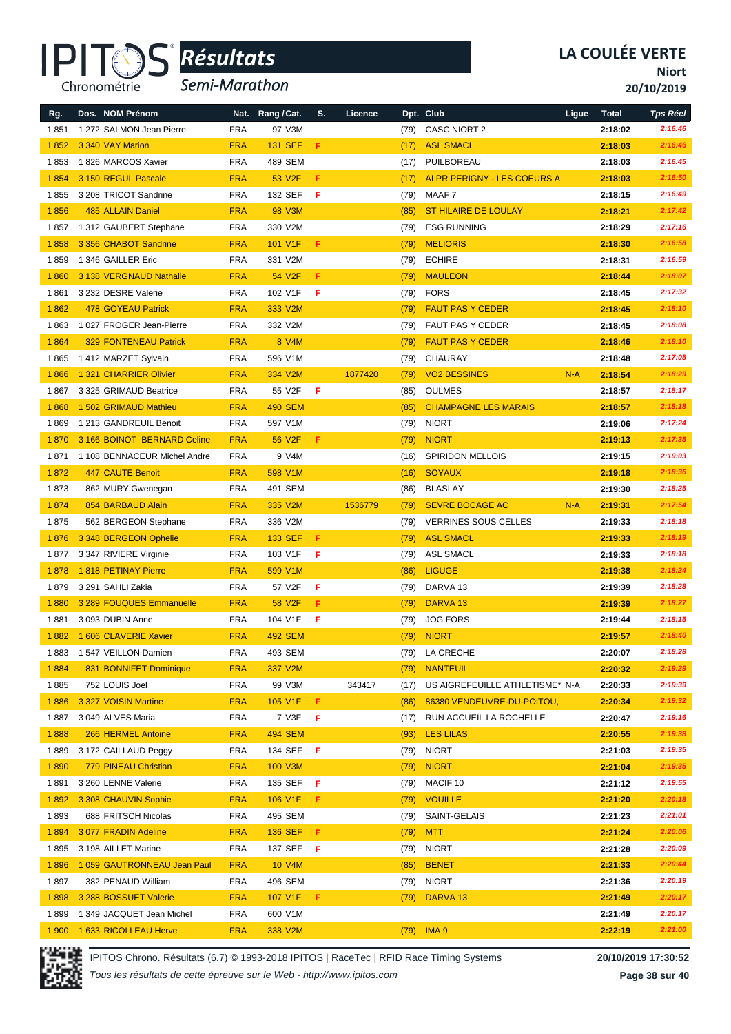# IPITOS Résultats

## Semi-Marathon

**LA COULÉE VERTE**
**Niort**
**20/10/2019**

| Rg. | Dos. | NOM Prénom | Nat. | Rang / Cat. | S. | Licence | Dpt. | Club | Ligue | Total | Tps Réel |
|---|---|---|---|---|---|---|---|---|---|---|---|
| 1 851 | 1 272 | SALMON Jean Pierre | FRA | 97 V3M | | | (79) | CASC NIORT 2 | | 2:18:02 | 2:16:46 |
| 1 852 | 3 340 | VAY Marion | FRA | 131 SEF | F | | (17) | ASL SMACL | | 2:18:03 | 2:16:46 |
| 1 853 | 1 826 | MARCOS Xavier | FRA | 489 SEM | | | (17) | PUILBOREAU | | 2:18:03 | 2:16:45 |
| 1 854 | 3 150 | REGUL Pascale | FRA | 53 V2F | F | | (17) | ALPR PERIGNY - LES COEURS A | | 2:18:03 | 2:16:50 |
| 1 855 | 3 208 | TRICOT Sandrine | FRA | 132 SEF | F | | (79) | MAAF 7 | | 2:18:15 | 2:16:49 |
| 1 856 | 485 | ALLAIN Daniel | FRA | 98 V3M | | | (85) | ST HILAIRE DE LOULAY | | 2:18:21 | 2:17:42 |
| 1 857 | 1 312 | GAUBERT Stephane | FRA | 330 V2M | | | (79) | ESG RUNNING | | 2:18:29 | 2:17:16 |
| 1 858 | 3 356 | CHABOT Sandrine | FRA | 101 V1F | F | | (79) | MELIORIS | | 2:18:30 | 2:16:58 |
| 1 859 | 1 346 | GAILLER Eric | FRA | 331 V2M | | | (79) | ECHIRE | | 2:18:31 | 2:16:59 |
| 1 860 | 3 138 | VERGNAUD Nathalie | FRA | 54 V2F | F | | (79) | MAULEON | | 2:18:44 | 2:18:07 |
| 1 861 | 3 232 | DESRE Valerie | FRA | 102 V1F | F | | (79) | FORS | | 2:18:45 | 2:17:32 |
| 1 862 | 478 | GOYEAU Patrick | FRA | 333 V2M | | | (79) | FAUT PAS Y CEDER | | 2:18:45 | 2:18:10 |
| 1 863 | 1 027 | FROGER Jean-Pierre | FRA | 332 V2M | | | (79) | FAUT PAS Y CEDER | | 2:18:45 | 2:18:08 |
| 1 864 | 329 | FONTENEAU Patrick | FRA | 8 V4M | | | (79) | FAUT PAS Y CEDER | | 2:18:46 | 2:18:10 |
| 1 865 | 1 412 | MARZET Sylvain | FRA | 596 V1M | | | (79) | CHAURAY | | 2:18:48 | 2:17:05 |
| 1 866 | 1 321 | CHARRIER Olivier | FRA | 334 V2M | | 1877420 | (79) | VO2 BESSINES | N-A | 2:18:54 | 2:18:29 |
| 1 867 | 3 325 | GRIMAUD Beatrice | FRA | 55 V2F | F | | (85) | OULMES | | 2:18:57 | 2:18:17 |
| 1 868 | 1 502 | GRIMAUD Mathieu | FRA | 490 SEM | | | (85) | CHAMPAGNE LES MARAIS | | 2:18:57 | 2:18:18 |
| 1 869 | 1 213 | GANDREUIL Benoit | FRA | 597 V1M | | | (79) | NIORT | | 2:19:06 | 2:17:24 |
| 1 870 | 3 166 | BOINOT BERNARD Celine | FRA | 56 V2F | F | | (79) | NIORT | | 2:19:13 | 2:17:35 |
| 1 871 | 1 108 | BENNACEUR Michel Andre | FRA | 9 V4M | | | (16) | SPIRIDON MELLOIS | | 2:19:15 | 2:19:03 |
| 1 872 | 447 | CAUTE Benoit | FRA | 598 V1M | | | (16) | SOYAUX | | 2:19:18 | 2:18:36 |
| 1 873 | 862 | MURY Gwenegan | FRA | 491 SEM | | | (86) | BLASLAY | | 2:19:30 | 2:18:25 |
| 1 874 | 854 | BARBAUD Alain | FRA | 335 V2M | | 1536779 | (79) | SEVRE BOCAGE AC | N-A | 2:19:31 | 2:17:54 |
| 1 875 | 562 | BERGEON Stephane | FRA | 336 V2M | | | (79) | VERRINES SOUS CELLES | | 2:19:33 | 2:18:18 |
| 1 876 | 3 348 | BERGEON Ophelie | FRA | 133 SEF | F | | (79) | ASL SMACL | | 2:19:33 | 2:18:19 |
| 1 877 | 3 347 | RIVIERE Virginie | FRA | 103 V1F | F | | (79) | ASL SMACL | | 2:19:33 | 2:18:18 |
| 1 878 | 1 818 | PETINAY Pierre | FRA | 599 V1M | | | (86) | LIGUGE | | 2:19:38 | 2:18:24 |
| 1 879 | 3 291 | SAHLI Zakia | FRA | 57 V2F | F | | (79) | DARVA 13 | | 2:19:39 | 2:18:28 |
| 1 880 | 3 289 | FOUQUES Emmanuelle | FRA | 58 V2F | F | | (79) | DARVA 13 | | 2:19:39 | 2:18:27 |
| 1 881 | 3 093 | DUBIN Anne | FRA | 104 V1F | F | | (79) | JOG FORS | | 2:19:44 | 2:18:15 |
| 1 882 | 1 606 | CLAVERIE Xavier | FRA | 492 SEM | | | (79) | NIORT | | 2:19:57 | 2:18:40 |
| 1 883 | 1 547 | VEILLON Damien | FRA | 493 SEM | | | (79) | LA CRECHE | | 2:20:07 | 2:18:28 |
| 1 884 | 831 | BONNIFET Dominique | FRA | 337 V2M | | | (79) | NANTEUIL | | 2:20:32 | 2:19:29 |
| 1 885 | 752 | LOUIS Joel | FRA | 99 V3M | | 343417 | (17) | US AIGREFEUILLE ATHLETISME* | N-A | 2:20:33 | 2:19:39 |
| 1 886 | 3 327 | VOISIN Martine | FRA | 105 V1F | F | | (86) | 86380 VENDEUVRE-DU-POITOU, | | 2:20:34 | 2:19:32 |
| 1 887 | 3 049 | ALVES Maria | FRA | 7 V3F | F | | (17) | RUN ACCUEIL LA ROCHELLE | | 2:20:47 | 2:19:16 |
| 1 888 | 266 | HERMEL Antoine | FRA | 494 SEM | | | (93) | LES LILAS | | 2:20:55 | 2:19:38 |
| 1 889 | 3 172 | CAILLAUD Peggy | FRA | 134 SEF | F | | (79) | NIORT | | 2:21:03 | 2:19:35 |
| 1 890 | 779 | PINEAU Christian | FRA | 100 V3M | | | (79) | NIORT | | 2:21:04 | 2:19:35 |
| 1 891 | 3 260 | LENNE Valerie | FRA | 135 SEF | F | | (79) | MACIF 10 | | 2:21:12 | 2:19:55 |
| 1 892 | 3 308 | CHAUVIN Sophie | FRA | 106 V1F | F | | (79) | VOUILLE | | 2:21:20 | 2:20:18 |
| 1 893 | 688 | FRITSCH Nicolas | FRA | 495 SEM | | | (79) | SAINT-GELAIS | | 2:21:23 | 2:21:01 |
| 1 894 | 3 077 | FRADIN Adeline | FRA | 136 SEF | F | | (79) | MTT | | 2:21:24 | 2:20:06 |
| 1 895 | 3 198 | AILLET Marine | FRA | 137 SEF | F | | (79) | NIORT | | 2:21:28 | 2:20:09 |
| 1 896 | 1 059 | GAUTRONNEAU Jean Paul | FRA | 10 V4M | | | (85) | BENET | | 2:21:33 | 2:20:44 |
| 1 897 | 382 | PENAUD William | FRA | 496 SEM | | | (79) | NIORT | | 2:21:36 | 2:20:19 |
| 1 898 | 3 288 | BOSSUET Valerie | FRA | 107 V1F | F | | (79) | DARVA 13 | | 2:21:49 | 2:20:17 |
| 1 899 | 1 349 | JACQUET Jean Michel | FRA | 600 V1M | | | | | | 2:21:49 | 2:20:17 |
| 1 900 | 1 633 | RICOLLEAU Herve | FRA | 338 V2M | | | (79) | IMA 9 | | 2:22:19 | 2:21:00 |

IPITOS Chrono. Résultats (6.7) © 1993-2018 IPITOS | RaceTec | RFID Race Timing Systems — 20/10/2019 17:30:52

*Tous les résultats de cette épreuve sur le Web - http://www.ipitos.com*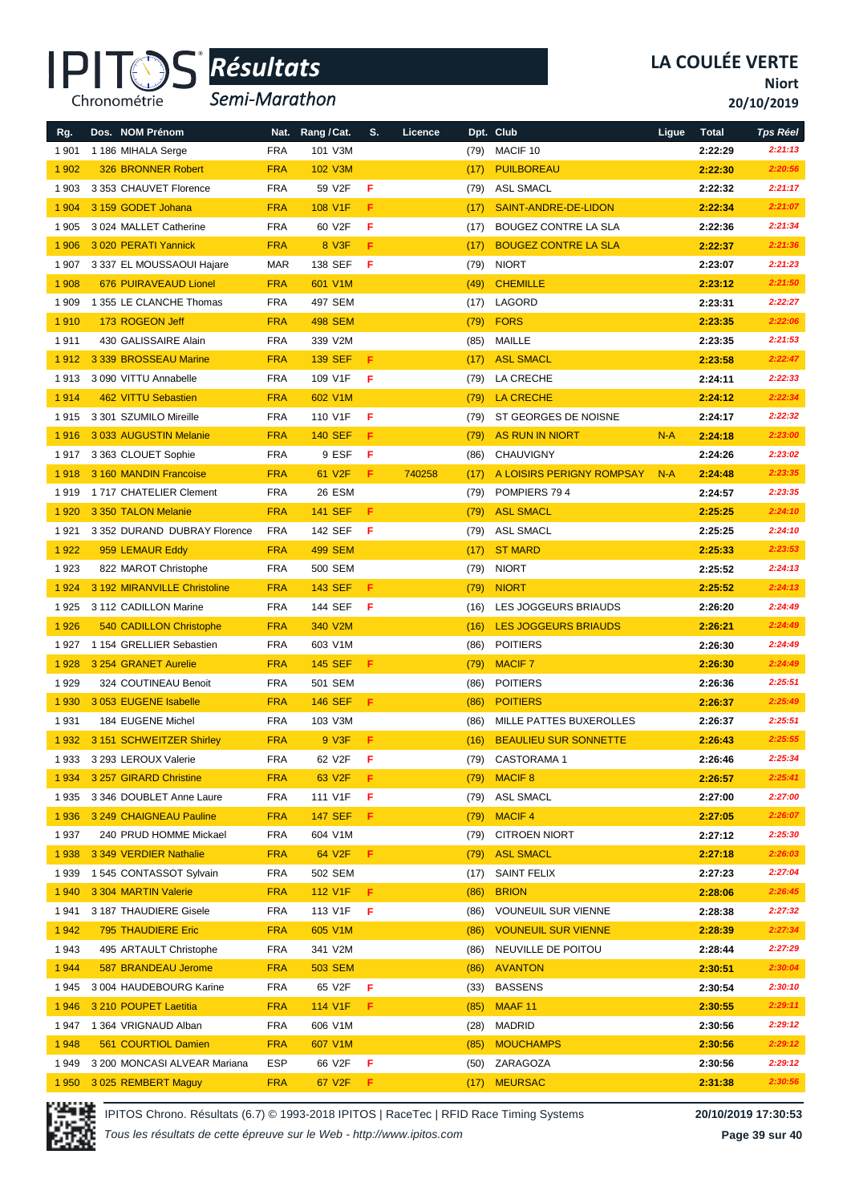# LA COULÉE VERTE

**Niort**

**20/10/2019**

IPITOS Chronométrie — *Résultats* — *Semi-Marathon*

| Rg. | Dos. | NOM Prénom | Nat. | Rang / Cat. | S. | Licence | Dpt. | Club | Ligue | Total | Tps Réel |
|---|---|---|---|---|---|---|---|---|---|---|---|
| 1 901 | 1 186 | MIHALA Serge | FRA | 101 V3M | | | (79) | MACIF 10 | | 2:22:29 | 2:21:13 |
| 1 902 | 326 | BRONNER Robert | FRA | 102 V3M | | | (17) | PUILBOREAU | | 2:22:30 | 2:20:56 |
| 1 903 | 3 353 | CHAUVET Florence | FRA | 59 V2F | F | | (79) | ASL SMACL | | 2:22:32 | 2:21:17 |
| 1 904 | 3 159 | GODET Johana | FRA | 108 V1F | F | | (17) | SAINT-ANDRE-DE-LIDON | | 2:22:34 | 2:21:07 |
| 1 905 | 3 024 | MALLET Catherine | FRA | 60 V2F | F | | (17) | BOUGEZ CONTRE LA SLA | | 2:22:36 | 2:21:34 |
| 1 906 | 3 020 | PERATI Yannick | FRA | 8 V3F | F | | (17) | BOUGEZ CONTRE LA SLA | | 2:22:37 | 2:21:36 |
| 1 907 | 3 337 | EL MOUSSAOUI Hajare | MAR | 138 SEF | F | | (79) | NIORT | | 2:23:07 | 2:21:23 |
| 1 908 | 676 | PUIRAVEAUD Lionel | FRA | 601 V1M | | | (49) | CHEMILLE | | 2:23:12 | 2:21:50 |
| 1 909 | 1 355 | LE CLANCHE Thomas | FRA | 497 SEM | | | (17) | LAGORD | | 2:23:31 | 2:22:27 |
| 1 910 | 173 | ROGEON Jeff | FRA | 498 SEM | | | (79) | FORS | | 2:23:35 | 2:22:06 |
| 1 911 | 430 | GALISSAIRE Alain | FRA | 339 V2M | | | (85) | MAILLE | | 2:23:35 | 2:21:53 |
| 1 912 | 3 339 | BROSSEAU Marine | FRA | 139 SEF | F | | (17) | ASL SMACL | | 2:23:58 | 2:22:47 |
| 1 913 | 3 090 | VITTU Annabelle | FRA | 109 V1F | F | | (79) | LA CRECHE | | 2:24:11 | 2:22:33 |
| 1 914 | 462 | VITTU Sebastien | FRA | 602 V1M | | | (79) | LA CRECHE | | 2:24:12 | 2:22:34 |
| 1 915 | 3 301 | SZUMILO Mireille | FRA | 110 V1F | F | | (79) | ST GEORGES DE NOISNE | | 2:24:17 | 2:22:32 |
| 1 916 | 3 033 | AUGUSTIN Melanie | FRA | 140 SEF | F | | (79) | AS RUN IN NIORT | N-A | 2:24:18 | 2:23:00 |
| 1 917 | 3 363 | CLOUET Sophie | FRA | 9 ESF | F | | (86) | CHAUVIGNY | | 2:24:26 | 2:23:02 |
| 1 918 | 3 160 | MANDIN Francoise | FRA | 61 V2F | F | 740258 | (17) | A LOISIRS PERIGNY ROMPSAY | N-A | 2:24:48 | 2:23:35 |
| 1 919 | 1 717 | CHATELIER Clement | FRA | 26 ESM | | | (79) | POMPIERS 79 4 | | 2:24:57 | 2:23:35 |
| 1 920 | 3 350 | TALON Melanie | FRA | 141 SEF | F | | (79) | ASL SMACL | | 2:25:25 | 2:24:10 |
| 1 921 | 3 352 | DURAND DUBRAY Florence | FRA | 142 SEF | F | | (79) | ASL SMACL | | 2:25:25 | 2:24:10 |
| 1 922 | 959 | LEMAUR Eddy | FRA | 499 SEM | | | (17) | ST MARD | | 2:25:33 | 2:23:53 |
| 1 923 | 822 | MAROT Christophe | FRA | 500 SEM | | | (79) | NIORT | | 2:25:52 | 2:24:13 |
| 1 924 | 3 192 | MIRANVILLE Christoline | FRA | 143 SEF | F | | (79) | NIORT | | 2:25:52 | 2:24:13 |
| 1 925 | 3 112 | CADILLON Marine | FRA | 144 SEF | F | | (16) | LES JOGGEURS BRIAUDS | | 2:26:20 | 2:24:49 |
| 1 926 | 540 | CADILLON Christophe | FRA | 340 V2M | | | (16) | LES JOGGEURS BRIAUDS | | 2:26:21 | 2:24:49 |
| 1 927 | 1 154 | GRELLIER Sebastien | FRA | 603 V1M | | | (86) | POITIERS | | 2:26:30 | 2:24:49 |
| 1 928 | 3 254 | GRANET Aurelie | FRA | 145 SEF | F | | (79) | MACIF 7 | | 2:26:30 | 2:24:49 |
| 1 929 | 324 | COUTINEAU Benoit | FRA | 501 SEM | | | (86) | POITIERS | | 2:26:36 | 2:25:51 |
| 1 930 | 3 053 | EUGENE Isabelle | FRA | 146 SEF | F | | (86) | POITIERS | | 2:26:37 | 2:25:49 |
| 1 931 | 184 | EUGENE Michel | FRA | 103 V3M | | | (86) | MILLE PATTES BUXEROLLES | | 2:26:37 | 2:25:51 |
| 1 932 | 3 151 | SCHWEITZER Shirley | FRA | 9 V3F | F | | (16) | BEAULIEU SUR SONNETTE | | 2:26:43 | 2:25:55 |
| 1 933 | 3 293 | LEROUX Valerie | FRA | 62 V2F | F | | (79) | CASTORAMA 1 | | 2:26:46 | 2:25:34 |
| 1 934 | 3 257 | GIRARD Christine | FRA | 63 V2F | F | | (79) | MACIF 8 | | 2:26:57 | 2:25:41 |
| 1 935 | 3 346 | DOUBLET Anne Laure | FRA | 111 V1F | F | | (79) | ASL SMACL | | 2:27:00 | 2:27:00 |
| 1 936 | 3 249 | CHAIGNEAU Pauline | FRA | 147 SEF | F | | (79) | MACIF 4 | | 2:27:05 | 2:26:07 |
| 1 937 | 240 | PRUD HOMME Mickael | FRA | 604 V1M | | | (79) | CITROEN NIORT | | 2:27:12 | 2:25:30 |
| 1 938 | 3 349 | VERDIER Nathalie | FRA | 64 V2F | F | | (79) | ASL SMACL | | 2:27:18 | 2:26:03 |
| 1 939 | 1 545 | CONTASSOT Sylvain | FRA | 502 SEM | | | (17) | SAINT FELIX | | 2:27:23 | 2:27:04 |
| 1 940 | 3 304 | MARTIN Valerie | FRA | 112 V1F | F | | (86) | BRION | | 2:28:06 | 2:26:45 |
| 1 941 | 3 187 | THAUDIERE Gisele | FRA | 113 V1F | F | | (86) | VOUNEUIL SUR VIENNE | | 2:28:38 | 2:27:32 |
| 1 942 | 795 | THAUDIERE Eric | FRA | 605 V1M | | | (86) | VOUNEUIL SUR VIENNE | | 2:28:39 | 2:27:34 |
| 1 943 | 495 | ARTAULT Christophe | FRA | 341 V2M | | | (86) | NEUVILLE DE POITOU | | 2:28:44 | 2:27:29 |
| 1 944 | 587 | BRANDEAU Jerome | FRA | 503 SEM | | | (86) | AVANTON | | 2:30:51 | 2:30:04 |
| 1 945 | 3 004 | HAUDEBOURG Karine | FRA | 65 V2F | F | | (33) | BASSENS | | 2:30:54 | 2:30:10 |
| 1 946 | 3 210 | POUPET Laetitia | FRA | 114 V1F | F | | (85) | MAAF 11 | | 2:30:55 | 2:29:11 |
| 1 947 | 1 364 | VRIGNAUD Alban | FRA | 606 V1M | | | (28) | MADRID | | 2:30:56 | 2:29:12 |
| 1 948 | 561 | COURTIOL Damien | FRA | 607 V1M | | | (85) | MOUCHAMPS | | 2:30:56 | 2:29:12 |
| 1 949 | 3 200 | MONCASI ALVEAR Mariana | ESP | 66 V2F | F | | (50) | ZARAGOZA | | 2:30:56 | 2:29:12 |
| 1 950 | 3 025 | REMBERT Maguy | FRA | 67 V2F | F | | (17) | MEURSAC | | 2:31:38 | 2:30:56 |

IPITOS Chrono. Résultats (6.7) © 1993-2018 IPITOS | RaceTec | RFID Race Timing Systems — **20/10/2019 17:30:53**

*Tous les résultats de cette épreuve sur le Web - http://www.ipitos.com*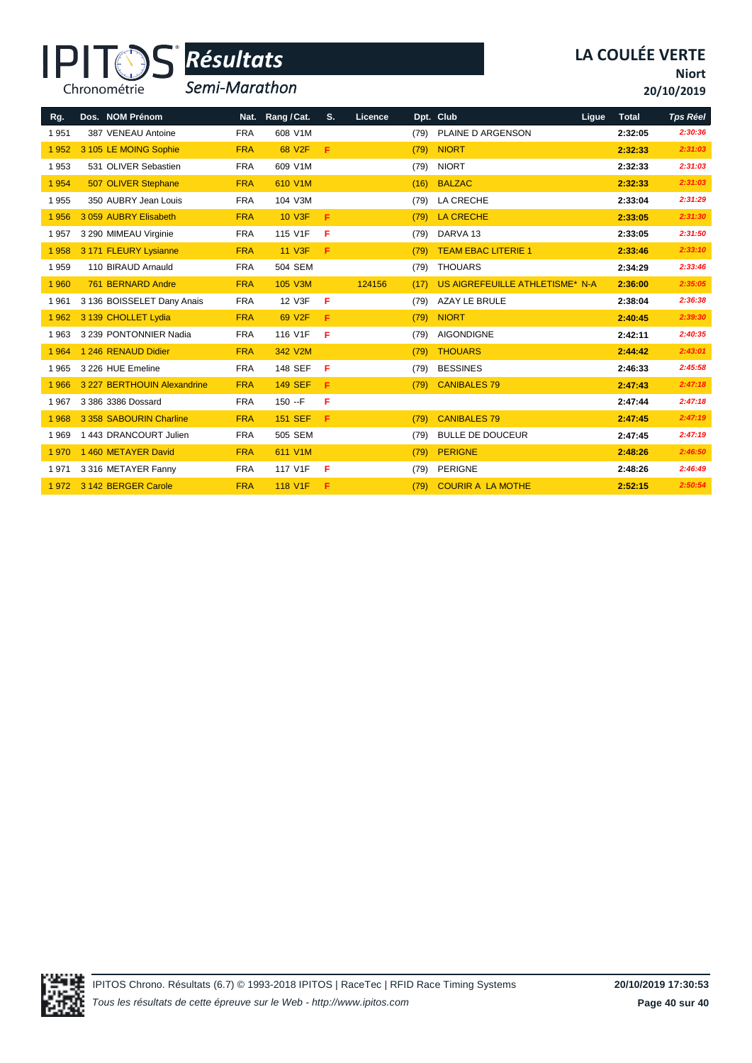# Résultats

## Semi-Marathon

**LA COULÉE VERTE**
**Niort**
**20/10/2019**

| Rg. | Dos. | NOM Prénom | Nat. | Rang / Cat. | S. | Licence | Dpt. | Club | Ligue | Total | Tps Réel |
|---|---|---|---|---|---|---|---|---|---|---|---|
| 1 951 | 387 | VENEAU Antoine | FRA | 608 V1M | | | (79) | PLAINE D ARGENSON | | 2:32:05 | 2:30:36 |
| 1 952 | 3 105 | LE MOING Sophie | FRA | 68 V2F | F | | (79) | NIORT | | 2:32:33 | 2:31:03 |
| 1 953 | 531 | OLIVER Sebastien | FRA | 609 V1M | | | (79) | NIORT | | 2:32:33 | 2:31:03 |
| 1 954 | 507 | OLIVER Stephane | FRA | 610 V1M | | | (16) | BALZAC | | 2:32:33 | 2:31:03 |
| 1 955 | 350 | AUBRY Jean Louis | FRA | 104 V3M | | | (79) | LA CRECHE | | 2:33:04 | 2:31:29 |
| 1 956 | 3 059 | AUBRY Elisabeth | FRA | 10 V3F | F | | (79) | LA CRECHE | | 2:33:05 | 2:31:30 |
| 1 957 | 3 290 | MIMEAU Virginie | FRA | 115 V1F | F | | (79) | DARVA 13 | | 2:33:05 | 2:31:50 |
| 1 958 | 3 171 | FLEURY Lysianne | FRA | 11 V3F | F | | (79) | TEAM EBAC LITERIE 1 | | 2:33:46 | 2:33:10 |
| 1 959 | 110 | BIRAUD Arnauld | FRA | 504 SEM | | | (79) | THOUARS | | 2:34:29 | 2:33:46 |
| 1 960 | 761 | BERNARD Andre | FRA | 105 V3M | | 124156 | (17) | US AIGREFEUILLE ATHLETISME* | N-A | 2:36:00 | 2:35:05 |
| 1 961 | 3 136 | BOISSELET Dany Anais | FRA | 12 V3F | F | | (79) | AZAY LE BRULE | | 2:38:04 | 2:36:38 |
| 1 962 | 3 139 | CHOLLET Lydia | FRA | 69 V2F | F | | (79) | NIORT | | 2:40:45 | 2:39:30 |
| 1 963 | 3 239 | PONTONNIER Nadia | FRA | 116 V1F | F | | (79) | AIGONDIGNE | | 2:42:11 | 2:40:35 |
| 1 964 | 1 246 | RENAUD Didier | FRA | 342 V2M | | | (79) | THOUARS | | 2:44:42 | 2:43:01 |
| 1 965 | 3 226 | HUE Emeline | FRA | 148 SEF | F | | (79) | BESSINES | | 2:46:33 | 2:45:58 |
| 1 966 | 3 227 | BERTHOUIN Alexandrine | FRA | 149 SEF | F | | (79) | CANIBALES 79 | | 2:47:43 | 2:47:18 |
| 1 967 | 3 386 | 3386 Dossard | FRA | 150 --F | F | | | | | 2:47:44 | 2:47:18 |
| 1 968 | 3 358 | SABOURIN Charline | FRA | 151 SEF | F | | (79) | CANIBALES 79 | | 2:47:45 | 2:47:19 |
| 1 969 | 1 443 | DRANCOURT Julien | FRA | 505 SEM | | | (79) | BULLE DE DOUCEUR | | 2:47:45 | 2:47:19 |
| 1 970 | 1 460 | METAYER David | FRA | 611 V1M | | | (79) | PERIGNE | | 2:48:26 | 2:46:50 |
| 1 971 | 3 316 | METAYER Fanny | FRA | 117 V1F | F | | (79) | PERIGNE | | 2:48:26 | 2:46:49 |
| 1 972 | 3 142 | BERGER Carole | FRA | 118 V1F | F | | (79) | COURIR A LA MOTHE | | 2:52:15 | 2:50:54 |

IPITOS Chrono. Résultats (6.7) © 1993-2018 IPITOS | RaceTec | RFID Race Timing Systems — 20/10/2019 17:30:53

*Tous les résultats de cette épreuve sur le Web - http://www.ipitos.com*